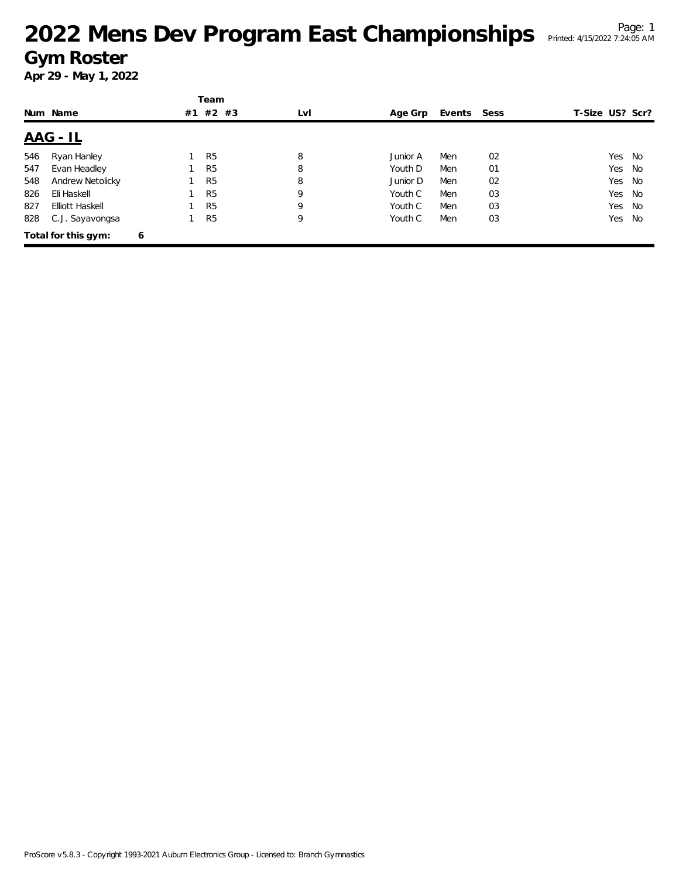# 2022 Mens Dev Program East Championships

## Gym Roster

**Apr 29 - May 1, 2022**

| Num | Name | Team #1 | Team #2 | Team #3 | Lvl | Age Grp | Events | Sess | T-Size | US? | Scr? |
|---|---|---|---|---|---|---|---|---|---|---|---|
| **AAG - IL** | | | | | | | | | | | |
| 546 | Ryan Hanley | 1 | R5 | | 8 | Junior A | Men | 02 | | Yes | No |
| 547 | Evan Headley | 1 | R5 | | 8 | Youth D | Men | 01 | | Yes | No |
| 548 | Andrew Netolicky | 1 | R5 | | 8 | Junior D | Men | 02 | | Yes | No |
| 826 | Eli Haskell | 1 | R5 | | 9 | Youth C | Men | 03 | | Yes | No |
| 827 | Elliott Haskell | 1 | R5 | | 9 | Youth C | Men | 03 | | Yes | No |
| 828 | C.J. Sayavongsa | 1 | R5 | | 9 | Youth C | Men | 03 | | Yes | No |

**Total for this gym: 6**

ProScore v5.8.3 - Copyright 1993-2021 Auburn Electronics Group - Licensed to: Branch Gymnastics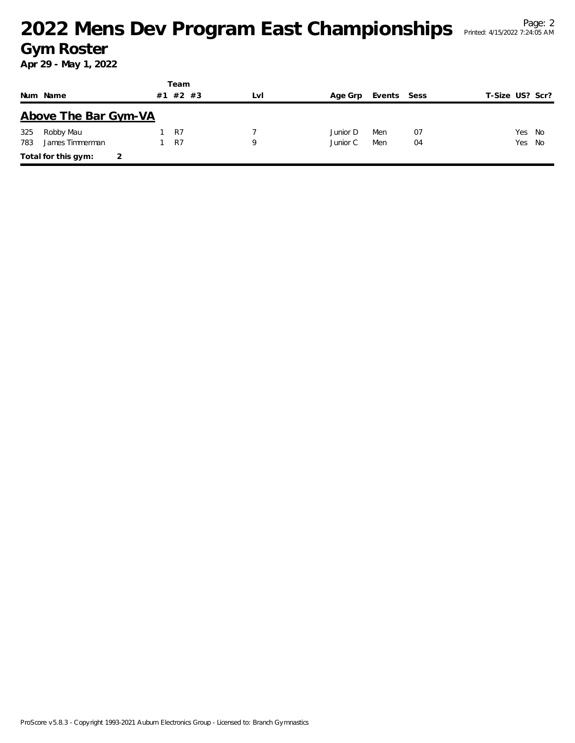# 2022 Mens Dev Program East Championships

## Gym Roster

**Apr 29 - May 1, 2022**

## Above The Bar Gym-VA

| Num | Name | Team #1 | Team #2 | Team #3 | Lvl | Age Grp | Events | Sess | T-Size | US? | Scr? |
|---|---|---|---|---|---|---|---|---|---|---|---|
| 325 | Robby Mau | 1 | R7 | | 7 | Junior D | Men | 07 | | Yes | No |
| 783 | James Timmerman | 1 | R7 | | 9 | Junior C | Men | 04 | | Yes | No |

**Total for this gym: 2**

ProScore v5.8.3 - Copyright 1993-2021 Auburn Electronics Group - Licensed to: Branch Gymnastics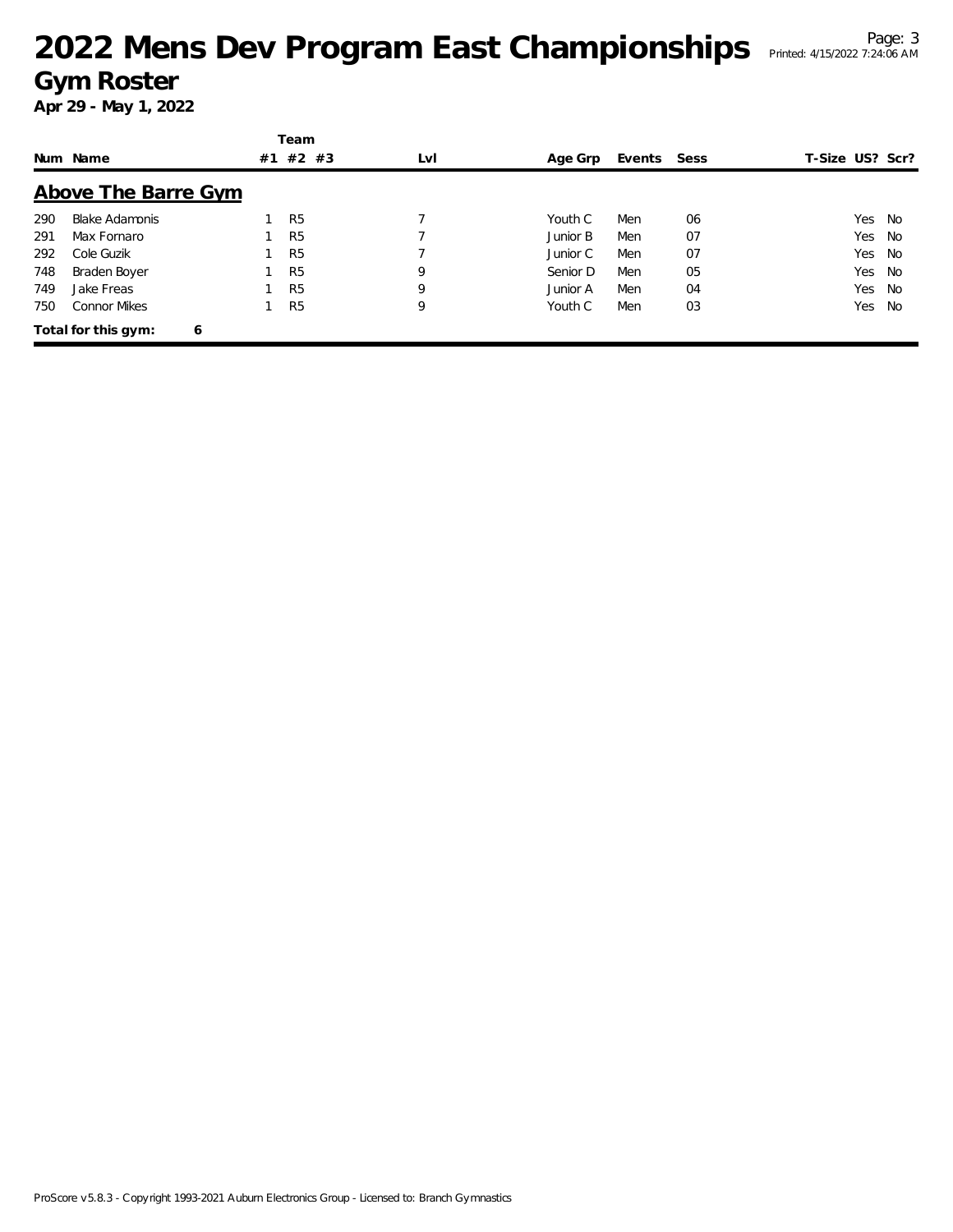# 2022 Mens Dev Program East Championships

## Gym Roster

**Apr 29 - May 1, 2022**

### Above The Barre Gym

| Num | Name | Team #1 | Team #2 | Team #3 | Lvl | Age Grp | Events | Sess | T-Size | US? | Scr? |
|---|---|---|---|---|---|---|---|---|---|---|---|
| 290 | Blake Adamonis | 1 | R5 | | 7 | Youth C | Men | 06 | | Yes | No |
| 291 | Max Fornaro | 1 | R5 | | 7 | Junior B | Men | 07 | | Yes | No |
| 292 | Cole Guzik | 1 | R5 | | 7 | Junior C | Men | 07 | | Yes | No |
| 748 | Braden Boyer | 1 | R5 | | 9 | Senior D | Men | 05 | | Yes | No |
| 749 | Jake Freas | 1 | R5 | | 9 | Junior A | Men | 04 | | Yes | No |
| 750 | Connor Mikes | 1 | R5 | | 9 | Youth C | Men | 03 | | Yes | No |

**Total for this gym: 6**

ProScore v5.8.3 - Copyright 1993-2021 Auburn Electronics Group - Licensed to: Branch Gymnastics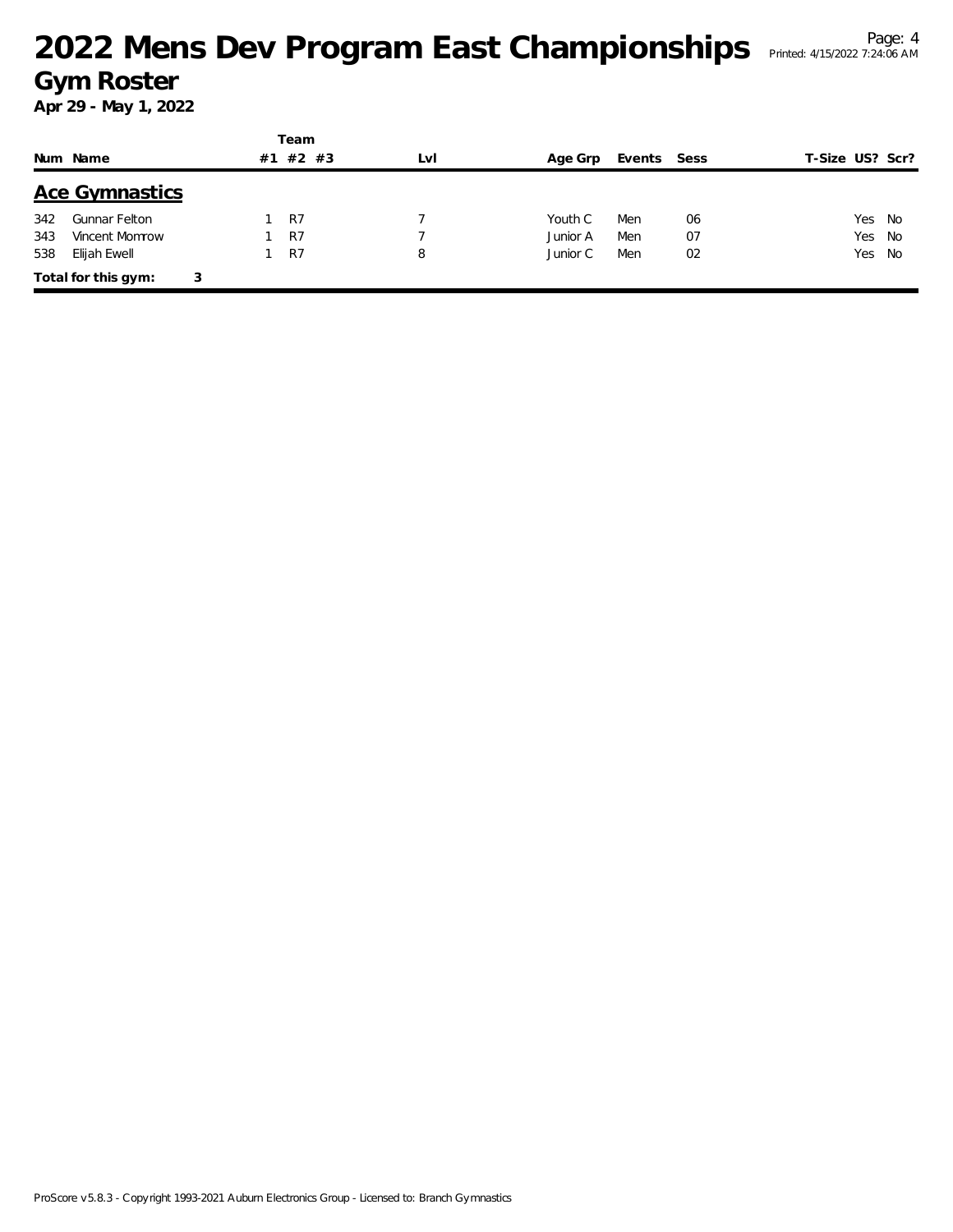# 2022 Mens Dev Program East Championships

## Gym Roster

**Apr 29 - May 1, 2022**

### Ace Gymnastics

| Num | Name | Team #1 | Team #2 | Team #3 | Lvl | Age Grp | Events | Sess | T-Size | US? | Scr? |
|---|---|---|---|---|---|---|---|---|---|---|---|
| 342 | Gunnar Felton | 1 | R7 | | 7 | Youth C | Men | 06 | | Yes | No |
| 343 | Vincent Momrow | 1 | R7 | | 7 | Junior A | Men | 07 | | Yes | No |
| 538 | Elijah Ewell | 1 | R7 | | 8 | Junior C | Men | 02 | | Yes | No |

**Total for this gym:** 3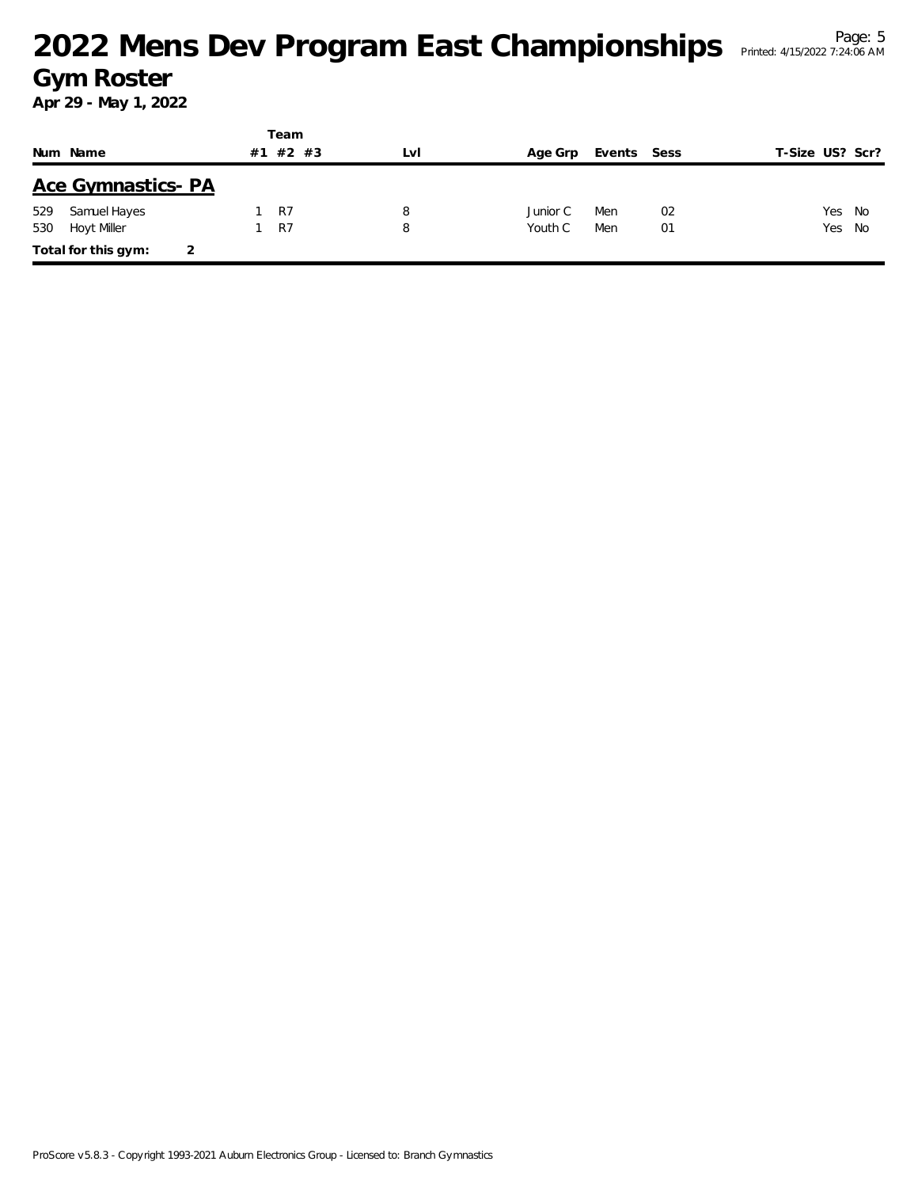# 2022 Mens Dev Program East Championships

## Gym Roster

**Apr 29 - May 1, 2022**

### Ace Gymnastics- PA

| Num | Name | Team #1 | Team #2 | Team #3 | Lvl | Age Grp | Events | Sess | T-Size | US? | Scr? |
|---|---|---|---|---|---|---|---|---|---|---|---|
| 529 | Samuel Hayes | 1 | R7 | | 8 | Junior C | Men | 02 | | Yes | No |
| 530 | Hoyt Miller | 1 | R7 | | 8 | Youth C | Men | 01 | | Yes | No |

**Total for this gym: 2**

ProScore v5.8.3 - Copyright 1993-2021 Auburn Electronics Group - Licensed to: Branch Gymnastics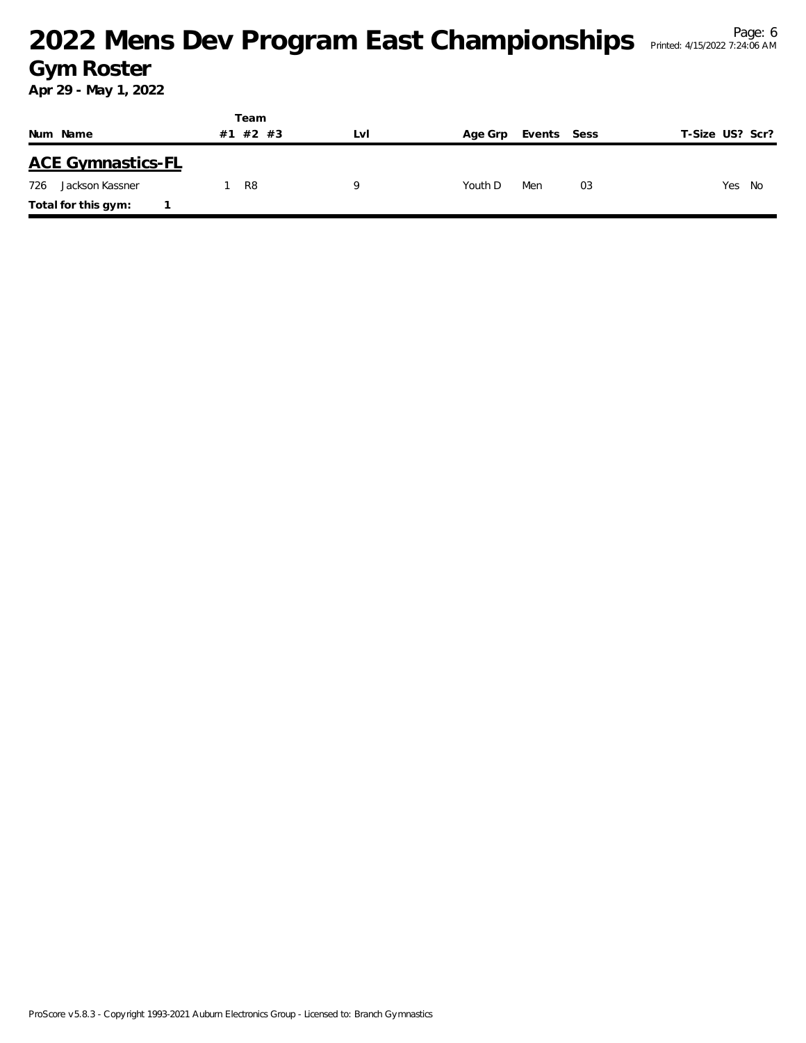# 2022 Mens Dev Program East Championships

## Gym Roster

**Apr 29 - May 1, 2022**

| Num | Name | Team #1 | Team #2 | Team #3 | Lvl | Age Grp | Events | Sess | T-Size | US? | Scr? |
|---|---|---|---|---|---|---|---|---|---|---|---|
| **ACE Gymnastics-FL** | | | | | | | | | | | |
| 726 | Jackson Kassner | 1 | R8 | | 9 | Youth D | Men | 03 | | Yes | No |
| **Total for this gym:** | **1** | | | | | | | | | | |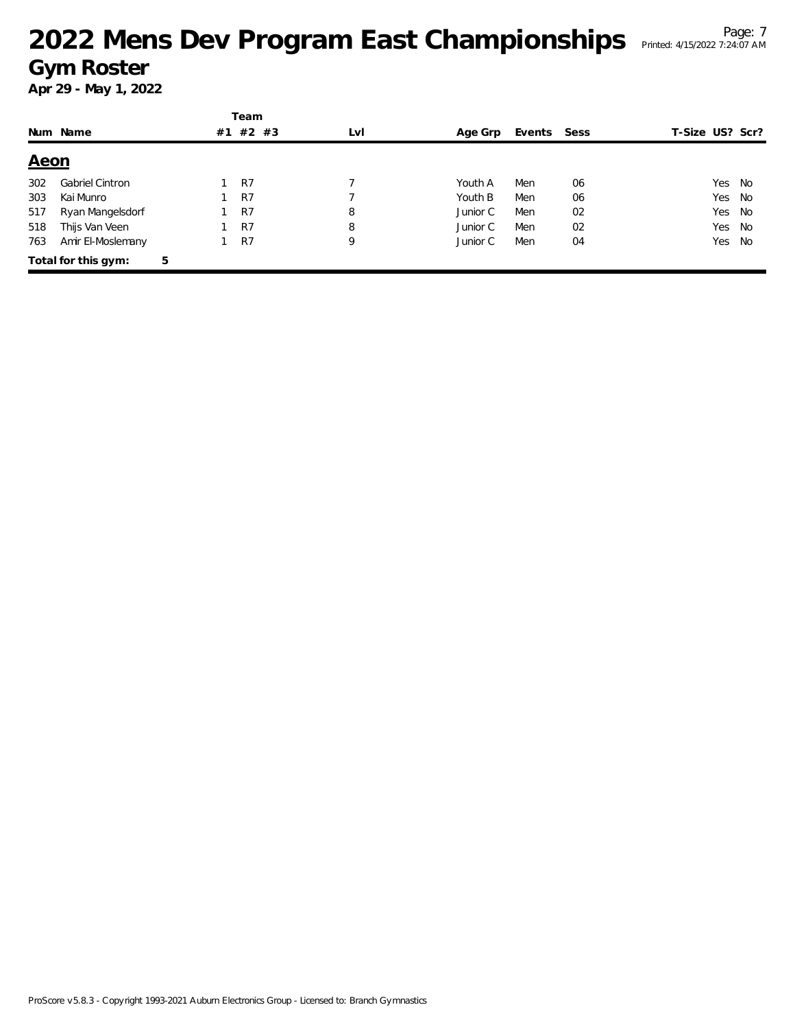# 2022 Mens Dev Program East Championships

## Gym Roster

**Apr 29 - May 1, 2022**

| Num | Name | Team #1 | Team #2 | Team #3 | Lvl | Age Grp | Events | Sess | T-Size | US? | Scr? |
|---|---|---|---|---|---|---|---|---|---|---|---|
| **Aeon** | | | | | | | | | | | |
| 302 | Gabriel Cintron | 1 | R7 | | 7 | Youth A | Men | 06 | | Yes | No |
| 303 | Kai Munro | 1 | R7 | | 7 | Youth B | Men | 06 | | Yes | No |
| 517 | Ryan Mangelsdorf | 1 | R7 | | 8 | Junior C | Men | 02 | | Yes | No |
| 518 | Thijs Van Veen | 1 | R7 | | 8 | Junior C | Men | 02 | | Yes | No |
| 763 | Amir El-Moslemany | 1 | R7 | | 9 | Junior C | Men | 04 | | Yes | No |
| **Total for this gym:** | **5** | | | | | | | | | | |

ProScore v5.8.3 - Copyright 1993-2021 Auburn Electronics Group - Licensed to: Branch Gymnastics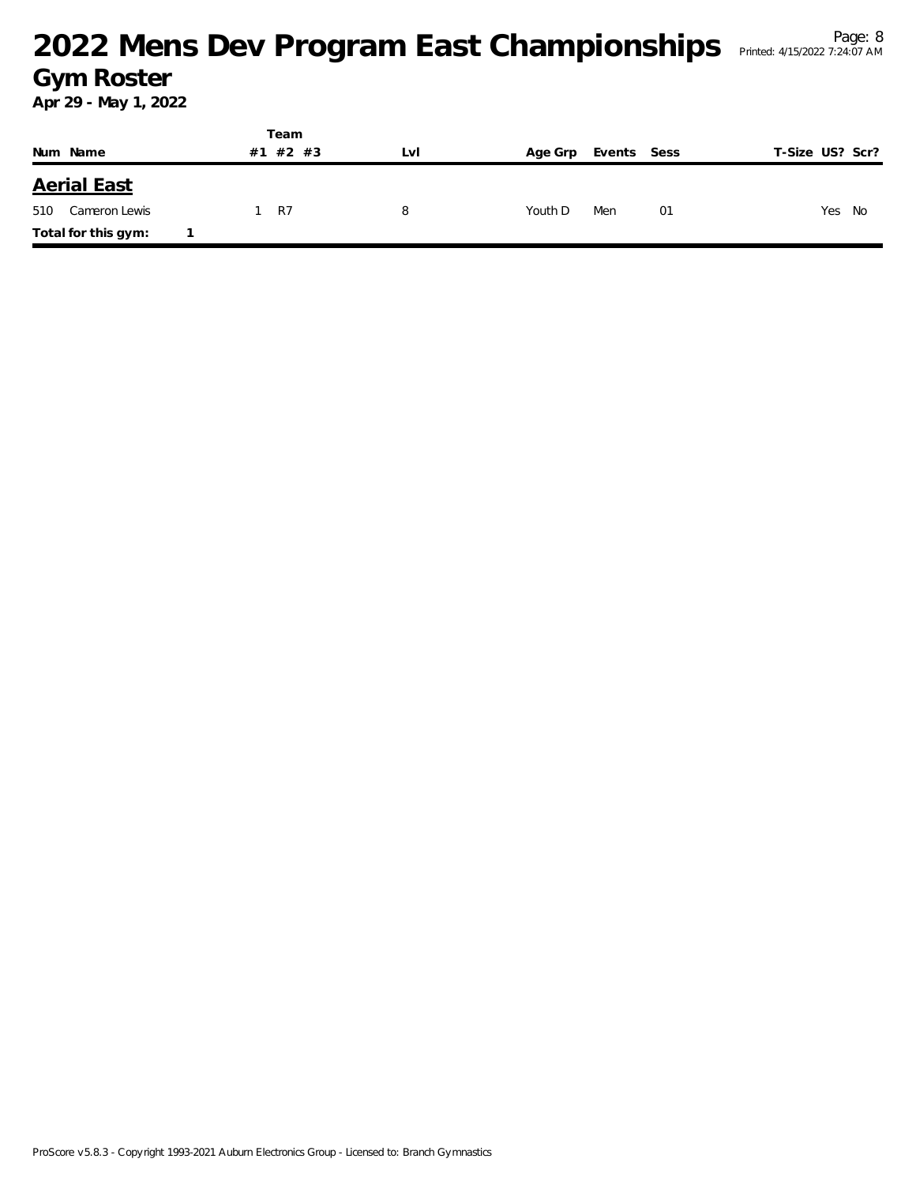# 2022 Mens Dev Program East Championships

## Gym Roster

**Apr 29 - May 1, 2022**

| Num | Name | Team #1 | Team #2 | Team #3 | Lvl | Age Grp | Events | Sess | T-Size | US? | Scr? |
|---|---|---|---|---|---|---|---|---|---|---|---|
| **Aerial East** | | | | | | | | | | | |
| 510 | Cameron Lewis | 1 | R7 | | 8 | Youth D | Men | 01 | | Yes | No |
| **Total for this gym:** | **1** | | | | | | | | | | |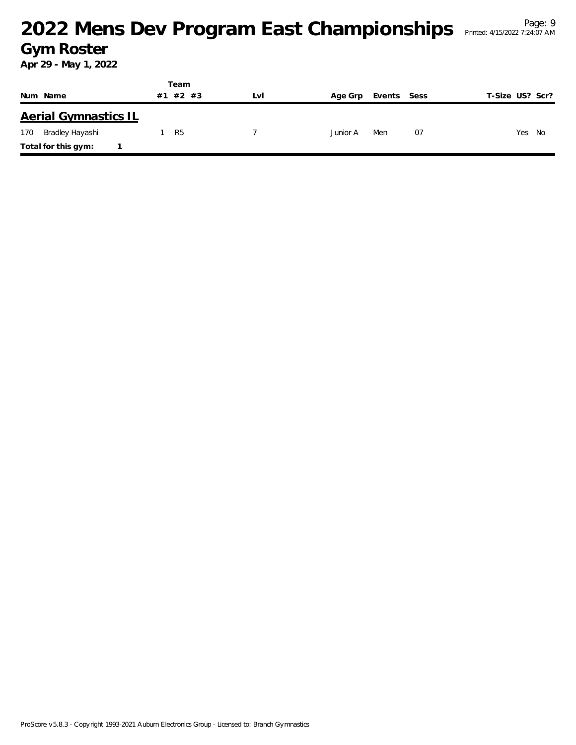# 2022 Mens Dev Program East Championships

## Gym Roster

**Apr 29 - May 1, 2022**

| Num | Name | Team #1 | Team #2 | Team #3 | Lvl | Age Grp | Events | Sess | T-Size | US? | Scr? |
|---|---|---|---|---|---|---|---|---|---|---|---|
| **Aerial Gymnastics IL** | | | | | | | | | | | |
| 170 | Bradley Hayashi | 1 | R5 | | 7 | Junior A | Men | 07 | | Yes | No |
| **Total for this gym:** | **1** | | | | | | | | | | |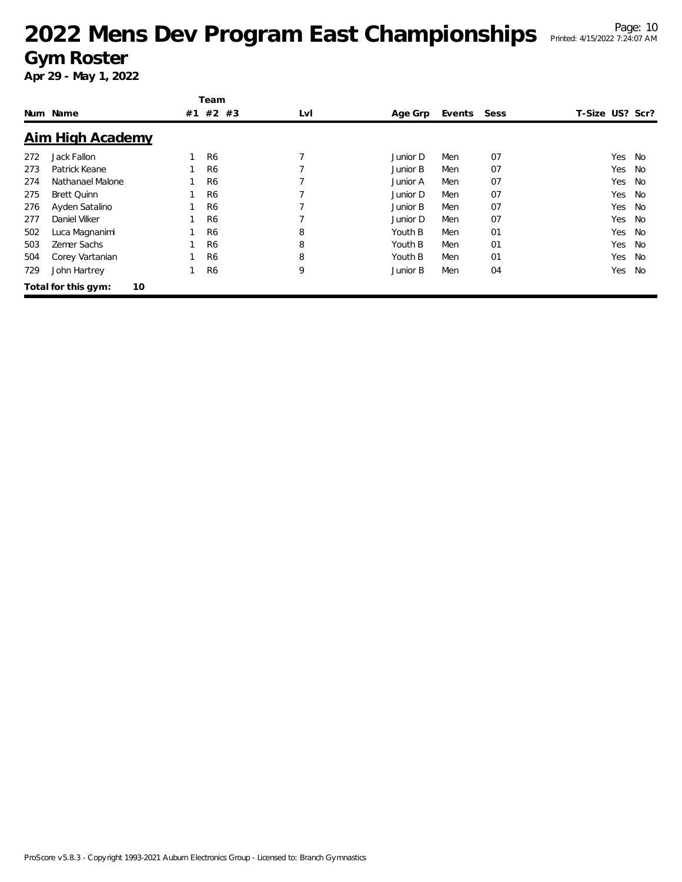# 2022 Mens Dev Program East Championships

## Gym Roster

**Apr 29 - May 1, 2022**

### Aim High Academy

| Num | Name | Team #1 | Team #2 | Team #3 | Lvl | Age Grp | Events | Sess | T-Size | US? | Scr? |
|---|---|---|---|---|---|---|---|---|---|---|---|
| 272 | Jack Fallon | 1 | R6 | | 7 | Junior D | Men | 07 | | Yes | No |
| 273 | Patrick Keane | 1 | R6 | | 7 | Junior B | Men | 07 | | Yes | No |
| 274 | Nathanael Malone | 1 | R6 | | 7 | Junior A | Men | 07 | | Yes | No |
| 275 | Brett Quinn | 1 | R6 | | 7 | Junior D | Men | 07 | | Yes | No |
| 276 | Ayden Satalino | 1 | R6 | | 7 | Junior B | Men | 07 | | Yes | No |
| 277 | Daniel Vilker | 1 | R6 | | 7 | Junior D | Men | 07 | | Yes | No |
| 502 | Luca Magnanimi | 1 | R6 | | 8 | Youth B | Men | 01 | | Yes | No |
| 503 | Zemer Sachs | 1 | R6 | | 8 | Youth B | Men | 01 | | Yes | No |
| 504 | Corey Vartanian | 1 | R6 | | 8 | Youth B | Men | 01 | | Yes | No |
| 729 | John Hartrey | 1 | R6 | | 9 | Junior B | Men | 04 | | Yes | No |

**Total for this gym: 10**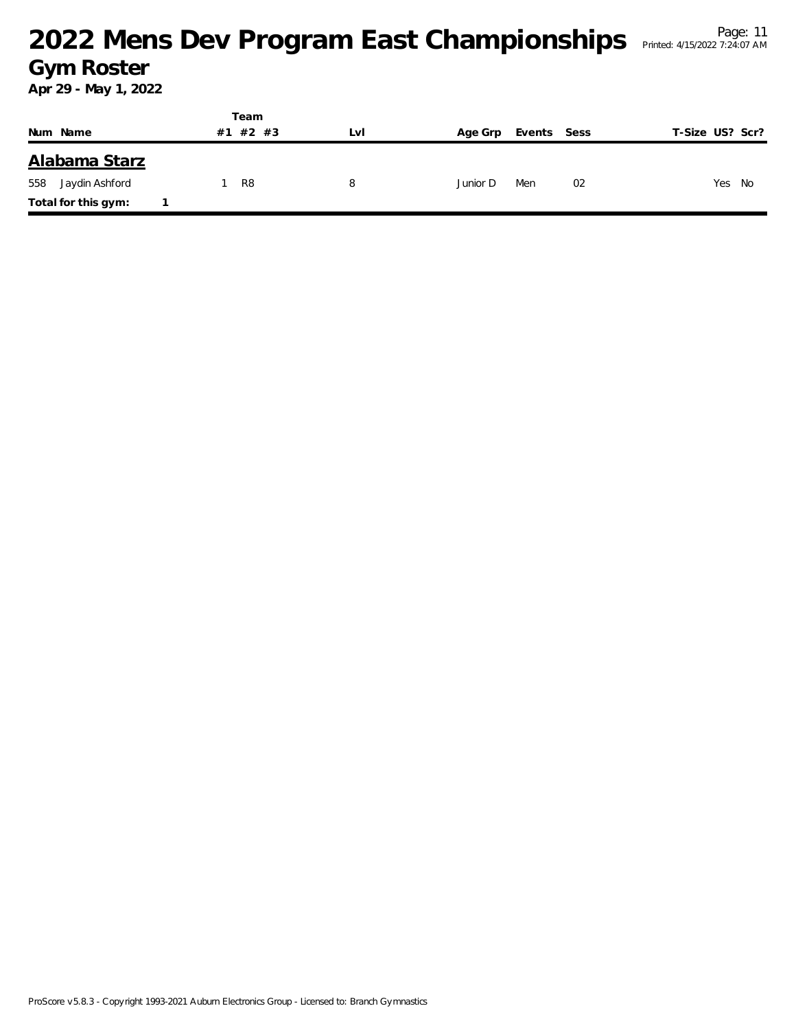# 2022 Mens Dev Program East Championships

## Gym Roster

**Apr 29 - May 1, 2022**

| Num | Name | Team #1 | Team #2 | Team #3 | Lvl | Age Grp | Events | Sess | T-Size | US? | Scr? |
|---|---|---|---|---|---|---|---|---|---|---|---|
| | **Alabama Starz** | | | | | | | | | | |
| 558 | Jaydin Ashford | 1 | R8 | | 8 | Junior D | Men | 02 | | Yes | No |
| | **Total for this gym:** 1 | | | | | | | | | | |

ProScore v5.8.3 - Copyright 1993-2021 Auburn Electronics Group - Licensed to: Branch Gymnastics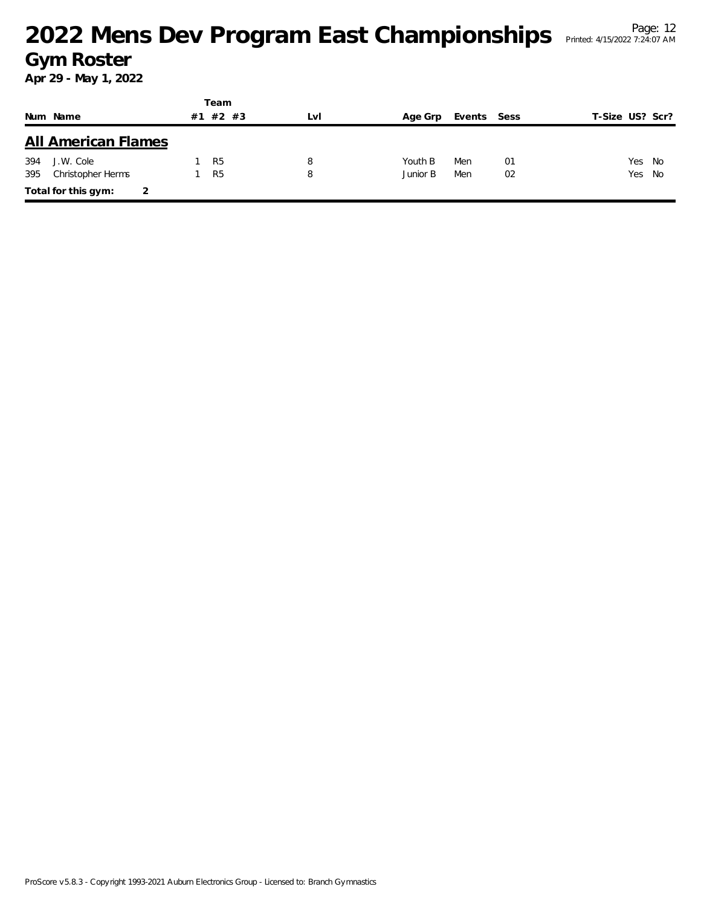# 2022 Mens Dev Program East Championships

## Gym Roster

**Apr 29 - May 1, 2022**

| Num | Name | Team #1 | Team #2 | Team #3 | Lvl | Age Grp | Events | Sess | T-Size | US? | Scr? |
|---|---|---|---|---|---|---|---|---|---|---|---|
| **All American Flames** | | | | | | | | | | | |
| 394 | J.W. Cole | 1 | R5 | | 8 | Youth B | Men | 01 | | Yes | No |
| 395 | Christopher Herms | 1 | R5 | | 8 | Junior B | Men | 02 | | Yes | No |
| **Total for this gym:** | 2 | | | | | | | | | | |

ProScore v5.8.3 - Copyright 1993-2021 Auburn Electronics Group - Licensed to: Branch Gymnastics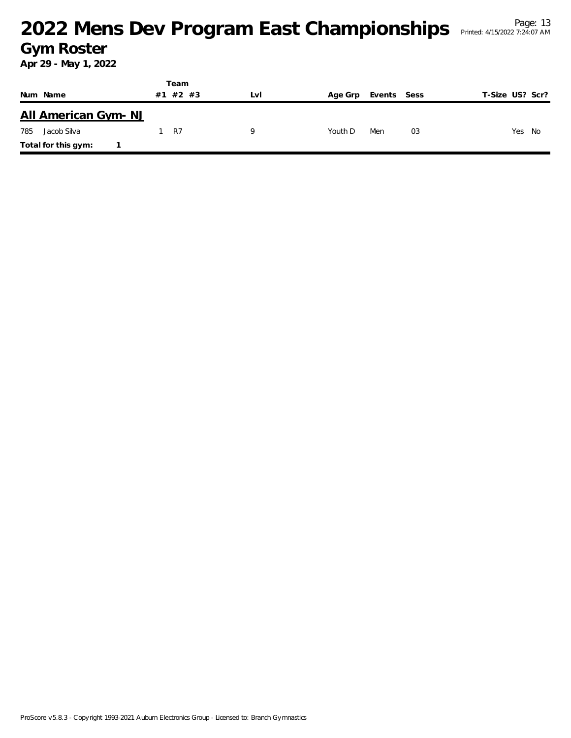# 2022 Mens Dev Program East Championships

## Gym Roster

**Apr 29 - May 1, 2022**

| Num | Name | Team #1 | Team #2 | Team #3 | Lvl | Age Grp | Events | Sess | T-Size | US? | Scr? |
|---|---|---|---|---|---|---|---|---|---|---|---|
| **All American Gym- NJ** | | | | | | | | | | | |
| 785 | Jacob Silva | 1 | R7 | | 9 | Youth D | Men | 03 | | Yes | No |
| **Total for this gym:** | **1** | | | | | | | | | | |

ProScore v5.8.3 - Copyright 1993-2021 Auburn Electronics Group - Licensed to: Branch Gymnastics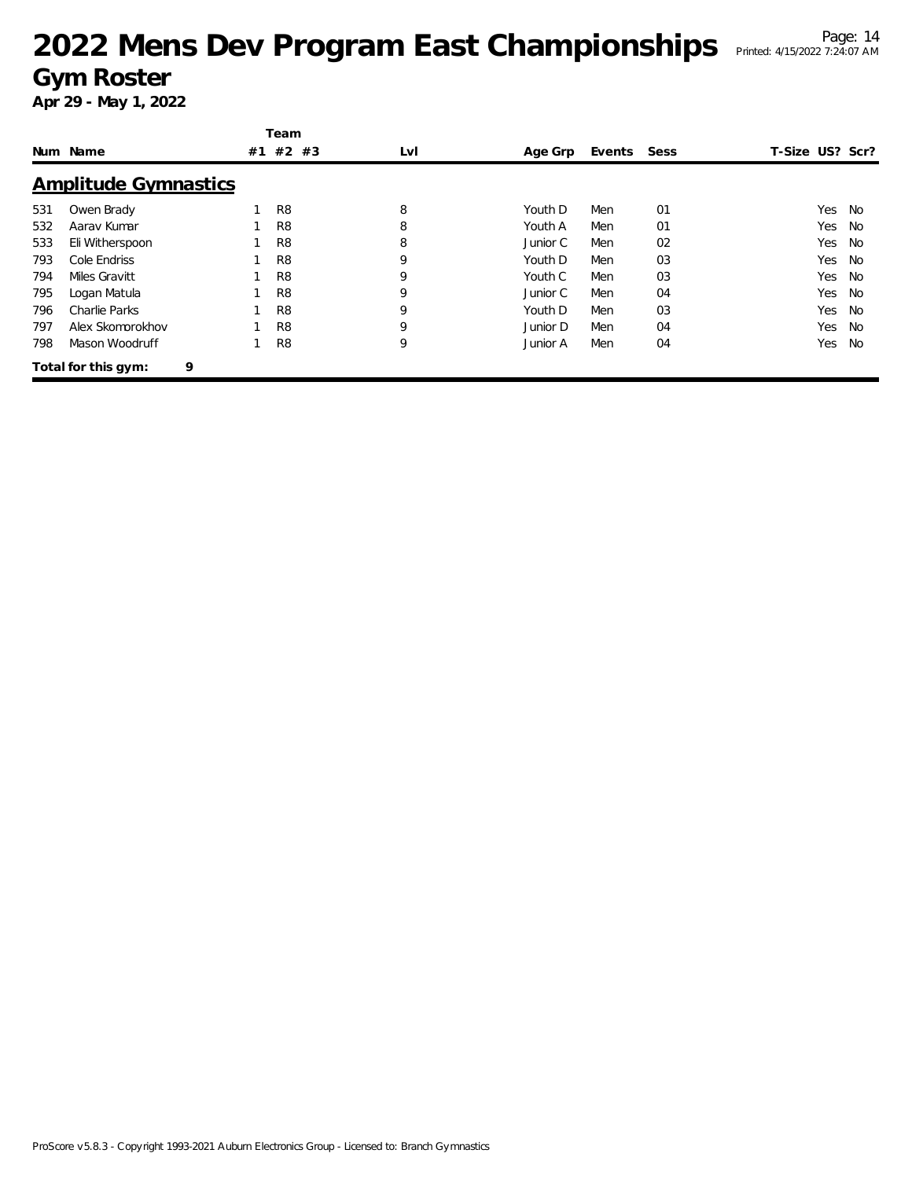# 2022 Mens Dev Program East Championships

## Gym Roster

**Apr 29 - May 1, 2022**

### Amplitude Gymnastics

| Num | Name | Team #1 | Team #2 | Team #3 | Lvl | Age Grp | Events | Sess | T-Size | US? | Scr? |
|---|---|---|---|---|---|---|---|---|---|---|---|
| 531 | Owen Brady | 1 | R8 | | 8 | Youth D | Men | 01 | | Yes | No |
| 532 | Aarav Kumar | 1 | R8 | | 8 | Youth A | Men | 01 | | Yes | No |
| 533 | Eli Witherspoon | 1 | R8 | | 8 | Junior C | Men | 02 | | Yes | No |
| 793 | Cole Endriss | 1 | R8 | | 9 | Youth D | Men | 03 | | Yes | No |
| 794 | Miles Gravitt | 1 | R8 | | 9 | Youth C | Men | 03 | | Yes | No |
| 795 | Logan Matula | 1 | R8 | | 9 | Junior C | Men | 04 | | Yes | No |
| 796 | Charlie Parks | 1 | R8 | | 9 | Youth D | Men | 03 | | Yes | No |
| 797 | Alex Skomorokhov | 1 | R8 | | 9 | Junior D | Men | 04 | | Yes | No |
| 798 | Mason Woodruff | 1 | R8 | | 9 | Junior A | Men | 04 | | Yes | No |

**Total for this gym: 9**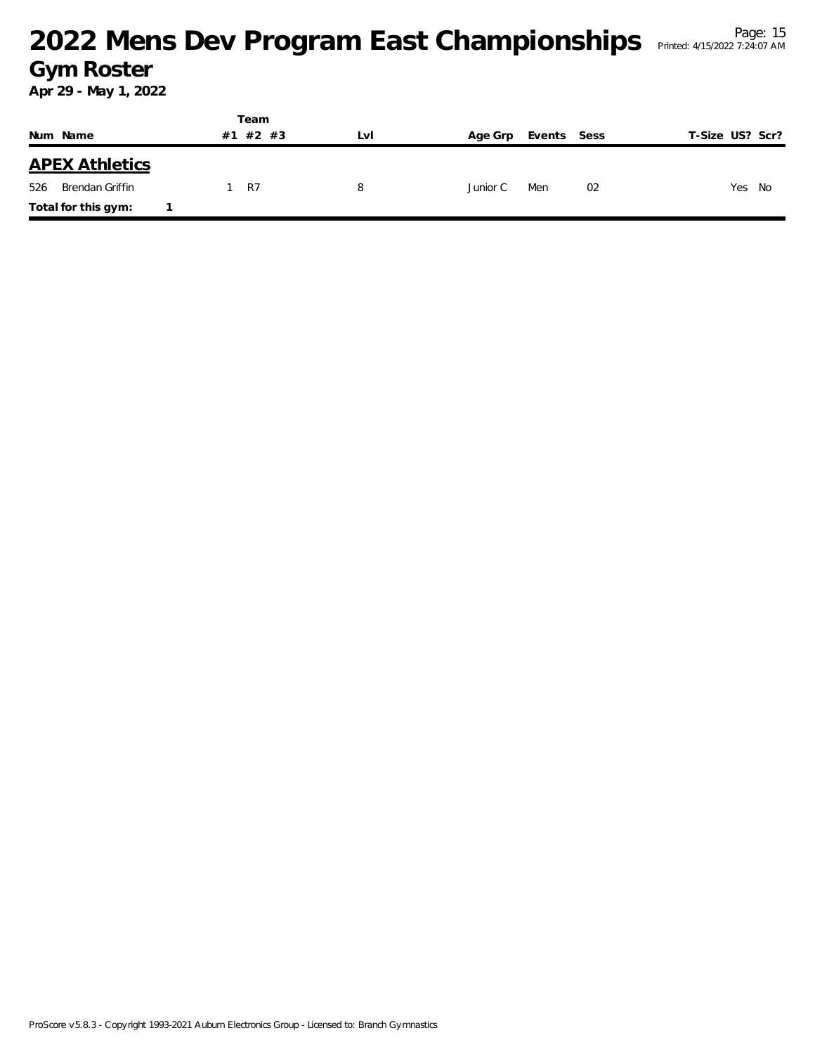# 2022 Mens Dev Program East Championships

## Gym Roster

**Apr 29 - May 1, 2022**

| Num | Name | Team #1 | Team #2 | Team #3 | Lvl | Age Grp | Events | Sess | T-Size | US? | Scr? |
|---|---|---|---|---|---|---|---|---|---|---|---|
| **APEX Athletics** | | | | | | | | | | | |
| 526 | Brendan Griffin | 1 | R7 | | 8 | Junior C | Men | 02 | | Yes | No |
| **Total for this gym:** | **1** | | | | | | | | | | |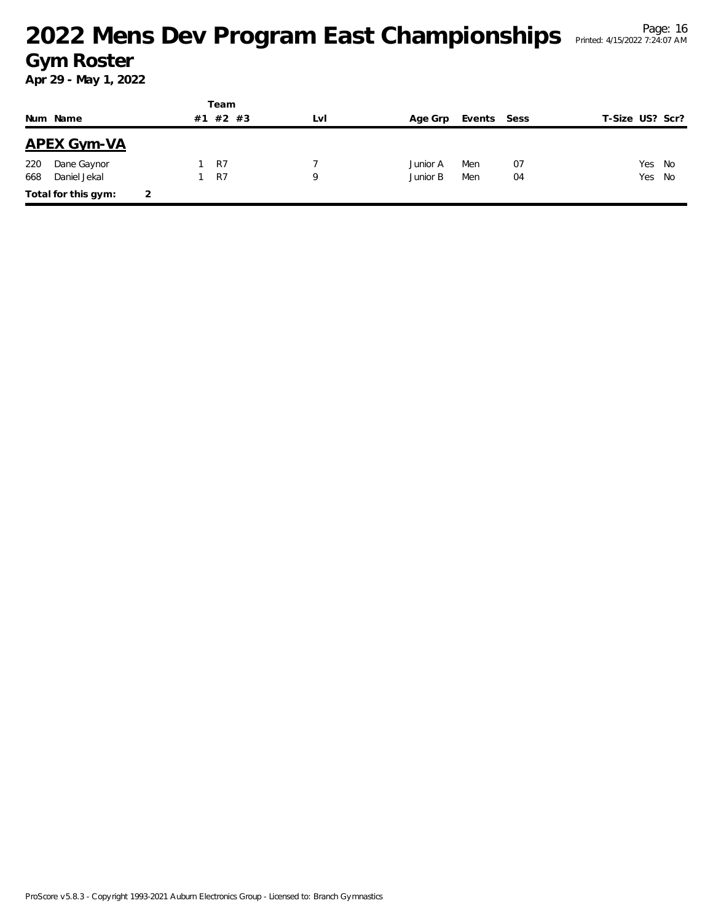# 2022 Mens Dev Program East Championships

## Gym Roster

**Apr 29 - May 1, 2022**

### APEX Gym-VA

| Num | Name | Team #1 | Team #2 | Team #3 | Lvl | Age Grp | Events | Sess | T-Size | US? | Scr? |
|---|---|---|---|---|---|---|---|---|---|---|---|
| 220 | Dane Gaynor | 1 | R7 | | 7 | Junior A | Men | 07 | | Yes | No |
| 668 | Daniel Jekal | 1 | R7 | | 9 | Junior B | Men | 04 | | Yes | No |

**Total for this gym:** 2

ProScore v5.8.3 - Copyright 1993-2021 Auburn Electronics Group - Licensed to: Branch Gymnastics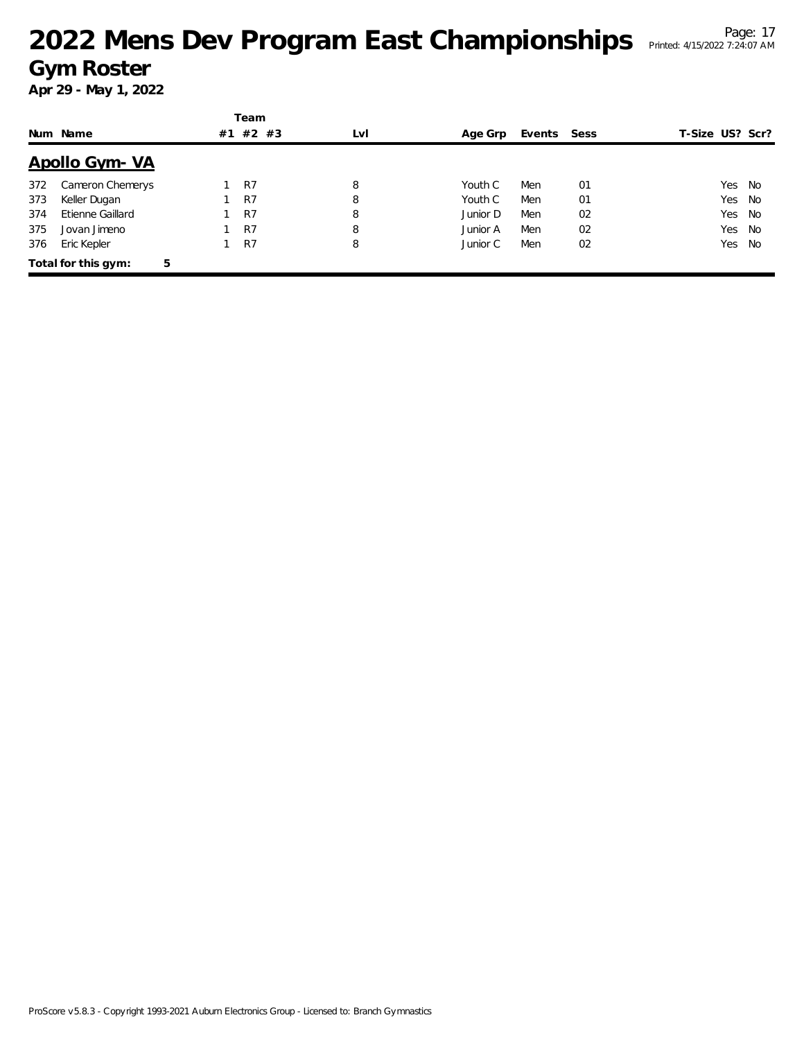# 2022 Mens Dev Program East Championships

## Gym Roster

**Apr 29 - May 1, 2022**

| Num | Name | Team #1 | Team #2 | Team #3 | Lvl | Age Grp | Events | Sess | T-Size | US? | Scr? |
|---|---|---|---|---|---|---|---|---|---|---|---|
| **Apollo Gym- VA** | | | | | | | | | | | |
| 372 | Cameron Chemerys | 1 | R7 | | 8 | Youth C | Men | 01 | | Yes | No |
| 373 | Keller Dugan | 1 | R7 | | 8 | Youth C | Men | 01 | | Yes | No |
| 374 | Etienne Gaillard | 1 | R7 | | 8 | Junior D | Men | 02 | | Yes | No |
| 375 | Jovan Jimeno | 1 | R7 | | 8 | Junior A | Men | 02 | | Yes | No |
| 376 | Eric Kepler | 1 | R7 | | 8 | Junior C | Men | 02 | | Yes | No |

**Total for this gym: 5**

ProScore v5.8.3 - Copyright 1993-2021 Auburn Electronics Group - Licensed to: Branch Gymnastics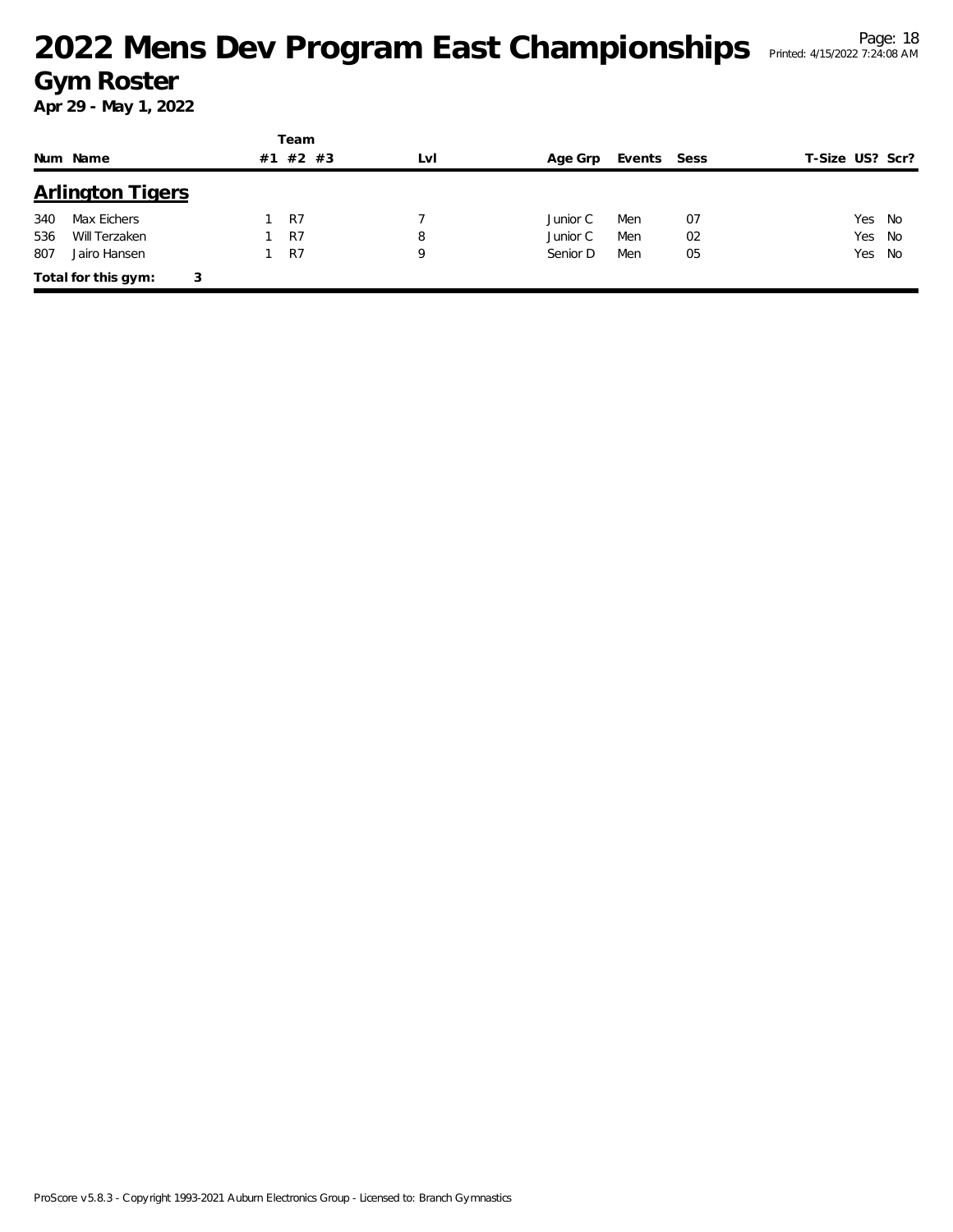# 2022 Mens Dev Program East Championships

## Gym Roster

**Apr 29 - May 1, 2022**

## Arlington Tigers

| Num | Name | Team #1 | Team #2 | Team #3 | Lvl | Age Grp | Events | Sess | T-Size | US? | Scr? |
|---|---|---|---|---|---|---|---|---|---|---|---|
| 340 | Max Eichers | 1 | R7 | | 7 | Junior C | Men | 07 | | Yes | No |
| 536 | Will Terzaken | 1 | R7 | | 8 | Junior C | Men | 02 | | Yes | No |
| 807 | Jairo Hansen | 1 | R7 | | 9 | Senior D | Men | 05 | | Yes | No |

**Total for this gym: 3**

ProScore v5.8.3 - Copyright 1993-2021 Auburn Electronics Group - Licensed to: Branch Gymnastics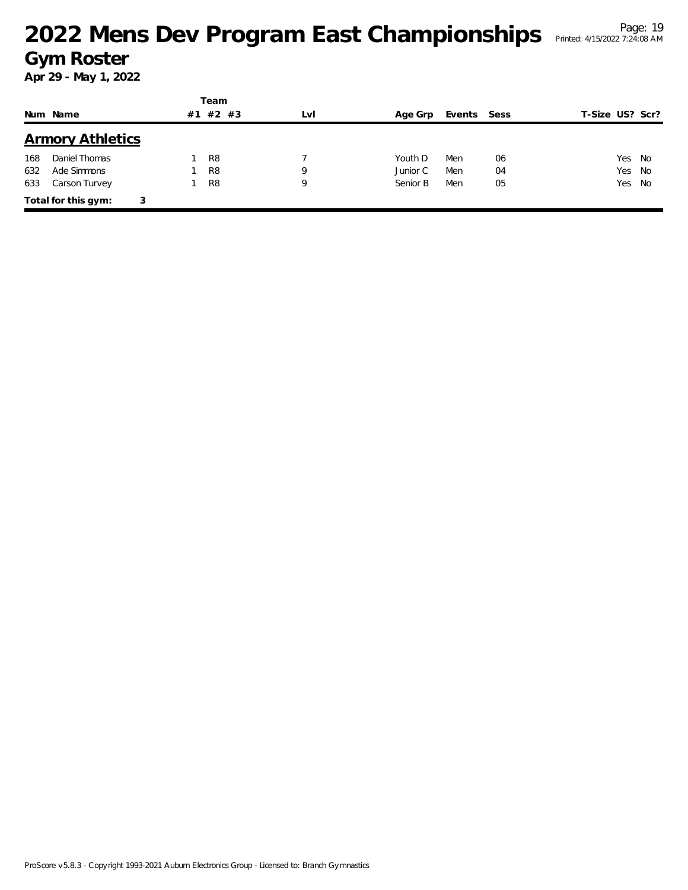# 2022 Mens Dev Program East Championships

## Gym Roster

**Apr 29 - May 1, 2022**

| Num | Name | Team #1 | Team #2 | Team #3 | Lvl | Age Grp | Events | Sess | T-Size | US? | Scr? |
|---|---|---|---|---|---|---|---|---|---|---|---|
| | **Armory Athletics** | | | | | | | | | | |
| 168 | Daniel Thomas | 1 | R8 | | 7 | Youth D | Men | 06 | | Yes | No |
| 632 | Ade Simmons | 1 | R8 | | 9 | Junior C | Men | 04 | | Yes | No |
| 633 | Carson Turvey | 1 | R8 | | 9 | Senior B | Men | 05 | | Yes | No |

**Total for this gym: 3**

ProScore v5.8.3 - Copyright 1993-2021 Auburn Electronics Group - Licensed to: Branch Gymnastics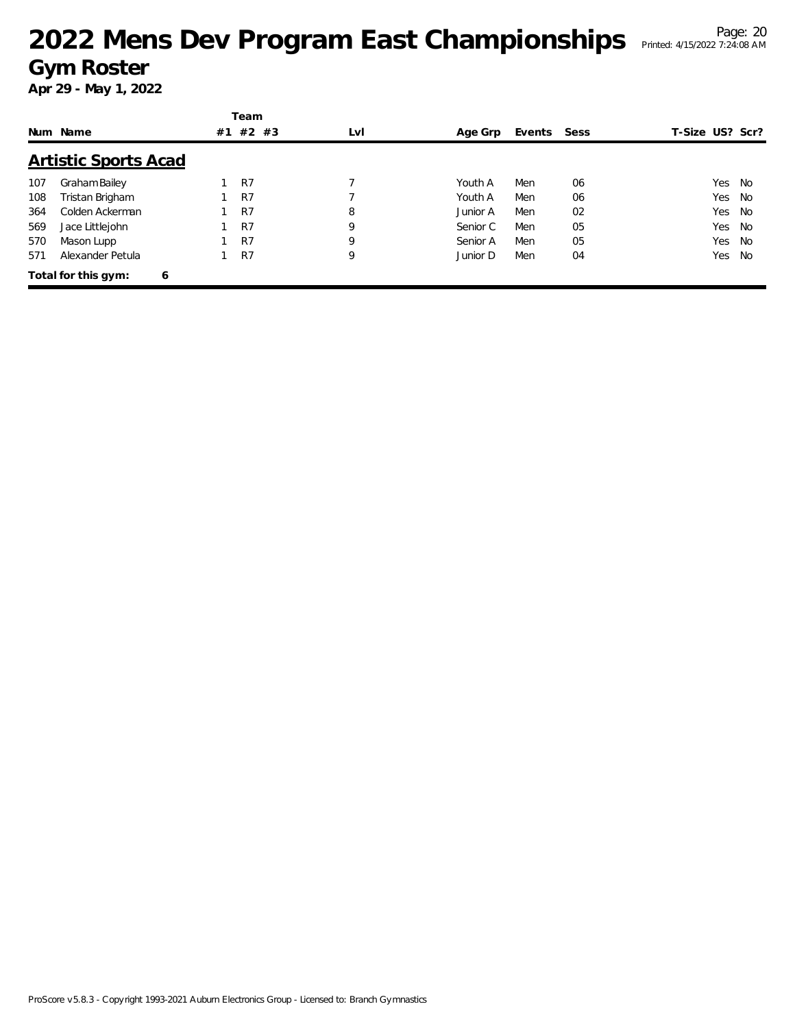# 2022 Mens Dev Program East Championships

## Gym Roster

**Apr 29 - May 1, 2022**

### Artistic Sports Acad

| Num | Name | Team #1 | Team #2 | Team #3 | Lvl | Age Grp | Events | Sess | T-Size | US? | Scr? |
|---|---|---|---|---|---|---|---|---|---|---|---|
| 107 | Graham Bailey | 1 | R7 | | 7 | Youth A | Men | 06 | | Yes | No |
| 108 | Tristan Brigham | 1 | R7 | | 7 | Youth A | Men | 06 | | Yes | No |
| 364 | Colden Ackerman | 1 | R7 | | 8 | Junior A | Men | 02 | | Yes | No |
| 569 | Jace Littlejohn | 1 | R7 | | 9 | Senior C | Men | 05 | | Yes | No |
| 570 | Mason Lupp | 1 | R7 | | 9 | Senior A | Men | 05 | | Yes | No |
| 571 | Alexander Petula | 1 | R7 | | 9 | Junior D | Men | 04 | | Yes | No |

**Total for this gym: 6**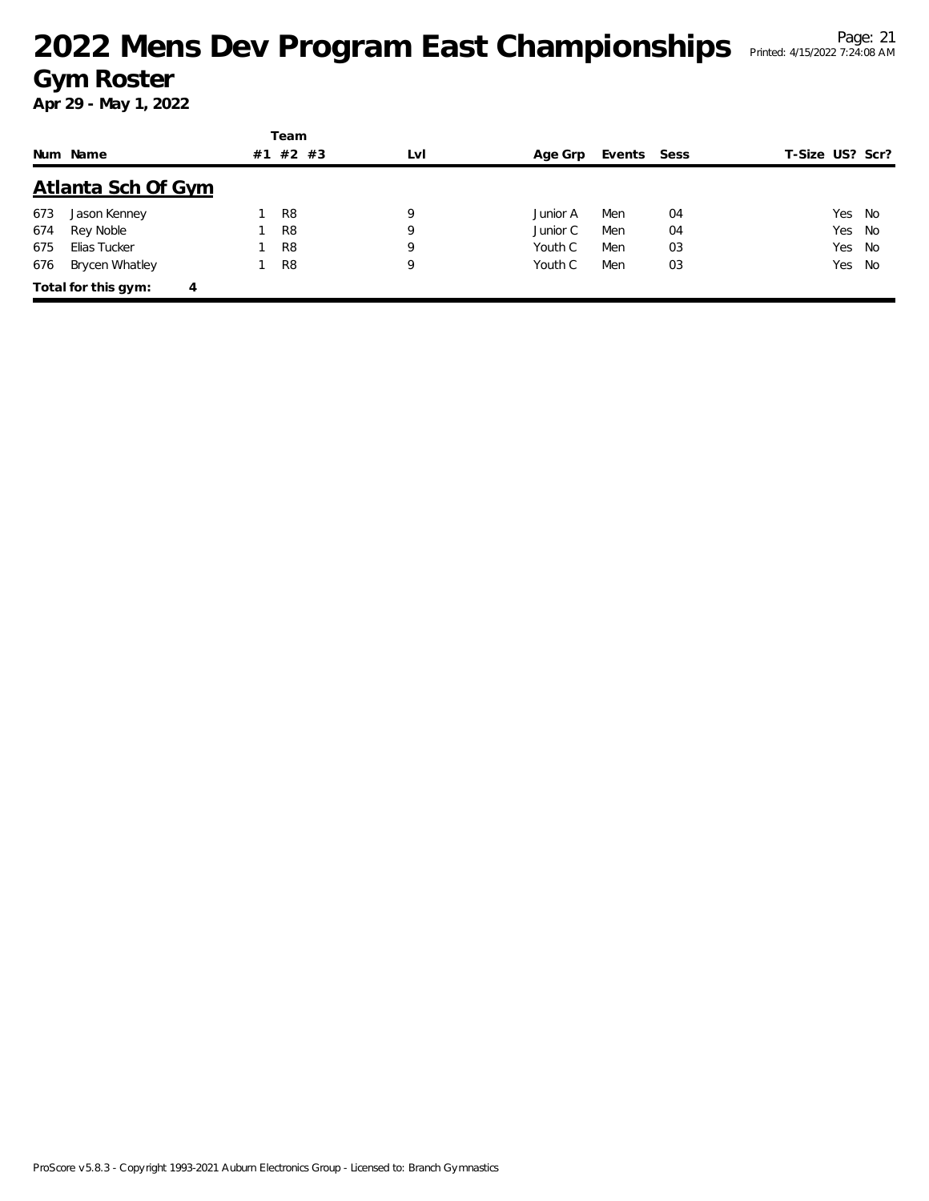# 2022 Mens Dev Program East Championships

## Gym Roster

**Apr 29 - May 1, 2022**

### Atlanta Sch Of Gym

| Num | Name | Team #1 | Team #2 | Team #3 | Lvl | Age Grp | Events | Sess | T-Size | US? | Scr? |
|---|---|---|---|---|---|---|---|---|---|---|---|
| 673 | Jason Kenney | 1 | R8 | | 9 | Junior A | Men | 04 | | Yes | No |
| 674 | Rey Noble | 1 | R8 | | 9 | Junior C | Men | 04 | | Yes | No |
| 675 | Elias Tucker | 1 | R8 | | 9 | Youth C | Men | 03 | | Yes | No |
| 676 | Brycen Whatley | 1 | R8 | | 9 | Youth C | Men | 03 | | Yes | No |

**Total for this gym: 4**

ProScore v5.8.3 - Copyright 1993-2021 Auburn Electronics Group - Licensed to: Branch Gymnastics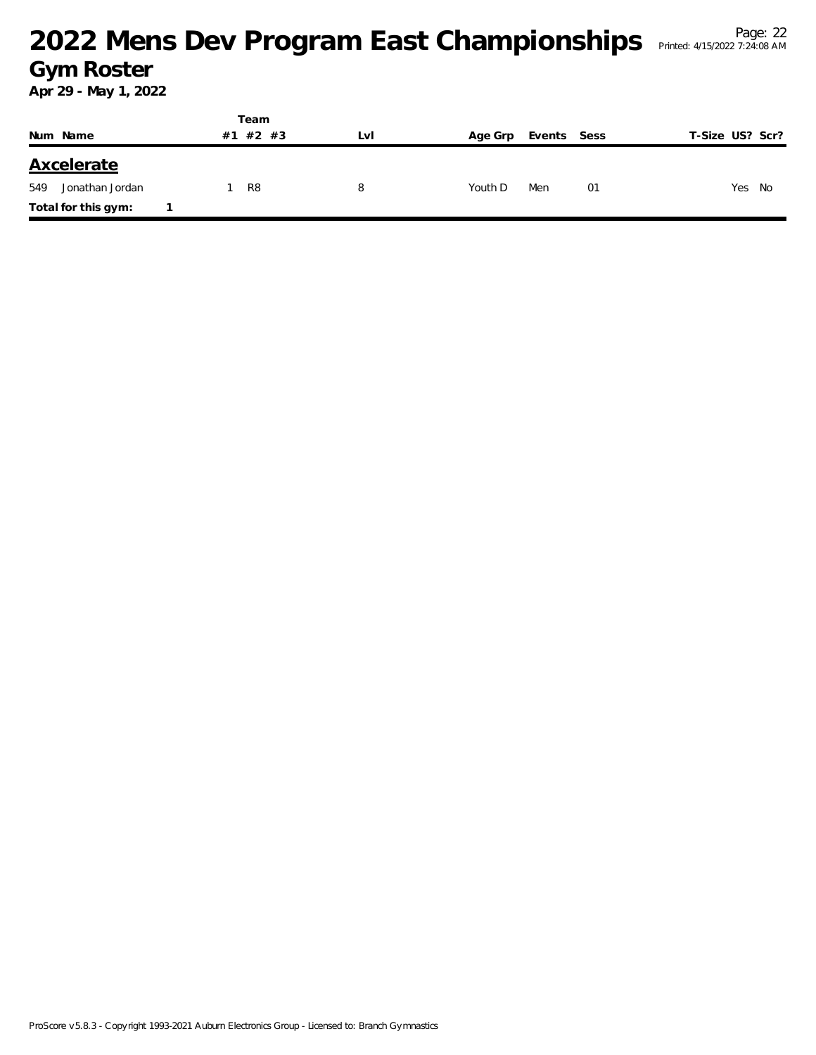# 2022 Mens Dev Program East Championships

## Gym Roster

**Apr 29 - May 1, 2022**

| Num | Name | Team #1 | Team #2 | Team #3 | Lvl | Age Grp | Events | Sess | T-Size | US? | Scr? |
|---|---|---|---|---|---|---|---|---|---|---|---|
| **Axcelerate** | | | | | | | | | | | |
| 549 | Jonathan Jordan | 1 | R8 | | 8 | Youth D | Men | 01 | | Yes | No |
| **Total for this gym:** | **1** | | | | | | | | | | |

ProScore v5.8.3 - Copyright 1993-2021 Auburn Electronics Group - Licensed to: Branch Gymnastics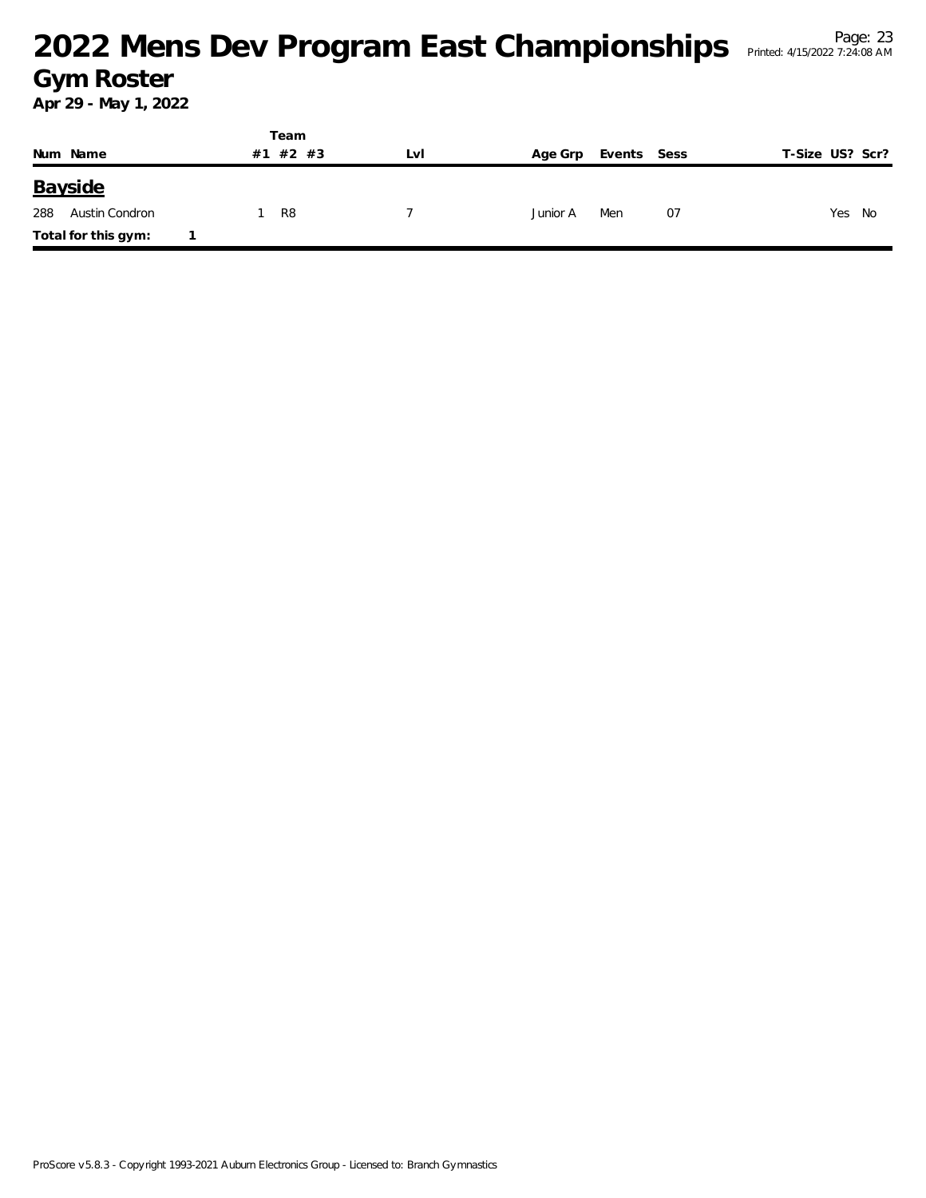# 2022 Mens Dev Program East Championships

## Gym Roster

**Apr 29 - May 1, 2022**

| Num | Name | Team #1 | Team #2 | Team #3 | Lvl | Age Grp | Events | Sess | T-Size | US? | Scr? |
|---|---|---|---|---|---|---|---|---|---|---|---|
| **Bayside** | | | | | | | | | | | |
| 288 | Austin Condron | 1 | R8 | | 7 | Junior A | Men | 07 | | Yes | No |
| **Total for this gym:** | 1 | | | | | | | | | | |

ProScore v5.8.3 - Copyright 1993-2021 Auburn Electronics Group - Licensed to: Branch Gymnastics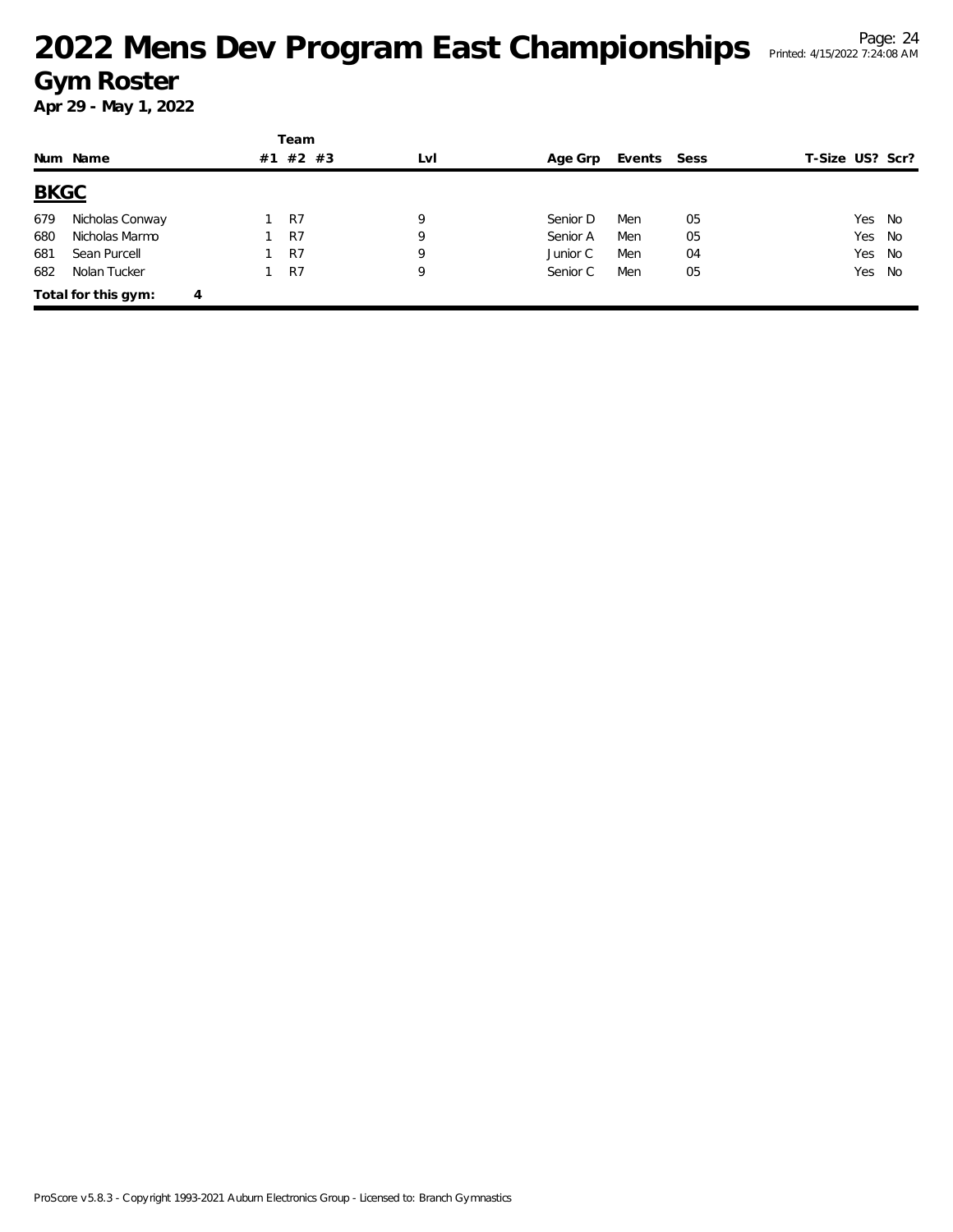# 2022 Mens Dev Program East Championships

## Gym Roster

**Apr 29 - May 1, 2022**

| Num | Name | Team #1 | Team #2 | Team #3 | Lvl | Age Grp | Events | Sess | T-Size | US? | Scr? |
|---|---|---|---|---|---|---|---|---|---|---|---|
| **BKGC** | | | | | | | | | | | |
| 679 | Nicholas Conway | 1 | R7 | | 9 | Senior D | Men | 05 | | Yes | No |
| 680 | Nicholas Marmo | 1 | R7 | | 9 | Senior A | Men | 05 | | Yes | No |
| 681 | Sean Purcell | 1 | R7 | | 9 | Junior C | Men | 04 | | Yes | No |
| 682 | Nolan Tucker | 1 | R7 | | 9 | Senior C | Men | 05 | | Yes | No |
| **Total for this gym:** | 4 | | | | | | | | | | |

ProScore v5.8.3 - Copyright 1993-2021 Auburn Electronics Group - Licensed to: Branch Gymnastics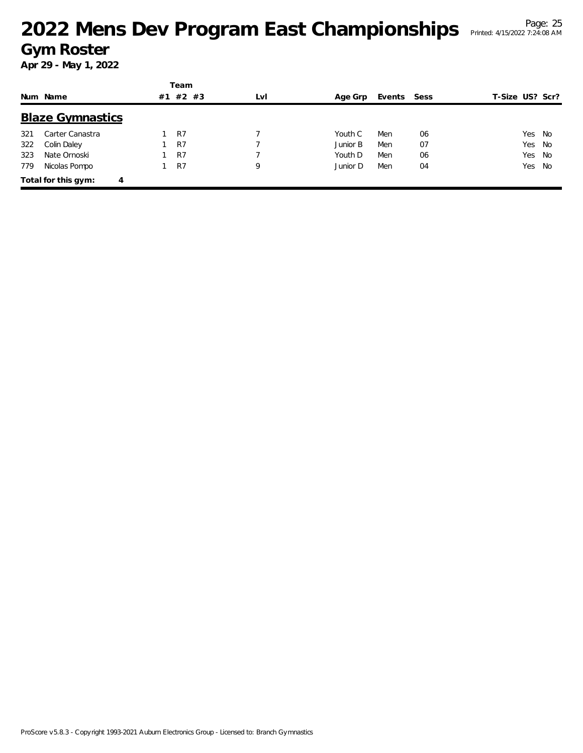# 2022 Mens Dev Program East Championships

## Gym Roster

**Apr 29 - May 1, 2022**

| Num | Name | Team #1 | #2 | #3 | Lvl | Age Grp | Events | Sess | T-Size | US? | Scr? |
|---|---|---|---|---|---|---|---|---|---|---|---|
| **Blaze Gymnastics** | | | | | | | | | | | |
| 321 | Carter Canastra | 1 | R7 | | 7 | Youth C | Men | 06 | | Yes | No |
| 322 | Colin Daley | 1 | R7 | | 7 | Junior B | Men | 07 | | Yes | No |
| 323 | Nate Ornoski | 1 | R7 | | 7 | Youth D | Men | 06 | | Yes | No |
| 779 | Nicolas Pompo | 1 | R7 | | 9 | Junior D | Men | 04 | | Yes | No |
| **Total for this gym:** | **4** | | | | | | | | | | |

ProScore v5.8.3 - Copyright 1993-2021 Auburn Electronics Group - Licensed to: Branch Gymnastics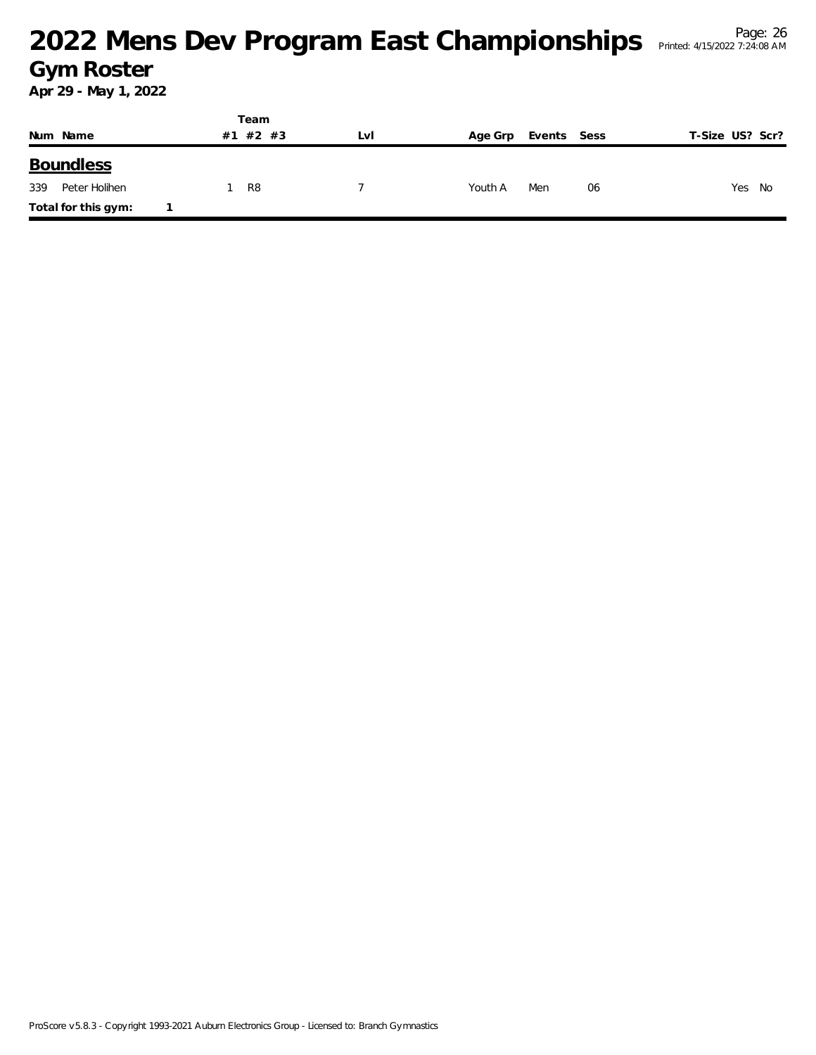# 2022 Mens Dev Program East Championships

## Gym Roster

**Apr 29 - May 1, 2022**

| Num | Name | Team #1 | Team #2 | Team #3 | Lvl | Age Grp | Events | Sess | T-Size | US? | Scr? |
|---|---|---|---|---|---|---|---|---|---|---|---|
| **Boundless** | | | | | | | | | | | |
| 339 | Peter Holihen | 1 | R8 | | 7 | Youth A | Men | 06 | | Yes | No |
| **Total for this gym:** | **1** | | | | | | | | | | |

ProScore v5.8.3 - Copyright 1993-2021 Auburn Electronics Group - Licensed to: Branch Gymnastics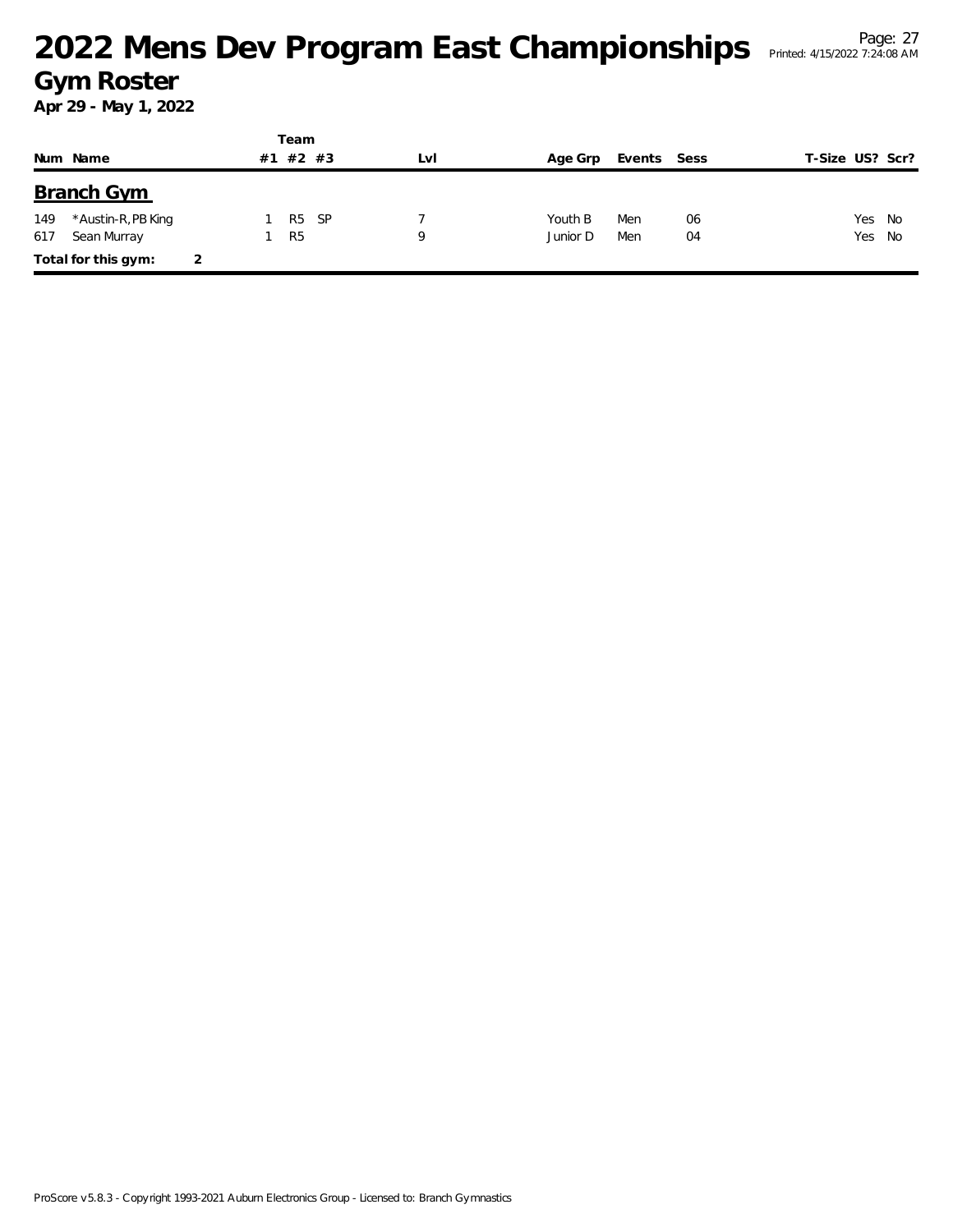# 2022 Mens Dev Program East Championships

## Gym Roster

**Apr 29 - May 1, 2022**

| Num | Name | Team #1 | Team #2 | Team #3 | Lvl | Age Grp | Events | Sess | T-Size | US? | Scr? |
|---|---|---|---|---|---|---|---|---|---|---|---|
| **Branch Gym** | | | | | | | | | | | |
| 149 | *Austin-R, PB King | 1 | R5 | SP | 7 | Youth B | Men | 06 | | Yes | No |
| 617 | Sean Murray | 1 | R5 | | 9 | Junior D | Men | 04 | | Yes | No |
| **Total for this gym:** | 2 | | | | | | | | | | |

ProScore v5.8.3 - Copyright 1993-2021 Auburn Electronics Group - Licensed to: Branch Gymnastics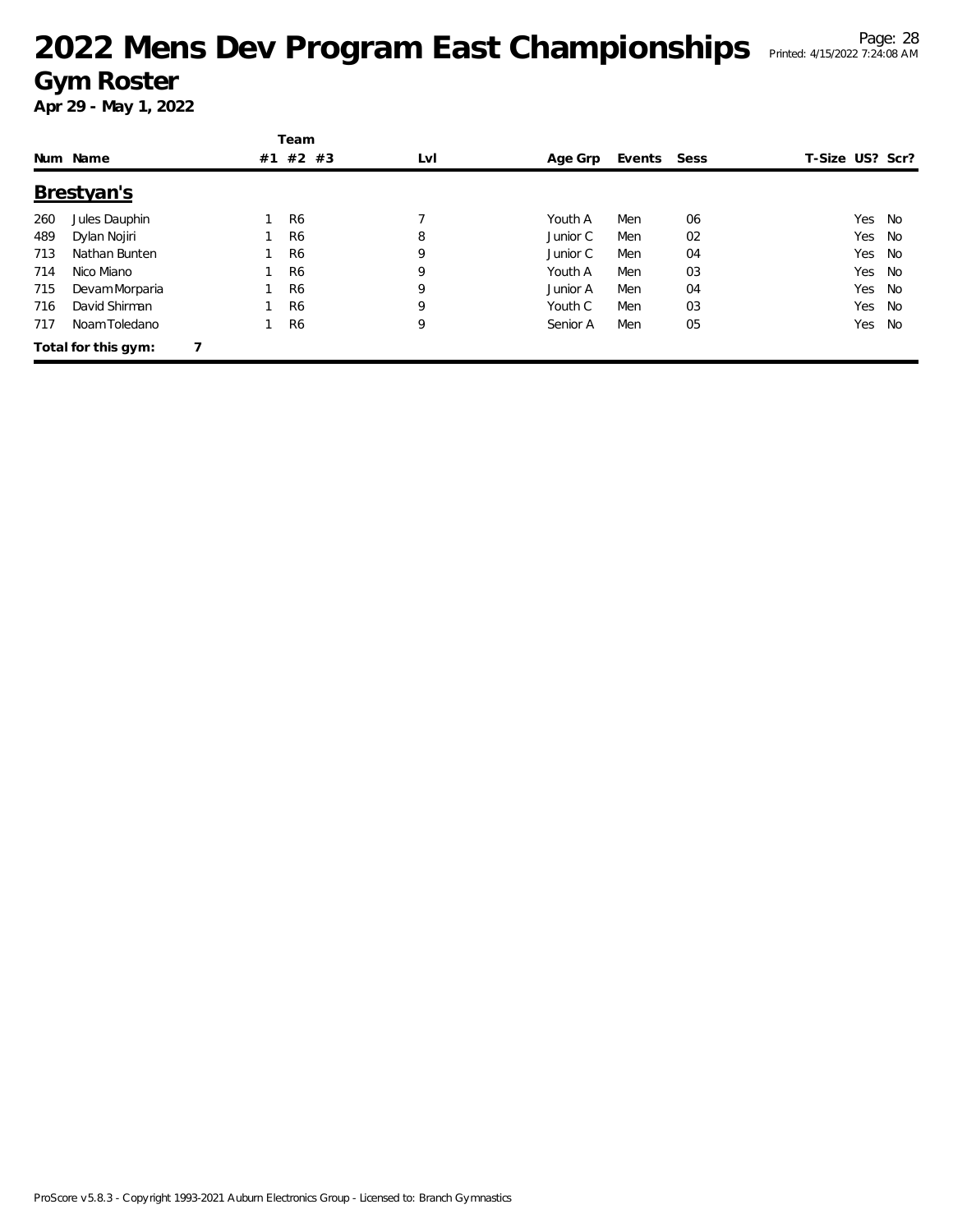# 2022 Mens Dev Program East Championships

## Gym Roster

**Apr 29 - May 1, 2022**

| Num | Name | Team #1 | Team #2 | Team #3 | Lvl | Age Grp | Events | Sess | T-Size | US? | Scr? |
|---|---|---|---|---|---|---|---|---|---|---|---|
| **Brestyan's** | | | | | | | | | | | |
| 260 | Jules Dauphin | 1 | R6 | | 7 | Youth A | Men | 06 | | Yes | No |
| 489 | Dylan Nojiri | 1 | R6 | | 8 | Junior C | Men | 02 | | Yes | No |
| 713 | Nathan Bunten | 1 | R6 | | 9 | Junior C | Men | 04 | | Yes | No |
| 714 | Nico Miano | 1 | R6 | | 9 | Youth A | Men | 03 | | Yes | No |
| 715 | Devam Morparia | 1 | R6 | | 9 | Junior A | Men | 04 | | Yes | No |
| 716 | David Shirman | 1 | R6 | | 9 | Youth C | Men | 03 | | Yes | No |
| 717 | Noam Toledano | 1 | R6 | | 9 | Senior A | Men | 05 | | Yes | No |

**Total for this gym: 7**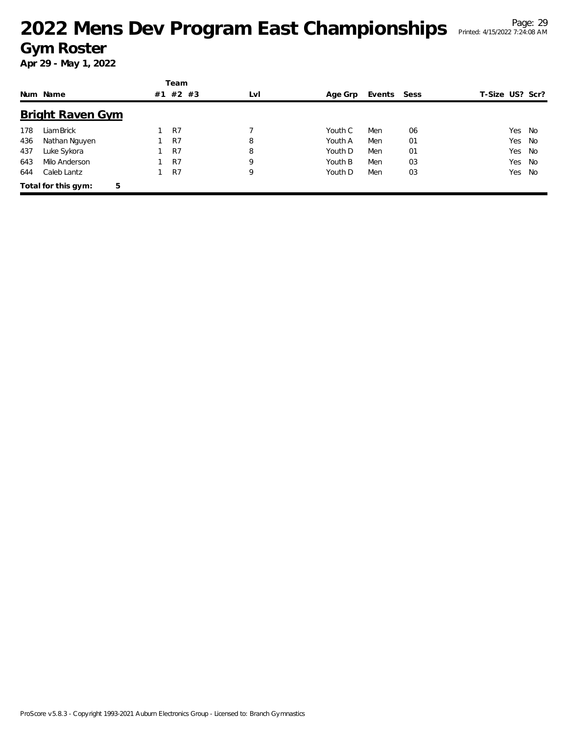# 2022 Mens Dev Program East Championships

## Gym Roster

**Apr 29 - May 1, 2022**

### Bright Raven Gym

| Num | Name | Team #1 | Team #2 | Team #3 | Lvl | Age Grp | Events | Sess | T-Size | US? | Scr? |
|---|---|---|---|---|---|---|---|---|---|---|---|
| 178 | Liam Brick | 1 | R7 | | 7 | Youth C | Men | 06 | | Yes | No |
| 436 | Nathan Nguyen | 1 | R7 | | 8 | Youth A | Men | 01 | | Yes | No |
| 437 | Luke Sykora | 1 | R7 | | 8 | Youth D | Men | 01 | | Yes | No |
| 643 | Milo Anderson | 1 | R7 | | 9 | Youth B | Men | 03 | | Yes | No |
| 644 | Caleb Lantz | 1 | R7 | | 9 | Youth D | Men | 03 | | Yes | No |

**Total for this gym: 5**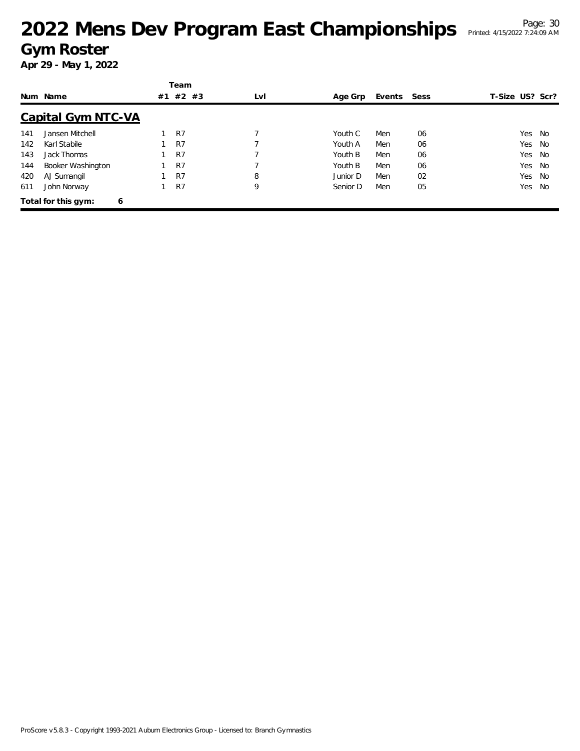# 2022 Mens Dev Program East Championships

## Gym Roster

**Apr 29 - May 1, 2022**

### Capital Gym NTC-VA

| Num | Name | Team #1 | Team #2 | Team #3 | Lvl | Age Grp | Events | Sess | T-Size | US? | Scr? |
|---|---|---|---|---|---|---|---|---|---|---|---|
| 141 | Jansen Mitchell | 1 | R7 | | 7 | Youth C | Men | 06 | | Yes | No |
| 142 | Karl Stabile | 1 | R7 | | 7 | Youth A | Men | 06 | | Yes | No |
| 143 | Jack Thomas | 1 | R7 | | 7 | Youth B | Men | 06 | | Yes | No |
| 144 | Booker Washington | 1 | R7 | | 7 | Youth B | Men | 06 | | Yes | No |
| 420 | AJ Sumangil | 1 | R7 | | 8 | Junior D | Men | 02 | | Yes | No |
| 611 | John Norway | 1 | R7 | | 9 | Senior D | Men | 05 | | Yes | No |

**Total for this gym: 6**

ProScore v5.8.3 - Copyright 1993-2021 Auburn Electronics Group - Licensed to: Branch Gymnastics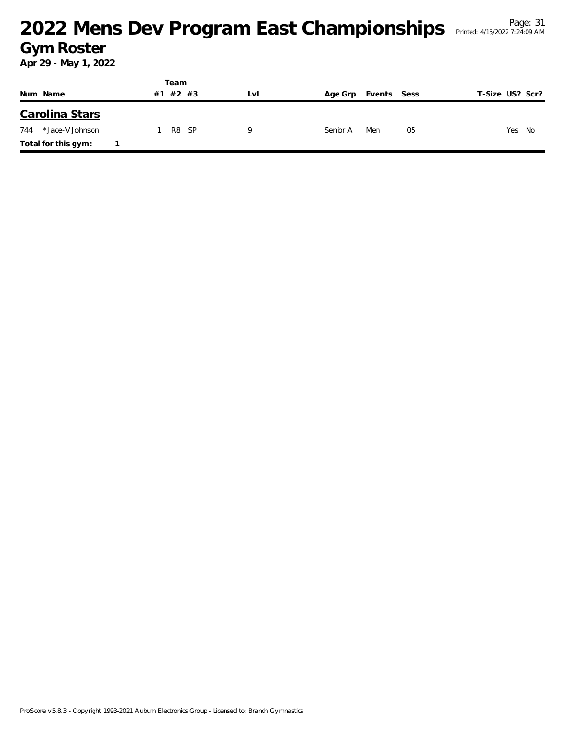# 2022 Mens Dev Program East Championships

## Gym Roster

**Apr 29 - May 1, 2022**

| Num | Name | Team #1 | Team #2 | Team #3 | Lvl | Age Grp | Events | Sess | T-Size | US? | Scr? |
|---|---|---|---|---|---|---|---|---|---|---|---|
| **Carolina Stars** | | | | | | | | | | | |
| 744 | *Jace-V Johnson | 1 | R8 | SP | 9 | Senior A | Men | 05 | | Yes | No |
| **Total for this gym:** | 1 | | | | | | | | | | |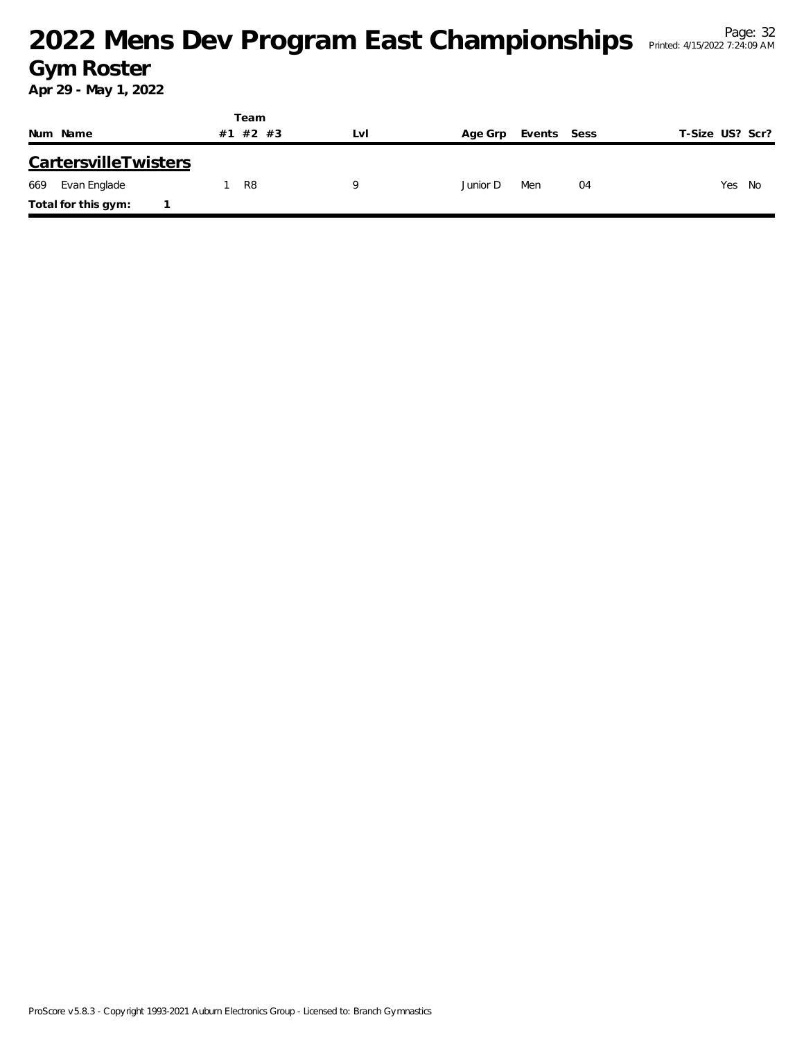# 2022 Mens Dev Program East Championships

## Gym Roster

**Apr 29 - May 1, 2022**

| Num | Name | Team #1 | Team #2 | Team #3 | Lvl | Age Grp | Events | Sess | T-Size | US? | Scr? |
|---|---|---|---|---|---|---|---|---|---|---|---|
| **CartersvilleTwisters** | | | | | | | | | | | |
| 669 | Evan Englade | 1 | R8 | | 9 | Junior D | Men | 04 | | Yes | No |
| **Total for this gym:** | **1** | | | | | | | | | | |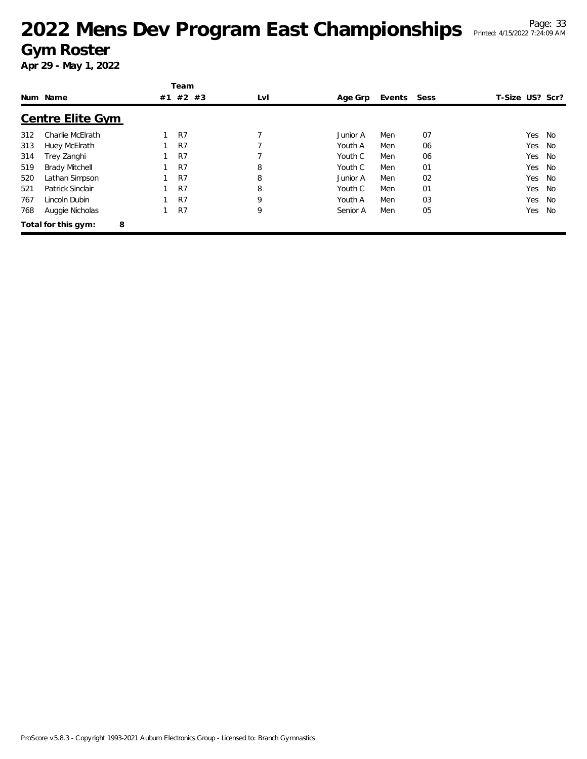# 2022 Mens Dev Program East Championships

## Gym Roster

**Apr 29 - May 1, 2022**

### Centre Elite Gym

| Num | Name | Team #1 | Team #2 | Team #3 | Lvl | Age Grp | Events | Sess | T-Size | US? | Scr? |
|---|---|---|---|---|---|---|---|---|---|---|---|
| 312 | Charlie McElrath | 1 | R7 | | 7 | Junior A | Men | 07 | | Yes | No |
| 313 | Huey McElrath | 1 | R7 | | 7 | Youth A | Men | 06 | | Yes | No |
| 314 | Trey Zanghi | 1 | R7 | | 7 | Youth C | Men | 06 | | Yes | No |
| 519 | Brady Mitchell | 1 | R7 | | 8 | Youth C | Men | 01 | | Yes | No |
| 520 | Lathan Simpson | 1 | R7 | | 8 | Junior A | Men | 02 | | Yes | No |
| 521 | Patrick Sinclair | 1 | R7 | | 8 | Youth C | Men | 01 | | Yes | No |
| 767 | Lincoln Dubin | 1 | R7 | | 9 | Youth A | Men | 03 | | Yes | No |
| 768 | Auggie Nicholas | 1 | R7 | | 9 | Senior A | Men | 05 | | Yes | No |

**Total for this gym: 8**

ProScore v5.8.3 - Copyright 1993-2021 Auburn Electronics Group - Licensed to: Branch Gymnastics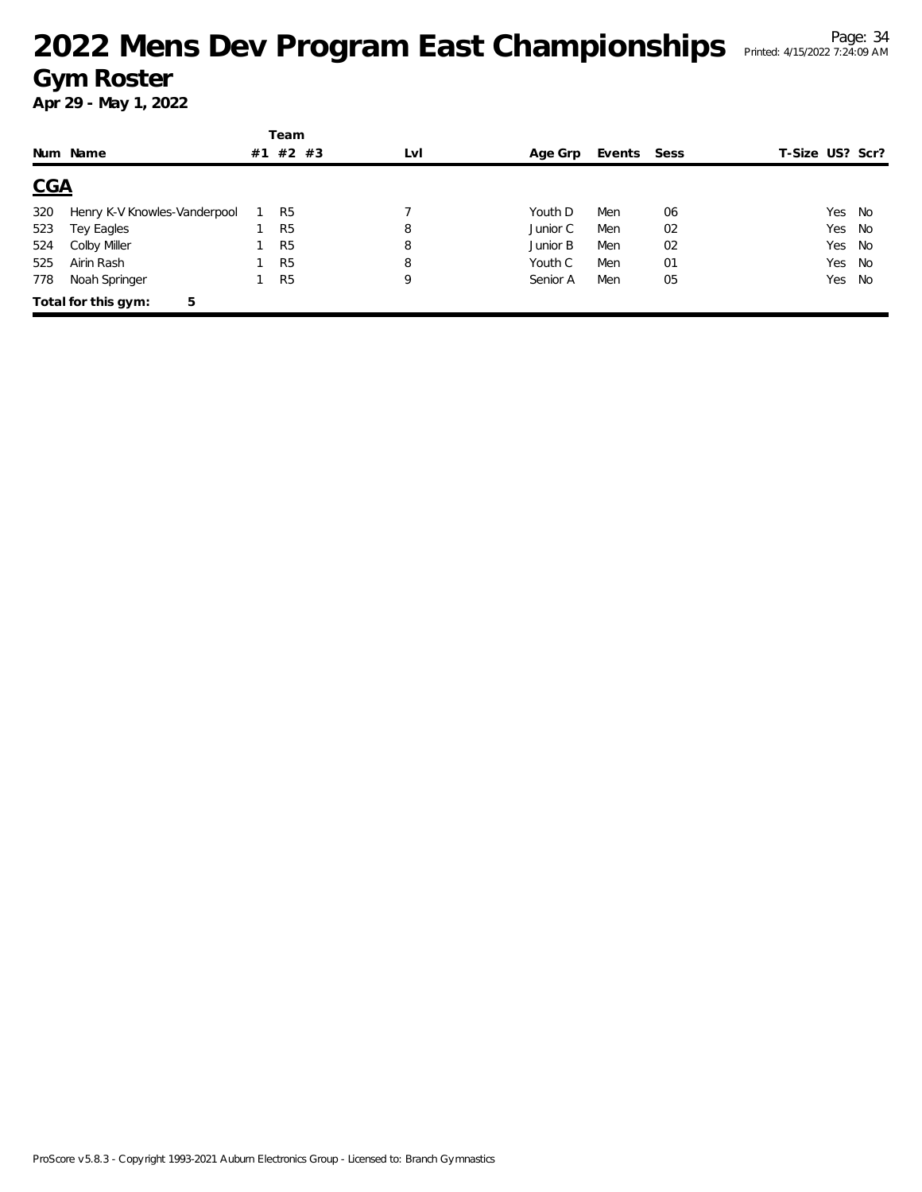# 2022 Mens Dev Program East Championships

## Gym Roster

**Apr 29 - May 1, 2022**

## CGA

| Num | Name | Team #1 | Team #2 | Team #3 | Lvl | Age Grp | Events | Sess | T-Size | US? | Scr? |
|---|---|---|---|---|---|---|---|---|---|---|---|
| 320 | Henry K-V Knowles-Vanderpool | 1 | R5 | | 7 | Youth D | Men | 06 | | Yes | No |
| 523 | Tey Eagles | 1 | R5 | | 8 | Junior C | Men | 02 | | Yes | No |
| 524 | Colby Miller | 1 | R5 | | 8 | Junior B | Men | 02 | | Yes | No |
| 525 | Airin Rash | 1 | R5 | | 8 | Youth C | Men | 01 | | Yes | No |
| 778 | Noah Springer | 1 | R5 | | 9 | Senior A | Men | 05 | | Yes | No |

**Total for this gym: 5**

ProScore v5.8.3 - Copyright 1993-2021 Auburn Electronics Group - Licensed to: Branch Gymnastics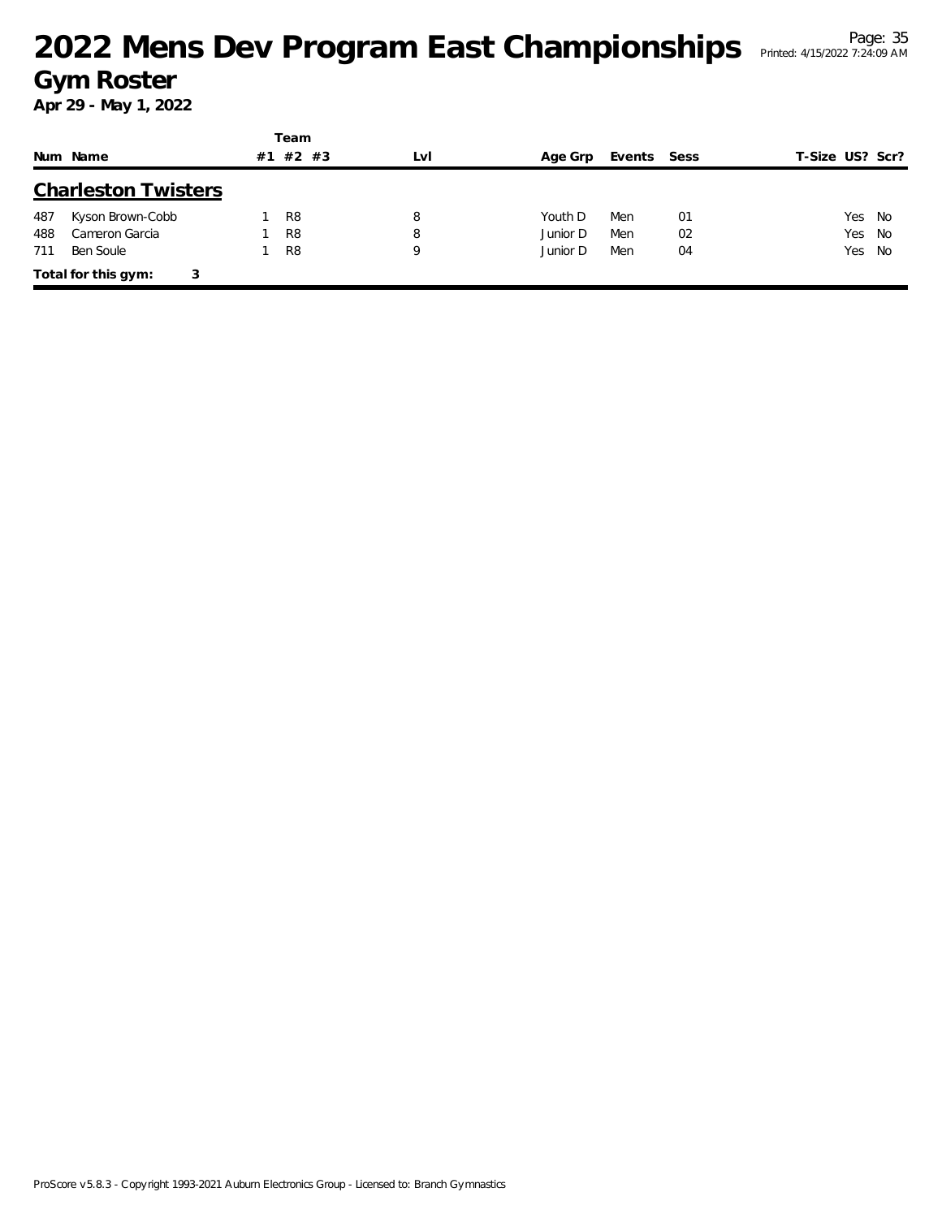# 2022 Mens Dev Program East Championships

## Gym Roster

**Apr 29 - May 1, 2022**

| Num | Name | Team #1 | Team #2 | Team #3 | Lvl | Age Grp | Events | Sess | T-Size | US? | Scr? |
|---|---|---|---|---|---|---|---|---|---|---|---|
| **Charleston Twisters** | | | | | | | | | | | |
| 487 | Kyson Brown-Cobb | 1 | R8 | | 8 | Youth D | Men | 01 | | Yes | No |
| 488 | Cameron Garcia | 1 | R8 | | 8 | Junior D | Men | 02 | | Yes | No |
| 711 | Ben Soule | 1 | R8 | | 9 | Junior D | Men | 04 | | Yes | No |

**Total for this gym: 3**

ProScore v5.8.3 - Copyright 1993-2021 Auburn Electronics Group - Licensed to: Branch Gymnastics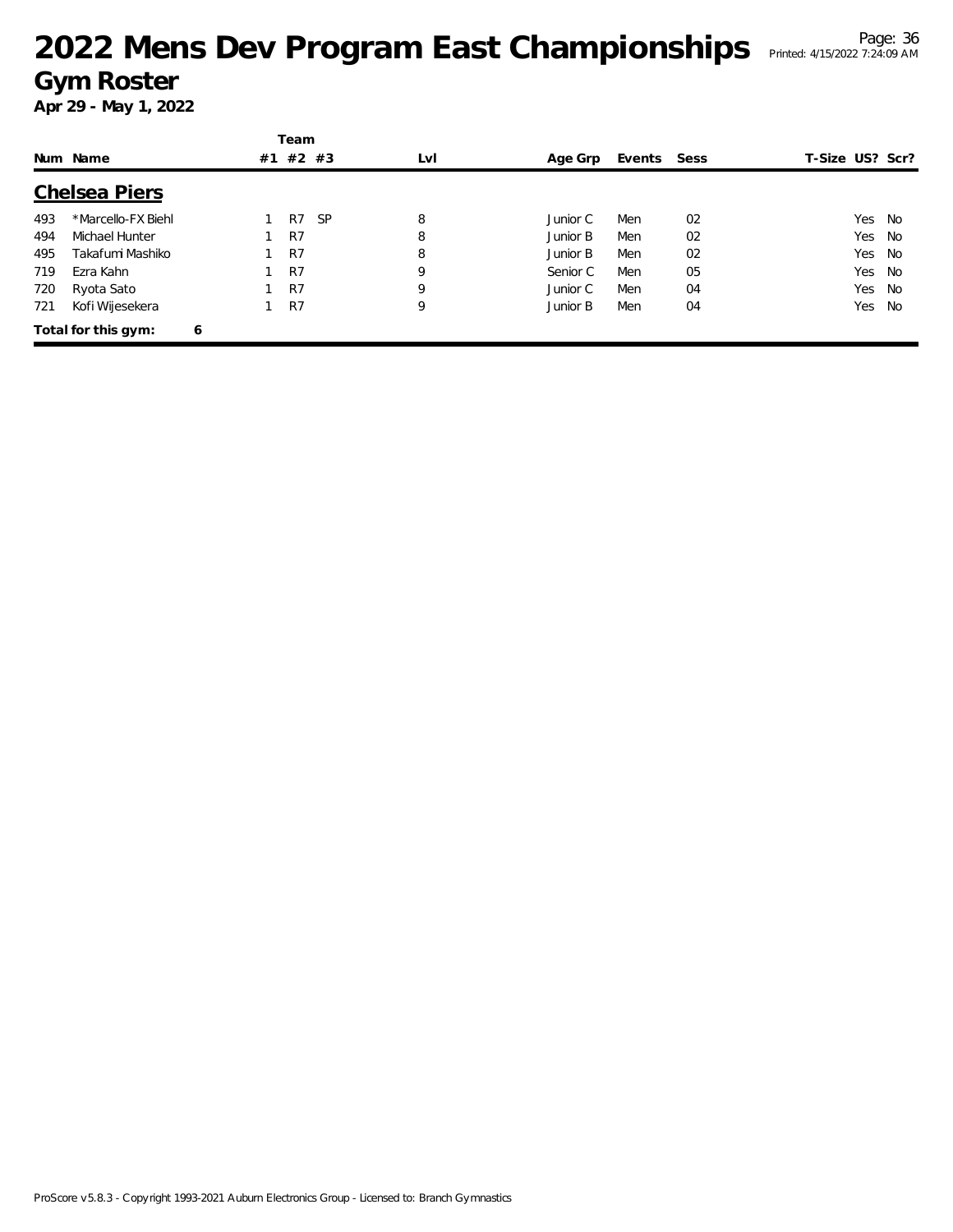# 2022 Mens Dev Program East Championships

## Gym Roster

**Apr 29 - May 1, 2022**

### Chelsea Piers

| Num | Name | Team #1 | Team #2 | Team #3 | Lvl | Age Grp | Events | Sess | T-Size | US? | Scr? |
|---|---|---|---|---|---|---|---|---|---|---|---|
| 493 | *Marcello-FX Biehl | 1 | R7 | SP | 8 | Junior C | Men | 02 | | Yes | No |
| 494 | Michael Hunter | 1 | R7 | | 8 | Junior B | Men | 02 | | Yes | No |
| 495 | Takafumi Mashiko | 1 | R7 | | 8 | Junior B | Men | 02 | | Yes | No |
| 719 | Ezra Kahn | 1 | R7 | | 9 | Senior C | Men | 05 | | Yes | No |
| 720 | Ryota Sato | 1 | R7 | | 9 | Junior C | Men | 04 | | Yes | No |
| 721 | Kofi Wijesekera | 1 | R7 | | 9 | Junior B | Men | 04 | | Yes | No |

**Total for this gym: 6**

ProScore v5.8.3 - Copyright 1993-2021 Auburn Electronics Group - Licensed to: Branch Gymnastics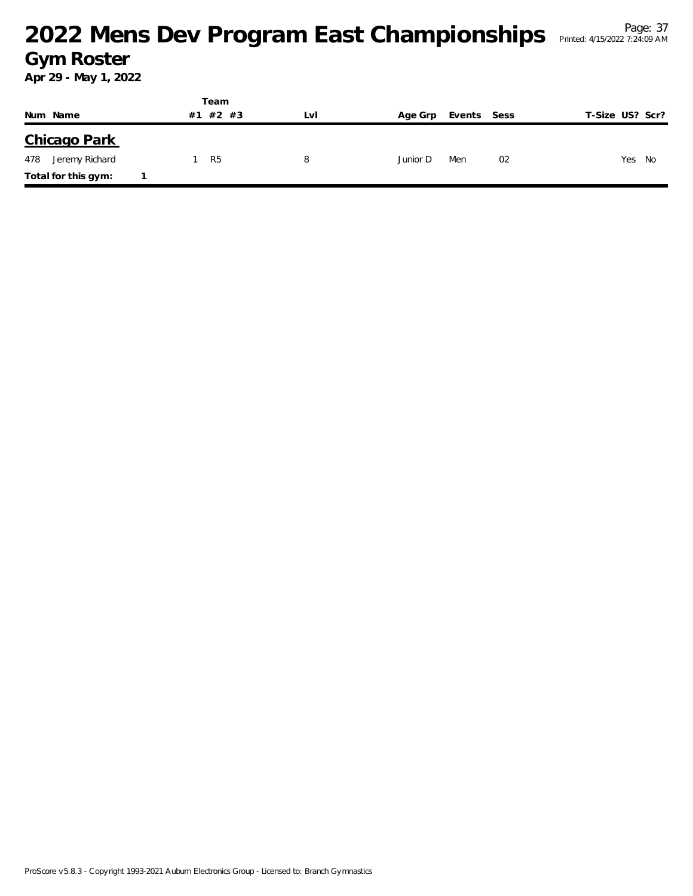# 2022 Mens Dev Program East Championships

## Gym Roster

**Apr 29 - May 1, 2022**

| Num | Name | Team #1 | Team #2 | Team #3 | Lvl | Age Grp | Events | Sess | T-Size | US? | Scr? |
|---|---|---|---|---|---|---|---|---|---|---|---|
| **Chicago Park** | | | | | | | | | | | |
| 478 | Jeremy Richard | 1 | R5 | | 8 | Junior D | Men | 02 | | Yes | No |
| **Total for this gym:** | 1 | | | | | | | | | | |

ProScore v5.8.3 - Copyright 1993-2021 Auburn Electronics Group - Licensed to: Branch Gymnastics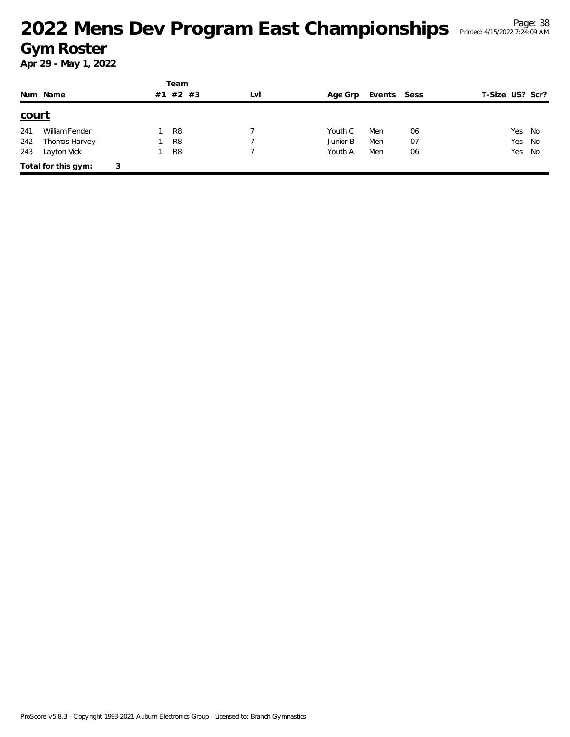# 2022 Mens Dev Program East Championships

## Gym Roster

**Apr 29 - May 1, 2022**

| Num | Name | Team #1 | #2 | #3 | Lvl | Age Grp | Events | Sess | T-Size | US? | Scr? |
|---|---|---|---|---|---|---|---|---|---|---|---|
| **court** | | | | | | | | | | | |
| 241 | William Fender | 1 | R8 | | 7 | Youth C | Men | 06 | | Yes | No |
| 242 | Thomas Harvey | 1 | R8 | | 7 | Junior B | Men | 07 | | Yes | No |
| 243 | Layton Vick | 1 | R8 | | 7 | Youth A | Men | 06 | | Yes | No |
| **Total for this gym:** | 3 | | | | | | | | | | |

ProScore v5.8.3 - Copyright 1993-2021 Auburn Electronics Group - Licensed to: Branch Gymnastics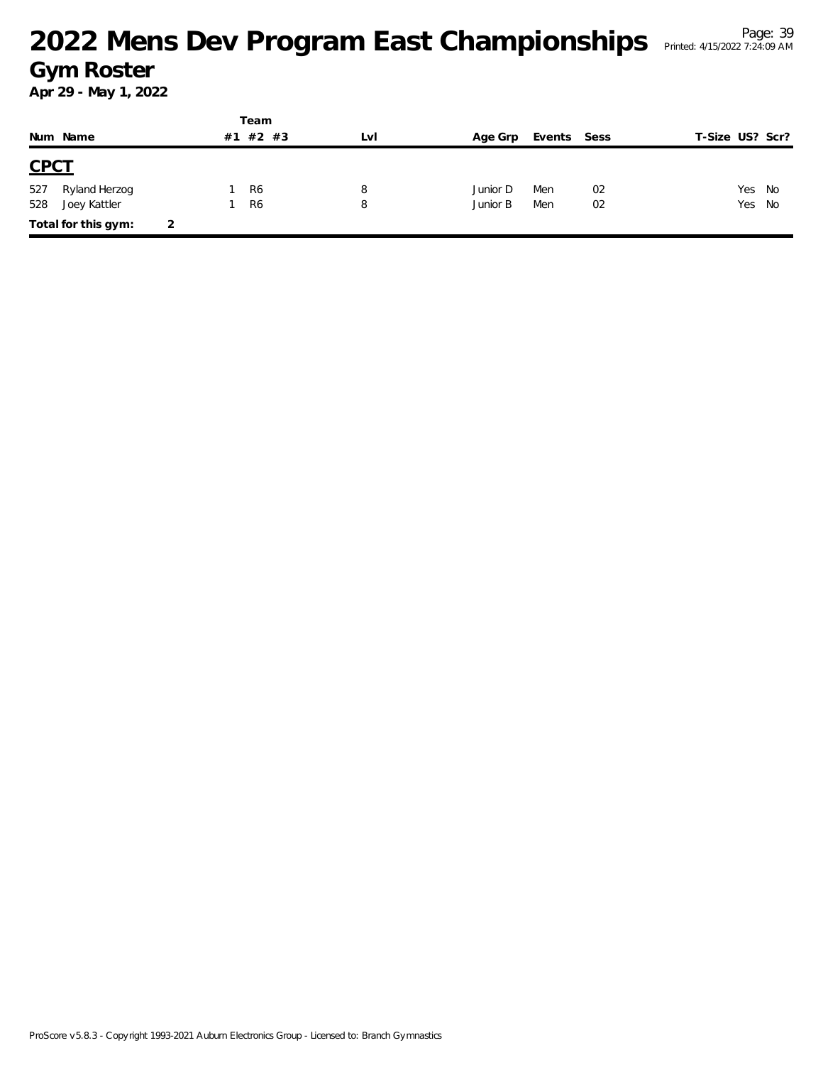# 2022 Mens Dev Program East Championships

## Gym Roster

**Apr 29 - May 1, 2022**

| Num | Name | Team #1 | #2 | #3 | Lvl | Age Grp | Events | Sess | T-Size | US? | Scr? |
|---|---|---|---|---|---|---|---|---|---|---|---|
| **CPCT** | | | | | | | | | | | |
| 527 | Ryland Herzog | 1 | R6 | | 8 | Junior D | Men | 02 | | Yes | No |
| 528 | Joey Kattler | 1 | R6 | | 8 | Junior B | Men | 02 | | Yes | No |
| **Total for this gym:** | 2 | | | | | | | | | | |

ProScore v5.8.3 - Copyright 1993-2021 Auburn Electronics Group - Licensed to: Branch Gymnastics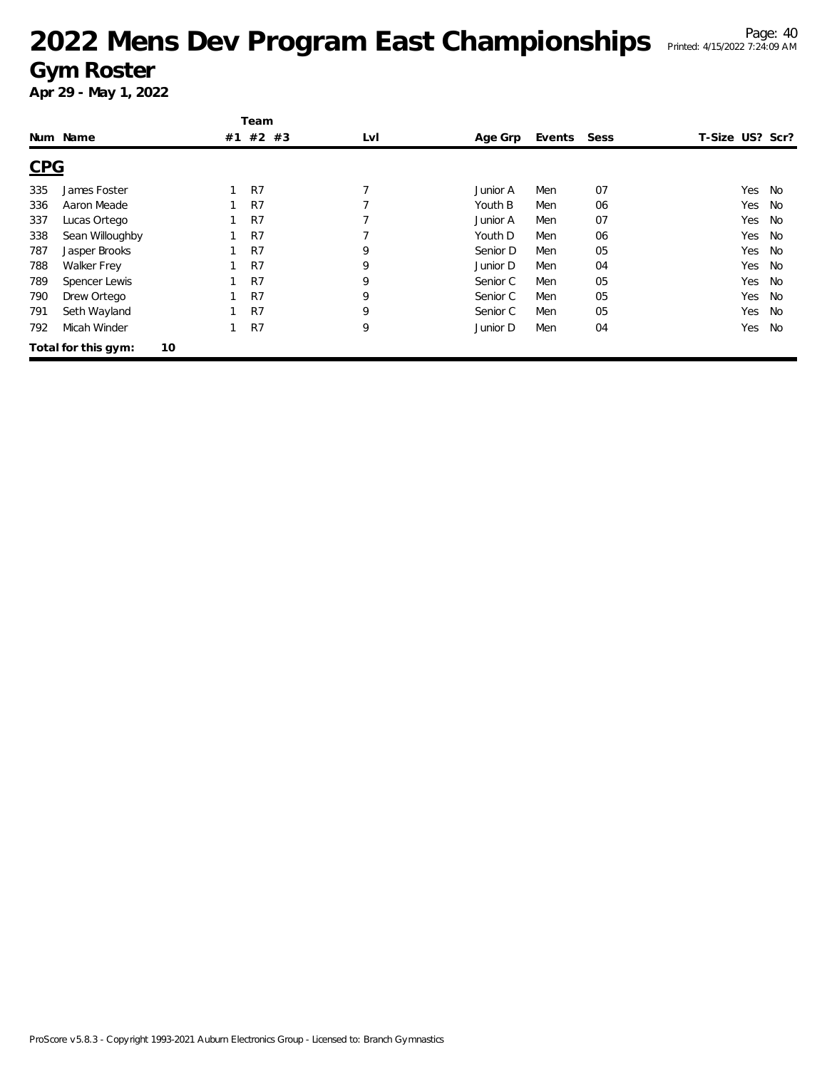# 2022 Mens Dev Program East Championships

## Gym Roster

**Apr 29 - May 1, 2022**

| Num | Name | Team #1 | Team #2 | Team #3 | Lvl | Age Grp | Events | Sess | T-Size | US? | Scr? |
|---|---|---|---|---|---|---|---|---|---|---|---|
| **CPG** | | | | | | | | | | | |
| 335 | James Foster | 1 | R7 | | 7 | Junior A | Men | 07 | | Yes | No |
| 336 | Aaron Meade | 1 | R7 | | 7 | Youth B | Men | 06 | | Yes | No |
| 337 | Lucas Ortego | 1 | R7 | | 7 | Junior A | Men | 07 | | Yes | No |
| 338 | Sean Willoughby | 1 | R7 | | 7 | Youth D | Men | 06 | | Yes | No |
| 787 | Jasper Brooks | 1 | R7 | | 9 | Senior D | Men | 05 | | Yes | No |
| 788 | Walker Frey | 1 | R7 | | 9 | Junior D | Men | 04 | | Yes | No |
| 789 | Spencer Lewis | 1 | R7 | | 9 | Senior C | Men | 05 | | Yes | No |
| 790 | Drew Ortego | 1 | R7 | | 9 | Senior C | Men | 05 | | Yes | No |
| 791 | Seth Wayland | 1 | R7 | | 9 | Senior C | Men | 05 | | Yes | No |
| 792 | Micah Winder | 1 | R7 | | 9 | Junior D | Men | 04 | | Yes | No |

**Total for this gym: 10**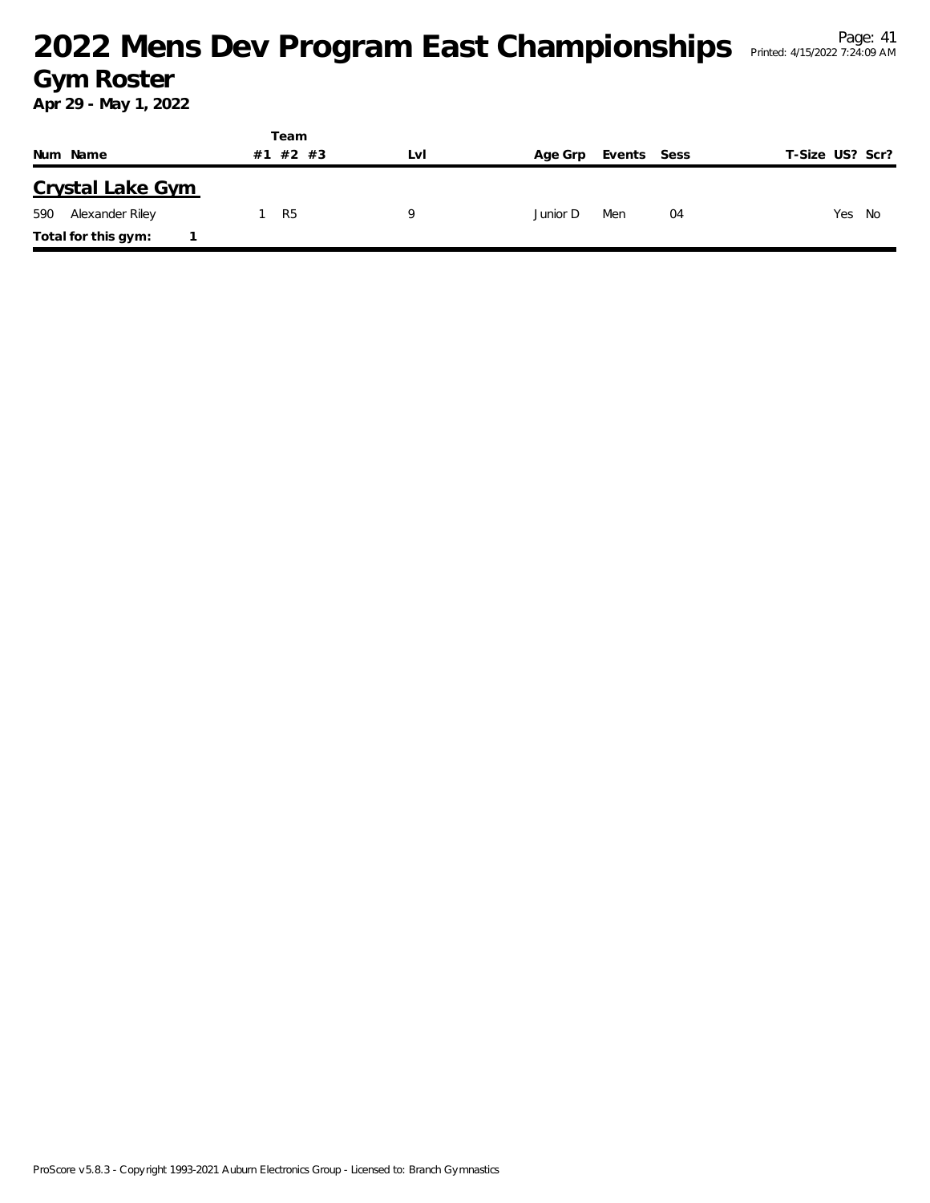# 2022 Mens Dev Program East Championships

## Gym Roster

**Apr 29 - May 1, 2022**

| Num | Name | Team #1 | Team #2 | Team #3 | Lvl | Age Grp | Events | Sess | T-Size | US? | Scr? |
|---|---|---|---|---|---|---|---|---|---|---|---|
| **Crystal Lake Gym** | | | | | | | | | | | |
| 590 | Alexander Riley | 1 | R5 | | 9 | Junior D | Men | 04 | | Yes | No |
| **Total for this gym:** | 1 | | | | | | | | | | |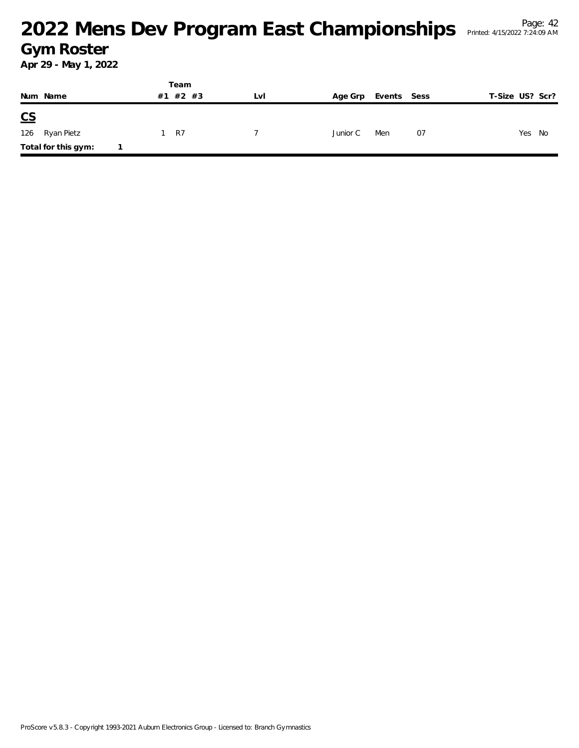# 2022 Mens Dev Program East Championships

## Gym Roster

**Apr 29 - May 1, 2022**

| Num | Name | Team #1 | Team #2 | Team #3 | Lvl | Age Grp | Events | Sess | T-Size | US? | Scr? |
|---|---|---|---|---|---|---|---|---|---|---|---|
| **CS** | | | | | | | | | | | |
| 126 | Ryan Pietz | 1 | R7 | | 7 | Junior C | Men | 07 | | Yes | No |
| **Total for this gym:** | **1** | | | | | | | | | | |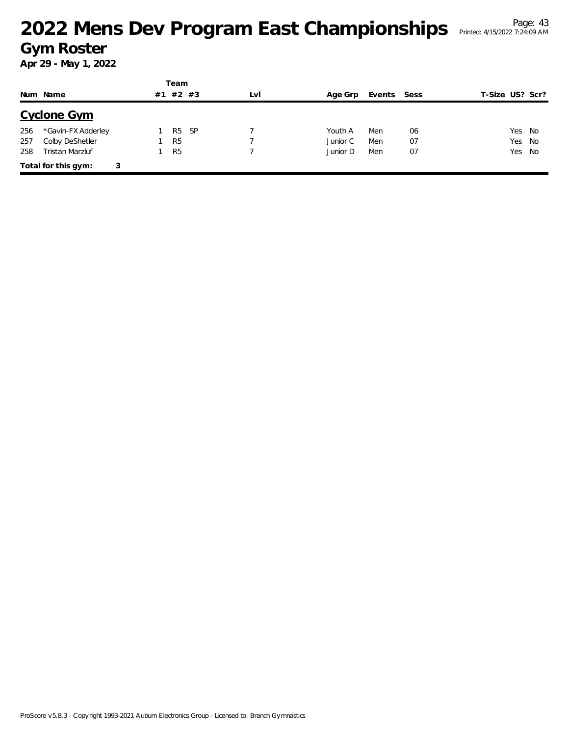# 2022 Mens Dev Program East Championships

## Gym Roster

**Apr 29 - May 1, 2022**

| Num | Name | Team #1 | Team #2 | Team #3 | Lvl | Age Grp | Events | Sess | T-Size | US? | Scr? |
|---|---|---|---|---|---|---|---|---|---|---|---|
| **Cyclone Gym** | | | | | | | | | | | |
| 256 | *Gavin-FX Adderley | 1 | R5 | SP | 7 | Youth A | Men | 06 | | Yes | No |
| 257 | Colby DeShetler | 1 | R5 | | 7 | Junior C | Men | 07 | | Yes | No |
| 258 | Tristan Marzluf | 1 | R5 | | 7 | Junior D | Men | 07 | | Yes | No |
| **Total for this gym:** | 3 | | | | | | | | | | |

ProScore v5.8.3 - Copyright 1993-2021 Auburn Electronics Group - Licensed to: Branch Gymnastics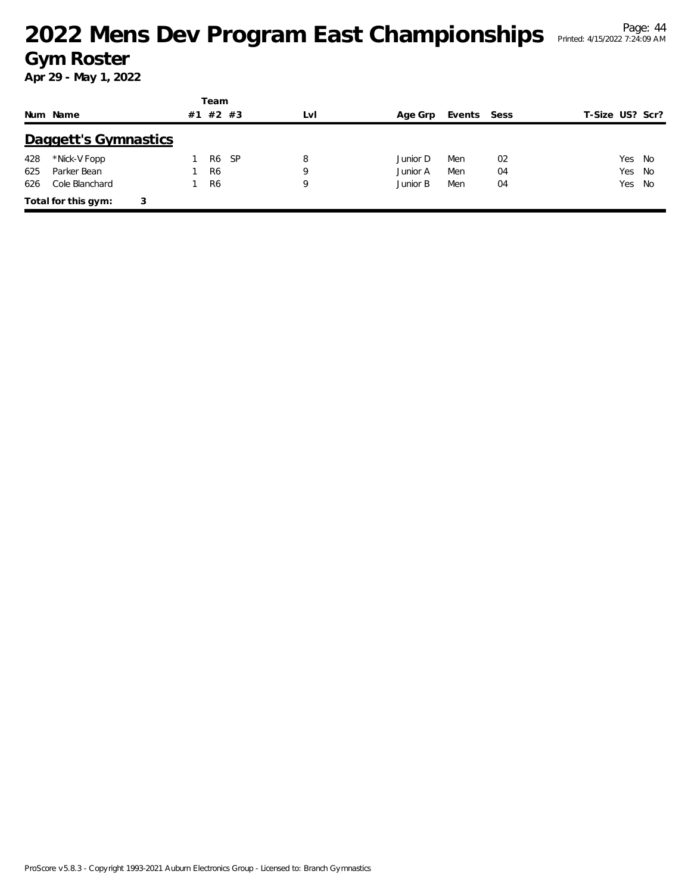# 2022 Mens Dev Program East Championships

## Gym Roster

**Apr 29 - May 1, 2022**

## Daggett's Gymnastics

| Num | Name | Team #1 | Team #2 | Team #3 | Lvl | Age Grp | Events | Sess | T-Size | US? | Scr? |
|---|---|---|---|---|---|---|---|---|---|---|---|
| 428 | *Nick-V Fopp | 1 | R6 | SP | 8 | Junior D | Men | 02 | | Yes | No |
| 625 | Parker Bean | 1 | R6 | | 9 | Junior A | Men | 04 | | Yes | No |
| 626 | Cole Blanchard | 1 | R6 | | 9 | Junior B | Men | 04 | | Yes | No |

**Total for this gym: 3**

ProScore v5.8.3 - Copyright 1993-2021 Auburn Electronics Group - Licensed to: Branch Gymnastics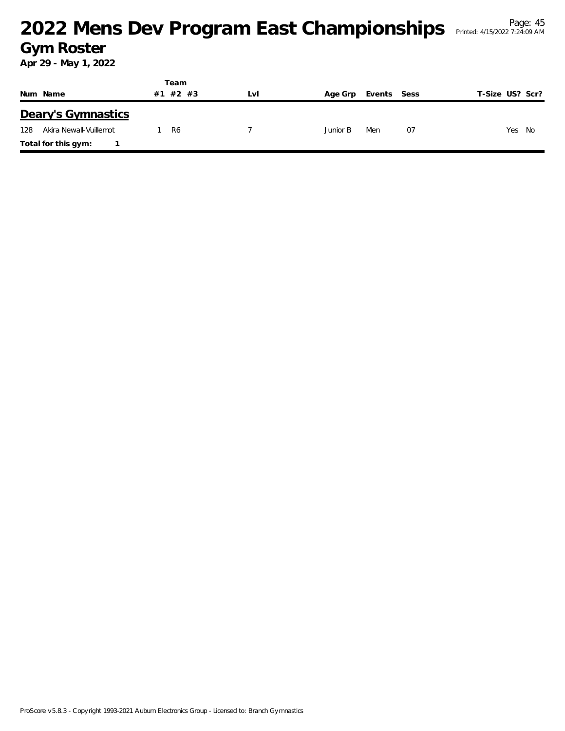# 2022 Mens Dev Program East Championships

## Gym Roster

**Apr 29 - May 1, 2022**

### Deary's Gymnastics

| Num | Name | Team #1 | Team #2 | Team #3 | Lvl | Age Grp | Events | Sess | T-Size | US? | Scr? |
|---|---|---|---|---|---|---|---|---|---|---|---|
| 128 | Akira Newall-Vuillemot | 1 | R6 | | 7 | Junior B | Men | 07 | | Yes | No |

**Total for this gym: 1**

ProScore v5.8.3 - Copyright 1993-2021 Auburn Electronics Group - Licensed to: Branch Gymnastics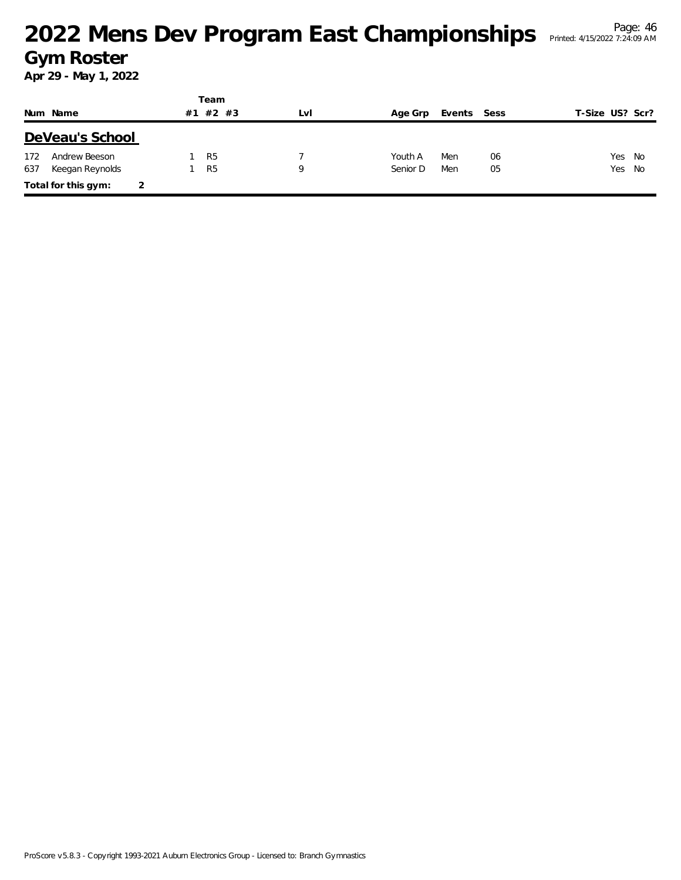# 2022 Mens Dev Program East Championships

## Gym Roster

**Apr 29 - May 1, 2022**

## DeVeau's School

| Num | Name | Team #1 | #2 | #3 | Lvl | Age Grp | Events | Sess | T-Size | US? | Scr? |
|---|---|---|---|---|---|---|---|---|---|---|---|
| 172 | Andrew Beeson | 1 | R5 | | 7 | Youth A | Men | 06 | | Yes | No |
| 637 | Keegan Reynolds | 1 | R5 | | 9 | Senior D | Men | 05 | | Yes | No |

**Total for this gym:** 2

ProScore v5.8.3 - Copyright 1993-2021 Auburn Electronics Group - Licensed to: Branch Gymnastics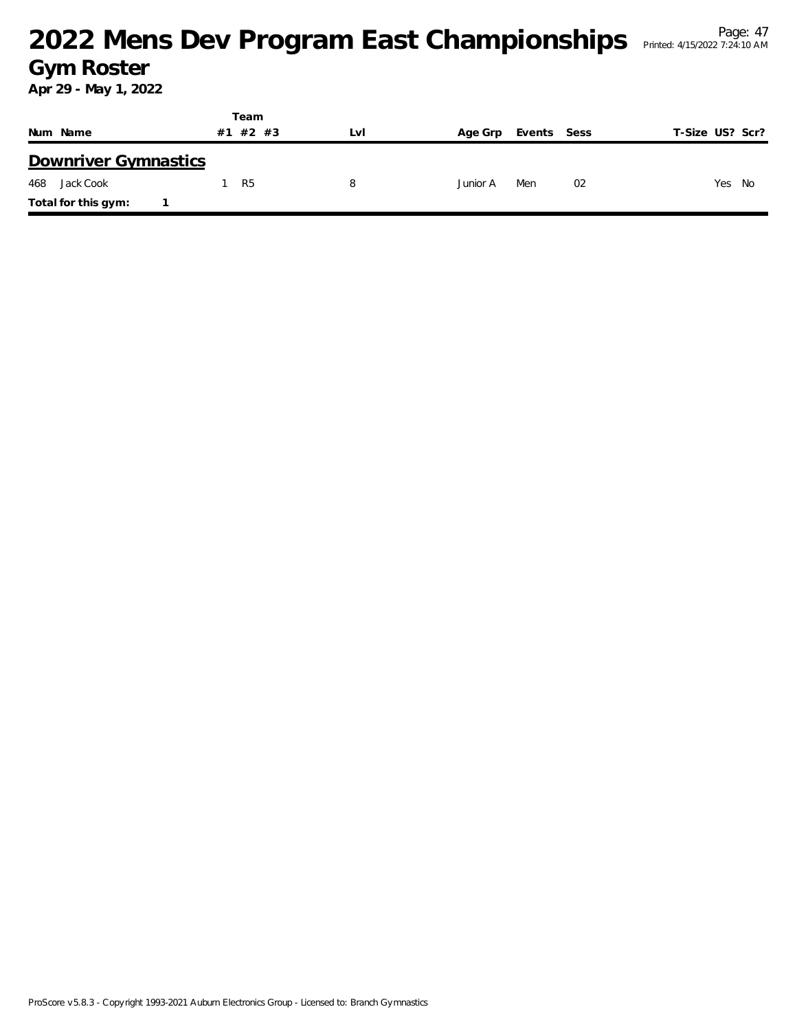# 2022 Mens Dev Program East Championships

## Gym Roster

**Apr 29 - May 1, 2022**

| Num | Name | Team #1 | Team #2 | Team #3 | Lvl | Age Grp | Events | Sess | T-Size | US? | Scr? |
|---|---|---|---|---|---|---|---|---|---|---|---|
| **Downriver Gymnastics** | | | | | | | | | | | |
| 468 | Jack Cook | 1 | R5 | | 8 | Junior A | Men | 02 | | Yes | No |
| **Total for this gym:** | **1** | | | | | | | | | | |

ProScore v5.8.3 - Copyright 1993-2021 Auburn Electronics Group - Licensed to: Branch Gymnastics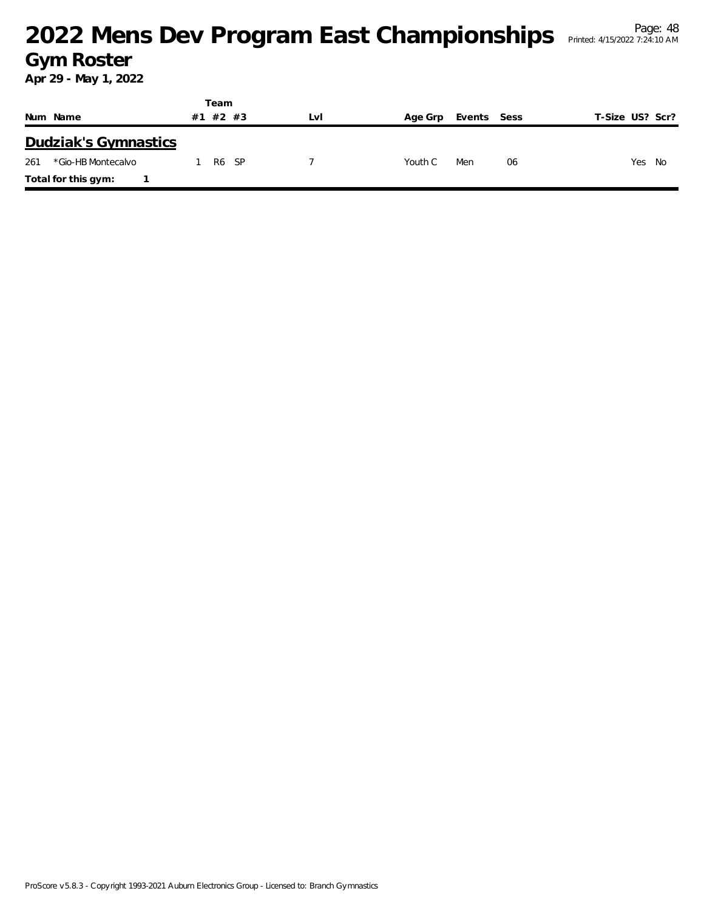# 2022 Mens Dev Program East Championships

## Gym Roster

**Apr 29 - May 1, 2022**

| Num | Name | Team #1 | Team #2 | Team #3 | Lvl | Age Grp | Events | Sess | T-Size | US? | Scr? |
|---|---|---|---|---|---|---|---|---|---|---|---|
| **Dudziak's Gymnastics** | | | | | | | | | | | |
| 261 | *Gio-HB Montecalvo | 1 | R6 | SP | 7 | Youth C | Men | 06 | | Yes | No |
| **Total for this gym:** | 1 | | | | | | | | | | |

ProScore v5.8.3 - Copyright 1993-2021 Auburn Electronics Group - Licensed to: Branch Gymnastics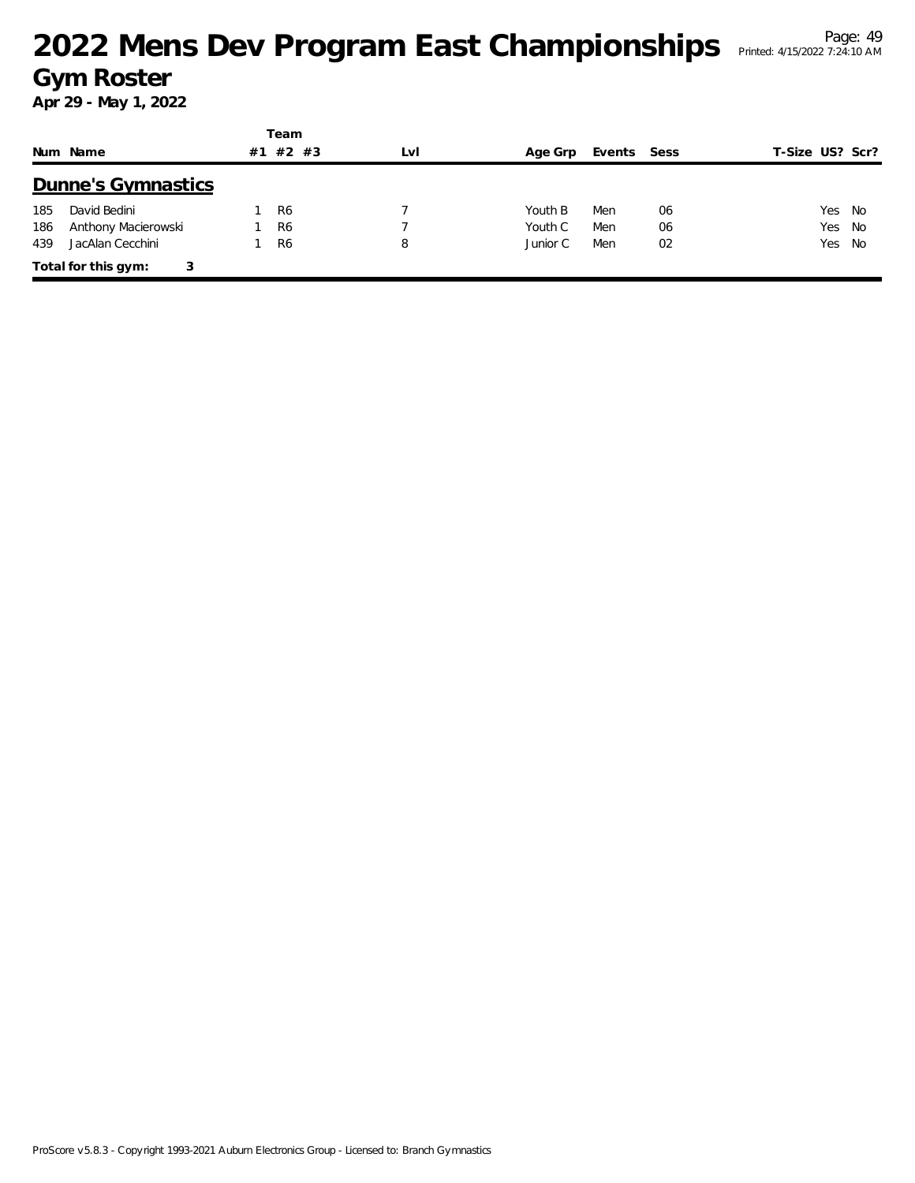# 2022 Mens Dev Program East Championships

## Gym Roster

**Apr 29 - May 1, 2022**

| Num | Name | Team #1 | Team #2 | Team #3 | Lvl | Age Grp | Events | Sess | T-Size | US? | Scr? |
|---|---|---|---|---|---|---|---|---|---|---|---|
| **Dunne's Gymnastics** | | | | | | | | | | | |
| 185 | David Bedini | 1 | R6 | | 7 | Youth B | Men | 06 | | Yes | No |
| 186 | Anthony Macierowski | 1 | R6 | | 7 | Youth C | Men | 06 | | Yes | No |
| 439 | JacAlan Cecchini | 1 | R6 | | 8 | Junior C | Men | 02 | | Yes | No |

**Total for this gym: 3**

ProScore v5.8.3 - Copyright 1993-2021 Auburn Electronics Group - Licensed to: Branch Gymnastics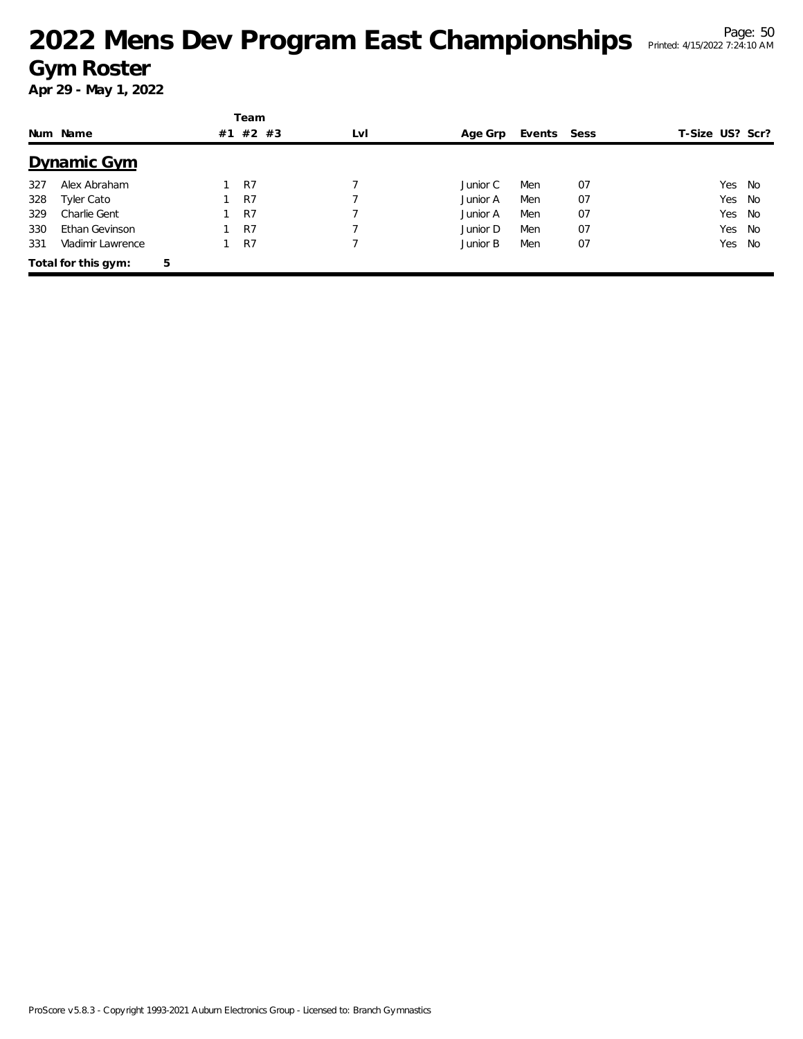# 2022 Mens Dev Program East Championships

## Gym Roster

**Apr 29 - May 1, 2022**

### Dynamic Gym

| Num | Name | Team #1 | Team #2 | Team #3 | Lvl | Age Grp | Events | Sess | T-Size | US? | Scr? |
|---|---|---|---|---|---|---|---|---|---|---|---|
| 327 | Alex Abraham | 1 | R7 | | 7 | Junior C | Men | 07 | | Yes | No |
| 328 | Tyler Cato | 1 | R7 | | 7 | Junior A | Men | 07 | | Yes | No |
| 329 | Charlie Gent | 1 | R7 | | 7 | Junior A | Men | 07 | | Yes | No |
| 330 | Ethan Gevinson | 1 | R7 | | 7 | Junior D | Men | 07 | | Yes | No |
| 331 | Vladimir Lawrence | 1 | R7 | | 7 | Junior B | Men | 07 | | Yes | No |

**Total for this gym: 5**

ProScore v5.8.3 - Copyright 1993-2021 Auburn Electronics Group - Licensed to: Branch Gymnastics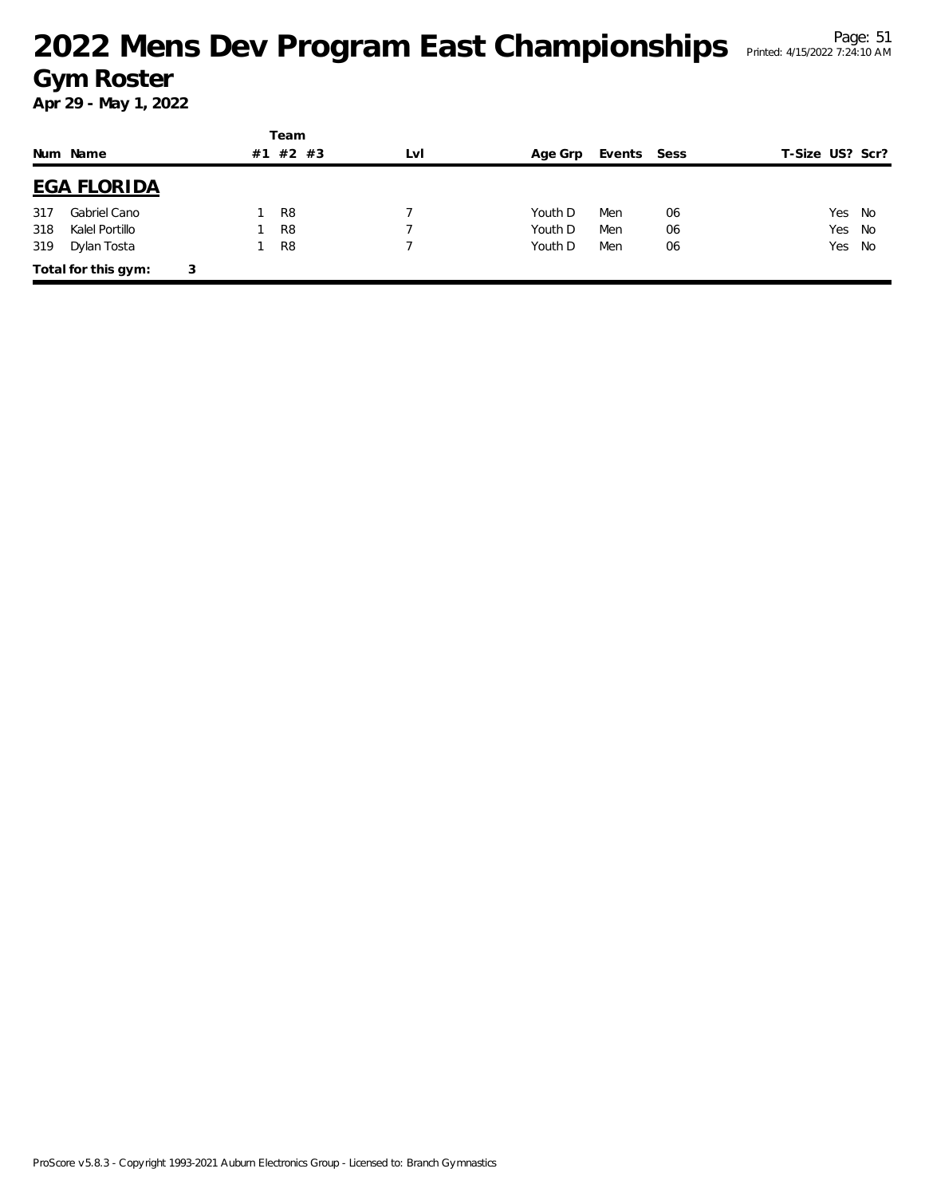# 2022 Mens Dev Program East Championships

## Gym Roster

**Apr 29 - May 1, 2022**

| Num | Name | Team #1 | Team #2 | Team #3 | Lvl | Age Grp | Events | Sess | T-Size | US? | Scr? |
|---|---|---|---|---|---|---|---|---|---|---|---|
| **EGA FLORIDA** | | | | | | | | | | | |
| 317 | Gabriel Cano | 1 | R8 | | 7 | Youth D | Men | 06 | | Yes | No |
| 318 | Kalel Portillo | 1 | R8 | | 7 | Youth D | Men | 06 | | Yes | No |
| 319 | Dylan Tosta | 1 | R8 | | 7 | Youth D | Men | 06 | | Yes | No |
| **Total for this gym:** | 3 | | | | | | | | | | |

ProScore v5.8.3 - Copyright 1993-2021 Auburn Electronics Group - Licensed to: Branch Gymnastics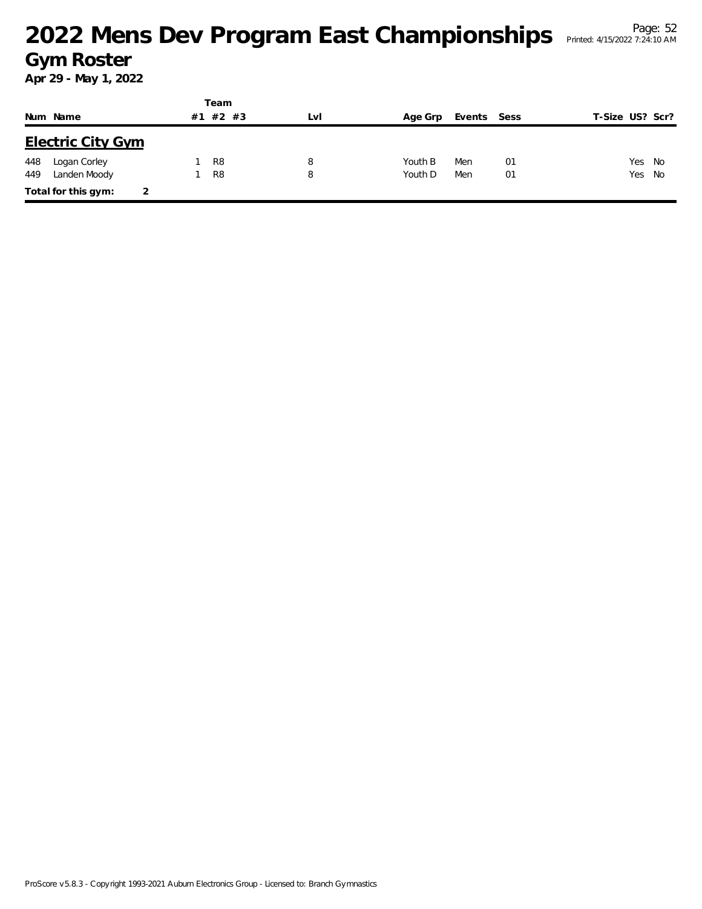# 2022 Mens Dev Program East Championships

## Gym Roster

**Apr 29 - May 1, 2022**

| Num | Name | Team #1 | #2 | #3 | Lvl | Age Grp | Events | Sess | T-Size | US? | Scr? |
|---|---|---|---|---|---|---|---|---|---|---|---|
| **Electric City Gym** | | | | | | | | | | | |
| 448 | Logan Corley | 1 | R8 | | 8 | Youth B | Men | 01 | | Yes | No |
| 449 | Landen Moody | 1 | R8 | | 8 | Youth D | Men | 01 | | Yes | No |
| **Total for this gym:** | 2 | | | | | | | | | | |

ProScore v5.8.3 - Copyright 1993-2021 Auburn Electronics Group - Licensed to: Branch Gymnastics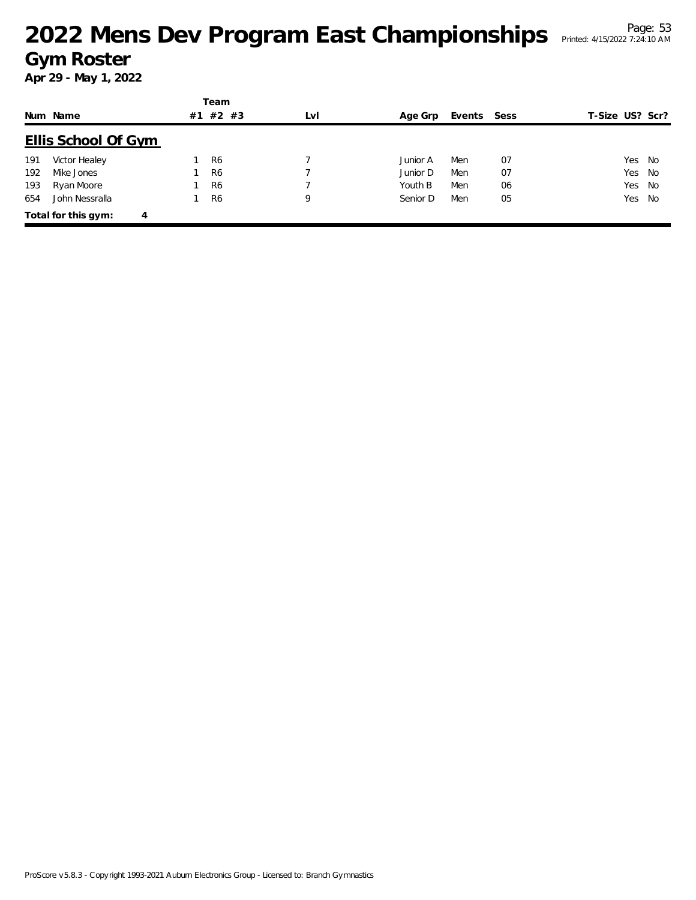# 2022 Mens Dev Program East Championships

## Gym Roster

**Apr 29 - May 1, 2022**

## Ellis School Of Gym

| Num | Name | Team #1 | Team #2 | Team #3 | Lvl | Age Grp | Events | Sess | T-Size | US? | Scr? |
|---|---|---|---|---|---|---|---|---|---|---|---|
| 191 | Victor Healey | 1 | R6 | | 7 | Junior A | Men | 07 | | Yes | No |
| 192 | Mike Jones | 1 | R6 | | 7 | Junior D | Men | 07 | | Yes | No |
| 193 | Ryan Moore | 1 | R6 | | 7 | Youth B | Men | 06 | | Yes | No |
| 654 | John Nessralla | 1 | R6 | | 9 | Senior D | Men | 05 | | Yes | No |

**Total for this gym: 4**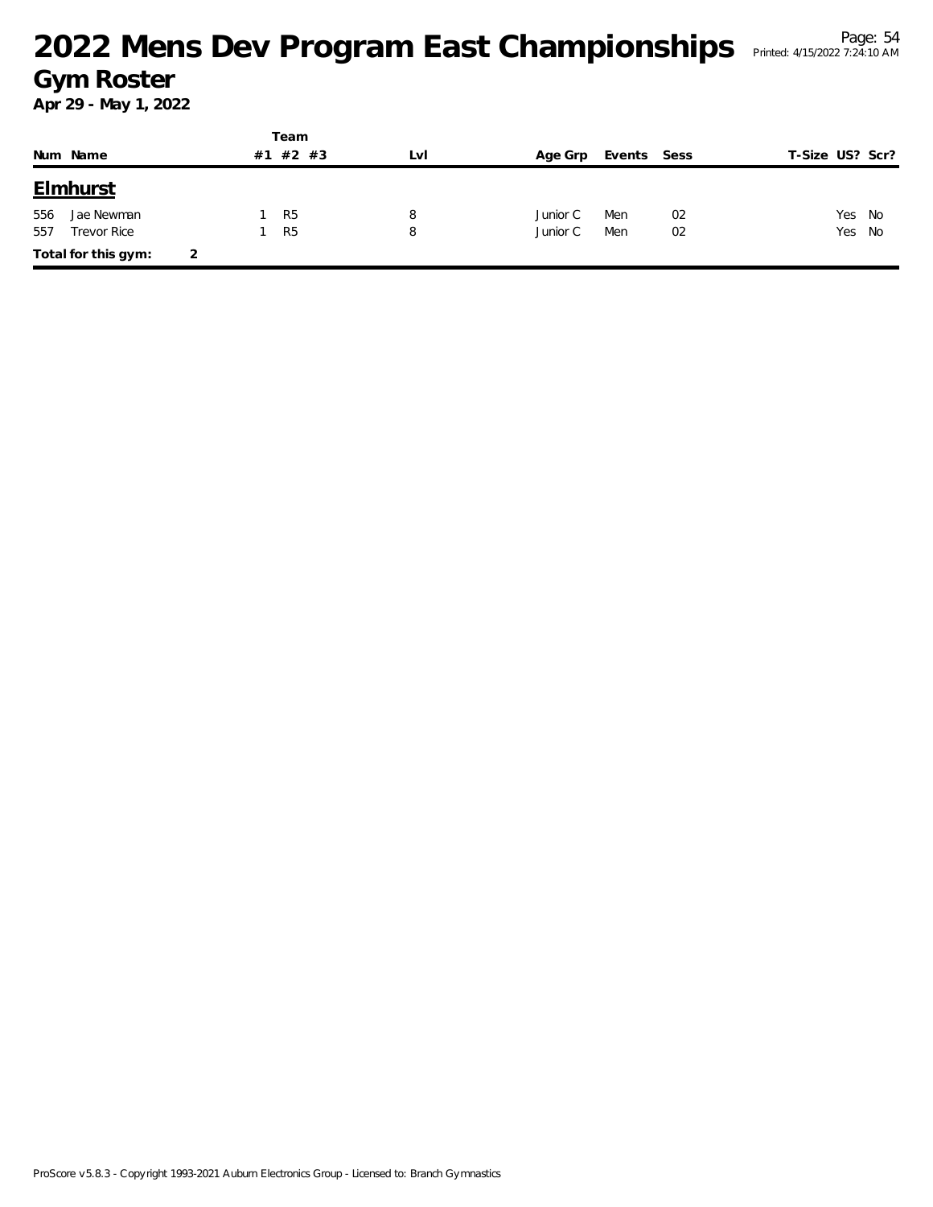# 2022 Mens Dev Program East Championships

## Gym Roster

**Apr 29 - May 1, 2022**

| Num | Name | Team #1 | #2 | #3 | Lvl | Age Grp | Events | Sess | T-Size | US? | Scr? |
|---|---|---|---|---|---|---|---|---|---|---|---|
| **Elmhurst** | | | | | | | | | | | |
| 556 | Jae Newman | 1 | R5 | | 8 | Junior C | Men | 02 | | Yes | No |
| 557 | Trevor Rice | 1 | R5 | | 8 | Junior C | Men | 02 | | Yes | No |
| **Total for this gym:** | 2 | | | | | | | | | | |

ProScore v5.8.3 - Copyright 1993-2021 Auburn Electronics Group - Licensed to: Branch Gymnastics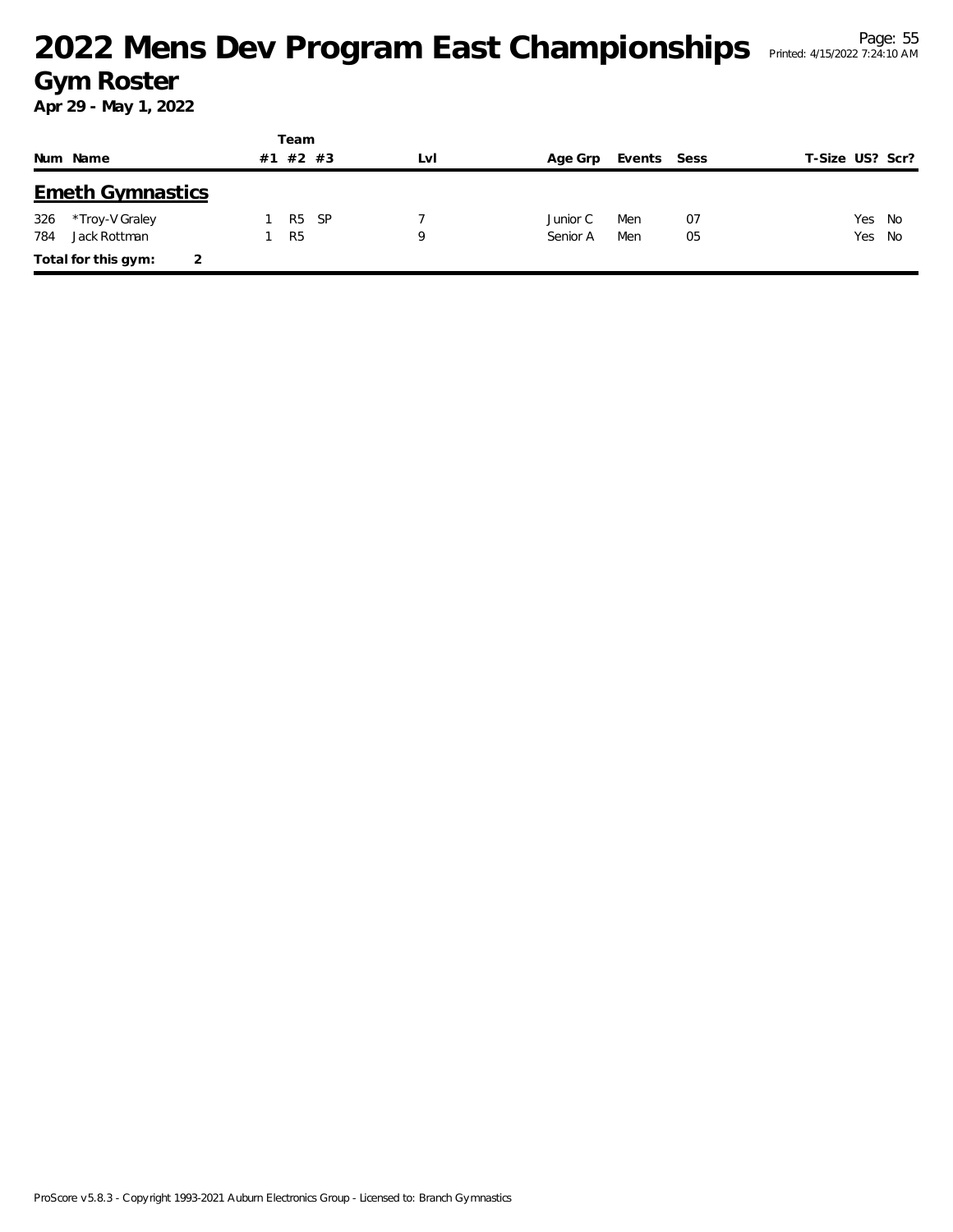# 2022 Mens Dev Program East Championships

## Gym Roster

**Apr 29 - May 1, 2022**

| Num | Name | Team #1 | Team #2 | Team #3 | Lvl | Age Grp | Events | Sess | T-Size | US? | Scr? |
|---|---|---|---|---|---|---|---|---|---|---|---|
| **Emeth Gymnastics** | | | | | | | | | | | |
| 326 | *Troy-V Graley | 1 | R5 | SP | 7 | Junior C | Men | 07 | | Yes | No |
| 784 | Jack Rottman | 1 | R5 | | 9 | Senior A | Men | 05 | | Yes | No |
| **Total for this gym:** | 2 | | | | | | | | | | |

ProScore v5.8.3 - Copyright 1993-2021 Auburn Electronics Group - Licensed to: Branch Gymnastics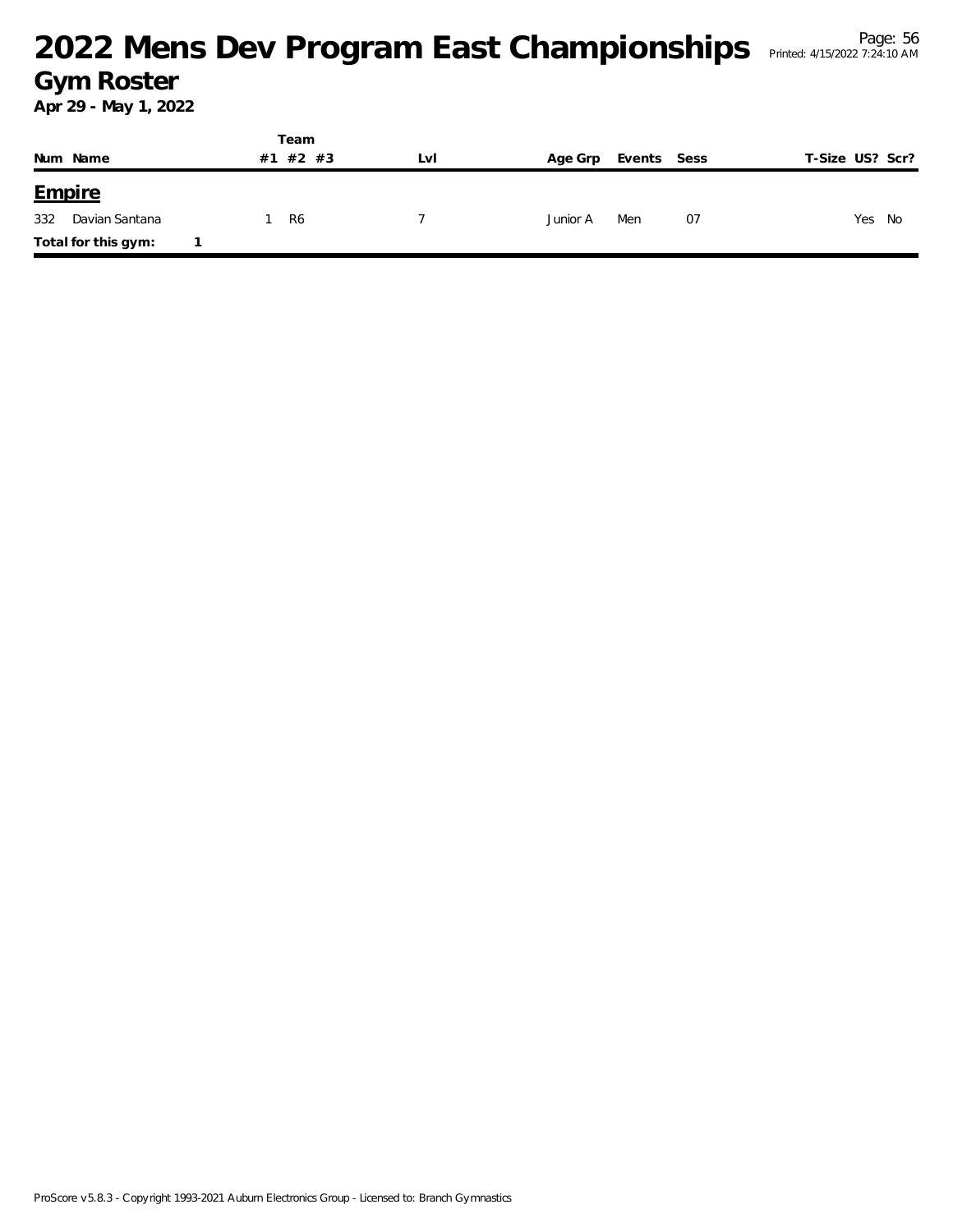# 2022 Mens Dev Program East Championships

## Gym Roster

**Apr 29 - May 1, 2022**

| Num | Name | Team #1 | Team #2 | Team #3 | Lvl | Age Grp | Events | Sess | T-Size | US? | Scr? |
|---|---|---|---|---|---|---|---|---|---|---|---|
| **Empire** | | | | | | | | | | | |
| 332 | Davian Santana | 1 | R6 | | 7 | Junior A | Men | 07 | | Yes | No |
| **Total for this gym:** | 1 | | | | | | | | | | |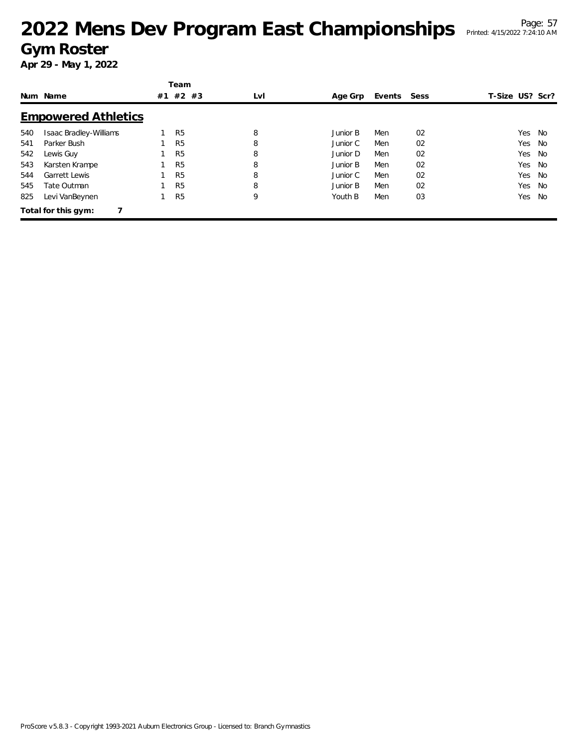# 2022 Mens Dev Program East Championships

## Gym Roster

**Apr 29 - May 1, 2022**

### Empowered Athletics

| Num | Name | Team #1 | Team #2 | Team #3 | Lvl | Age Grp | Events | Sess | T-Size | US? | Scr? |
|---|---|---|---|---|---|---|---|---|---|---|---|
| 540 | Isaac Bradley-Williams | 1 | R5 | | 8 | Junior B | Men | 02 | | Yes | No |
| 541 | Parker Bush | 1 | R5 | | 8 | Junior C | Men | 02 | | Yes | No |
| 542 | Lewis Guy | 1 | R5 | | 8 | Junior D | Men | 02 | | Yes | No |
| 543 | Karsten Krampe | 1 | R5 | | 8 | Junior B | Men | 02 | | Yes | No |
| 544 | Garrett Lewis | 1 | R5 | | 8 | Junior C | Men | 02 | | Yes | No |
| 545 | Tate Outman | 1 | R5 | | 8 | Junior B | Men | 02 | | Yes | No |
| 825 | Levi VanBeynen | 1 | R5 | | 9 | Youth B | Men | 03 | | Yes | No |

**Total for this gym: 7**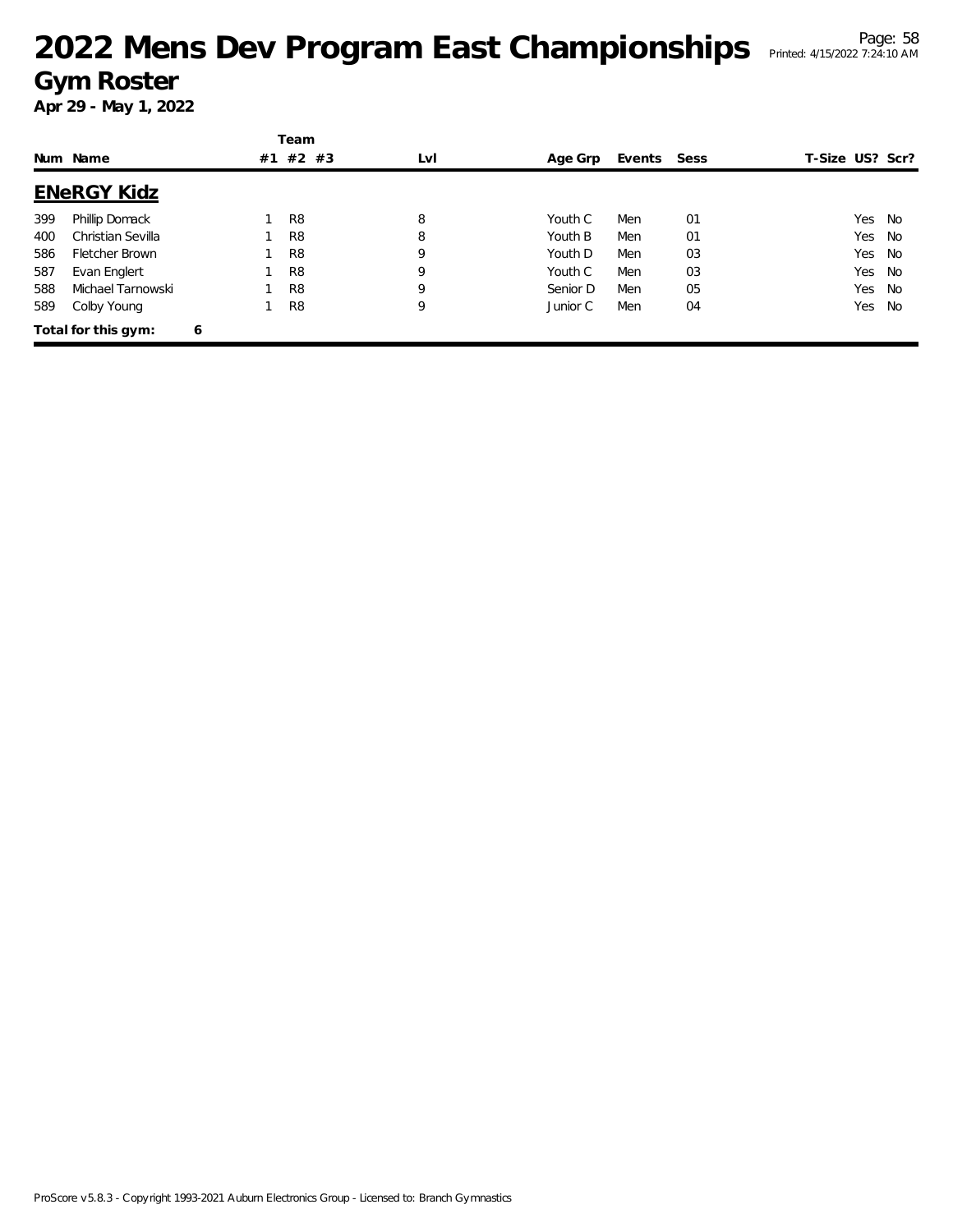# 2022 Mens Dev Program East Championships

## Gym Roster

**Apr 29 - May 1, 2022**

### ENeRGY Kidz

| Num | Name | Team #1 | Team #2 | Team #3 | Lvl | Age Grp | Events | Sess | T-Size | US? | Scr? |
|---|---|---|---|---|---|---|---|---|---|---|---|
| 399 | Phillip Domack | 1 | R8 | | 8 | Youth C | Men | 01 | | Yes | No |
| 400 | Christian Sevilla | 1 | R8 | | 8 | Youth B | Men | 01 | | Yes | No |
| 586 | Fletcher Brown | 1 | R8 | | 9 | Youth D | Men | 03 | | Yes | No |
| 587 | Evan Englert | 1 | R8 | | 9 | Youth C | Men | 03 | | Yes | No |
| 588 | Michael Tarnowski | 1 | R8 | | 9 | Senior D | Men | 05 | | Yes | No |
| 589 | Colby Young | 1 | R8 | | 9 | Junior C | Men | 04 | | Yes | No |

**Total for this gym: 6**

ProScore v5.8.3 - Copyright 1993-2021 Auburn Electronics Group - Licensed to: Branch Gymnastics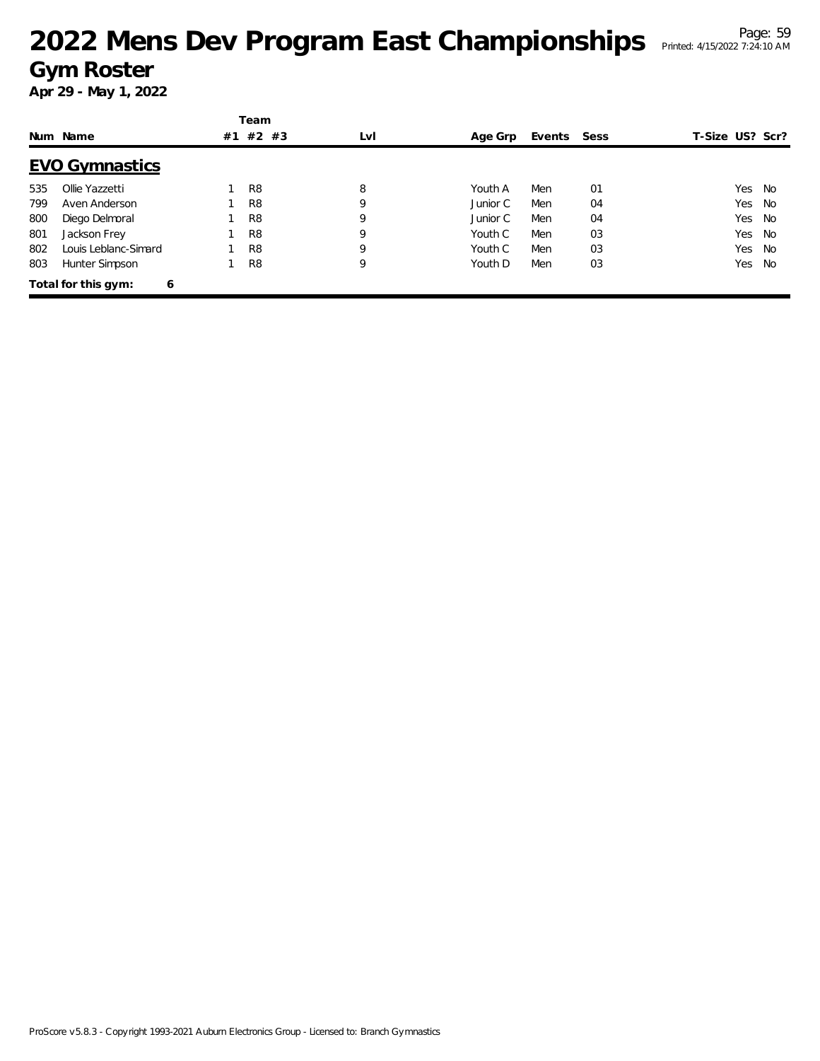# 2022 Mens Dev Program East Championships

## Gym Roster

**Apr 29 - May 1, 2022**

### EVO Gymnastics

| Num | Name | Team #1 | #2 | #3 | Lvl | Age Grp | Events | Sess | T-Size | US? | Scr? |
|---|---|---|---|---|---|---|---|---|---|---|---|
| 535 | Ollie Yazzetti | 1 | R8 | | 8 | Youth A | Men | 01 | | Yes | No |
| 799 | Aven Anderson | 1 | R8 | | 9 | Junior C | Men | 04 | | Yes | No |
| 800 | Diego Delmoral | 1 | R8 | | 9 | Junior C | Men | 04 | | Yes | No |
| 801 | Jackson Frey | 1 | R8 | | 9 | Youth C | Men | 03 | | Yes | No |
| 802 | Louis Leblanc-Simard | 1 | R8 | | 9 | Youth C | Men | 03 | | Yes | No |
| 803 | Hunter Simpson | 1 | R8 | | 9 | Youth D | Men | 03 | | Yes | No |

**Total for this gym: 6**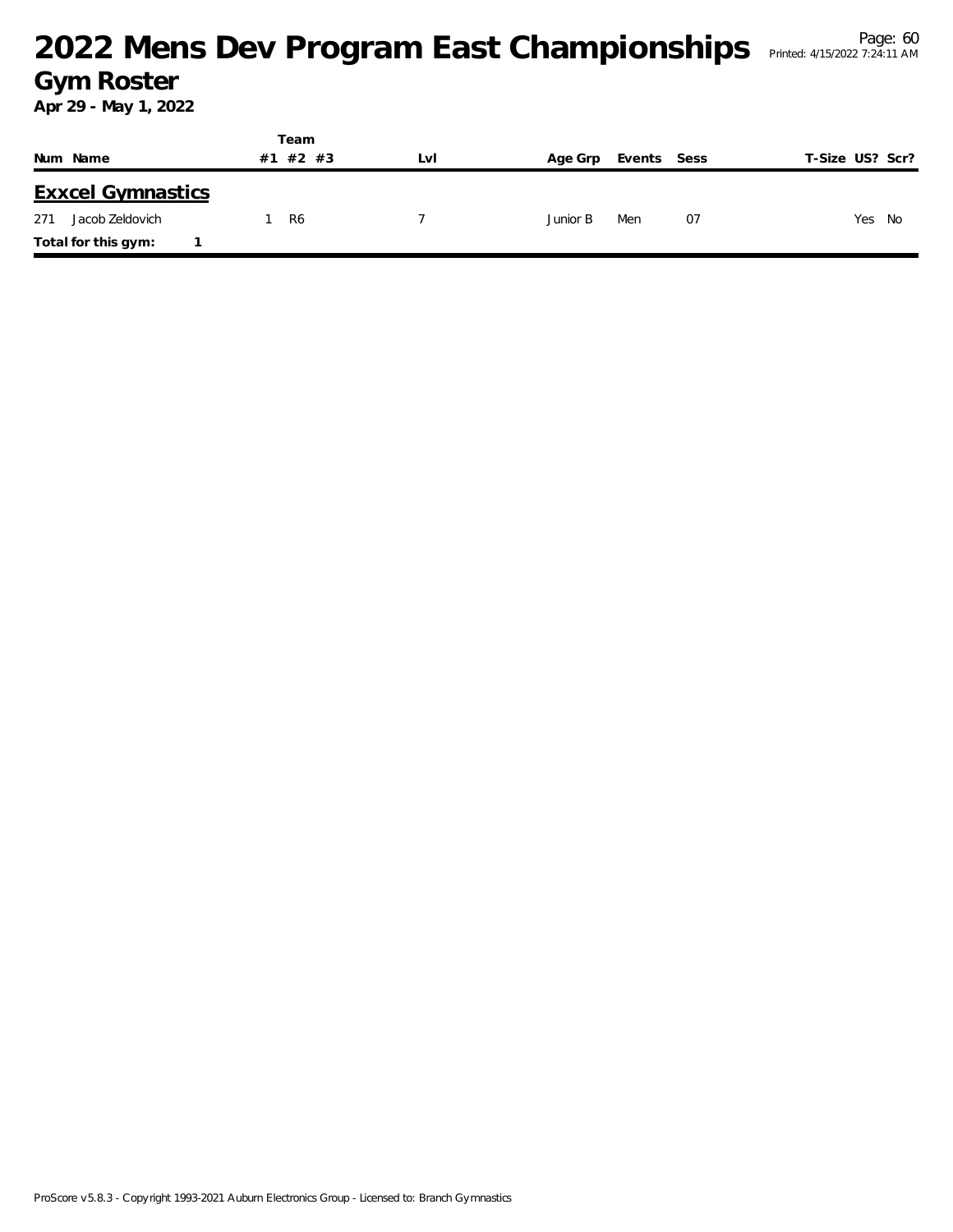# 2022 Mens Dev Program East Championships

## Gym Roster

**Apr 29 - May 1, 2022**

## Exxcel Gymnastics

| Num | Name | Team #1 | Team #2 | Team #3 | Lvl | Age Grp | Events | Sess | T-Size | US? | Scr? |
|---|---|---|---|---|---|---|---|---|---|---|---|
| 271 | Jacob Zeldovich | 1 | R6 | | 7 | Junior B | Men | 07 | | Yes | No |

**Total for this gym:** 1

ProScore v5.8.3 - Copyright 1993-2021 Auburn Electronics Group - Licensed to: Branch Gymnastics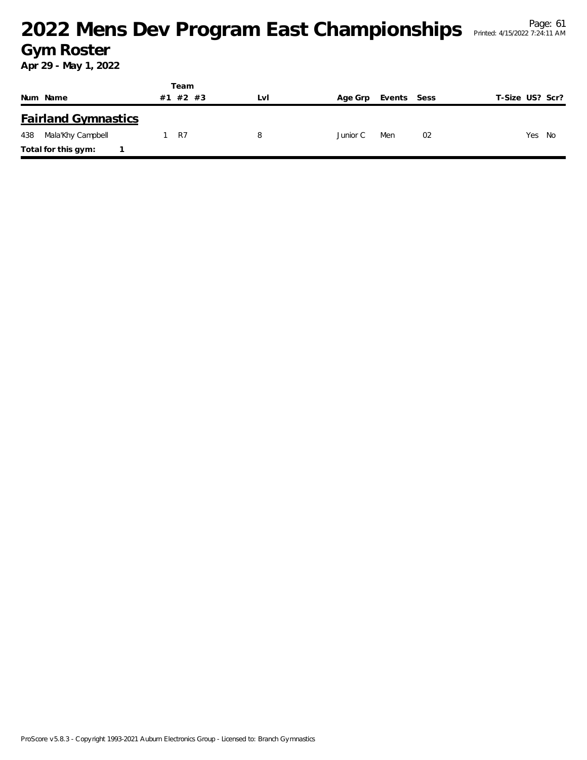# 2022 Mens Dev Program East Championships

## Gym Roster

**Apr 29 - May 1, 2022**

| Num | Name | Team #1 | Team #2 | Team #3 | Lvl | Age Grp | Events | Sess | T-Size | US? | Scr? |
|---|---|---|---|---|---|---|---|---|---|---|---|
| **Fairland Gymnastics** | | | | | | | | | | | |
| 438 | Mala'Khy Campbell | 1 | R7 | | 8 | Junior C | Men | 02 | | Yes | No |
| **Total for this gym:** | 1 | | | | | | | | | | |

ProScore v5.8.3 - Copyright 1993-2021 Auburn Electronics Group - Licensed to: Branch Gymnastics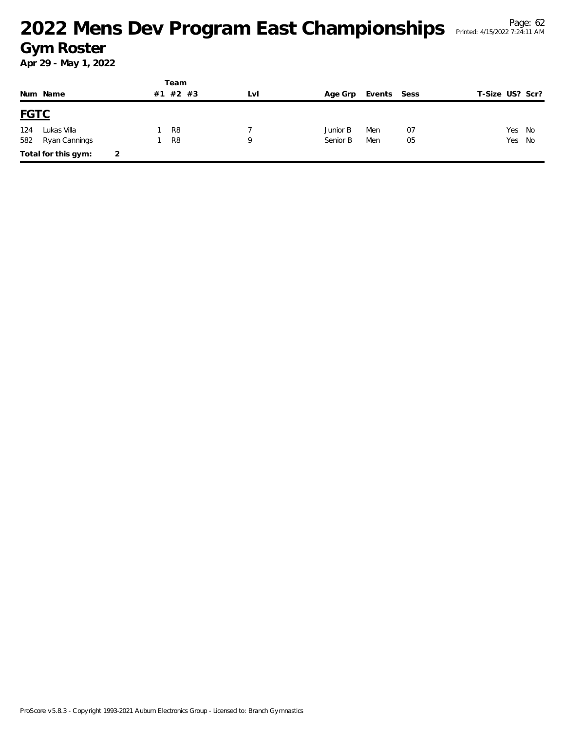# 2022 Mens Dev Program East Championships

## Gym Roster

**Apr 29 - May 1, 2022**

| Num | Name | Team #1 | Team #2 | Team #3 | Lvl | Age Grp | Events | Sess | T-Size | US? | Scr? |
|---|---|---|---|---|---|---|---|---|---|---|---|
| **FGTC** | | | | | | | | | | | |
| 124 | Lukas Villa | 1 | R8 | | 7 | Junior B | Men | 07 | | Yes | No |
| 582 | Ryan Cannings | 1 | R8 | | 9 | Senior B | Men | 05 | | Yes | No |
| **Total for this gym:** | 2 | | | | | | | | | | |

ProScore v5.8.3 - Copyright 1993-2021 Auburn Electronics Group - Licensed to: Branch Gymnastics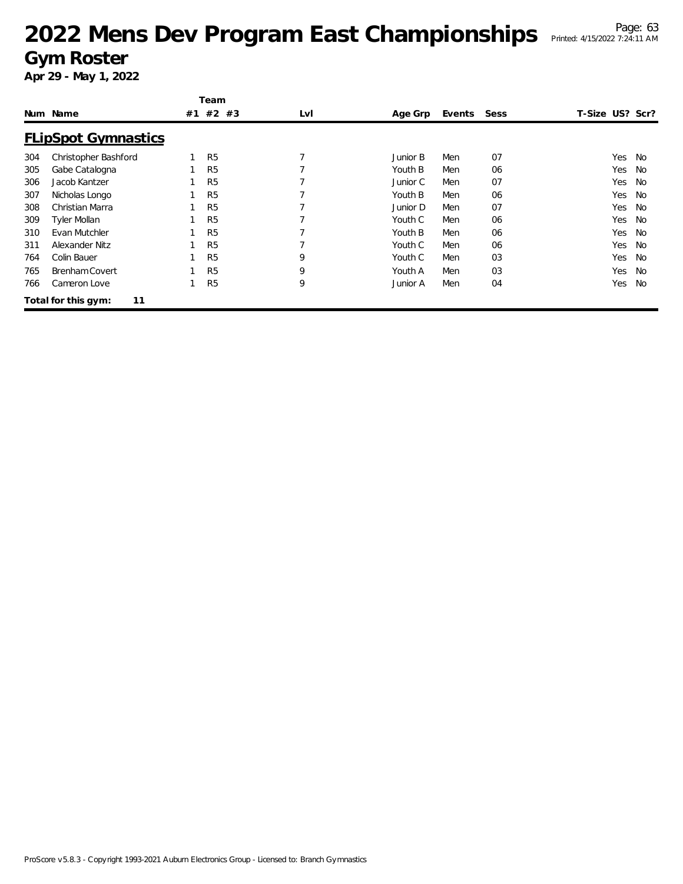# 2022 Mens Dev Program East Championships

## Gym Roster

**Apr 29 - May 1, 2022**

### FLipSpot Gymnastics

| Num | Name | Team #1 | #2 | #3 | Lvl | Age Grp | Events | Sess | T-Size | US? | Scr? |
|---|---|---|---|---|---|---|---|---|---|---|---|
| 304 | Christopher Bashford | 1 | R5 | | 7 | Junior B | Men | 07 | | Yes | No |
| 305 | Gabe Catalogna | 1 | R5 | | 7 | Youth B | Men | 06 | | Yes | No |
| 306 | Jacob Kantzer | 1 | R5 | | 7 | Junior C | Men | 07 | | Yes | No |
| 307 | Nicholas Longo | 1 | R5 | | 7 | Youth B | Men | 06 | | Yes | No |
| 308 | Christian Marra | 1 | R5 | | 7 | Junior D | Men | 07 | | Yes | No |
| 309 | Tyler Mollan | 1 | R5 | | 7 | Youth C | Men | 06 | | Yes | No |
| 310 | Evan Mutchler | 1 | R5 | | 7 | Youth B | Men | 06 | | Yes | No |
| 311 | Alexander Nitz | 1 | R5 | | 7 | Youth C | Men | 06 | | Yes | No |
| 764 | Colin Bauer | 1 | R5 | | 9 | Youth C | Men | 03 | | Yes | No |
| 765 | Brenham Covert | 1 | R5 | | 9 | Youth A | Men | 03 | | Yes | No |
| 766 | Cameron Love | 1 | R5 | | 9 | Junior A | Men | 04 | | Yes | No |

**Total for this gym: 11**

ProScore v5.8.3 - Copyright 1993-2021 Auburn Electronics Group - Licensed to: Branch Gymnastics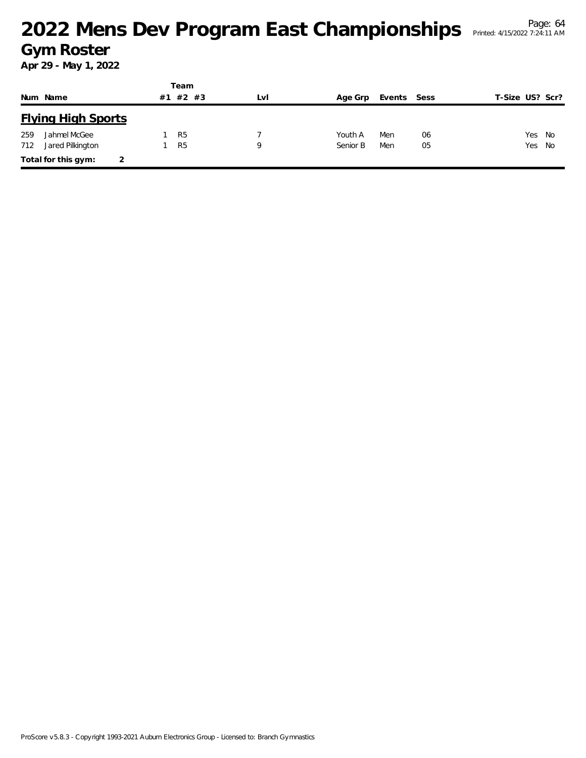# 2022 Mens Dev Program East Championships

## Gym Roster

**Apr 29 - May 1, 2022**

### Flying High Sports

| Num | Name | Team #1 | Team #2 | Team #3 | Lvl | Age Grp | Events | Sess | T-Size | US? | Scr? |
|---|---|---|---|---|---|---|---|---|---|---|---|
| 259 | Jahmel McGee | 1 | R5 | | 7 | Youth A | Men | 06 | | Yes | No |
| 712 | Jared Pilkington | 1 | R5 | | 9 | Senior B | Men | 05 | | Yes | No |

**Total for this gym:** 2

ProScore v5.8.3 - Copyright 1993-2021 Auburn Electronics Group - Licensed to: Branch Gymnastics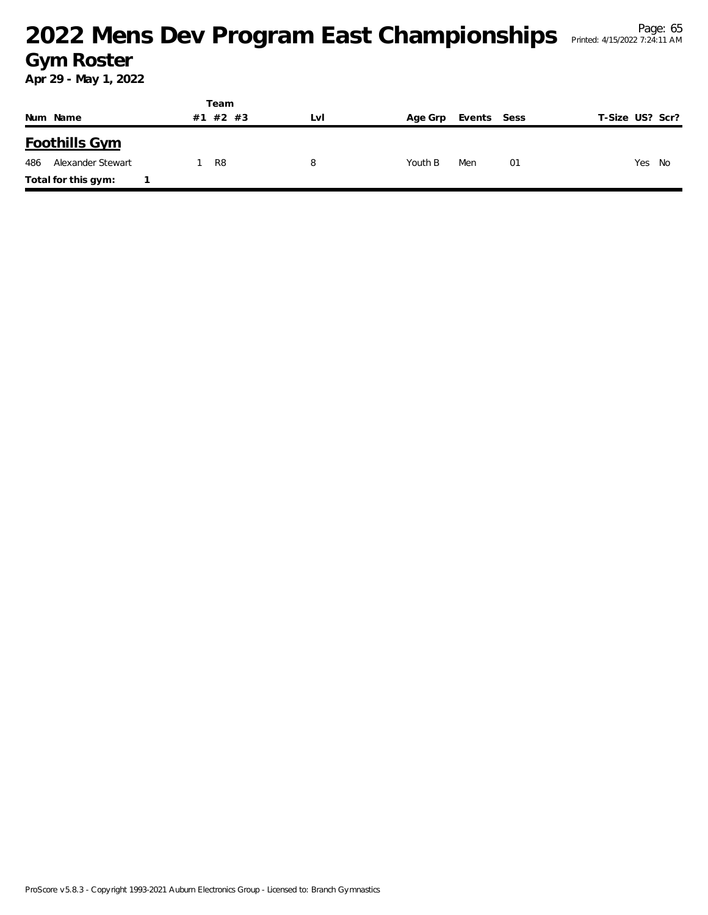# 2022 Mens Dev Program East Championships

## Gym Roster

**Apr 29 - May 1, 2022**

| Num | Name | Team #1 | Team #2 | Team #3 | Lvl | Age Grp | Events | Sess | T-Size | US? | Scr? |
|---|---|---|---|---|---|---|---|---|---|---|---|
| **Foothills Gym** | | | | | | | | | | | |
| 486 | Alexander Stewart | 1 | R8 | | 8 | Youth B | Men | 01 | | Yes | No |
| **Total for this gym:** | 1 | | | | | | | | | | |

ProScore v5.8.3 - Copyright 1993-2021 Auburn Electronics Group - Licensed to: Branch Gymnastics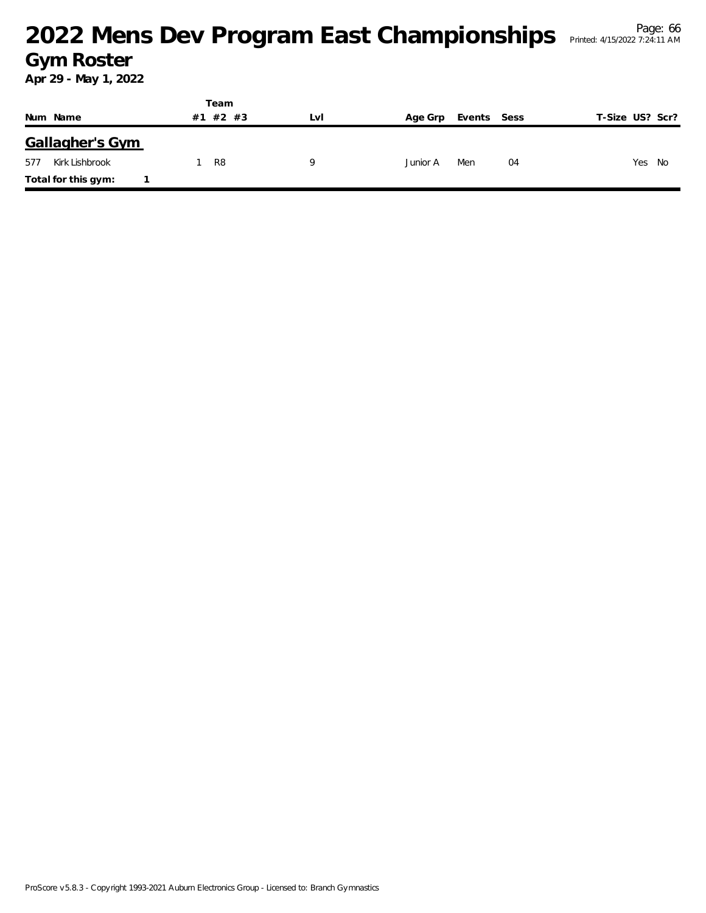# 2022 Mens Dev Program East Championships

## Gym Roster

**Apr 29 - May 1, 2022**

| Num | Name | Team #1 | #2 | #3 | Lvl | Age Grp | Events | Sess | T-Size | US? | Scr? |
|---|---|---|---|---|---|---|---|---|---|---|---|
| **Gallagher's Gym** | | | | | | | | | | | |
| 577 | Kirk Lishbrook | 1 | R8 | | 9 | Junior A | Men | 04 | | Yes | No |
| **Total for this gym:** | **1** | | | | | | | | | | |

ProScore v5.8.3 - Copyright 1993-2021 Auburn Electronics Group - Licensed to: Branch Gymnastics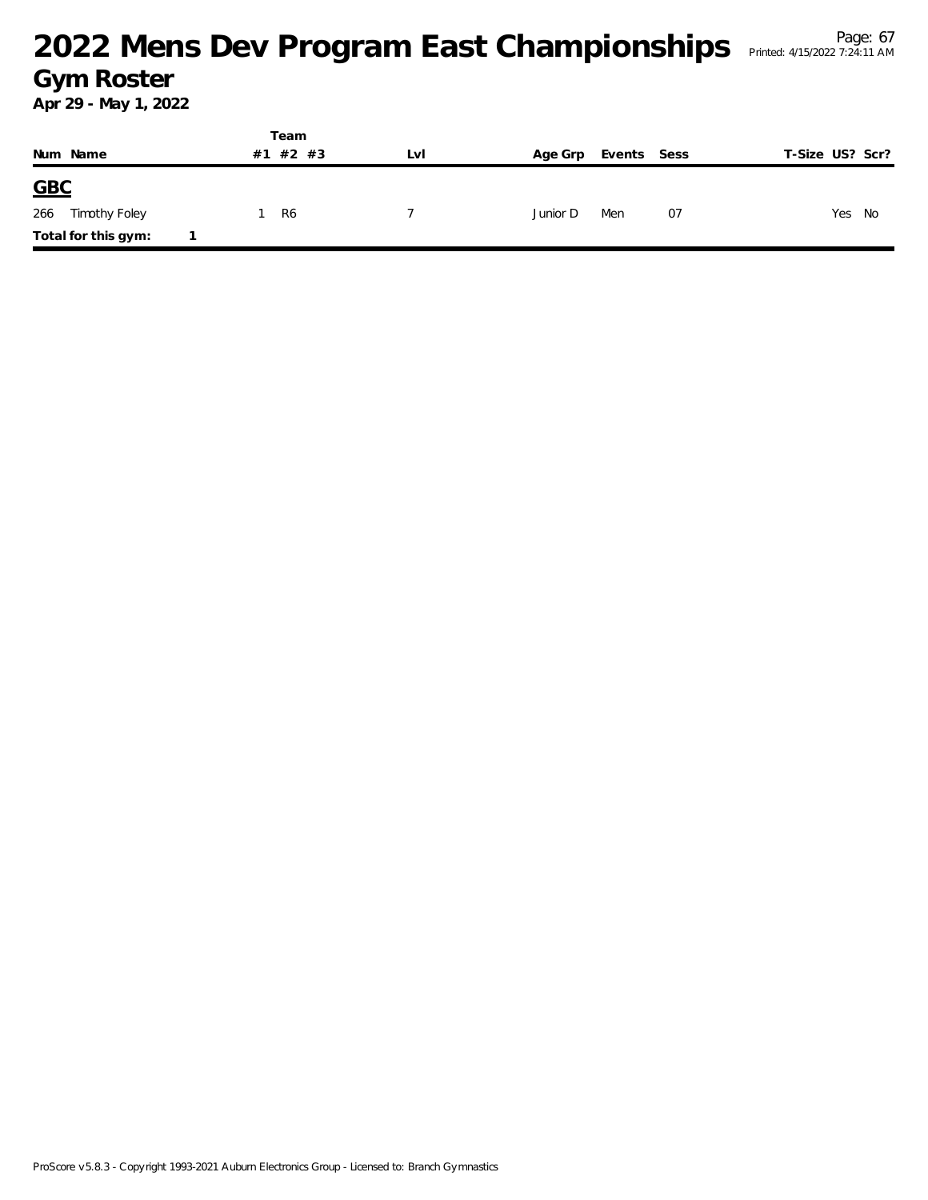# 2022 Mens Dev Program East Championships

## Gym Roster

**Apr 29 - May 1, 2022**

| Num | Name | Team #1 | Team #2 | Team #3 | Lvl | Age Grp | Events | Sess | T-Size | US? | Scr? |
|---|---|---|---|---|---|---|---|---|---|---|---|
| **GBC** | | | | | | | | | | | |
| 266 | Timothy Foley | 1 | R6 | | 7 | Junior D | Men | 07 | | Yes | No |
| **Total for this gym:** | 1 | | | | | | | | | | |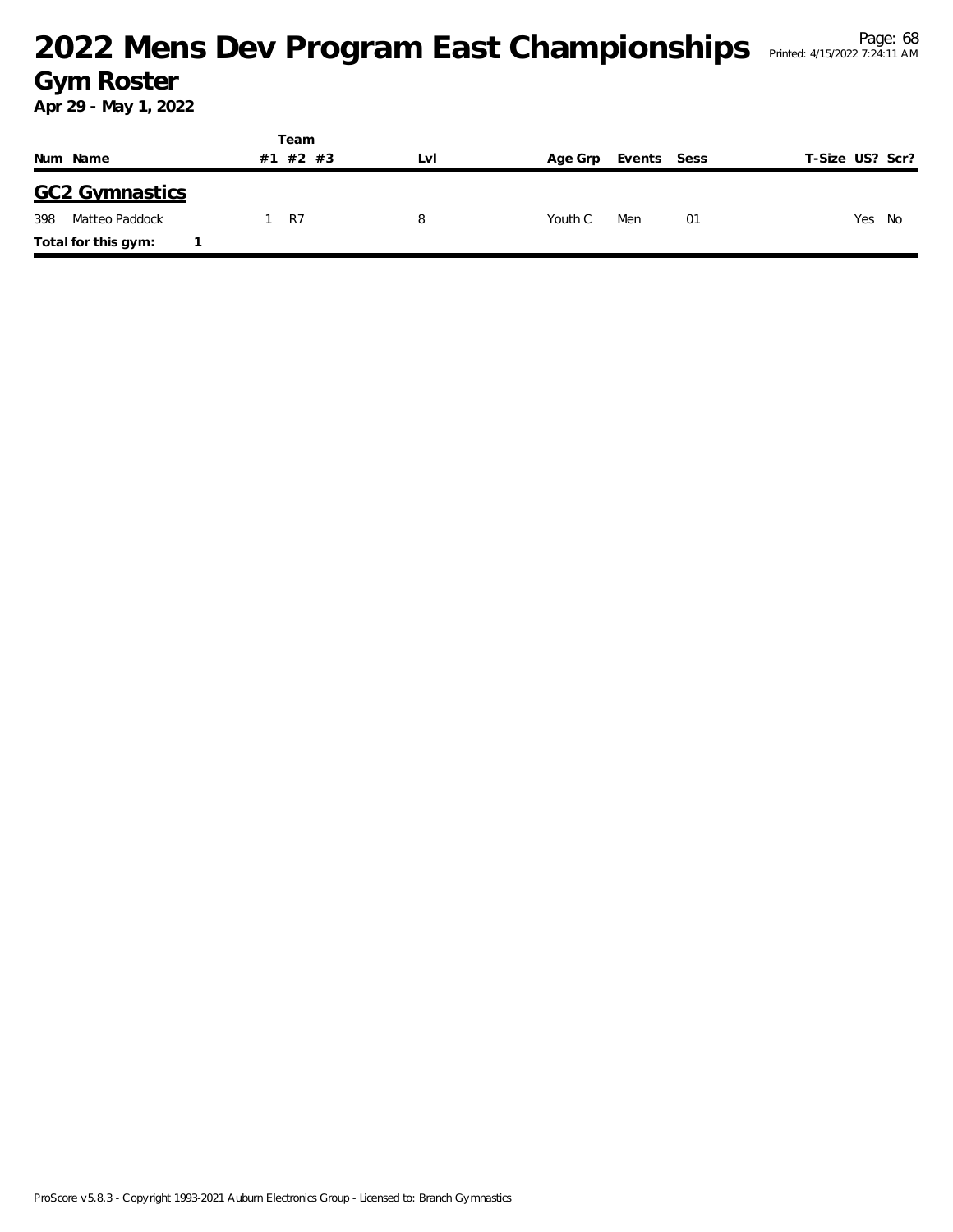# 2022 Mens Dev Program East Championships

## Gym Roster

**Apr 29 - May 1, 2022**

| Num | Name | Team #1 | Team #2 | Team #3 | Lvl | Age Grp | Events | Sess | T-Size | US? | Scr? |
|---|---|---|---|---|---|---|---|---|---|---|---|
| **GC2 Gymnastics** | | | | | | | | | | | |
| 398 | Matteo Paddock | 1 | R7 | | 8 | Youth C | Men | 01 | | Yes | No |
| **Total for this gym:** | 1 | | | | | | | | | | |

ProScore v5.8.3 - Copyright 1993-2021 Auburn Electronics Group - Licensed to: Branch Gymnastics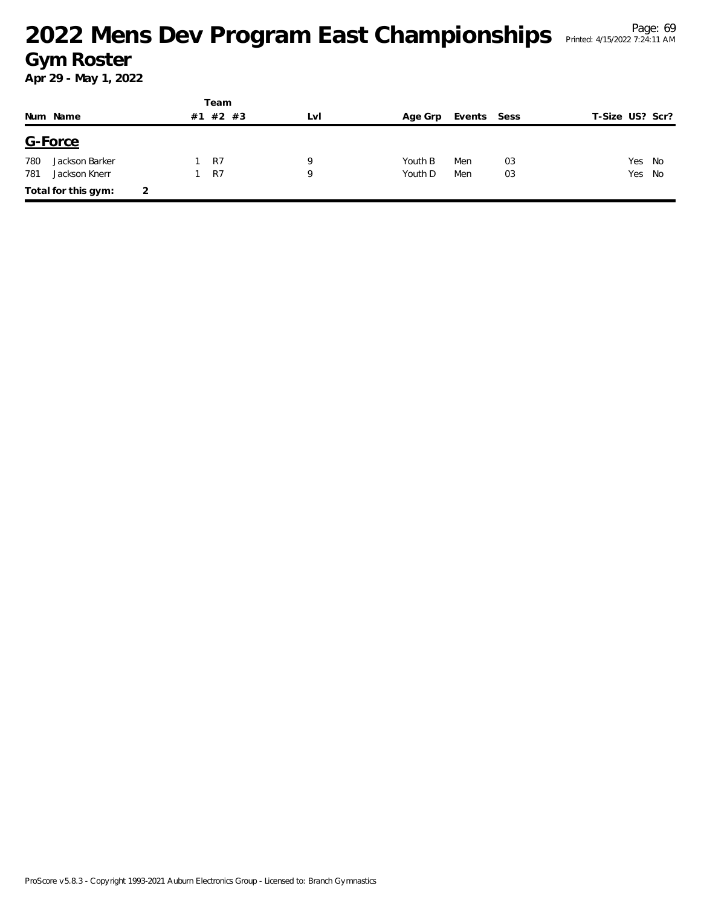# 2022 Mens Dev Program East Championships

## Gym Roster

**Apr 29 - May 1, 2022**

| Num | Name | Team #1 | Team #2 | Team #3 | Lvl | Age Grp | Events | Sess | T-Size | US? | Scr? |
|---|---|---|---|---|---|---|---|---|---|---|---|
| **G-Force** | | | | | | | | | | | |
| 780 | Jackson Barker | 1 | R7 | | 9 | Youth B | Men | 03 | | Yes | No |
| 781 | Jackson Knerr | 1 | R7 | | 9 | Youth D | Men | 03 | | Yes | No |

**Total for this gym: 2**

ProScore v5.8.3 - Copyright 1993-2021 Auburn Electronics Group - Licensed to: Branch Gymnastics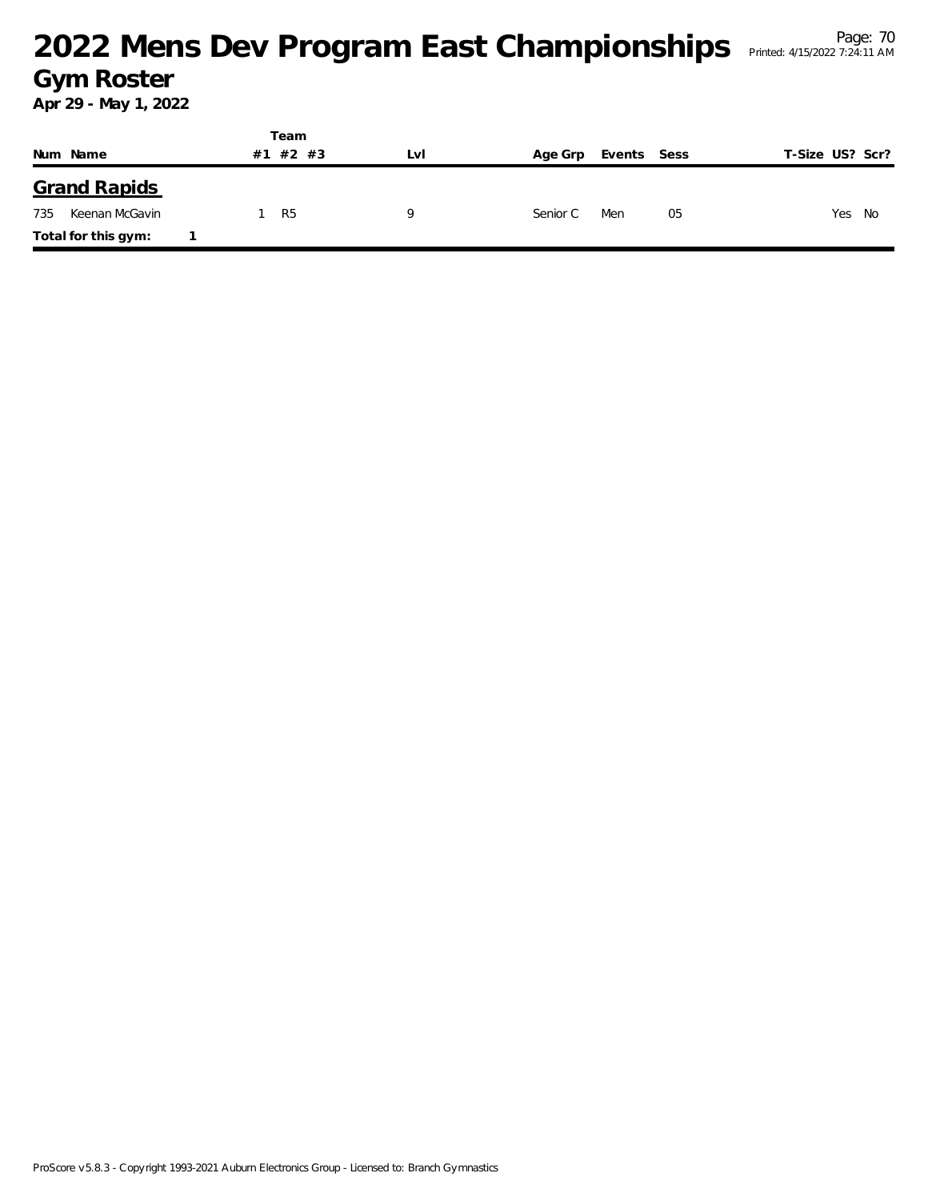# 2022 Mens Dev Program East Championships

## Gym Roster

**Apr 29 - May 1, 2022**

| Num | Name | Team #1 | Team #2 | Team #3 | Lvl | Age Grp | Events | Sess | T-Size | US? | Scr? |
|---|---|---|---|---|---|---|---|---|---|---|---|
| **Grand Rapids** | | | | | | | | | | | |
| 735 | Keenan McGavin | 1 | R5 | | 9 | Senior C | Men | 05 | | Yes | No |
| **Total for this gym:** | **1** | | | | | | | | | | |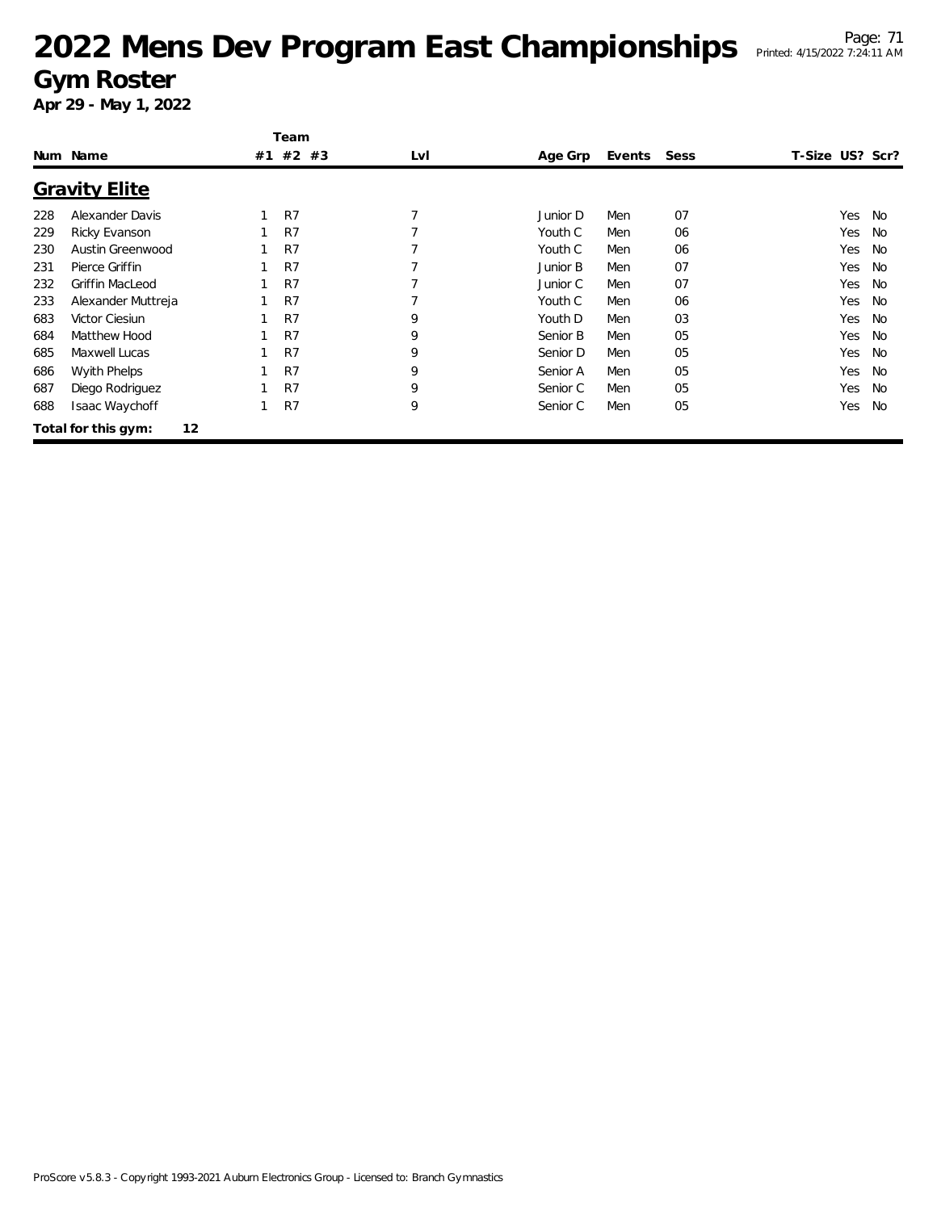# 2022 Mens Dev Program East Championships

## Gym Roster

**Apr 29 - May 1, 2022**

### Gravity Elite

| Num | Name | Team #1 | Team #2 | Team #3 | Lvl | Age Grp | Events | Sess | T-Size | US? | Scr? |
|---|---|---|---|---|---|---|---|---|---|---|---|
| 228 | Alexander Davis | 1 | R7 | | 7 | Junior D | Men | 07 | | Yes | No |
| 229 | Ricky Evanson | 1 | R7 | | 7 | Youth C | Men | 06 | | Yes | No |
| 230 | Austin Greenwood | 1 | R7 | | 7 | Youth C | Men | 06 | | Yes | No |
| 231 | Pierce Griffin | 1 | R7 | | 7 | Junior B | Men | 07 | | Yes | No |
| 232 | Griffin MacLeod | 1 | R7 | | 7 | Junior C | Men | 07 | | Yes | No |
| 233 | Alexander Muttreja | 1 | R7 | | 7 | Youth C | Men | 06 | | Yes | No |
| 683 | Victor Ciesiun | 1 | R7 | | 9 | Youth D | Men | 03 | | Yes | No |
| 684 | Matthew Hood | 1 | R7 | | 9 | Senior B | Men | 05 | | Yes | No |
| 685 | Maxwell Lucas | 1 | R7 | | 9 | Senior D | Men | 05 | | Yes | No |
| 686 | Wyith Phelps | 1 | R7 | | 9 | Senior A | Men | 05 | | Yes | No |
| 687 | Diego Rodriguez | 1 | R7 | | 9 | Senior C | Men | 05 | | Yes | No |
| 688 | Isaac Waychoff | 1 | R7 | | 9 | Senior C | Men | 05 | | Yes | No |

**Total for this gym: 12**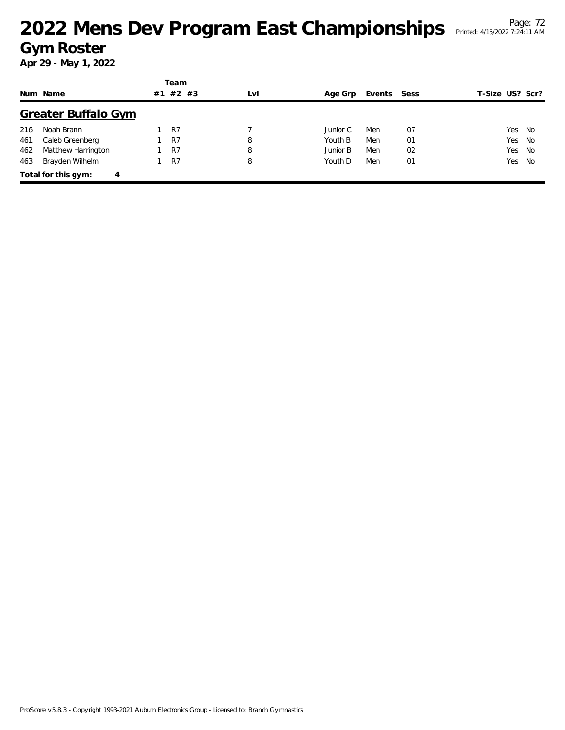# 2022 Mens Dev Program East Championships

## Gym Roster

**Apr 29 - May 1, 2022**

| Num | Name | Team #1 | Team #2 | Team #3 | Lvl | Age Grp | Events | Sess | T-Size | US? | Scr? |
|---|---|---|---|---|---|---|---|---|---|---|---|
| **Greater Buffalo Gym** | | | | | | | | | | | |
| 216 | Noah Brann | 1 | R7 | | 7 | Junior C | Men | 07 | | Yes | No |
| 461 | Caleb Greenberg | 1 | R7 | | 8 | Youth B | Men | 01 | | Yes | No |
| 462 | Matthew Harrington | 1 | R7 | | 8 | Junior B | Men | 02 | | Yes | No |
| 463 | Brayden Wilhelm | 1 | R7 | | 8 | Youth D | Men | 01 | | Yes | No |

**Total for this gym:** 4

ProScore v5.8.3 - Copyright 1993-2021 Auburn Electronics Group - Licensed to: Branch Gymnastics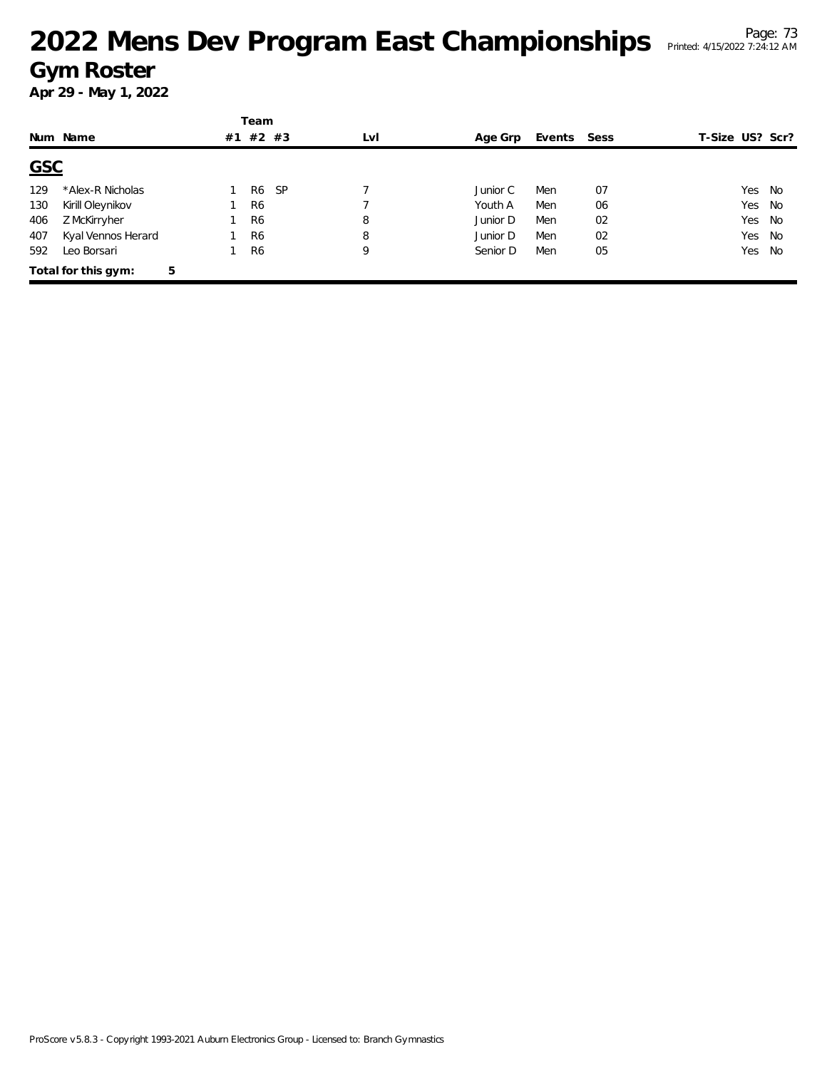# 2022 Mens Dev Program East Championships

## Gym Roster

**Apr 29 - May 1, 2022**

### GSC

| Num | Name | Team #1 | Team #2 | Team #3 | Lvl | Age Grp | Events | Sess | T-Size | US? | Scr? |
|---|---|---|---|---|---|---|---|---|---|---|---|
| 129 | *Alex-R Nicholas | 1 | R6 | SP | 7 | Junior C | Men | 07 | | Yes | No |
| 130 | Kirill Oleynikov | 1 | R6 | | 7 | Youth A | Men | 06 | | Yes | No |
| 406 | Z McKirryher | 1 | R6 | | 8 | Junior D | Men | 02 | | Yes | No |
| 407 | Kyal Vennos Herard | 1 | R6 | | 8 | Junior D | Men | 02 | | Yes | No |
| 592 | Leo Borsari | 1 | R6 | | 9 | Senior D | Men | 05 | | Yes | No |

**Total for this gym: 5**

ProScore v5.8.3 - Copyright 1993-2021 Auburn Electronics Group - Licensed to: Branch Gymnastics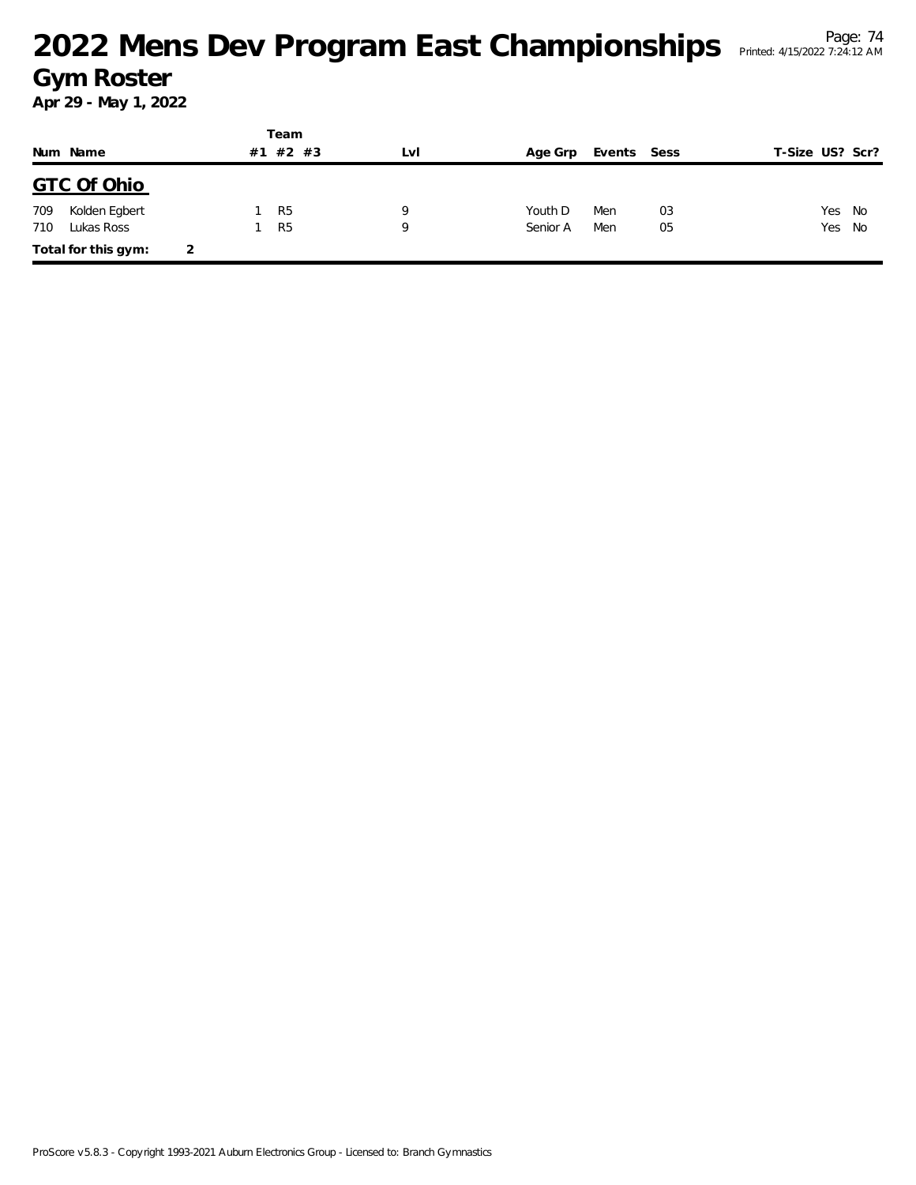# 2022 Mens Dev Program East Championships

## Gym Roster

**Apr 29 - May 1, 2022**

## GTC Of Ohio

| Num | Name | Team #1 | Team #2 | Team #3 | Lvl | Age Grp | Events | Sess | T-Size | US? | Scr? |
|---|---|---|---|---|---|---|---|---|---|---|---|
| 709 | Kolden Egbert | 1 | R5 | | 9 | Youth D | Men | 03 | | Yes | No |
| 710 | Lukas Ross | 1 | R5 | | 9 | Senior A | Men | 05 | | Yes | No |

**Total for this gym:** 2

ProScore v5.8.3 - Copyright 1993-2021 Auburn Electronics Group - Licensed to: Branch Gymnastics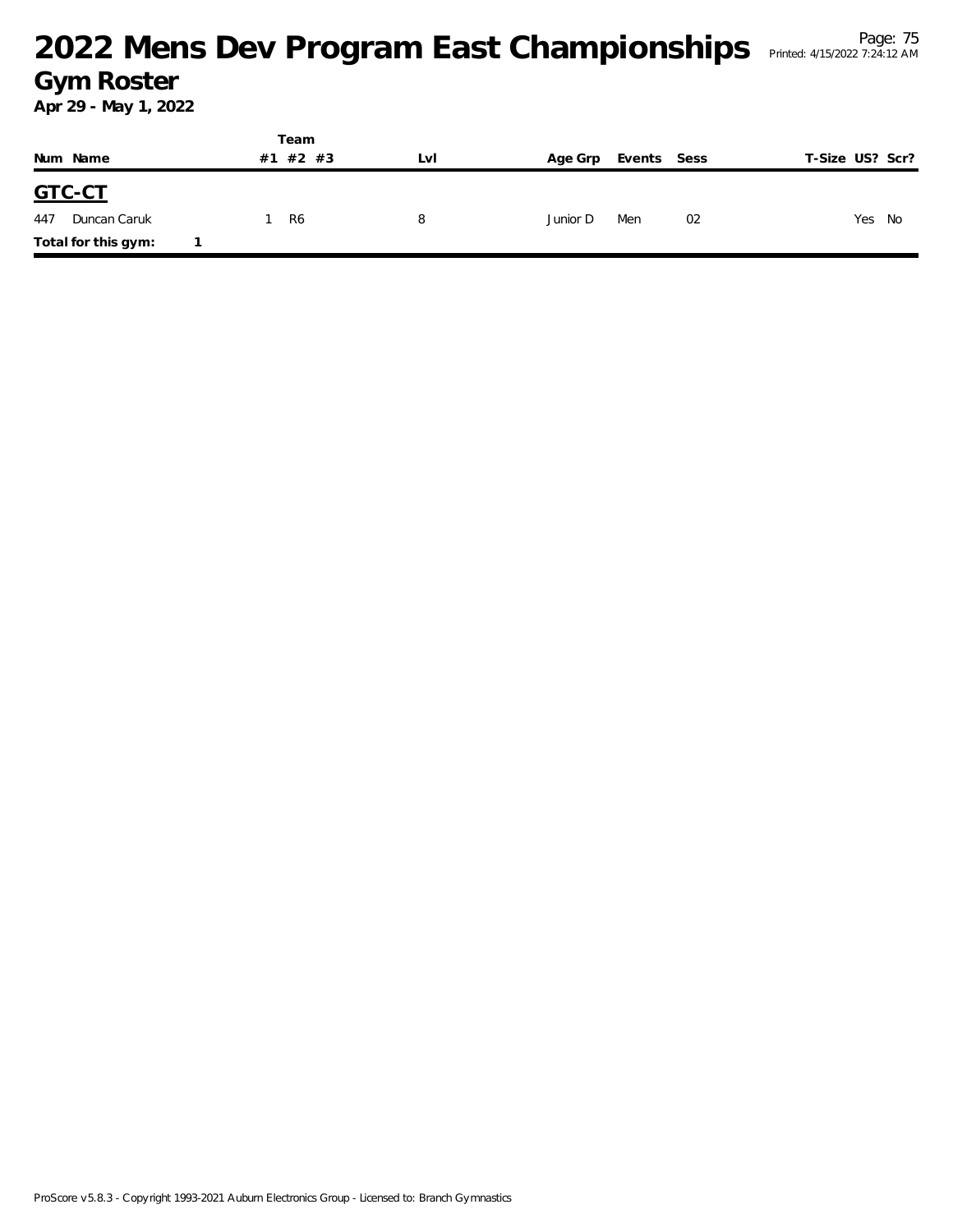# 2022 Mens Dev Program East Championships

## Gym Roster

**Apr 29 - May 1, 2022**

| Num | Name | Team #1 | Team #2 | Team #3 | Lvl | Age Grp | Events | Sess | T-Size | US? | Scr? |
|---|---|---|---|---|---|---|---|---|---|---|---|
| **GTC-CT** | | | | | | | | | | | |
| 447 | Duncan Caruk | 1 | R6 | | 8 | Junior D | Men | 02 | | Yes | No |
| **Total for this gym:** | 1 | | | | | | | | | | |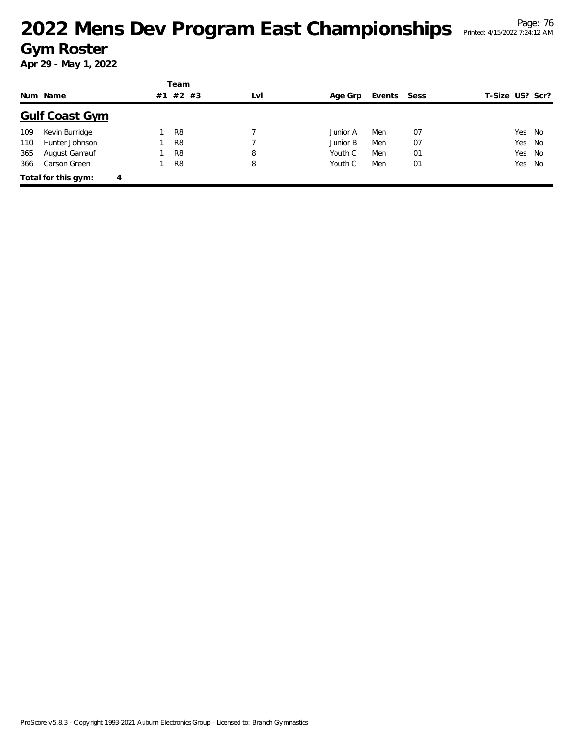# 2022 Mens Dev Program East Championships

## Gym Roster

**Apr 29 - May 1, 2022**

## Gulf Coast Gym

| Num | Name | Team #1 | Team #2 | Team #3 | Lvl | Age Grp | Events | Sess | T-Size | US? | Scr? |
|---|---|---|---|---|---|---|---|---|---|---|---|
| 109 | Kevin Burridge | 1 | R8 | | 7 | Junior A | Men | 07 | | Yes | No |
| 110 | Hunter Johnson | 1 | R8 | | 7 | Junior B | Men | 07 | | Yes | No |
| 365 | August Gamauf | 1 | R8 | | 8 | Youth C | Men | 01 | | Yes | No |
| 366 | Carson Green | 1 | R8 | | 8 | Youth C | Men | 01 | | Yes | No |

**Total for this gym:** 4

ProScore v5.8.3 - Copyright 1993-2021 Auburn Electronics Group - Licensed to: Branch Gymnastics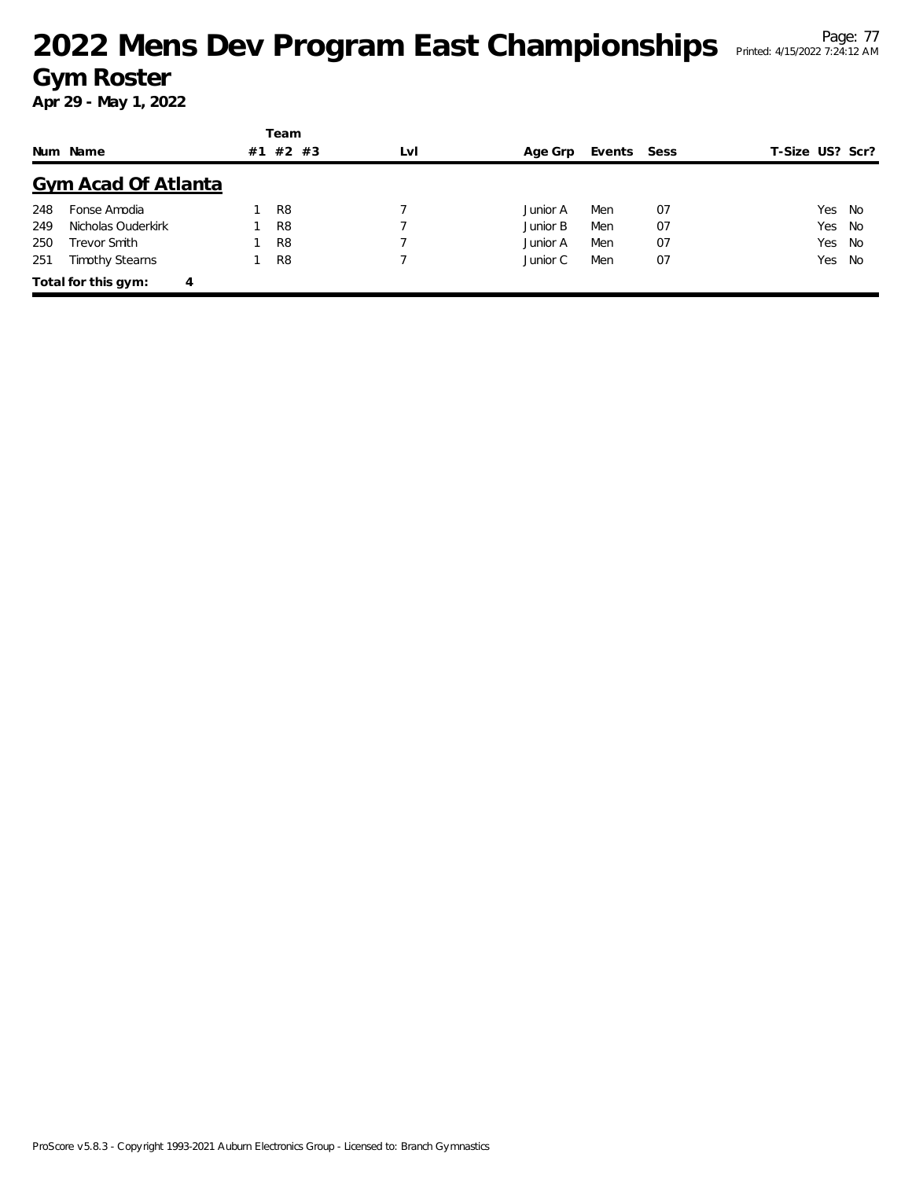# 2022 Mens Dev Program East Championships

## Gym Roster

**Apr 29 - May 1, 2022**

| Num | Name | Team #1 | Team #2 | Team #3 | Lvl | Age Grp | Events | Sess | T-Size | US? | Scr? |
|---|---|---|---|---|---|---|---|---|---|---|---|
| | **Gym Acad Of Atlanta** | | | | | | | | | | |
| 248 | Fonse Amodia | 1 | R8 | | 7 | Junior A | Men | 07 | | Yes | No |
| 249 | Nicholas Ouderkirk | 1 | R8 | | 7 | Junior B | Men | 07 | | Yes | No |
| 250 | Trevor Smith | 1 | R8 | | 7 | Junior A | Men | 07 | | Yes | No |
| 251 | Timothy Stearns | 1 | R8 | | 7 | Junior C | Men | 07 | | Yes | No |

**Total for this gym: 4**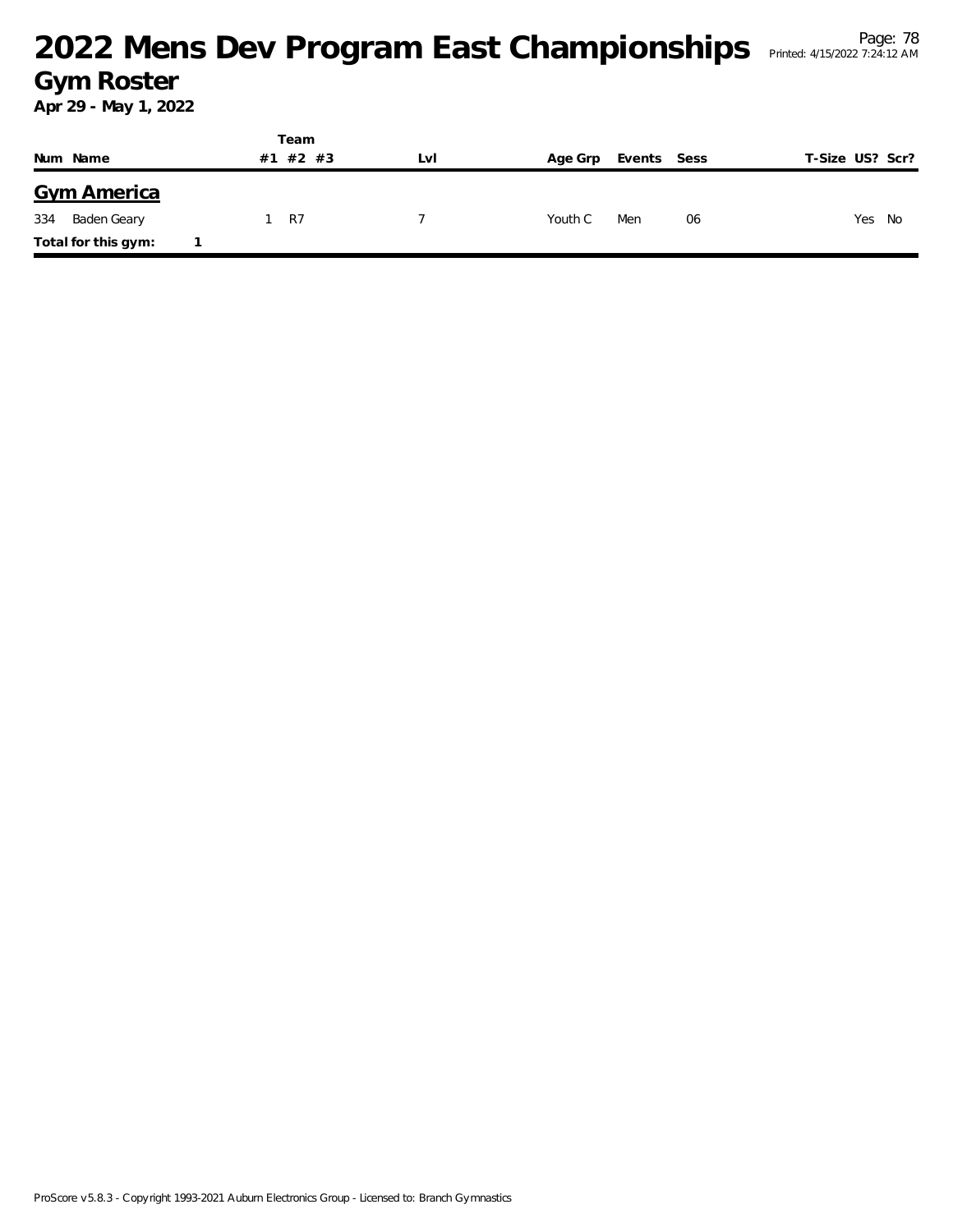# 2022 Mens Dev Program East Championships

## Gym Roster

**Apr 29 - May 1, 2022**

| Num | Name | Team #1 | #2 | #3 | Lvl | Age Grp | Events | Sess | T-Size | US? | Scr? |
|---|---|---|---|---|---|---|---|---|---|---|---|
| **Gym America** | | | | | | | | | | | |
| 334 | Baden Geary | 1 | R7 | | 7 | Youth C | Men | 06 | | Yes | No |
| **Total for this gym:** | 1 | | | | | | | | | | |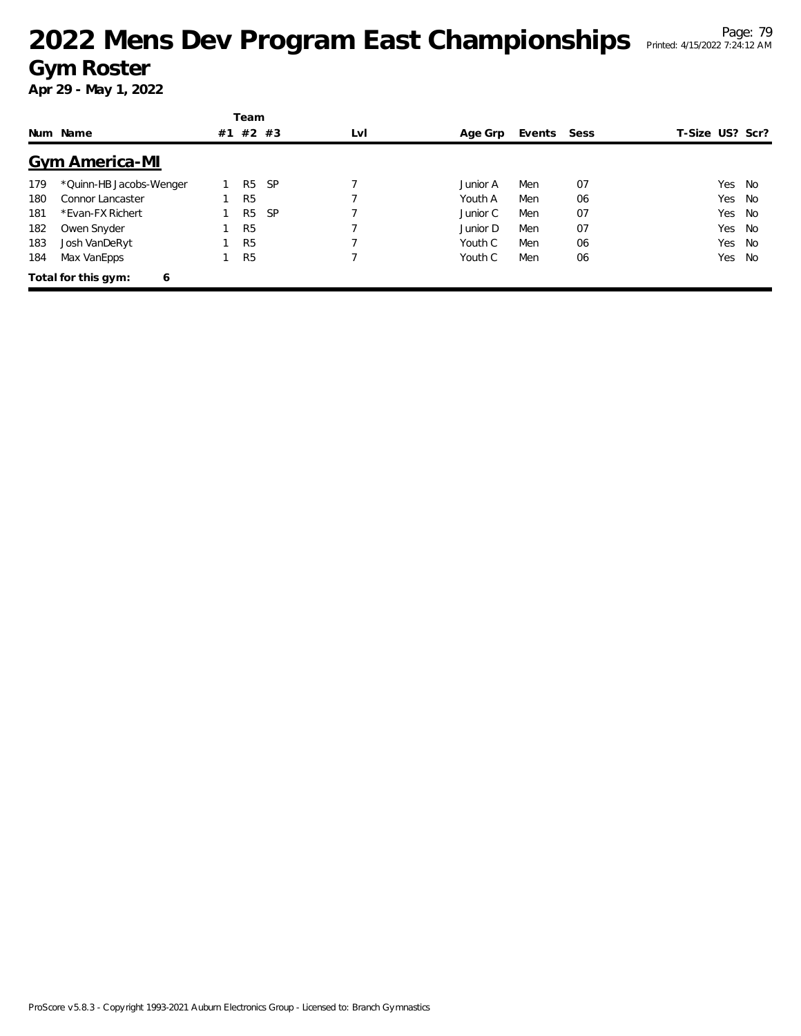# 2022 Mens Dev Program East Championships

## Gym Roster

**Apr 29 - May 1, 2022**

## Gym America-MI

| Num | Name | Team #1 | Team #2 | Team #3 | Lvl | Age Grp | Events | Sess | T-Size | US? | Scr? |
|---|---|---|---|---|---|---|---|---|---|---|---|
| 179 | *Quinn-HB Jacobs-Wenger | 1 | R5 | SP | 7 | Junior A | Men | 07 | | Yes | No |
| 180 | Connor Lancaster | 1 | R5 | | 7 | Youth A | Men | 06 | | Yes | No |
| 181 | *Evan-FX Richert | 1 | R5 | SP | 7 | Junior C | Men | 07 | | Yes | No |
| 182 | Owen Snyder | 1 | R5 | | 7 | Junior D | Men | 07 | | Yes | No |
| 183 | Josh VanDeRyt | 1 | R5 | | 7 | Youth C | Men | 06 | | Yes | No |
| 184 | Max VanEpps | 1 | R5 | | 7 | Youth C | Men | 06 | | Yes | No |

**Total for this gym: 6**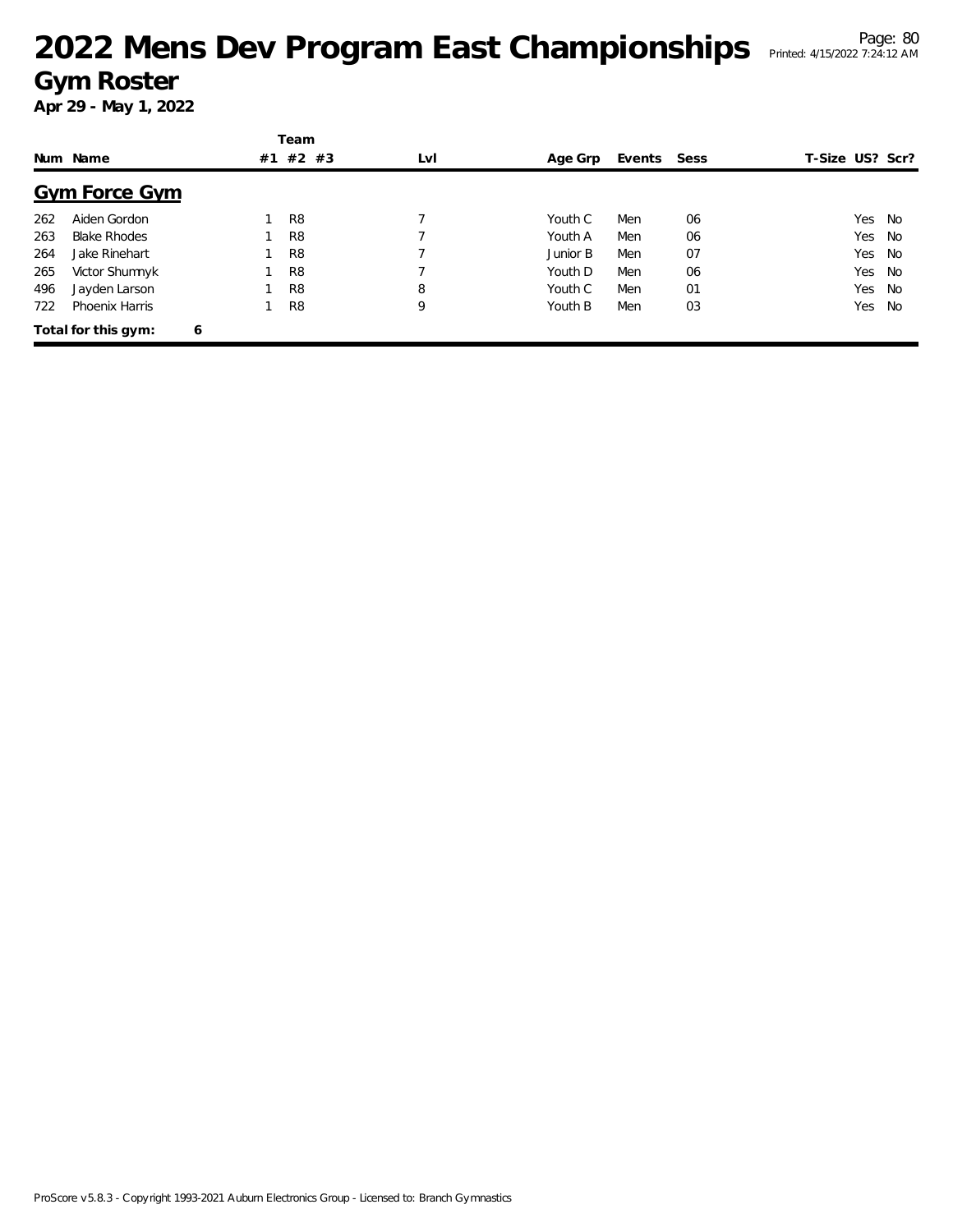# 2022 Mens Dev Program East Championships

## Gym Roster

**Apr 29 - May 1, 2022**

| Num | Name | Team #1 | Team #2 | Team #3 | Lvl | Age Grp | Events | Sess | T-Size | US? | Scr? |
|---|---|---|---|---|---|---|---|---|---|---|---|
| **Gym Force Gym** | | | | | | | | | | | |
| 262 | Aiden Gordon | 1 | R8 | | 7 | Youth C | Men | 06 | | Yes | No |
| 263 | Blake Rhodes | 1 | R8 | | 7 | Youth A | Men | 06 | | Yes | No |
| 264 | Jake Rinehart | 1 | R8 | | 7 | Junior B | Men | 07 | | Yes | No |
| 265 | Victor Shumnyk | 1 | R8 | | 7 | Youth D | Men | 06 | | Yes | No |
| 496 | Jayden Larson | 1 | R8 | | 8 | Youth C | Men | 01 | | Yes | No |
| 722 | Phoenix Harris | 1 | R8 | | 9 | Youth B | Men | 03 | | Yes | No |

**Total for this gym: 6**

ProScore v5.8.3 - Copyright 1993-2021 Auburn Electronics Group - Licensed to: Branch Gymnastics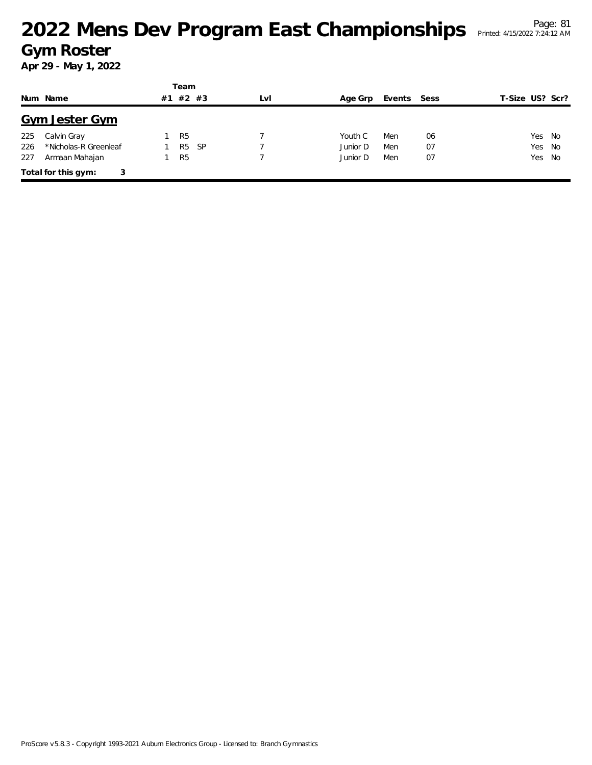# 2022 Mens Dev Program East Championships

## Gym Roster

**Apr 29 - May 1, 2022**

| Num | Name | Team #1 | Team #2 | Team #3 | Lvl | Age Grp | Events | Sess | T-Size | US? | Scr? |
|---|---|---|---|---|---|---|---|---|---|---|---|
| **Gym Jester Gym** | | | | | | | | | | | |
| 225 | Calvin Gray | 1 | R5 | | 7 | Youth C | Men | 06 | | Yes | No |
| 226 | *Nicholas-R Greenleaf | 1 | R5 | SP | 7 | Junior D | Men | 07 | | Yes | No |
| 227 | Armaan Mahajan | 1 | R5 | | 7 | Junior D | Men | 07 | | Yes | No |
| **Total for this gym:** | 3 | | | | | | | | | | |

ProScore v5.8.3 - Copyright 1993-2021 Auburn Electronics Group - Licensed to: Branch Gymnastics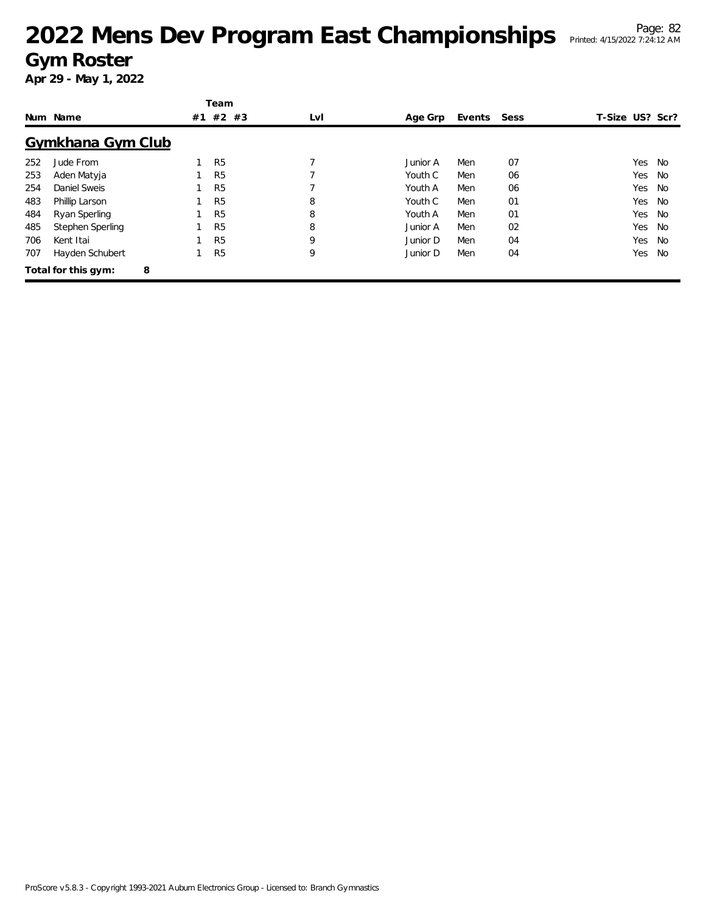# 2022 Mens Dev Program East Championships

## Gym Roster

**Apr 29 - May 1, 2022**

### Gymkhana Gym Club

| Num | Name | Team #1 | Team #2 | Team #3 | Lvl | Age Grp | Events | Sess | T-Size | US? | Scr? |
|---|---|---|---|---|---|---|---|---|---|---|---|
| 252 | Jude From | 1 | R5 | | 7 | Junior A | Men | 07 | | Yes | No |
| 253 | Aden Matyja | 1 | R5 | | 7 | Youth C | Men | 06 | | Yes | No |
| 254 | Daniel Sweis | 1 | R5 | | 7 | Youth A | Men | 06 | | Yes | No |
| 483 | Phillip Larson | 1 | R5 | | 8 | Youth C | Men | 01 | | Yes | No |
| 484 | Ryan Sperling | 1 | R5 | | 8 | Youth A | Men | 01 | | Yes | No |
| 485 | Stephen Sperling | 1 | R5 | | 8 | Junior A | Men | 02 | | Yes | No |
| 706 | Kent Itai | 1 | R5 | | 9 | Junior D | Men | 04 | | Yes | No |
| 707 | Hayden Schubert | 1 | R5 | | 9 | Junior D | Men | 04 | | Yes | No |

**Total for this gym: 8**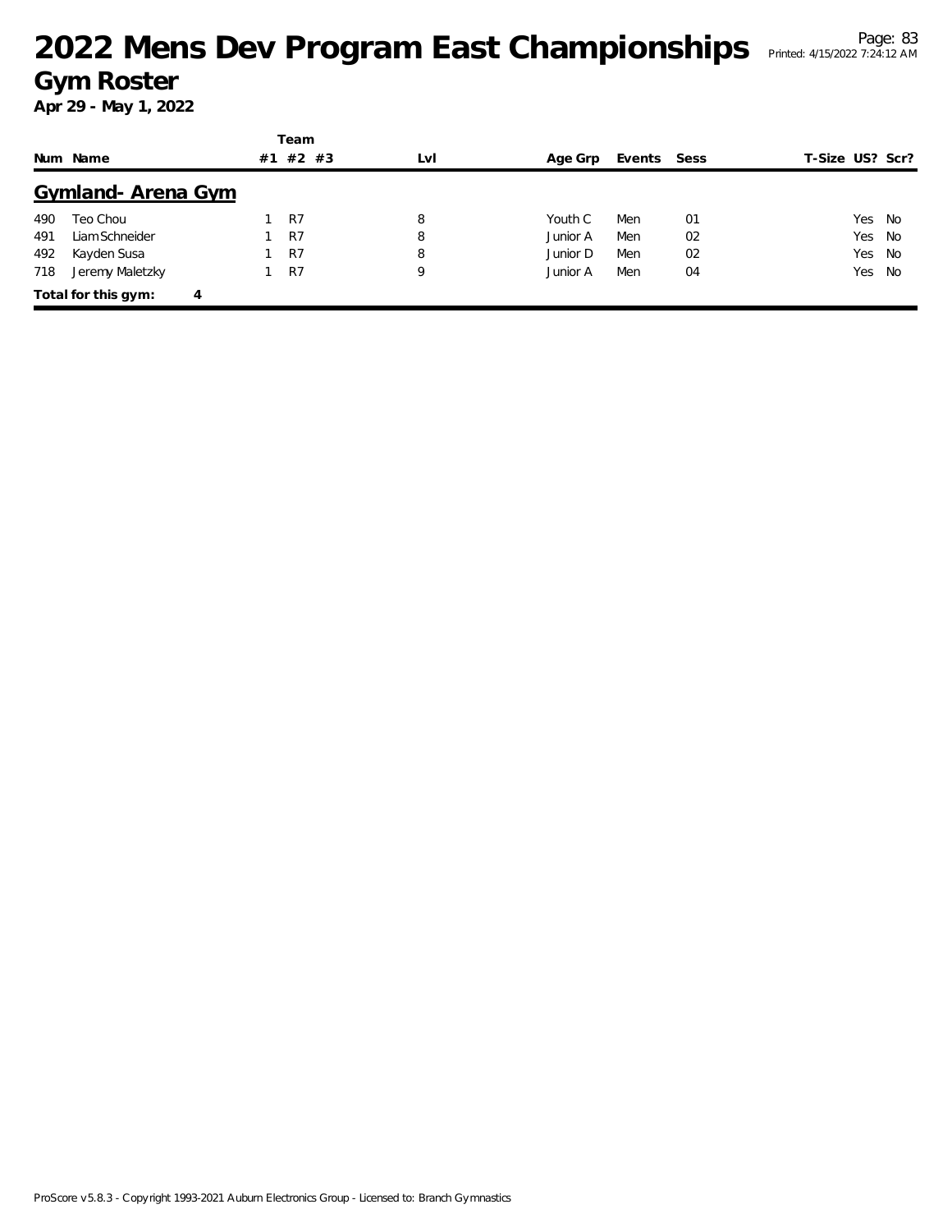# 2022 Mens Dev Program East Championships

## Gym Roster

**Apr 29 - May 1, 2022**

### Gymland- Arena Gym

| Num | Name | Team #1 | Team #2 | Team #3 | Lvl | Age Grp | Events | Sess | T-Size | US? | Scr? |
|---|---|---|---|---|---|---|---|---|---|---|---|
| 490 | Teo Chou | 1 | R7 | | 8 | Youth C | Men | 01 | | Yes | No |
| 491 | Liam Schneider | 1 | R7 | | 8 | Junior A | Men | 02 | | Yes | No |
| 492 | Kayden Susa | 1 | R7 | | 8 | Junior D | Men | 02 | | Yes | No |
| 718 | Jeremy Maletzky | 1 | R7 | | 9 | Junior A | Men | 04 | | Yes | No |

**Total for this gym: 4**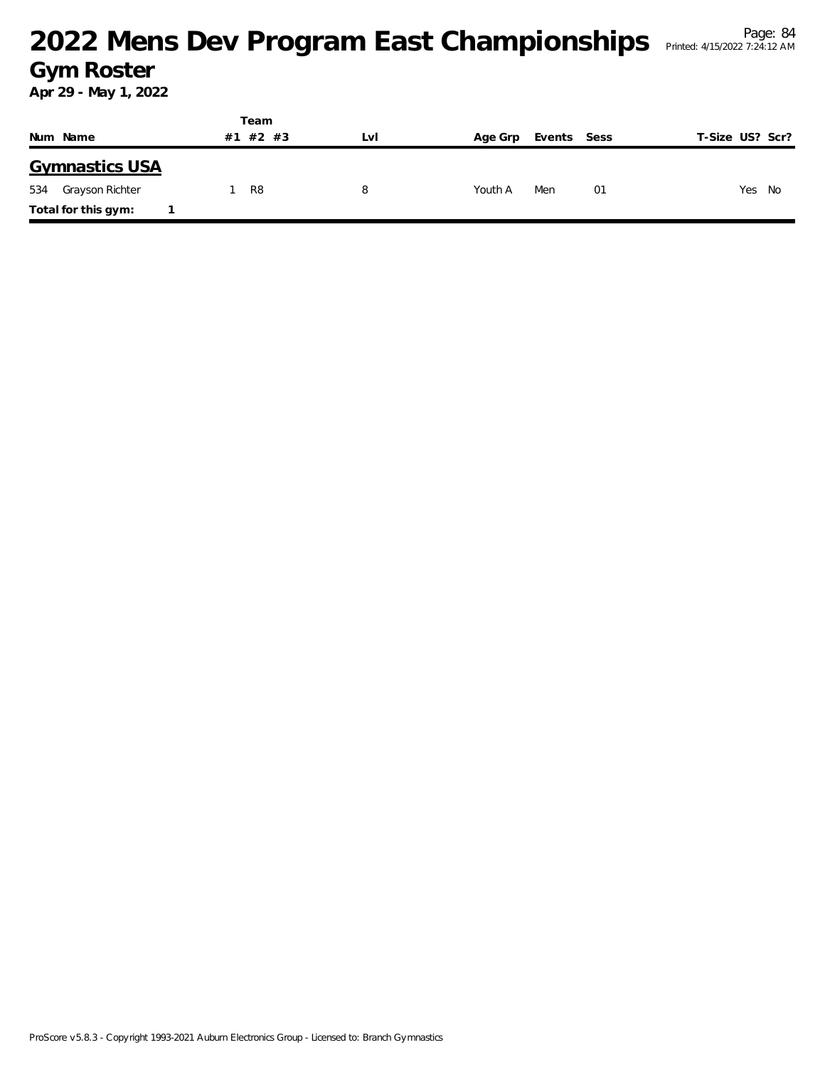# 2022 Mens Dev Program East Championships

## Gym Roster

**Apr 29 - May 1, 2022**

| Num | Name | Team #1 | Team #2 | Team #3 | Lvl | Age Grp | Events | Sess | T-Size | US? | Scr? |
|---|---|---|---|---|---|---|---|---|---|---|---|
| **Gymnastics USA** | | | | | | | | | | | |
| 534 | Grayson Richter | 1 | R8 | | 8 | Youth A | Men | 01 | | Yes | No |
| **Total for this gym:** | 1 | | | | | | | | | | |

ProScore v5.8.3 - Copyright 1993-2021 Auburn Electronics Group - Licensed to: Branch Gymnastics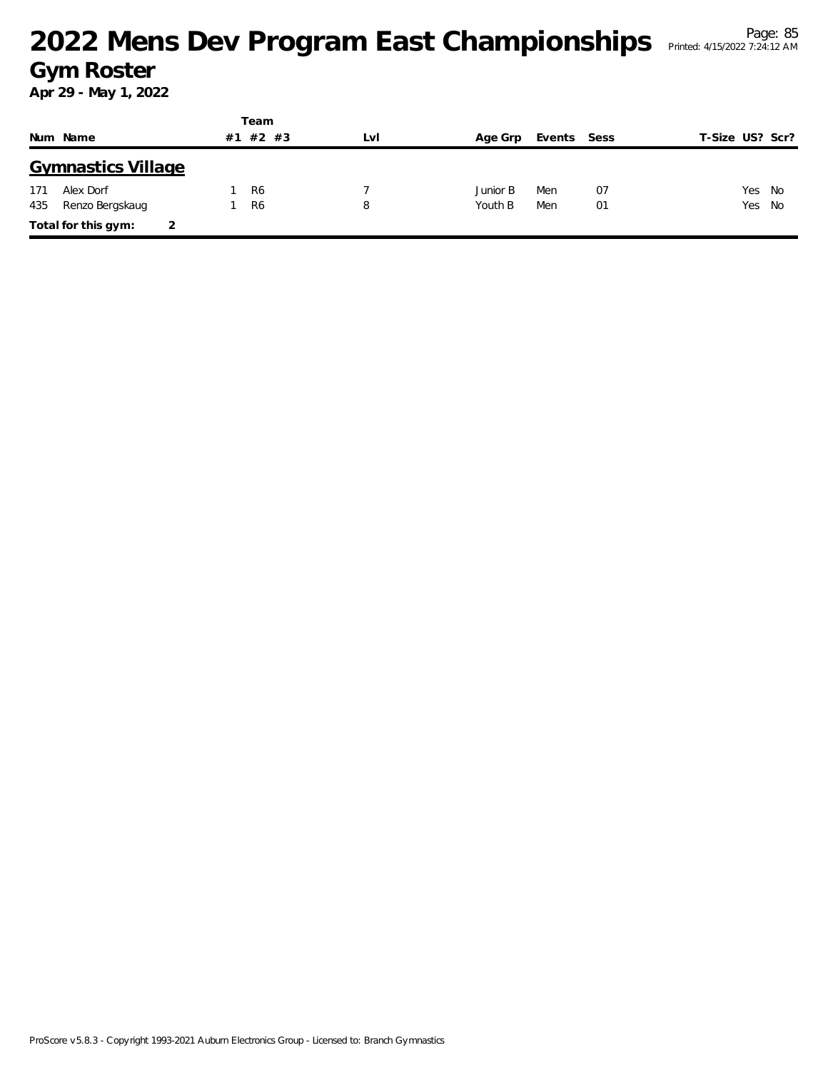# 2022 Mens Dev Program East Championships

## Gym Roster

**Apr 29 - May 1, 2022**

### Gymnastics Village

| Num | Name | Team #1 | Team #2 | Team #3 | Lvl | Age Grp | Events | Sess | T-Size | US? | Scr? |
|---|---|---|---|---|---|---|---|---|---|---|---|
| 171 | Alex Dorf | 1 | R6 | | 7 | Junior B | Men | 07 | | Yes | No |
| 435 | Renzo Bergskaug | 1 | R6 | | 8 | Youth B | Men | 01 | | Yes | No |

**Total for this gym:** 2

ProScore v5.8.3 - Copyright 1993-2021 Auburn Electronics Group - Licensed to: Branch Gymnastics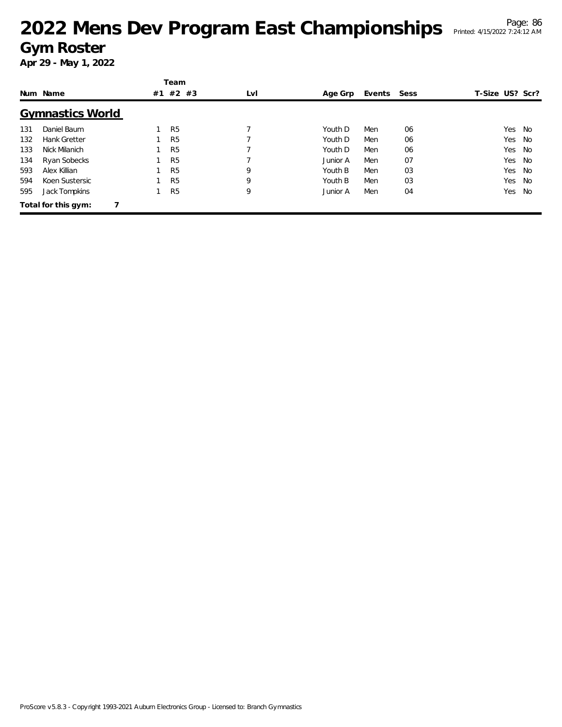# 2022 Mens Dev Program East Championships

## Gym Roster

**Apr 29 - May 1, 2022**

| Num | Name | Team #1 | #2 | #3 | Lvl | Age Grp | Events | Sess | T-Size | US? | Scr? |
|---|---|---|---|---|---|---|---|---|---|---|---|
| **Gymnastics World** | | | | | | | | | | | |
| 131 | Daniel Baum | 1 | R5 | | 7 | Youth D | Men | 06 | | Yes | No |
| 132 | Hank Gretter | 1 | R5 | | 7 | Youth D | Men | 06 | | Yes | No |
| 133 | Nick Milanich | 1 | R5 | | 7 | Youth D | Men | 06 | | Yes | No |
| 134 | Ryan Sobecks | 1 | R5 | | 7 | Junior A | Men | 07 | | Yes | No |
| 593 | Alex Killian | 1 | R5 | | 9 | Youth B | Men | 03 | | Yes | No |
| 594 | Koen Sustersic | 1 | R5 | | 9 | Youth B | Men | 03 | | Yes | No |
| 595 | Jack Tompkins | 1 | R5 | | 9 | Junior A | Men | 04 | | Yes | No |

**Total for this gym: 7**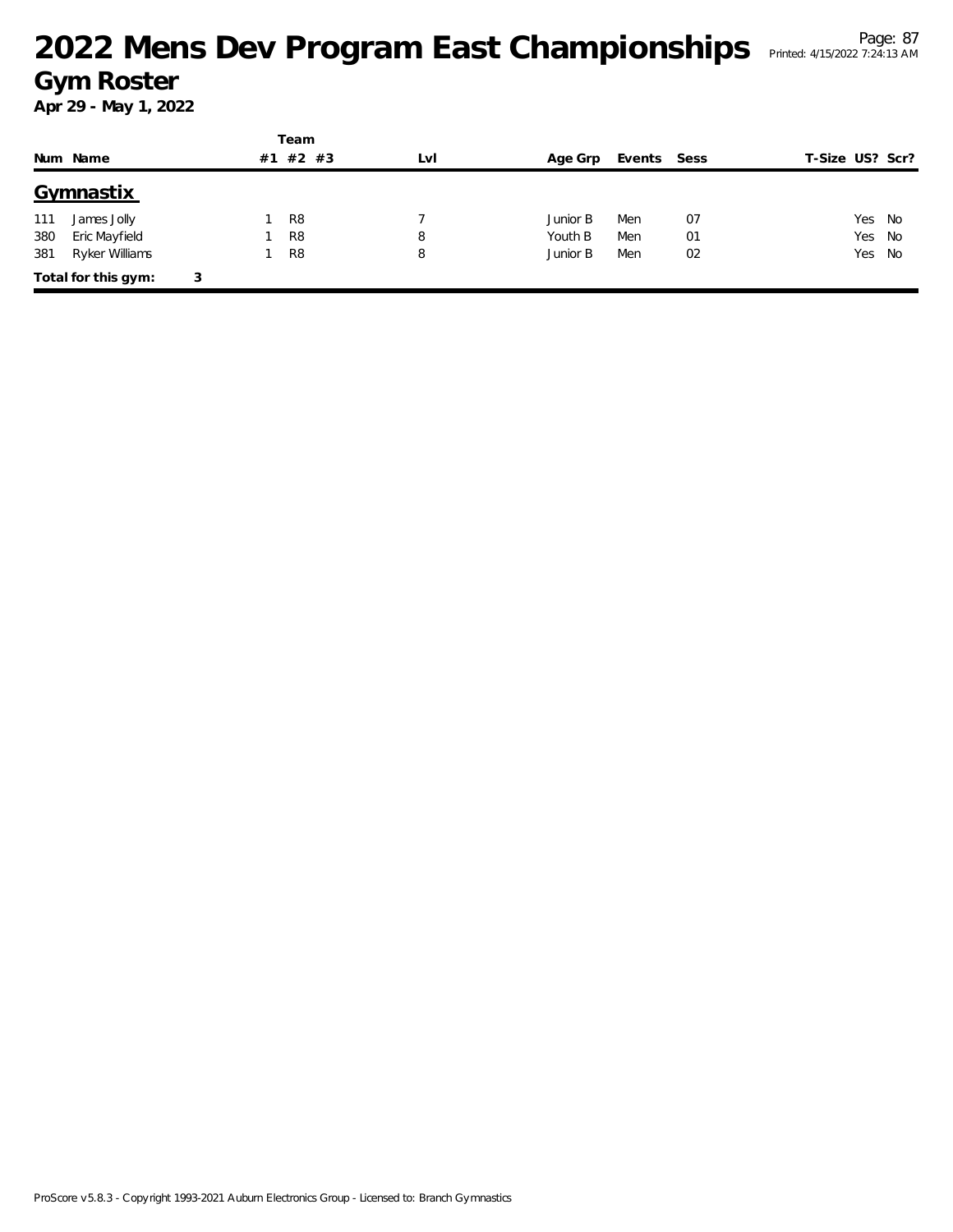# 2022 Mens Dev Program East Championships

## Gym Roster

**Apr 29 - May 1, 2022**

| Num | Name | Team #1 | #2 | #3 | Lvl | Age Grp | Events | Sess | T-Size | US? | Scr? |
|---|---|---|---|---|---|---|---|---|---|---|---|
| **Gymnastix** | | | | | | | | | | | |
| 111 | James Jolly | 1 | R8 | | 7 | Junior B | Men | 07 | | Yes | No |
| 380 | Eric Mayfield | 1 | R8 | | 8 | Youth B | Men | 01 | | Yes | No |
| 381 | Ryker Williams | 1 | R8 | | 8 | Junior B | Men | 02 | | Yes | No |
| **Total for this gym:** | 3 | | | | | | | | | | |

ProScore v5.8.3 - Copyright 1993-2021 Auburn Electronics Group - Licensed to: Branch Gymnastics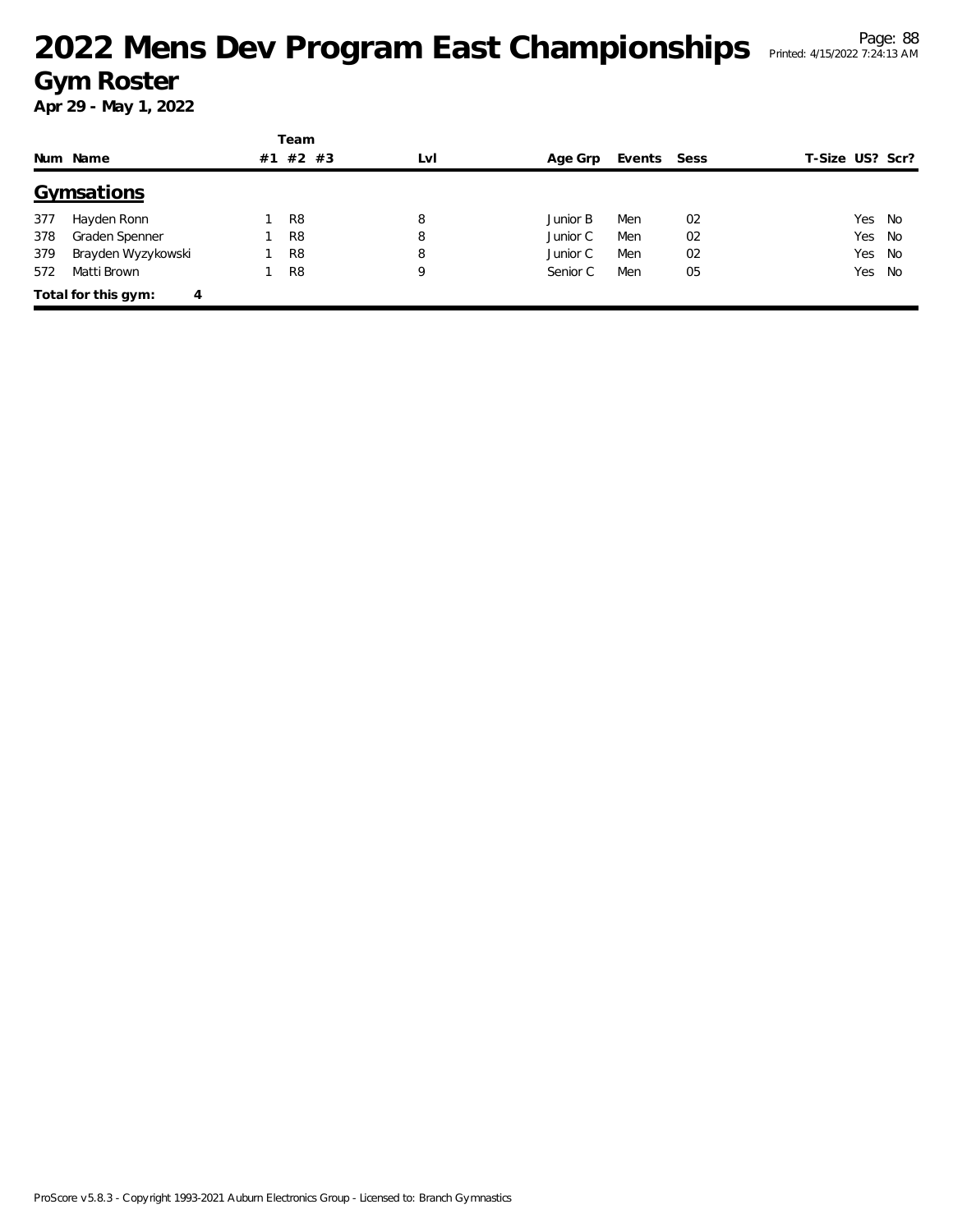# 2022 Mens Dev Program East Championships

## Gym Roster

**Apr 29 - May 1, 2022**

| Num | Name | Team #1 | Team #2 | Team #3 | Lvl | Age Grp | Events | Sess | T-Size | US? | Scr? |
|---|---|---|---|---|---|---|---|---|---|---|---|
| **Gymsations** | | | | | | | | | | | |
| 377 | Hayden Ronn | 1 | R8 | | 8 | Junior B | Men | 02 | | Yes | No |
| 378 | Graden Spenner | 1 | R8 | | 8 | Junior C | Men | 02 | | Yes | No |
| 379 | Brayden Wyzykowski | 1 | R8 | | 8 | Junior C | Men | 02 | | Yes | No |
| 572 | Matti Brown | 1 | R8 | | 9 | Senior C | Men | 05 | | Yes | No |
| **Total for this gym:** | **4** | | | | | | | | | | |

ProScore v5.8.3 - Copyright 1993-2021 Auburn Electronics Group - Licensed to: Branch Gymnastics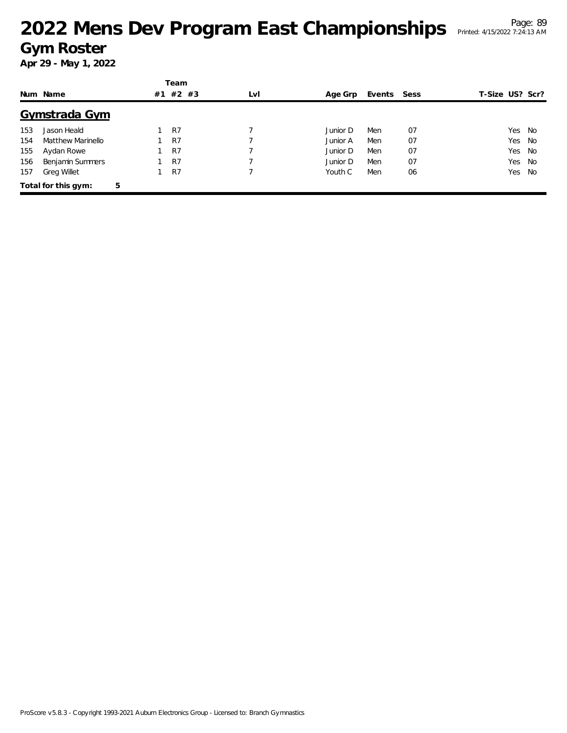# 2022 Mens Dev Program East Championships

## Gym Roster

**Apr 29 - May 1, 2022**

## Gymstrada Gym

| Num | Name | Team #1 | Team #2 | Team #3 | Lvl | Age Grp | Events | Sess | T-Size | US? | Scr? |
|---|---|---|---|---|---|---|---|---|---|---|---|
| 153 | Jason Heald | 1 | R7 | | 7 | Junior D | Men | 07 | | Yes | No |
| 154 | Matthew Marinello | 1 | R7 | | 7 | Junior A | Men | 07 | | Yes | No |
| 155 | Aydan Rowe | 1 | R7 | | 7 | Junior D | Men | 07 | | Yes | No |
| 156 | Benjamin Summers | 1 | R7 | | 7 | Junior D | Men | 07 | | Yes | No |
| 157 | Greg Willet | 1 | R7 | | 7 | Youth C | Men | 06 | | Yes | No |

**Total for this gym: 5**

ProScore v5.8.3 - Copyright 1993-2021 Auburn Electronics Group - Licensed to: Branch Gymnastics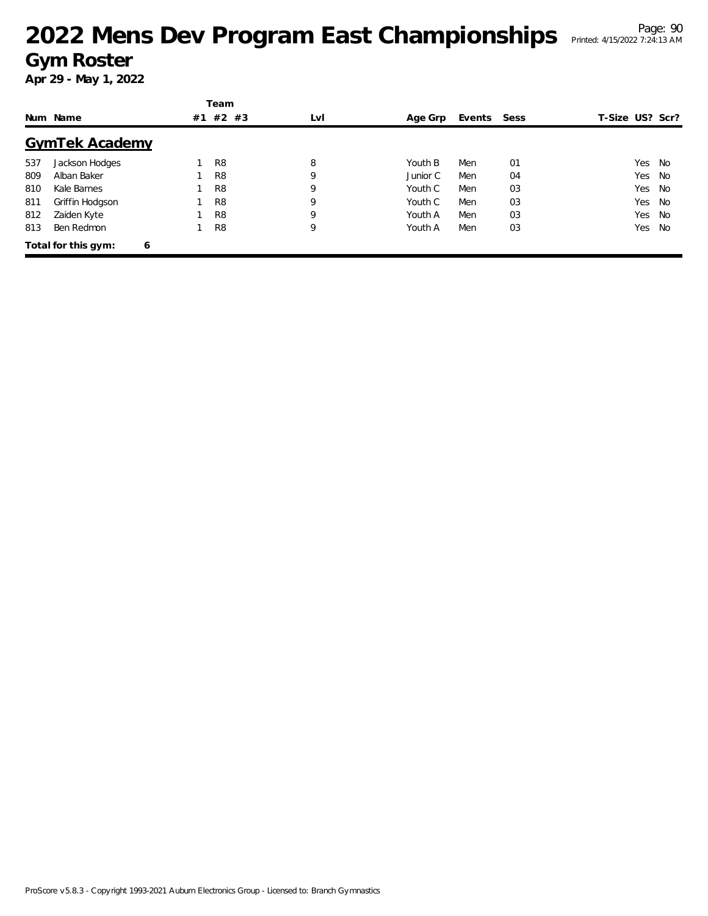# 2022 Mens Dev Program East Championships

## Gym Roster

**Apr 29 - May 1, 2022**

### GymTek Academy

| Num | Name | Team #1 | Team #2 | Team #3 | Lvl | Age Grp | Events | Sess | T-Size | US? | Scr? |
|---|---|---|---|---|---|---|---|---|---|---|---|
| 537 | Jackson Hodges | 1 | R8 | | 8 | Youth B | Men | 01 | | Yes | No |
| 809 | Alban Baker | 1 | R8 | | 9 | Junior C | Men | 04 | | Yes | No |
| 810 | Kale Barnes | 1 | R8 | | 9 | Youth C | Men | 03 | | Yes | No |
| 811 | Griffin Hodgson | 1 | R8 | | 9 | Youth C | Men | 03 | | Yes | No |
| 812 | Zaiden Kyte | 1 | R8 | | 9 | Youth A | Men | 03 | | Yes | No |
| 813 | Ben Redmon | 1 | R8 | | 9 | Youth A | Men | 03 | | Yes | No |

**Total for this gym: 6**

ProScore v5.8.3 - Copyright 1993-2021 Auburn Electronics Group - Licensed to: Branch Gymnastics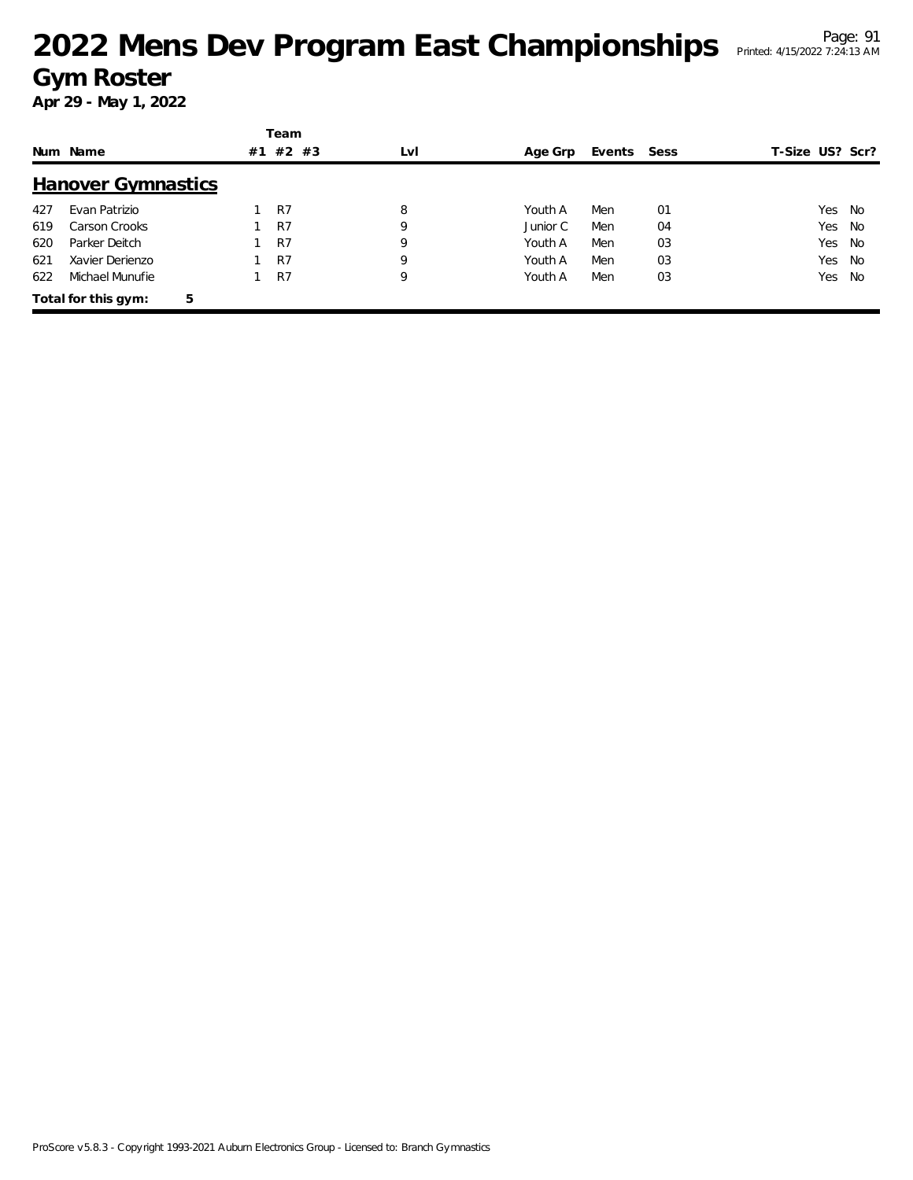# 2022 Mens Dev Program East Championships

## Gym Roster

**Apr 29 - May 1, 2022**

### Hanover Gymnastics

| Num | Name | Team #1 | Team #2 | Team #3 | Lvl | Age Grp | Events | Sess | T-Size | US? | Scr? |
|---|---|---|---|---|---|---|---|---|---|---|---|
| 427 | Evan Patrizio | 1 | R7 | | 8 | Youth A | Men | 01 | | Yes | No |
| 619 | Carson Crooks | 1 | R7 | | 9 | Junior C | Men | 04 | | Yes | No |
| 620 | Parker Deitch | 1 | R7 | | 9 | Youth A | Men | 03 | | Yes | No |
| 621 | Xavier Derienzo | 1 | R7 | | 9 | Youth A | Men | 03 | | Yes | No |
| 622 | Michael Munufie | 1 | R7 | | 9 | Youth A | Men | 03 | | Yes | No |

**Total for this gym: 5**

ProScore v5.8.3 - Copyright 1993-2021 Auburn Electronics Group - Licensed to: Branch Gymnastics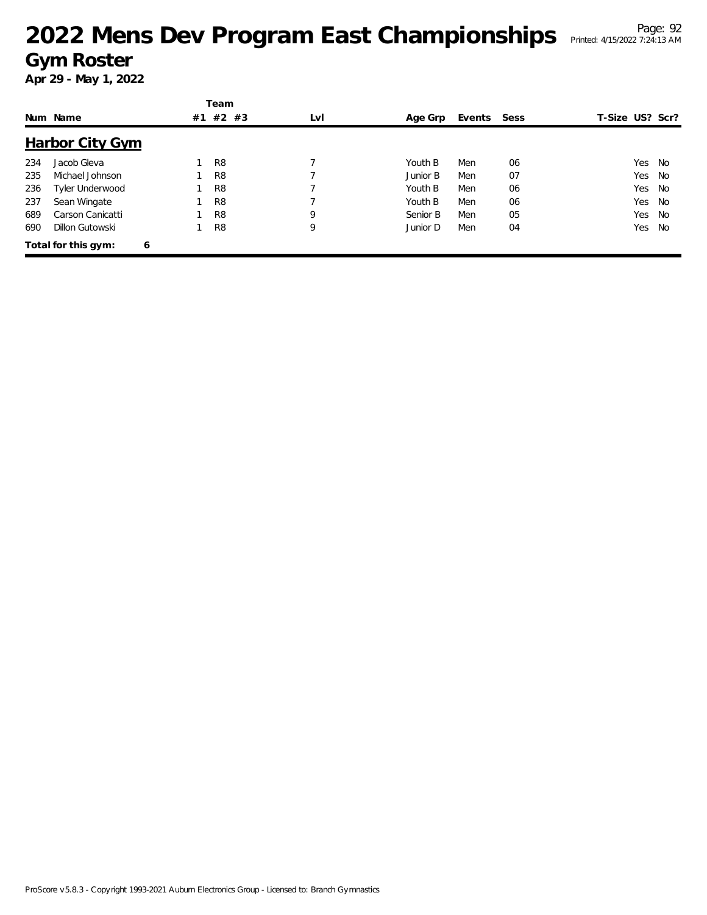# 2022 Mens Dev Program East Championships

## Gym Roster

**Apr 29 - May 1, 2022**

## Harbor City Gym

| Num | Name | Team #1 | Team #2 | Team #3 | Lvl | Age Grp | Events | Sess | T-Size | US? | Scr? |
|---|---|---|---|---|---|---|---|---|---|---|---|
| 234 | Jacob Gleva | 1 | R8 | | 7 | Youth B | Men | 06 | | Yes | No |
| 235 | Michael Johnson | 1 | R8 | | 7 | Junior B | Men | 07 | | Yes | No |
| 236 | Tyler Underwood | 1 | R8 | | 7 | Youth B | Men | 06 | | Yes | No |
| 237 | Sean Wingate | 1 | R8 | | 7 | Youth B | Men | 06 | | Yes | No |
| 689 | Carson Canicatti | 1 | R8 | | 9 | Senior B | Men | 05 | | Yes | No |
| 690 | Dillon Gutowski | 1 | R8 | | 9 | Junior D | Men | 04 | | Yes | No |

**Total for this gym: 6**

ProScore v5.8.3 - Copyright 1993-2021 Auburn Electronics Group - Licensed to: Branch Gymnastics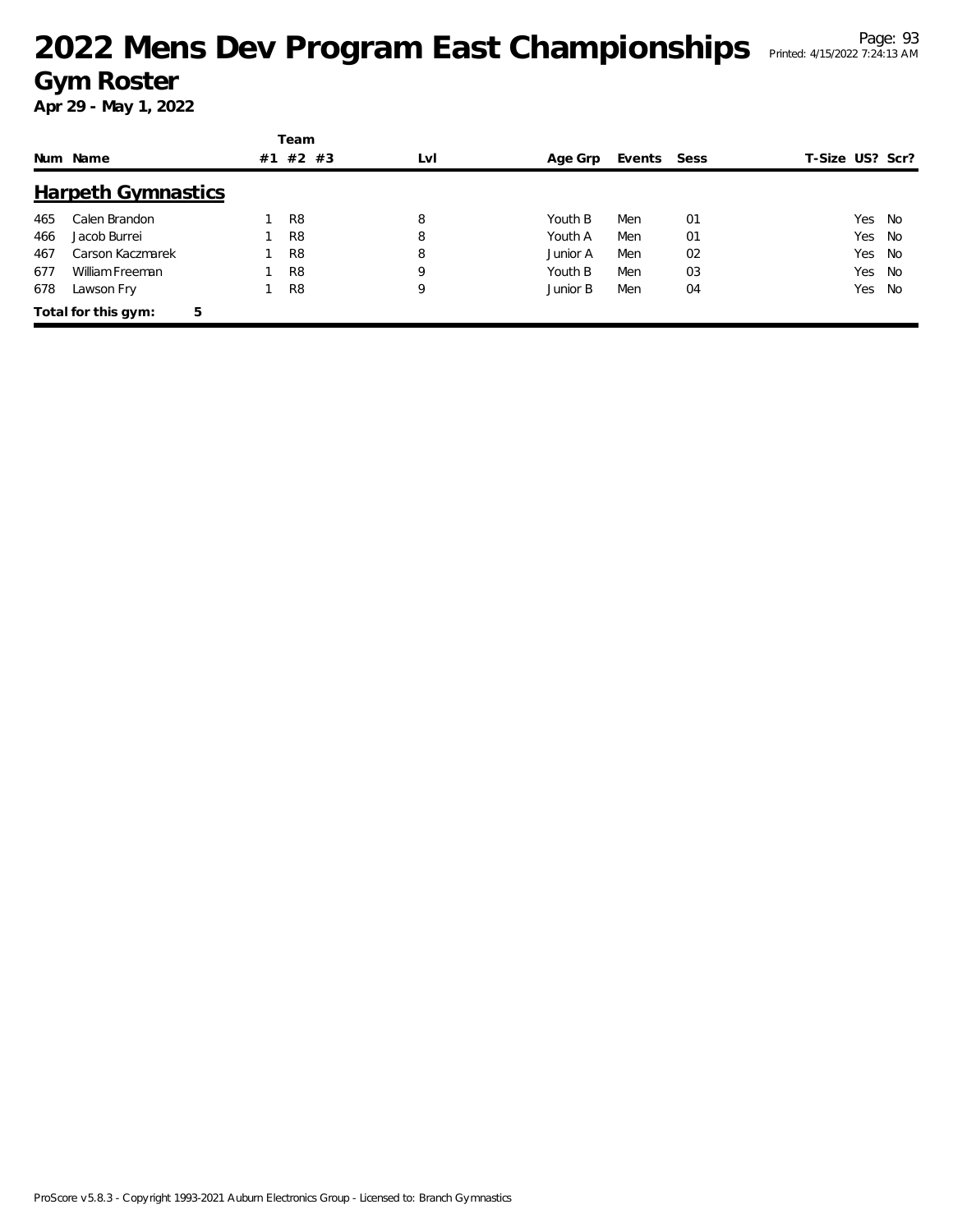# 2022 Mens Dev Program East Championships

## Gym Roster

**Apr 29 - May 1, 2022**

## Harpeth Gymnastics

| Num | Name | Team #1 | Team #2 | Team #3 | Lvl | Age Grp | Events | Sess | T-Size | US? | Scr? |
|---|---|---|---|---|---|---|---|---|---|---|---|
| 465 | Calen Brandon | 1 | R8 | | 8 | Youth B | Men | 01 | | Yes | No |
| 466 | Jacob Burrei | 1 | R8 | | 8 | Youth A | Men | 01 | | Yes | No |
| 467 | Carson Kaczmarek | 1 | R8 | | 8 | Junior A | Men | 02 | | Yes | No |
| 677 | William Freeman | 1 | R8 | | 9 | Youth B | Men | 03 | | Yes | No |
| 678 | Lawson Fry | 1 | R8 | | 9 | Junior B | Men | 04 | | Yes | No |

**Total for this gym: 5**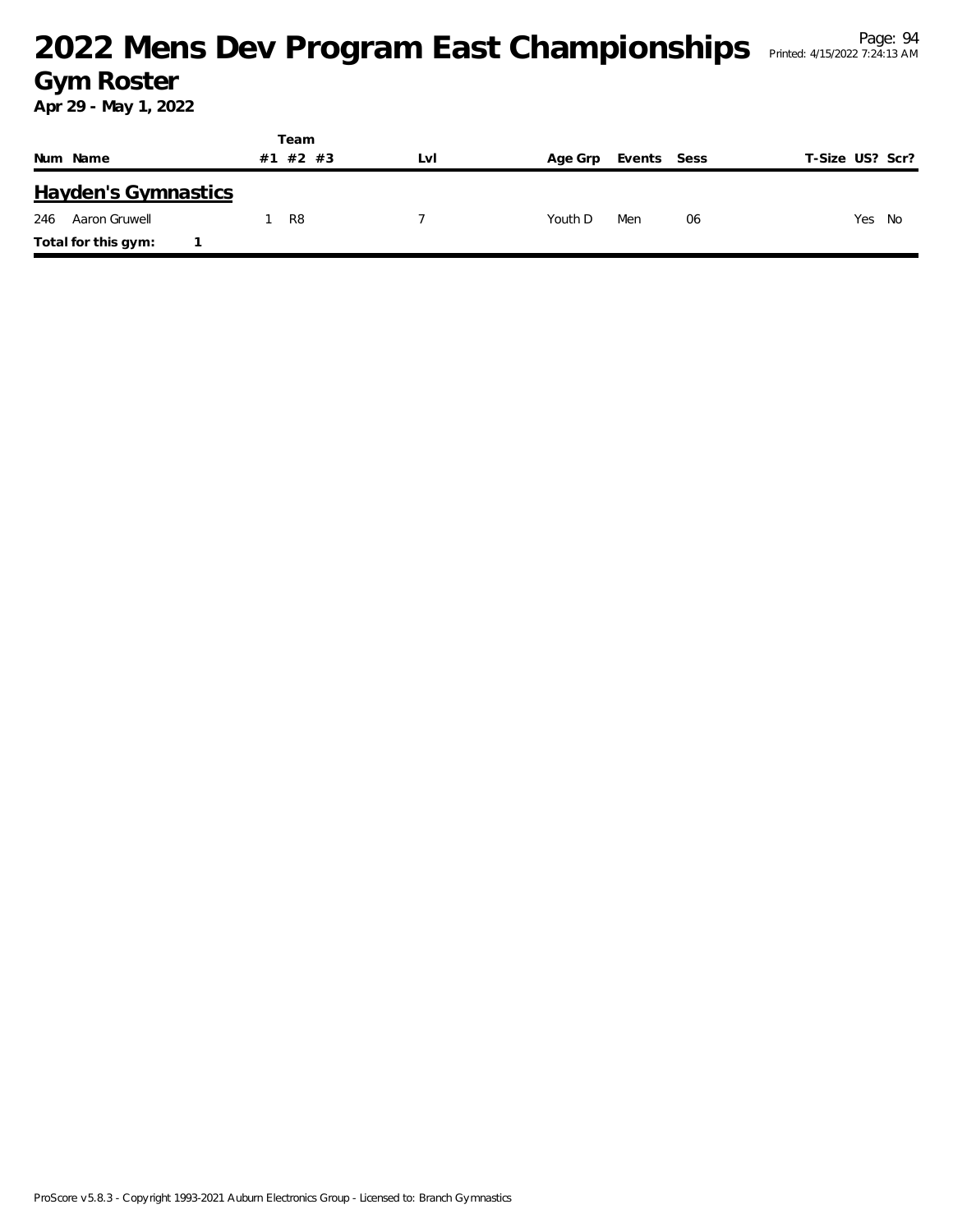# 2022 Mens Dev Program East Championships

## Gym Roster

**Apr 29 - May 1, 2022**

| Num | Name | Team #1 | Team #2 | Team #3 | Lvl | Age Grp | Events | Sess | T-Size | US? | Scr? |
|---|---|---|---|---|---|---|---|---|---|---|---|
| **Hayden's Gymnastics** | | | | | | | | | | | |
| 246 | Aaron Gruwell | 1 | R8 | | 7 | Youth D | Men | 06 | | Yes | No |
| **Total for this gym:** | **1** | | | | | | | | | | |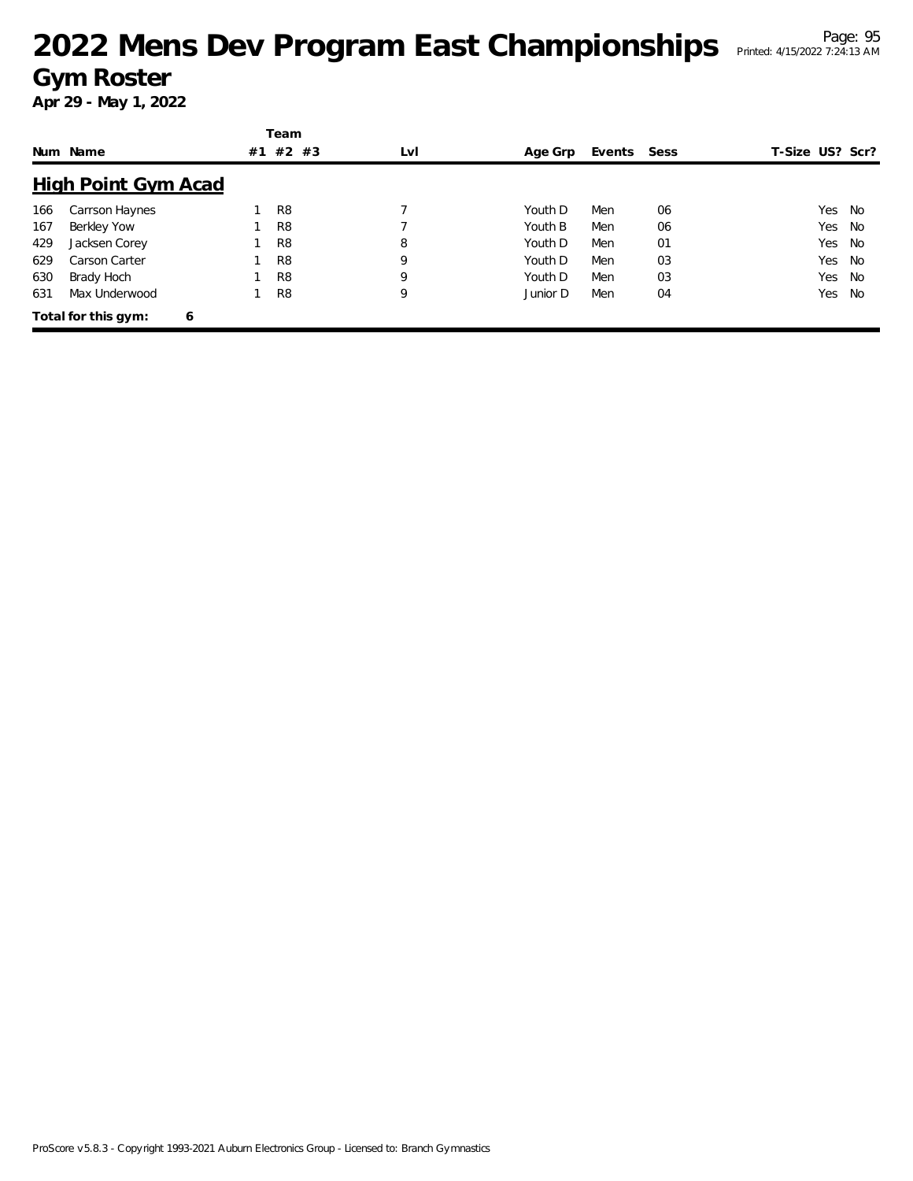# 2022 Mens Dev Program East Championships

## Gym Roster

**Apr 29 - May 1, 2022**

### High Point Gym Acad

| Num | Name | Team #1 | Team #2 | Team #3 | Lvl | Age Grp | Events | Sess | T-Size | US? | Scr? |
|---|---|---|---|---|---|---|---|---|---|---|---|
| 166 | Carrson Haynes | 1 | R8 | | 7 | Youth D | Men | 06 | | Yes | No |
| 167 | Berkley Yow | 1 | R8 | | 7 | Youth B | Men | 06 | | Yes | No |
| 429 | Jacksen Corey | 1 | R8 | | 8 | Youth D | Men | 01 | | Yes | No |
| 629 | Carson Carter | 1 | R8 | | 9 | Youth D | Men | 03 | | Yes | No |
| 630 | Brady Hoch | 1 | R8 | | 9 | Youth D | Men | 03 | | Yes | No |
| 631 | Max Underwood | 1 | R8 | | 9 | Junior D | Men | 04 | | Yes | No |

**Total for this gym: 6**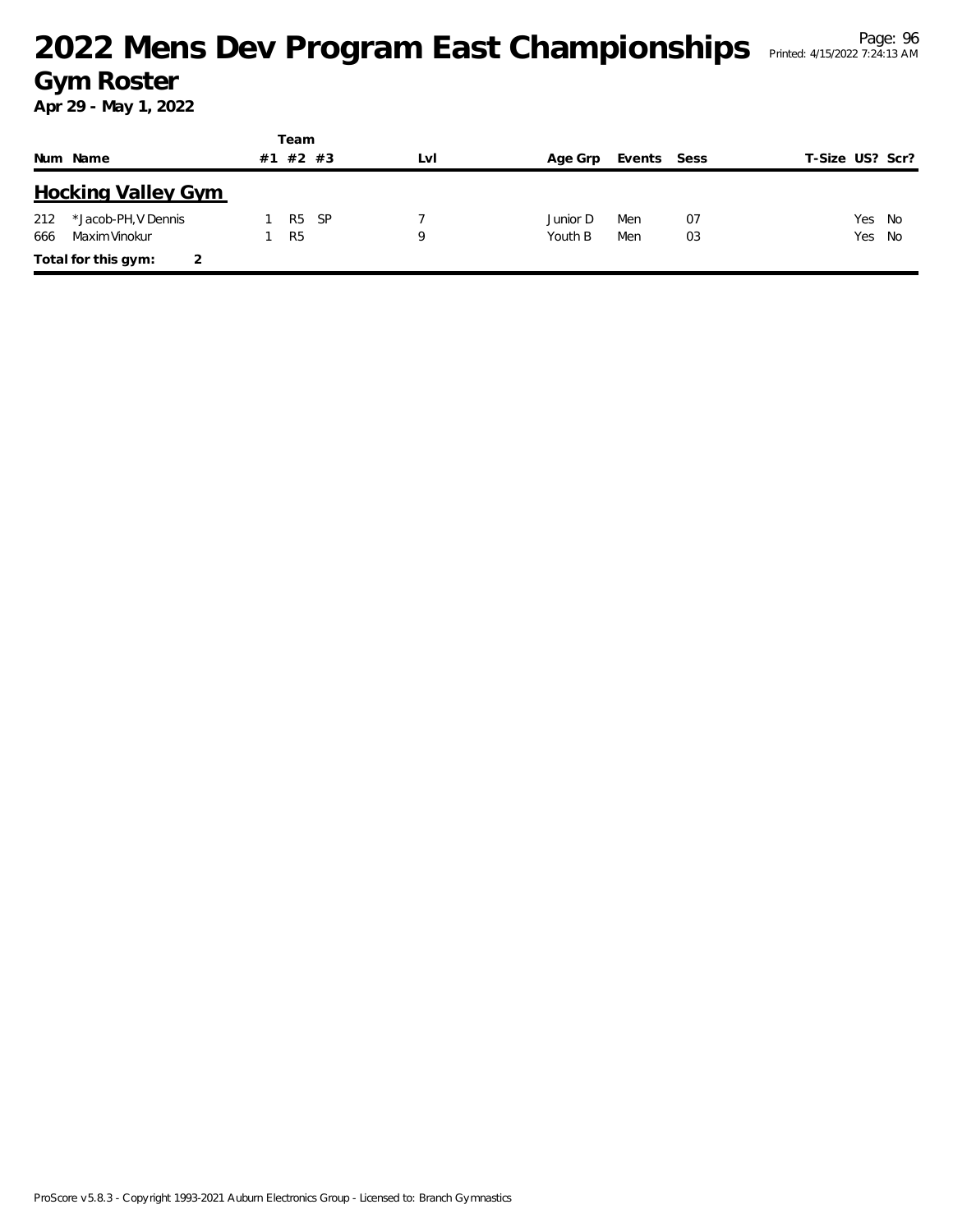# 2022 Mens Dev Program East Championships

## Gym Roster

**Apr 29 - May 1, 2022**

| Num | Name | Team #1 | Team #2 | Team #3 | Lvl | Age Grp | Events | Sess | T-Size | US? | Scr? |
|---|---|---|---|---|---|---|---|---|---|---|---|
| **Hocking Valley Gym** | | | | | | | | | | | |
| 212 | *Jacob-PH, V Dennis | 1 | R5 | SP | 7 | Junior D | Men | 07 | | Yes | No |
| 666 | Maxim Vinokur | 1 | R5 | | 9 | Youth B | Men | 03 | | Yes | No |
| **Total for this gym:** | 2 | | | | | | | | | | |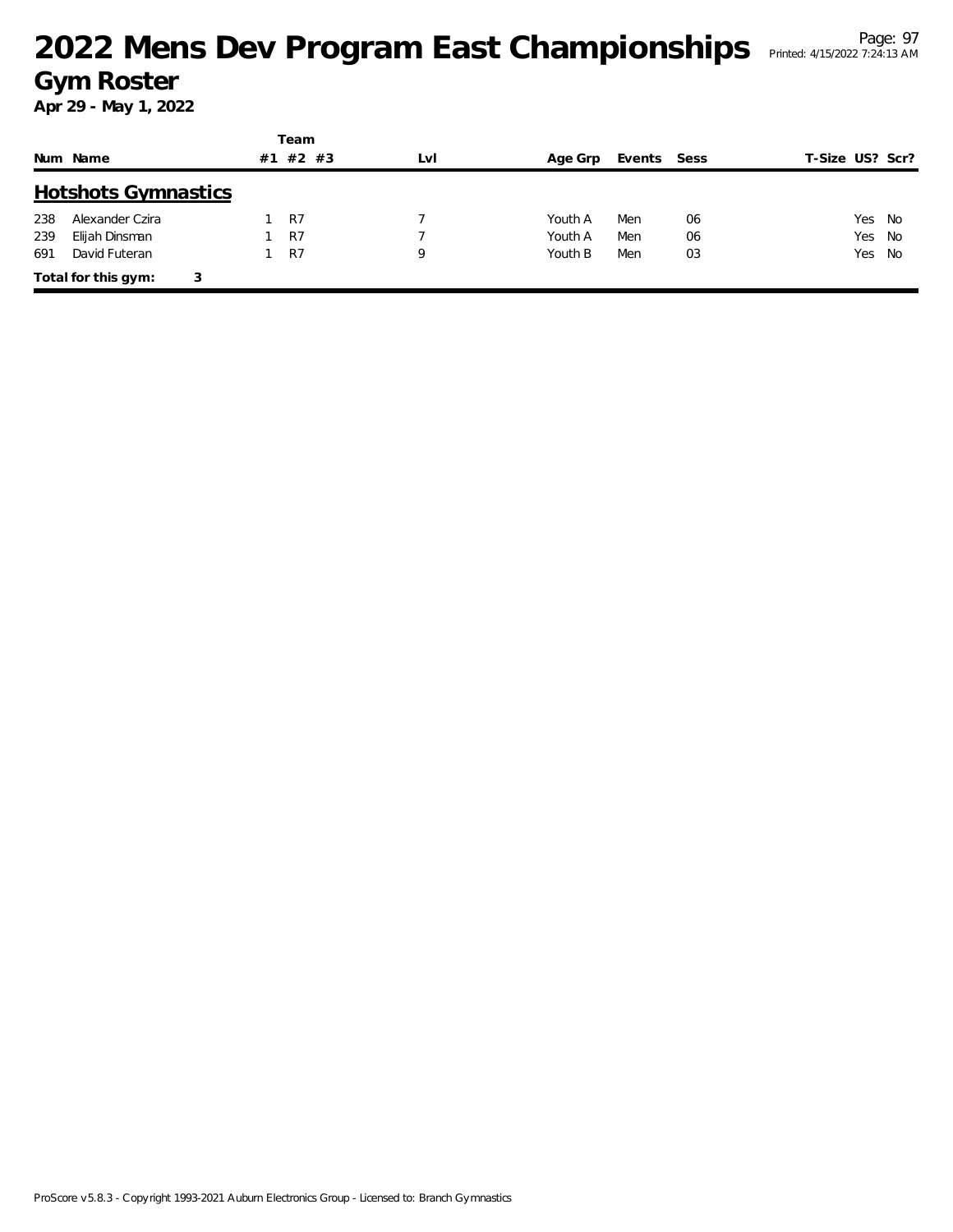# 2022 Mens Dev Program East Championships

## Gym Roster

**Apr 29 - May 1, 2022**

### Hotshots Gymnastics

| Num | Name | Team #1 | Team #2 | Team #3 | Lvl | Age Grp | Events | Sess | T-Size | US? | Scr? |
|---|---|---|---|---|---|---|---|---|---|---|---|
| 238 | Alexander Czira | 1 | R7 | | 7 | Youth A | Men | 06 | | Yes | No |
| 239 | Elijah Dinsman | 1 | R7 | | 7 | Youth A | Men | 06 | | Yes | No |
| 691 | David Futeran | 1 | R7 | | 9 | Youth B | Men | 03 | | Yes | No |

**Total for this gym: 3**

ProScore v5.8.3 - Copyright 1993-2021 Auburn Electronics Group - Licensed to: Branch Gymnastics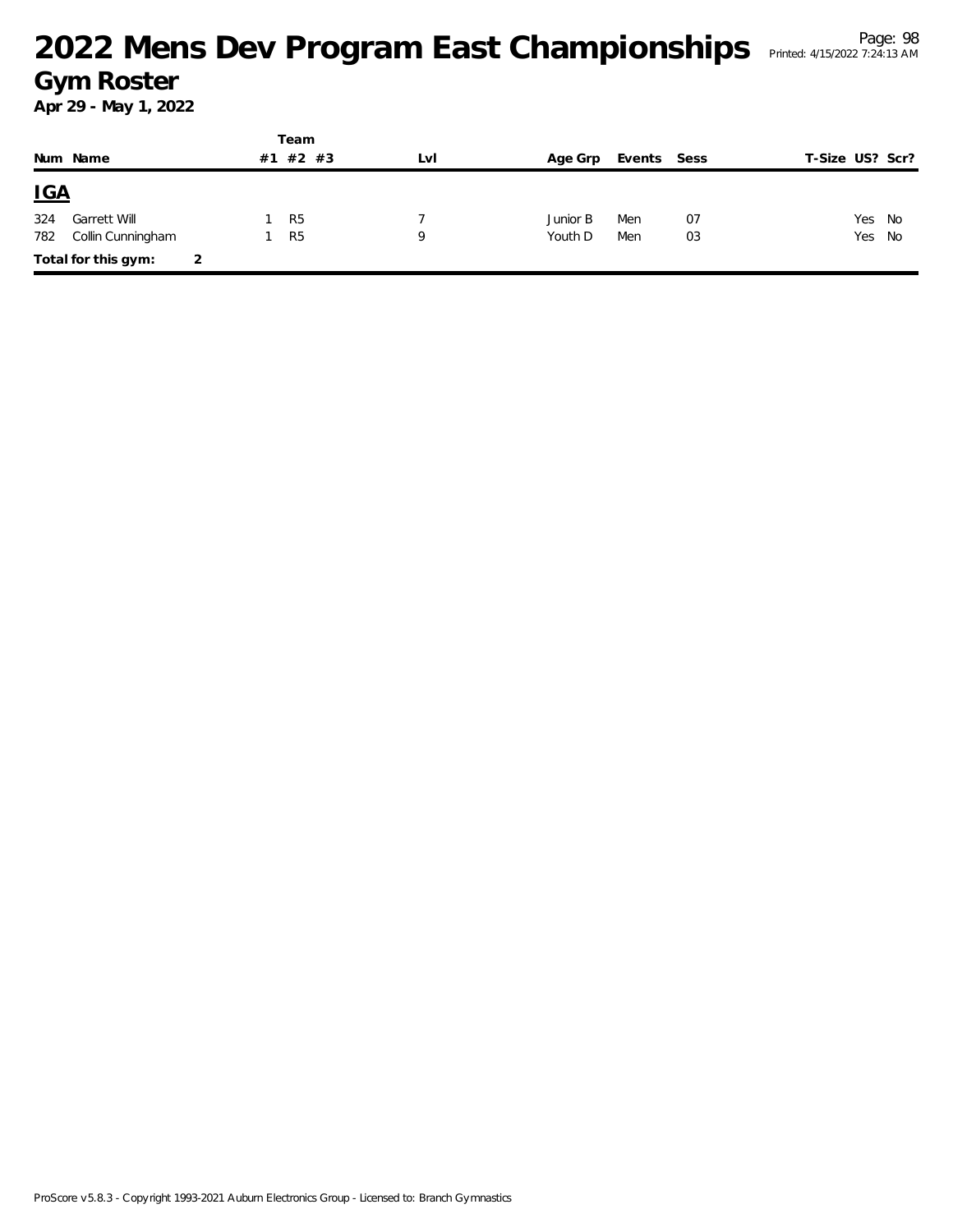# 2022 Mens Dev Program East Championships

## Gym Roster

**Apr 29 - May 1, 2022**

| Num | Name | Team #1 | Team #2 | Team #3 | Lvl | Age Grp | Events | Sess | T-Size | US? | Scr? |
|---|---|---|---|---|---|---|---|---|---|---|---|
| **IGA** | | | | | | | | | | | |
| 324 | Garrett Will | 1 | R5 | | 7 | Junior B | Men | 07 | | Yes | No |
| 782 | Collin Cunningham | 1 | R5 | | 9 | Youth D | Men | 03 | | Yes | No |
| **Total for this gym:** | 2 | | | | | | | | | | |

ProScore v5.8.3 - Copyright 1993-2021 Auburn Electronics Group - Licensed to: Branch Gymnastics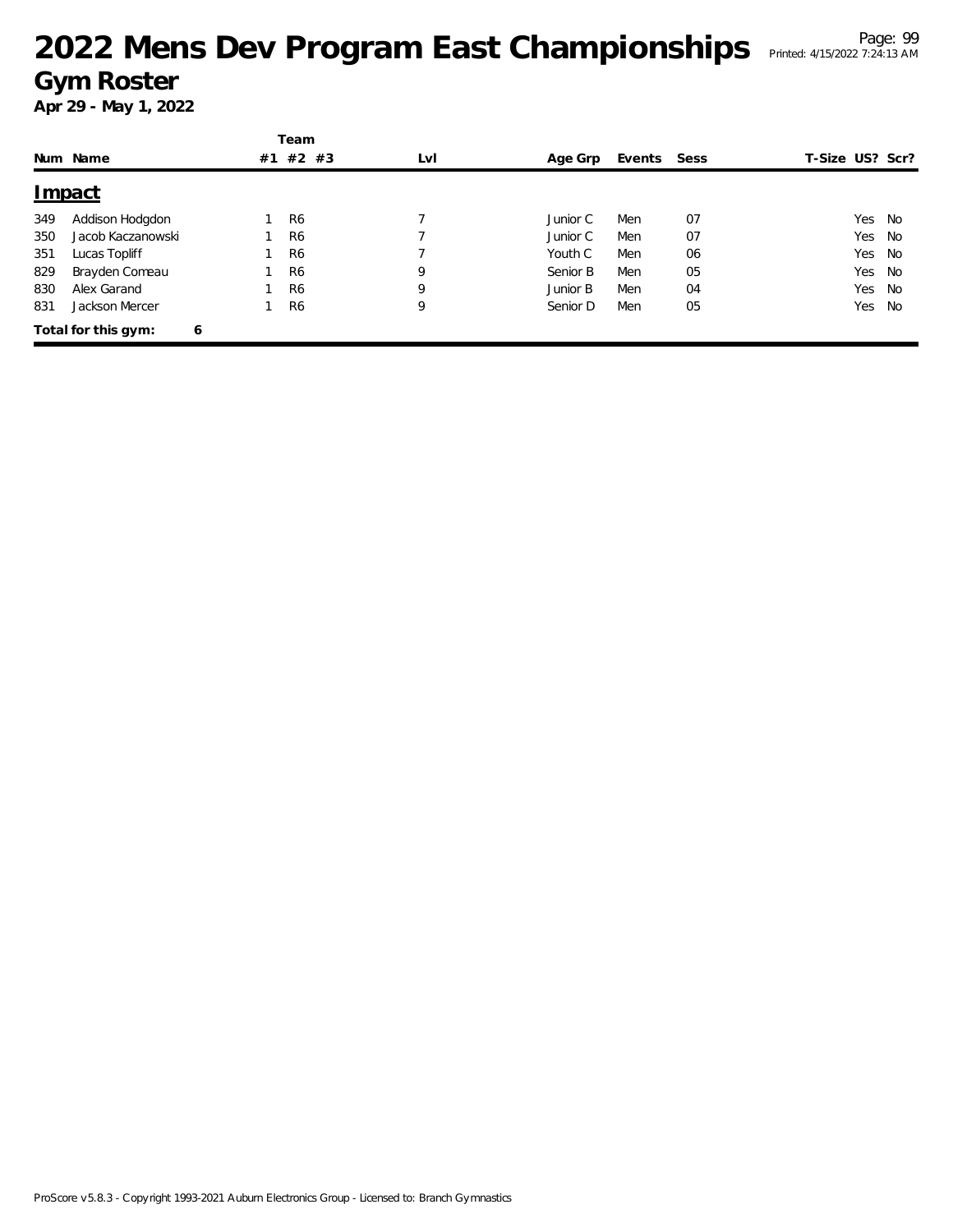# 2022 Mens Dev Program East Championships

## Gym Roster

**Apr 29 - May 1, 2022**

## Impact

| Num | Name | Team #1 | Team #2 | Team #3 | Lvl | Age Grp | Events | Sess | T-Size | US? | Scr? |
|---|---|---|---|---|---|---|---|---|---|---|---|
| 349 | Addison Hodgdon | 1 | R6 | | 7 | Junior C | Men | 07 | | Yes | No |
| 350 | Jacob Kaczanowski | 1 | R6 | | 7 | Junior C | Men | 07 | | Yes | No |
| 351 | Lucas Topliff | 1 | R6 | | 7 | Youth C | Men | 06 | | Yes | No |
| 829 | Brayden Comeau | 1 | R6 | | 9 | Senior B | Men | 05 | | Yes | No |
| 830 | Alex Garand | 1 | R6 | | 9 | Junior B | Men | 04 | | Yes | No |
| 831 | Jackson Mercer | 1 | R6 | | 9 | Senior D | Men | 05 | | Yes | No |

**Total for this gym: 6**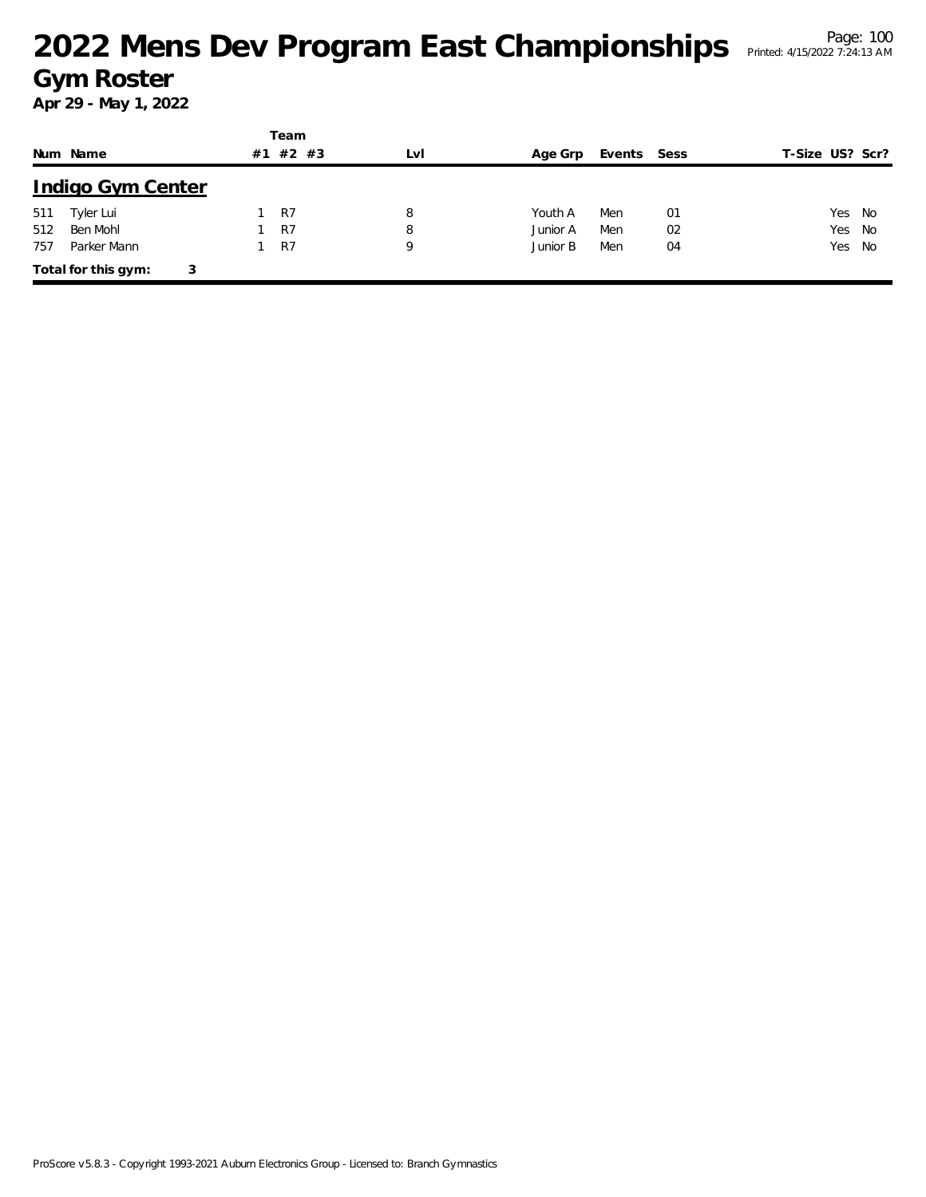# 2022 Mens Dev Program East Championships

## Gym Roster

**Apr 29 - May 1, 2022**

### Indigo Gym Center

| Num | Name | Team #1 | Team #2 | Team #3 | Lvl | Age Grp | Events | Sess | T-Size | US? | Scr? |
|---|---|---|---|---|---|---|---|---|---|---|---|
| 511 | Tyler Lui | 1 | R7 | | 8 | Youth A | Men | 01 | | Yes | No |
| 512 | Ben Mohl | 1 | R7 | | 8 | Junior A | Men | 02 | | Yes | No |
| 757 | Parker Mann | 1 | R7 | | 9 | Junior B | Men | 04 | | Yes | No |

**Total for this gym: 3**

ProScore v5.8.3 - Copyright 1993-2021 Auburn Electronics Group - Licensed to: Branch Gymnastics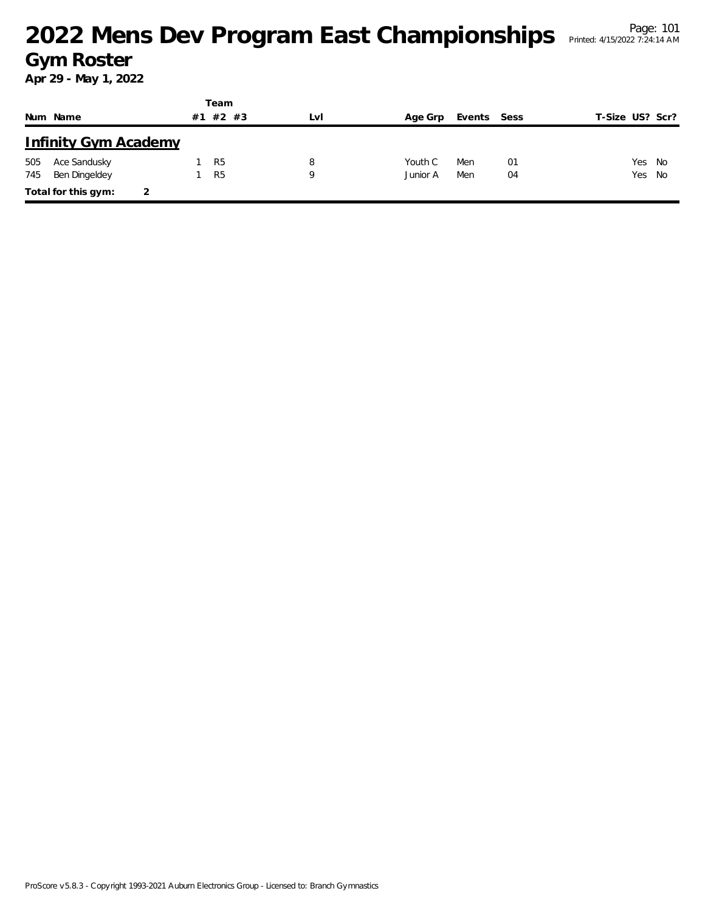# 2022 Mens Dev Program East Championships

## Gym Roster

**Apr 29 - May 1, 2022**

| Num | Name | Team #1 | Team #2 | Team #3 | Lvl | Age Grp | Events | Sess | T-Size | US? | Scr? |
|---|---|---|---|---|---|---|---|---|---|---|---|
| **Infinity Gym Academy** | | | | | | | | | | | |
| 505 | Ace Sandusky | 1 | R5 | | 8 | Youth C | Men | 01 | | Yes | No |
| 745 | Ben Dingeldey | 1 | R5 | | 9 | Junior A | Men | 04 | | Yes | No |
| **Total for this gym:** | 2 | | | | | | | | | | |

ProScore v5.8.3 - Copyright 1993-2021 Auburn Electronics Group - Licensed to: Branch Gymnastics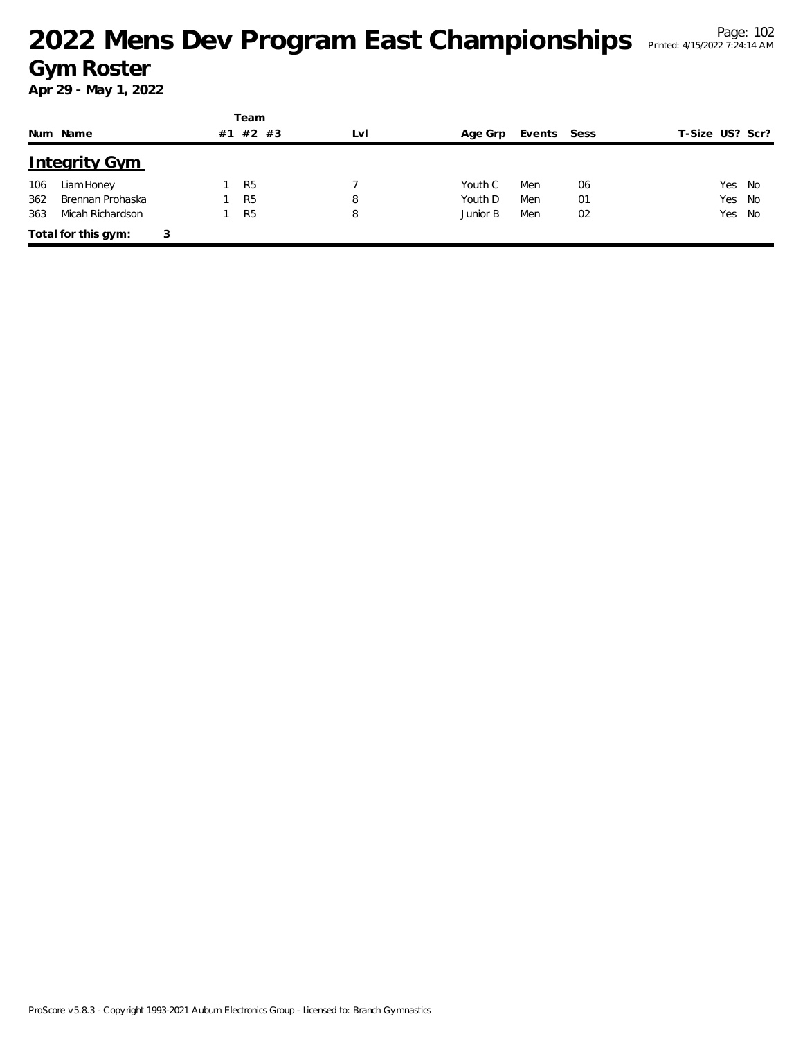# 2022 Mens Dev Program East Championships

## Gym Roster

**Apr 29 - May 1, 2022**

| Num | Name | Team #1 | Team #2 | Team #3 | Lvl | Age Grp | Events | Sess | T-Size | US? | Scr? |
|---|---|---|---|---|---|---|---|---|---|---|---|
| **Integrity Gym** | | | | | | | | | | | |
| 106 | Liam Honey | 1 | R5 | | 7 | Youth C | Men | 06 | | Yes | No |
| 362 | Brennan Prohaska | 1 | R5 | | 8 | Youth D | Men | 01 | | Yes | No |
| 363 | Micah Richardson | 1 | R5 | | 8 | Junior B | Men | 02 | | Yes | No |
| **Total for this gym:** | **3** | | | | | | | | | | |

ProScore v5.8.3 - Copyright 1993-2021 Auburn Electronics Group - Licensed to: Branch Gymnastics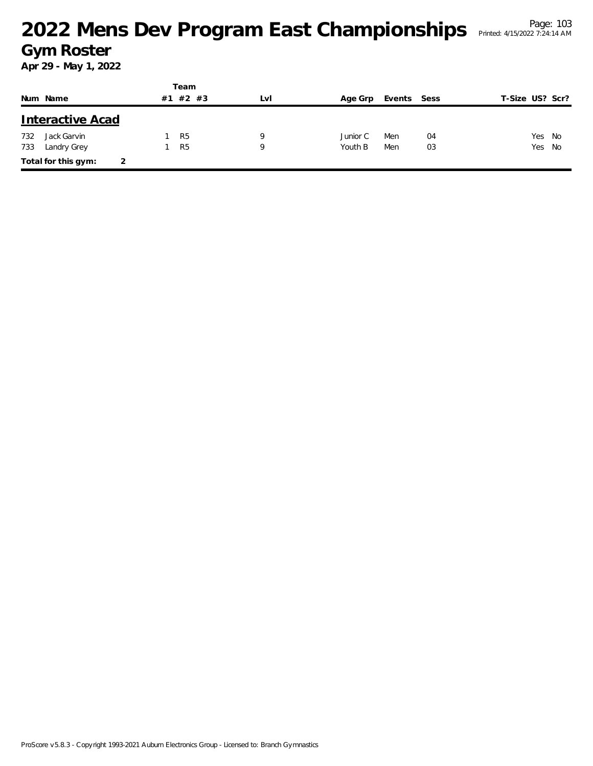# 2022 Mens Dev Program East Championships

## Gym Roster

**Apr 29 - May 1, 2022**

| Num | Name | Team #1 | Team #2 | Team #3 | Lvl | Age Grp | Events | Sess | T-Size | US? | Scr? |
|---|---|---|---|---|---|---|---|---|---|---|---|
| **Interactive Acad** | | | | | | | | | | | |
| 732 | Jack Garvin | 1 | R5 | | 9 | Junior C | Men | 04 | | Yes | No |
| 733 | Landry Grey | 1 | R5 | | 9 | Youth B | Men | 03 | | Yes | No |
| **Total for this gym:** | 2 | | | | | | | | | | |

ProScore v5.8.3 - Copyright 1993-2021 Auburn Electronics Group - Licensed to: Branch Gymnastics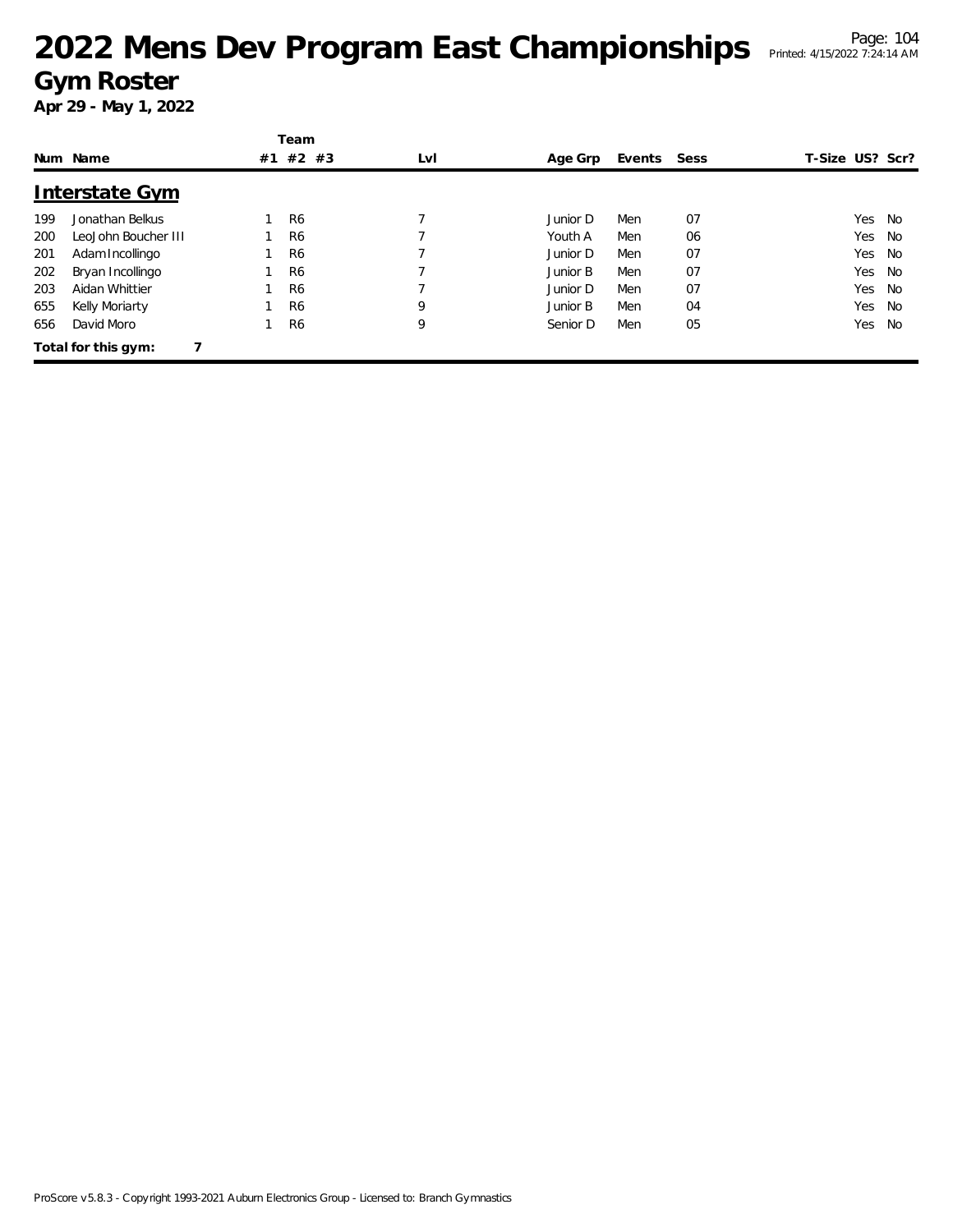# 2022 Mens Dev Program East Championships

## Gym Roster

**Apr 29 - May 1, 2022**

### Interstate Gym

| Num | Name | Team #1 | Team #2 | Team #3 | Lvl | Age Grp | Events | Sess | T-Size | US? | Scr? |
|---|---|---|---|---|---|---|---|---|---|---|---|
| 199 | Jonathan Belkus | 1 | R6 | | 7 | Junior D | Men | 07 | | Yes | No |
| 200 | LeoJohn Boucher III | 1 | R6 | | 7 | Youth A | Men | 06 | | Yes | No |
| 201 | Adam Incollingo | 1 | R6 | | 7 | Junior D | Men | 07 | | Yes | No |
| 202 | Bryan Incollingo | 1 | R6 | | 7 | Junior B | Men | 07 | | Yes | No |
| 203 | Aidan Whittier | 1 | R6 | | 7 | Junior D | Men | 07 | | Yes | No |
| 655 | Kelly Moriarty | 1 | R6 | | 9 | Junior B | Men | 04 | | Yes | No |
| 656 | David Moro | 1 | R6 | | 9 | Senior D | Men | 05 | | Yes | No |

**Total for this gym: 7**

ProScore v5.8.3 - Copyright 1993-2021 Auburn Electronics Group - Licensed to: Branch Gymnastics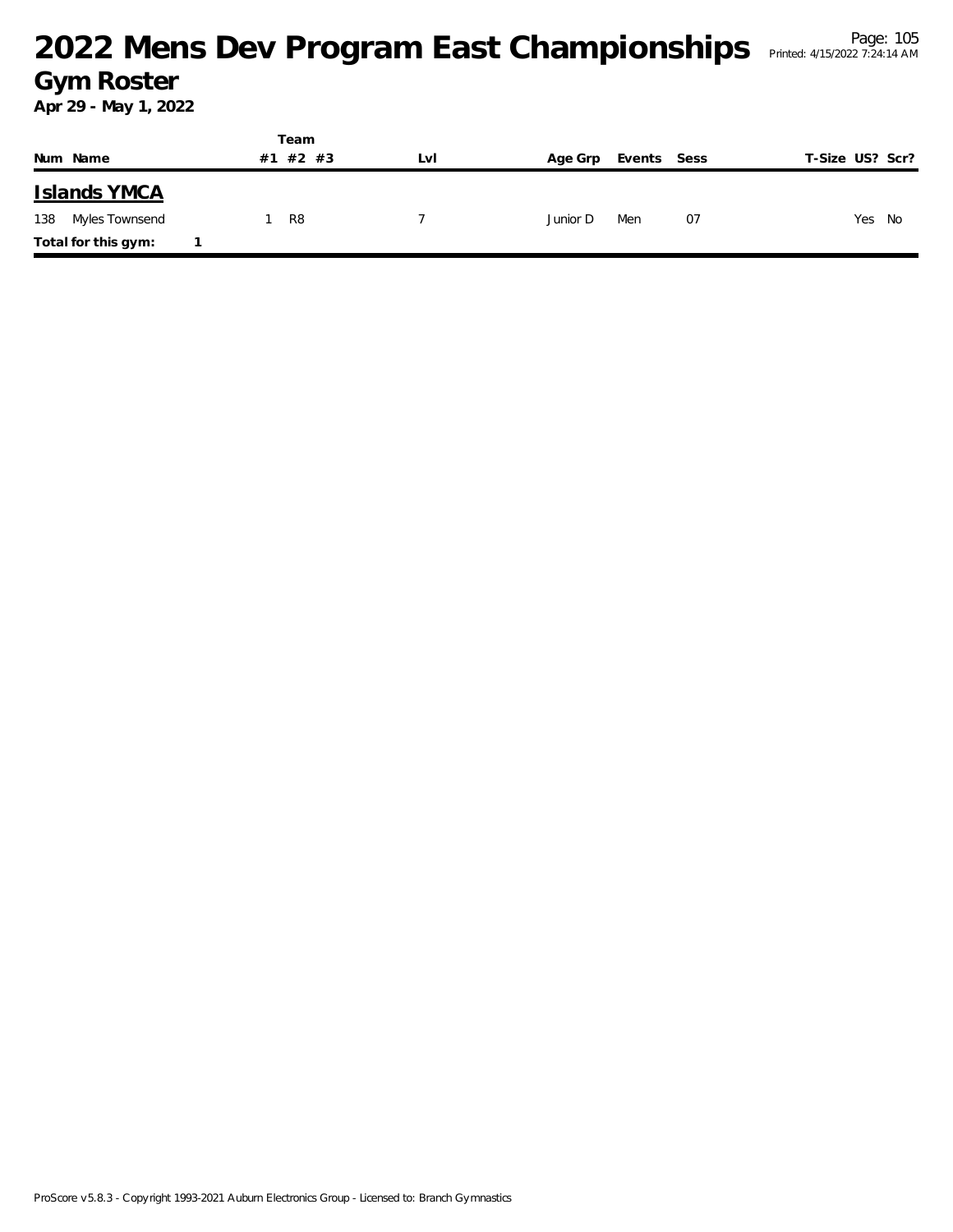# 2022 Mens Dev Program East Championships

## Gym Roster

**Apr 29 - May 1, 2022**

| Num | Name | Team #1 | #2 | #3 | Lvl | Age Grp | Events | Sess | T-Size | US? | Scr? |
|---|---|---|---|---|---|---|---|---|---|---|---|
| **Islands YMCA** | | | | | | | | | | | |
| 138 | Myles Townsend | 1 | R8 | | 7 | Junior D | Men | 07 | | Yes | No |
| **Total for this gym:** | 1 | | | | | | | | | | |

ProScore v5.8.3 - Copyright 1993-2021 Auburn Electronics Group - Licensed to: Branch Gymnastics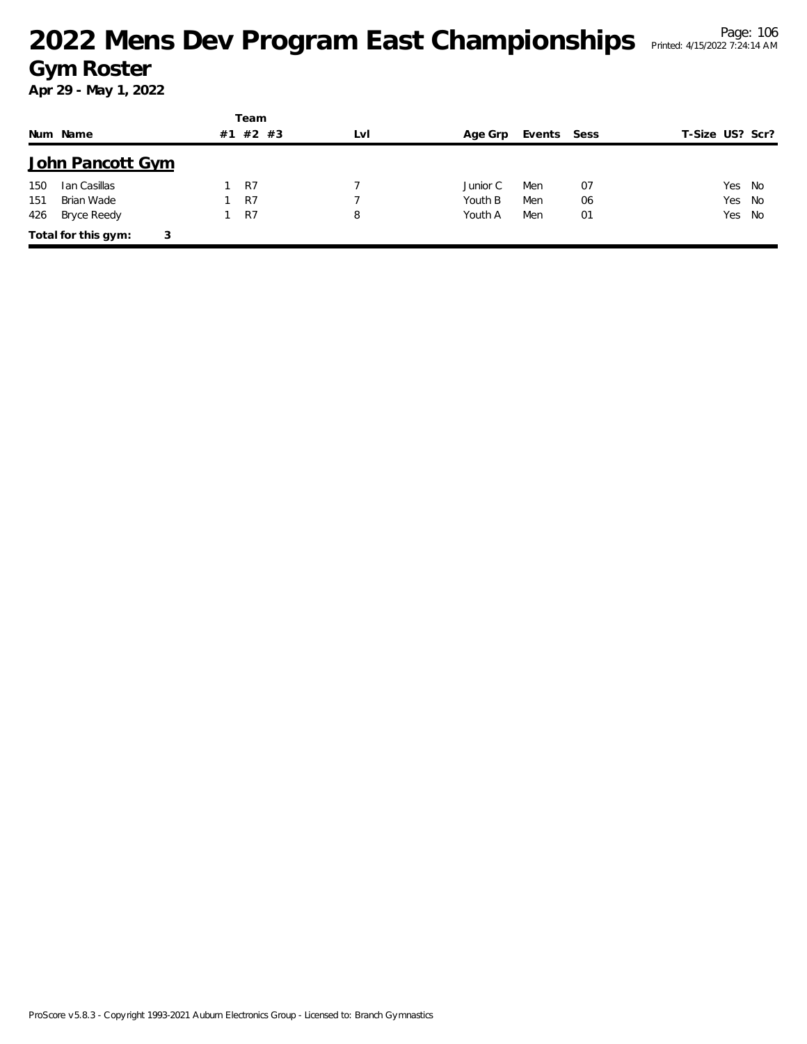# 2022 Mens Dev Program East Championships

## Gym Roster

**Apr 29 - May 1, 2022**

## John Pancott Gym

| Num | Name | Team #1 | Team #2 | Team #3 | Lvl | Age Grp | Events | Sess | T-Size | US? | Scr? |
|---|---|---|---|---|---|---|---|---|---|---|---|
| 150 | Ian Casillas | 1 | R7 | | 7 | Junior C | Men | 07 | | Yes | No |
| 151 | Brian Wade | 1 | R7 | | 7 | Youth B | Men | 06 | | Yes | No |
| 426 | Bryce Reedy | 1 | R7 | | 8 | Youth A | Men | 01 | | Yes | No |

**Total for this gym: 3**

ProScore v5.8.3 - Copyright 1993-2021 Auburn Electronics Group - Licensed to: Branch Gymnastics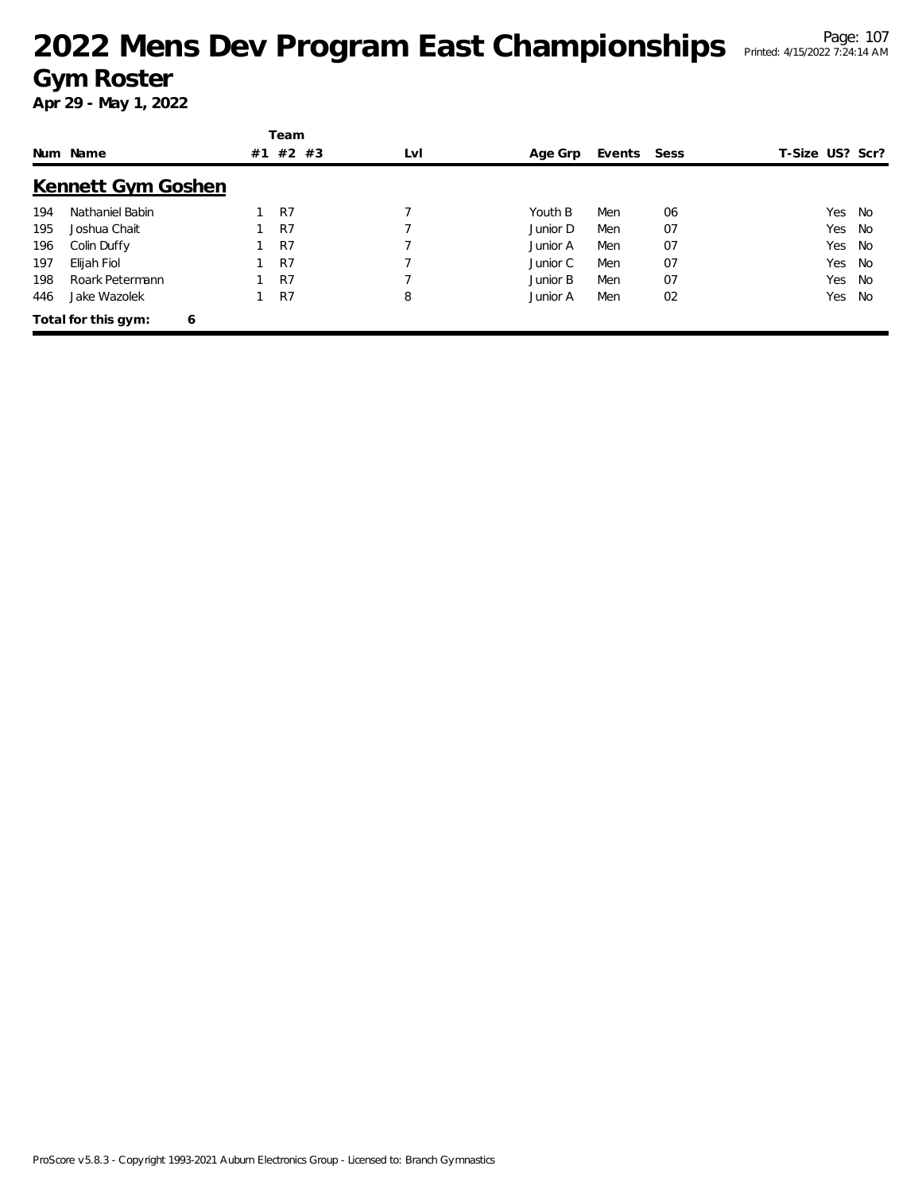# 2022 Mens Dev Program East Championships

## Gym Roster

**Apr 29 - May 1, 2022**

### Kennett Gym Goshen

| Num | Name | Team #1 | Team #2 | Team #3 | Lvl | Age Grp | Events | Sess | T-Size | US? | Scr? |
|---|---|---|---|---|---|---|---|---|---|---|---|
| 194 | Nathaniel Babin | 1 | R7 | | 7 | Youth B | Men | 06 | | Yes | No |
| 195 | Joshua Chait | 1 | R7 | | 7 | Junior D | Men | 07 | | Yes | No |
| 196 | Colin Duffy | 1 | R7 | | 7 | Junior A | Men | 07 | | Yes | No |
| 197 | Elijah Fiol | 1 | R7 | | 7 | Junior C | Men | 07 | | Yes | No |
| 198 | Roark Petermann | 1 | R7 | | 7 | Junior B | Men | 07 | | Yes | No |
| 446 | Jake Wazolek | 1 | R7 | | 8 | Junior A | Men | 02 | | Yes | No |

**Total for this gym: 6**

ProScore v5.8.3 - Copyright 1993-2021 Auburn Electronics Group - Licensed to: Branch Gymnastics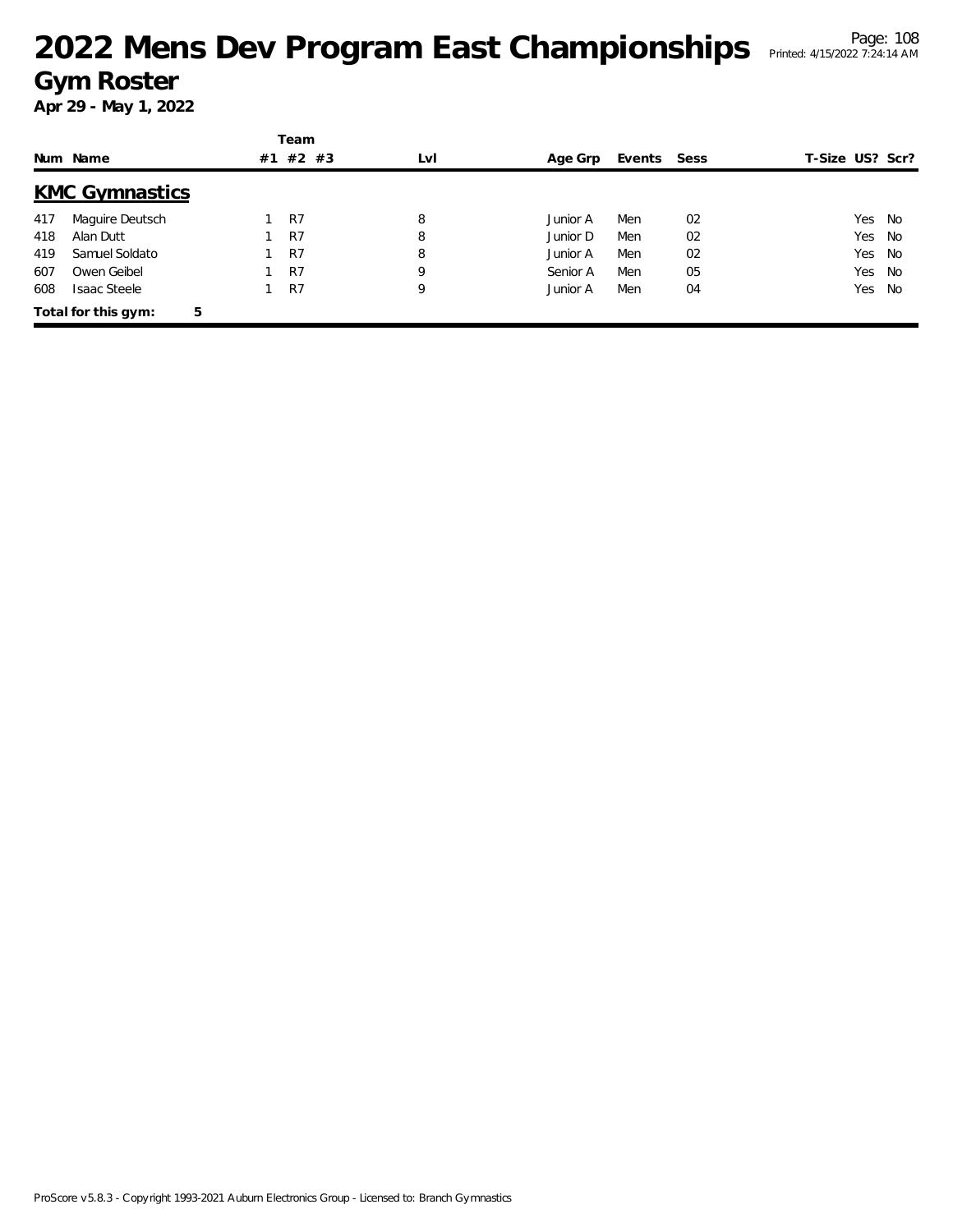# 2022 Mens Dev Program East Championships

## Gym Roster

**Apr 29 - May 1, 2022**

## KMC Gymnastics

| Num | Name | Team #1 | Team #2 | Team #3 | Lvl | Age Grp | Events | Sess | T-Size | US? | Scr? |
|---|---|---|---|---|---|---|---|---|---|---|---|
| 417 | Maguire Deutsch | 1 | R7 | | 8 | Junior A | Men | 02 | | Yes | No |
| 418 | Alan Dutt | 1 | R7 | | 8 | Junior D | Men | 02 | | Yes | No |
| 419 | Samuel Soldato | 1 | R7 | | 8 | Junior A | Men | 02 | | Yes | No |
| 607 | Owen Geibel | 1 | R7 | | 9 | Senior A | Men | 05 | | Yes | No |
| 608 | Isaac Steele | 1 | R7 | | 9 | Junior A | Men | 04 | | Yes | No |

**Total for this gym: 5**

ProScore v5.8.3 - Copyright 1993-2021 Auburn Electronics Group - Licensed to: Branch Gymnastics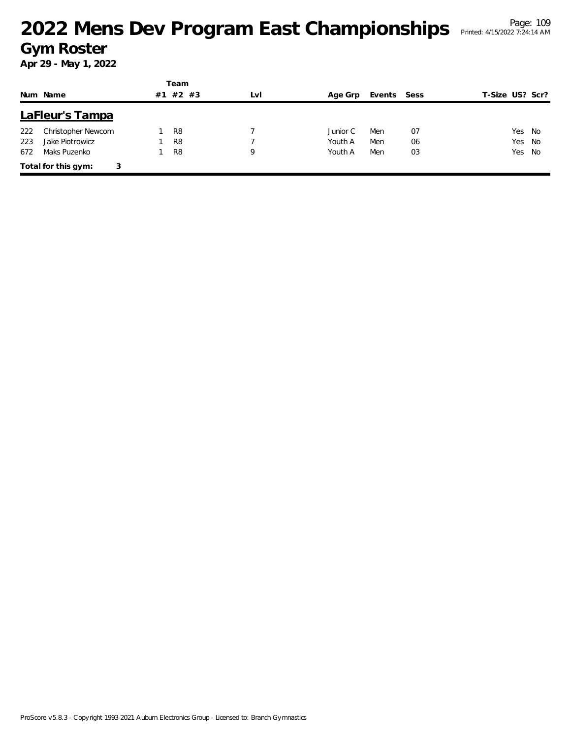# 2022 Mens Dev Program East Championships

## Gym Roster

**Apr 29 - May 1, 2022**

### LaFleur's Tampa

| Num | Name | Team #1 | Team #2 | Team #3 | Lvl | Age Grp | Events | Sess | T-Size | US? | Scr? |
|---|---|---|---|---|---|---|---|---|---|---|---|
| 222 | Christopher Newcom | 1 | R8 | | 7 | Junior C | Men | 07 | | Yes | No |
| 223 | Jake Piotrowicz | 1 | R8 | | 7 | Youth A | Men | 06 | | Yes | No |
| 672 | Maks Puzenko | 1 | R8 | | 9 | Youth A | Men | 03 | | Yes | No |

**Total for this gym:** 3

ProScore v5.8.3 - Copyright 1993-2021 Auburn Electronics Group - Licensed to: Branch Gymnastics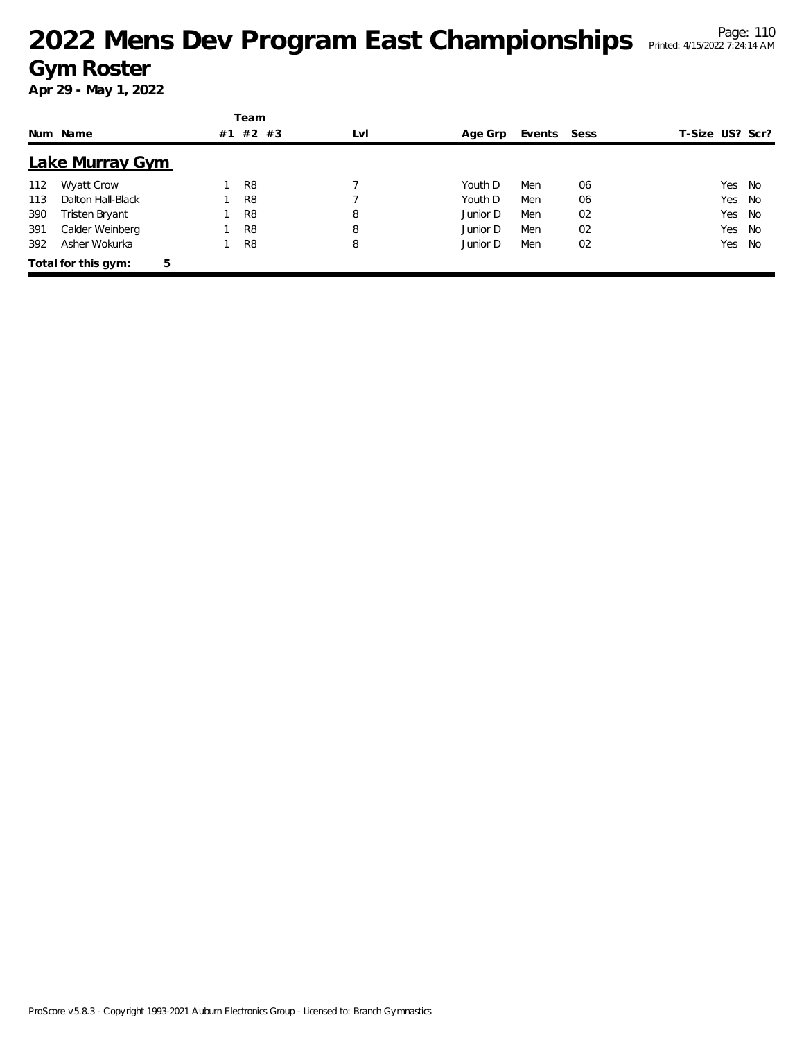# 2022 Mens Dev Program East Championships

## Gym Roster

**Apr 29 - May 1, 2022**

### Lake Murray Gym

| Num | Name | Team #1 | Team #2 | Team #3 | Lvl | Age Grp | Events | Sess | T-Size | US? | Scr? |
|---|---|---|---|---|---|---|---|---|---|---|---|
| 112 | Wyatt Crow | 1 | R8 | | 7 | Youth D | Men | 06 | | Yes | No |
| 113 | Dalton Hall-Black | 1 | R8 | | 7 | Youth D | Men | 06 | | Yes | No |
| 390 | Tristen Bryant | 1 | R8 | | 8 | Junior D | Men | 02 | | Yes | No |
| 391 | Calder Weinberg | 1 | R8 | | 8 | Junior D | Men | 02 | | Yes | No |
| 392 | Asher Wokurka | 1 | R8 | | 8 | Junior D | Men | 02 | | Yes | No |

**Total for this gym: 5**

ProScore v5.8.3 - Copyright 1993-2021 Auburn Electronics Group - Licensed to: Branch Gymnastics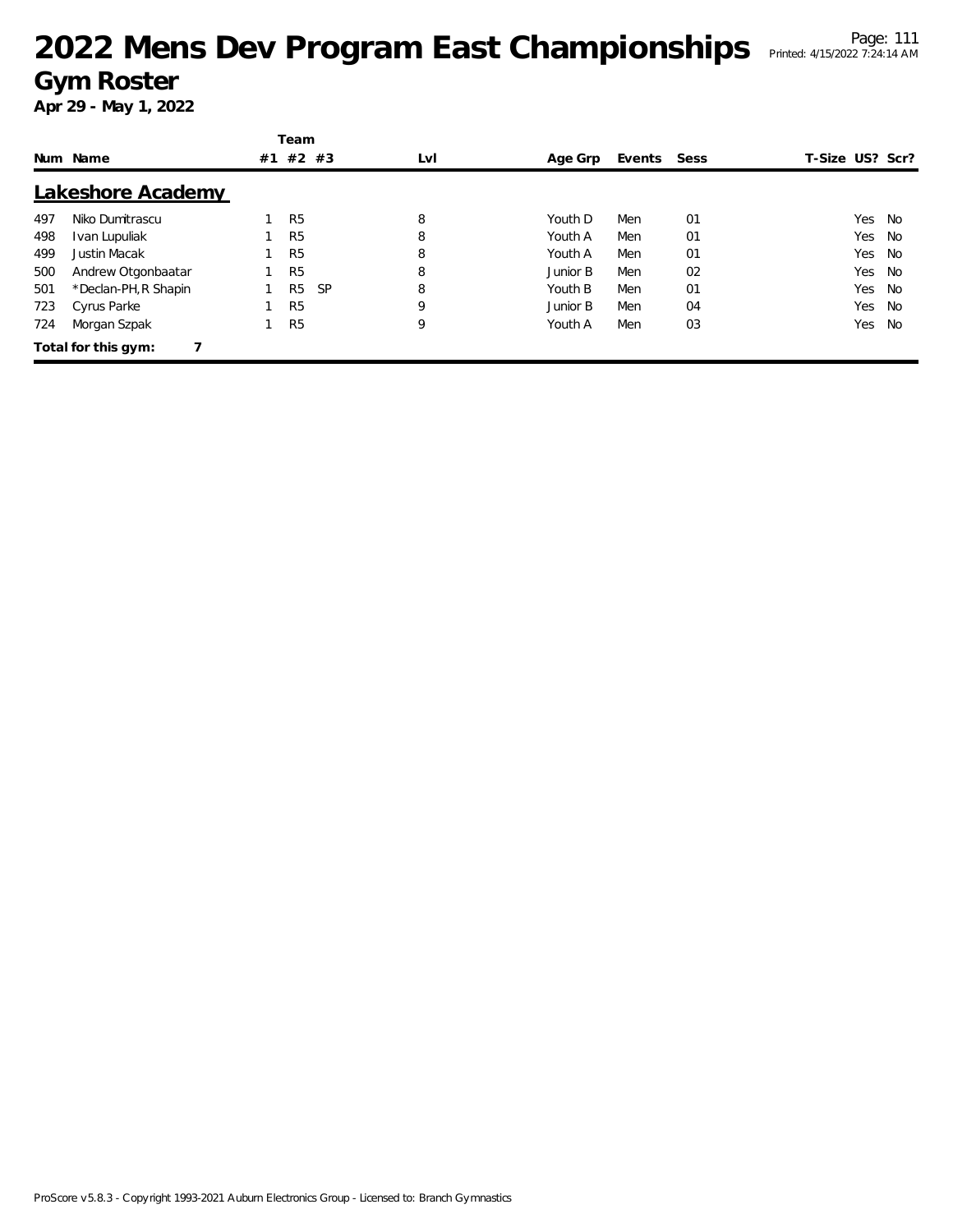# 2022 Mens Dev Program East Championships

## Gym Roster

**Apr 29 - May 1, 2022**

## Lakeshore Academy

| Num | Name | Team #1 | Team #2 | Team #3 | Lvl | Age Grp | Events | Sess | T-Size | US? | Scr? |
|---|---|---|---|---|---|---|---|---|---|---|---|
| 497 | Niko Dumitrascu | 1 | R5 | | 8 | Youth D | Men | 01 | | Yes | No |
| 498 | Ivan Lupuliak | 1 | R5 | | 8 | Youth A | Men | 01 | | Yes | No |
| 499 | Justin Macak | 1 | R5 | | 8 | Youth A | Men | 01 | | Yes | No |
| 500 | Andrew Otgonbaatar | 1 | R5 | | 8 | Junior B | Men | 02 | | Yes | No |
| 501 | *Declan-PH,R Shapin | 1 | R5 | SP | 8 | Youth B | Men | 01 | | Yes | No |
| 723 | Cyrus Parke | 1 | R5 | | 9 | Junior B | Men | 04 | | Yes | No |
| 724 | Morgan Szpak | 1 | R5 | | 9 | Youth A | Men | 03 | | Yes | No |

**Total for this gym: 7**

ProScore v5.8.3 - Copyright 1993-2021 Auburn Electronics Group - Licensed to: Branch Gymnastics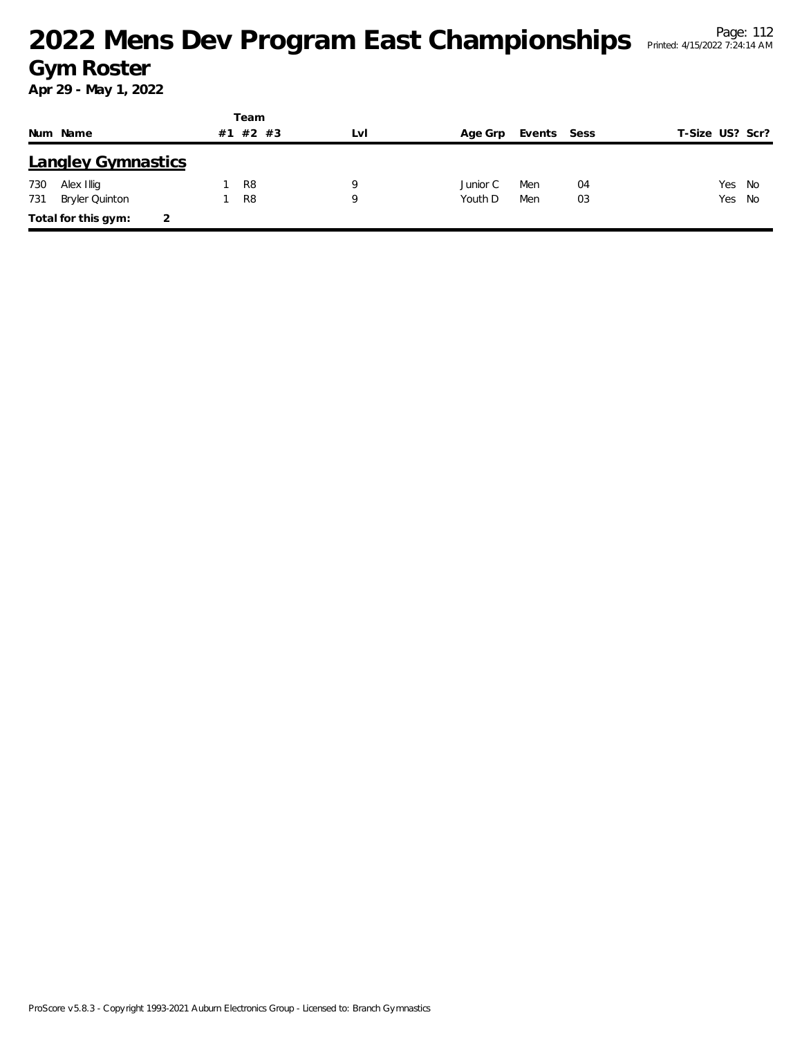# 2022 Mens Dev Program East Championships

## Gym Roster

**Apr 29 - May 1, 2022**

| Num | Name | Team #1 | Team #2 | Team #3 | Lvl | Age Grp | Events | Sess | T-Size | US? | Scr? |
|---|---|---|---|---|---|---|---|---|---|---|---|
| **Langley Gymnastics** | | | | | | | | | | | |
| 730 | Alex Illig | 1 | R8 | | 9 | Junior C | Men | 04 | | Yes | No |
| 731 | Bryler Quinton | 1 | R8 | | 9 | Youth D | Men | 03 | | Yes | No |
| **Total for this gym:** | 2 | | | | | | | | | | |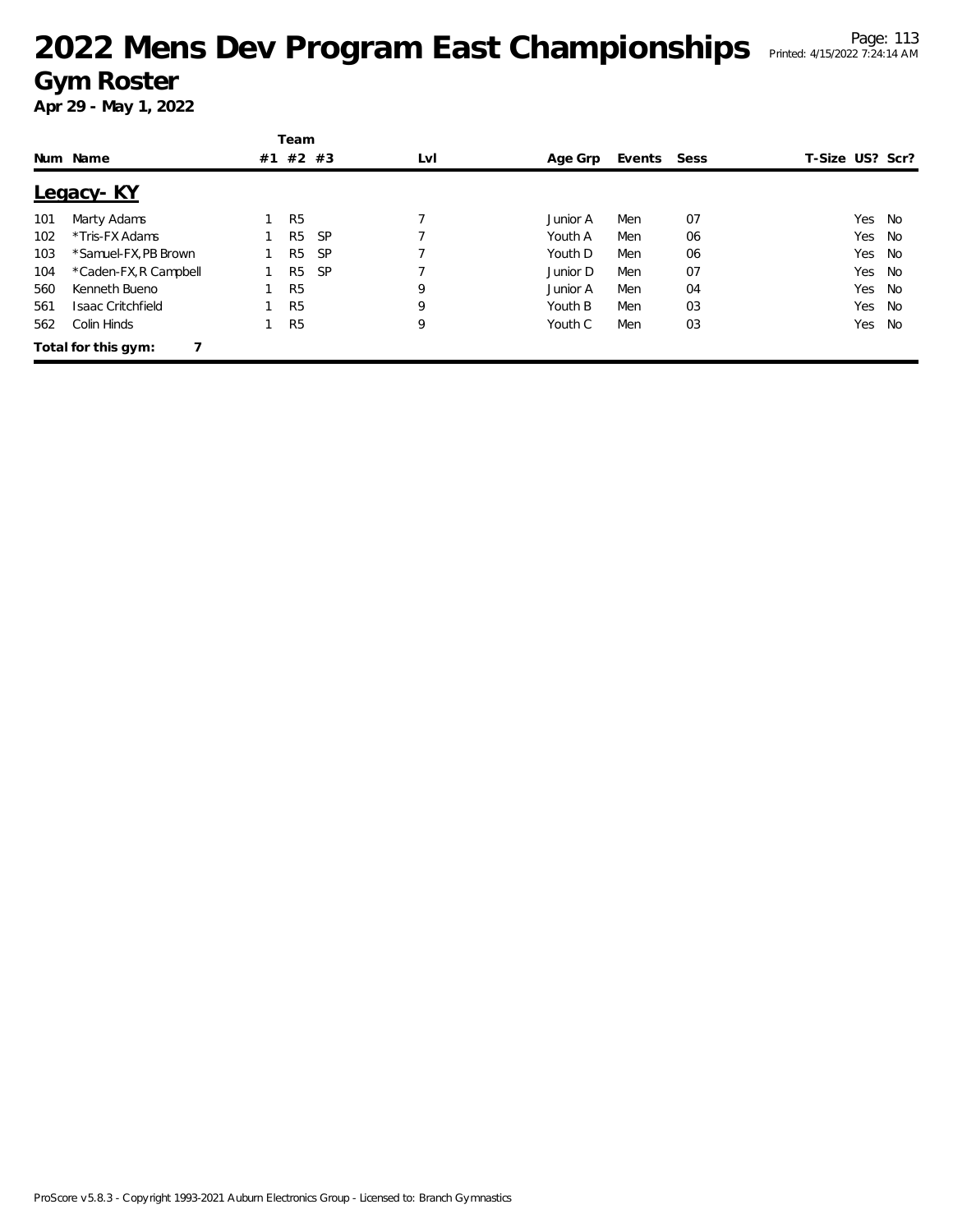# 2022 Mens Dev Program East Championships

## Gym Roster

**Apr 29 - May 1, 2022**

| Num | Name | Team #1 | Team #2 | Team #3 | Lvl | Age Grp | Events | Sess | T-Size | US? | Scr? |
|---|---|---|---|---|---|---|---|---|---|---|---|
| **Legacy- KY** | | | | | | | | | | | |
| 101 | Marty Adams | 1 | R5 | | 7 | Junior A | Men | 07 | | Yes | No |
| 102 | *Tris-FX Adams | 1 | R5 | SP | 7 | Youth A | Men | 06 | | Yes | No |
| 103 | *Samuel-FX,PB Brown | 1 | R5 | SP | 7 | Youth D | Men | 06 | | Yes | No |
| 104 | *Caden-FX,R Campbell | 1 | R5 | SP | 7 | Junior D | Men | 07 | | Yes | No |
| 560 | Kenneth Bueno | 1 | R5 | | 9 | Junior A | Men | 04 | | Yes | No |
| 561 | Isaac Critchfield | 1 | R5 | | 9 | Youth B | Men | 03 | | Yes | No |
| 562 | Colin Hinds | 1 | R5 | | 9 | Youth C | Men | 03 | | Yes | No |

**Total for this gym: 7**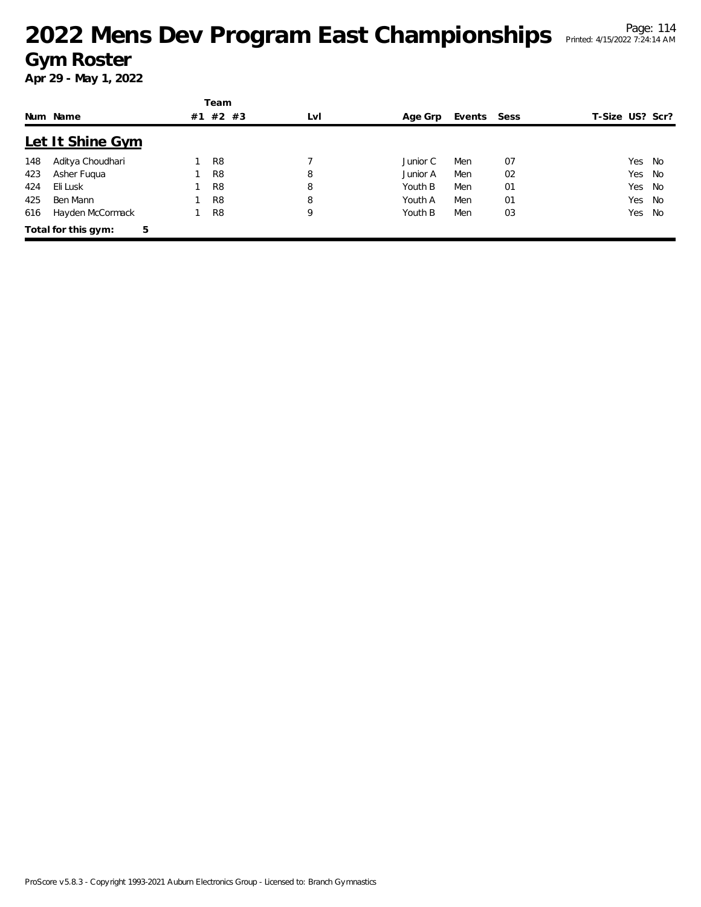# 2022 Mens Dev Program East Championships

## Gym Roster

**Apr 29 - May 1, 2022**

## Let It Shine Gym

| Num | Name | Team #1 | Team #2 | Team #3 | Lvl | Age Grp | Events | Sess | T-Size | US? | Scr? |
|---|---|---|---|---|---|---|---|---|---|---|---|
| 148 | Aditya Choudhari | 1 | R8 | | 7 | Junior C | Men | 07 | | Yes | No |
| 423 | Asher Fuqua | 1 | R8 | | 8 | Junior A | Men | 02 | | Yes | No |
| 424 | Eli Lusk | 1 | R8 | | 8 | Youth B | Men | 01 | | Yes | No |
| 425 | Ben Mann | 1 | R8 | | 8 | Youth A | Men | 01 | | Yes | No |
| 616 | Hayden McCormack | 1 | R8 | | 9 | Youth B | Men | 03 | | Yes | No |

**Total for this gym: 5**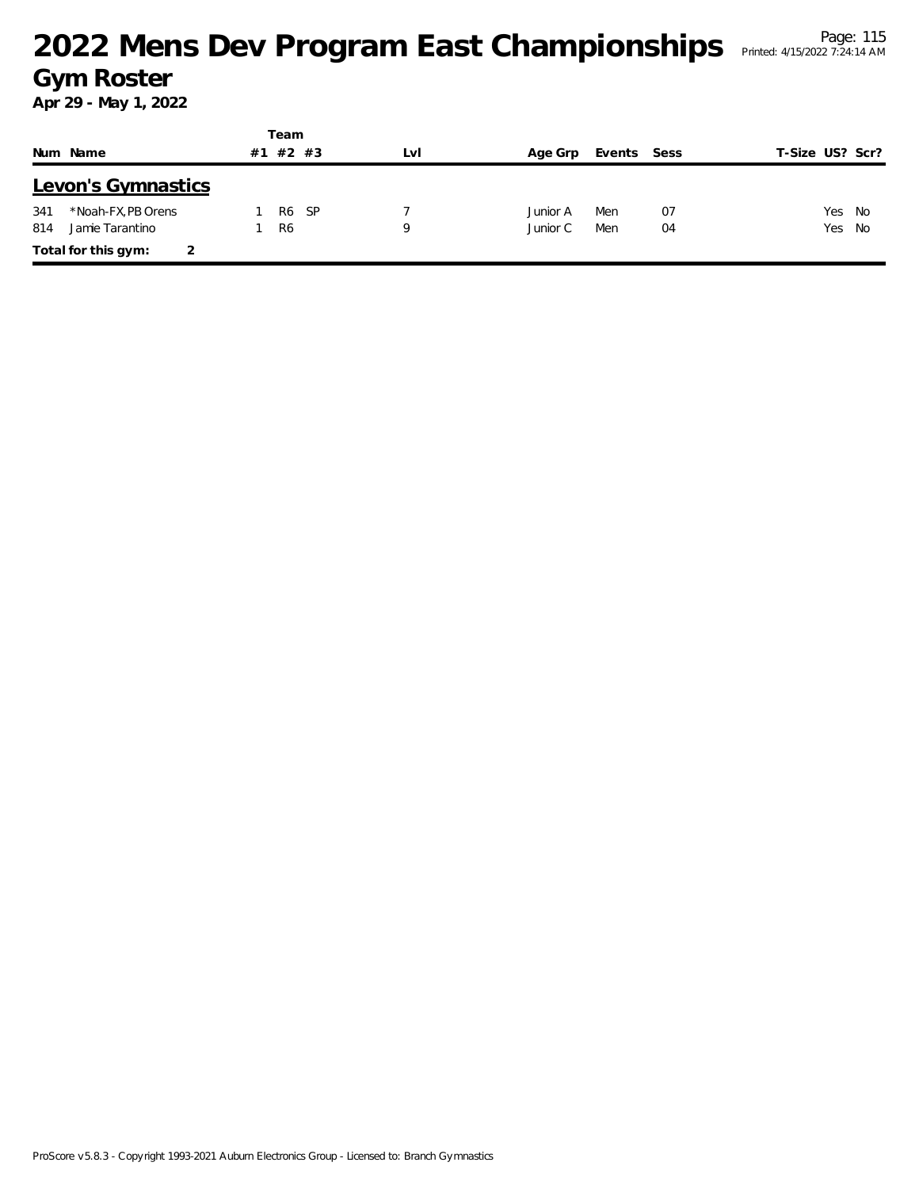# 2022 Mens Dev Program East Championships

## Gym Roster

**Apr 29 - May 1, 2022**

| Num | Name | Team #1 | Team #2 | Team #3 | Lvl | Age Grp | Events | Sess | T-Size | US? | Scr? |
|---|---|---|---|---|---|---|---|---|---|---|---|
| **Levon's Gymnastics** | | | | | | | | | | | |
| 341 | *Noah-FX,PB Orens | 1 | R6 | SP | 7 | Junior A | Men | 07 | | Yes | No |
| 814 | Jamie Tarantino | 1 | R6 | | 9 | Junior C | Men | 04 | | Yes | No |
| **Total for this gym:** | 2 | | | | | | | | | | |

ProScore v5.8.3 - Copyright 1993-2021 Auburn Electronics Group - Licensed to: Branch Gymnastics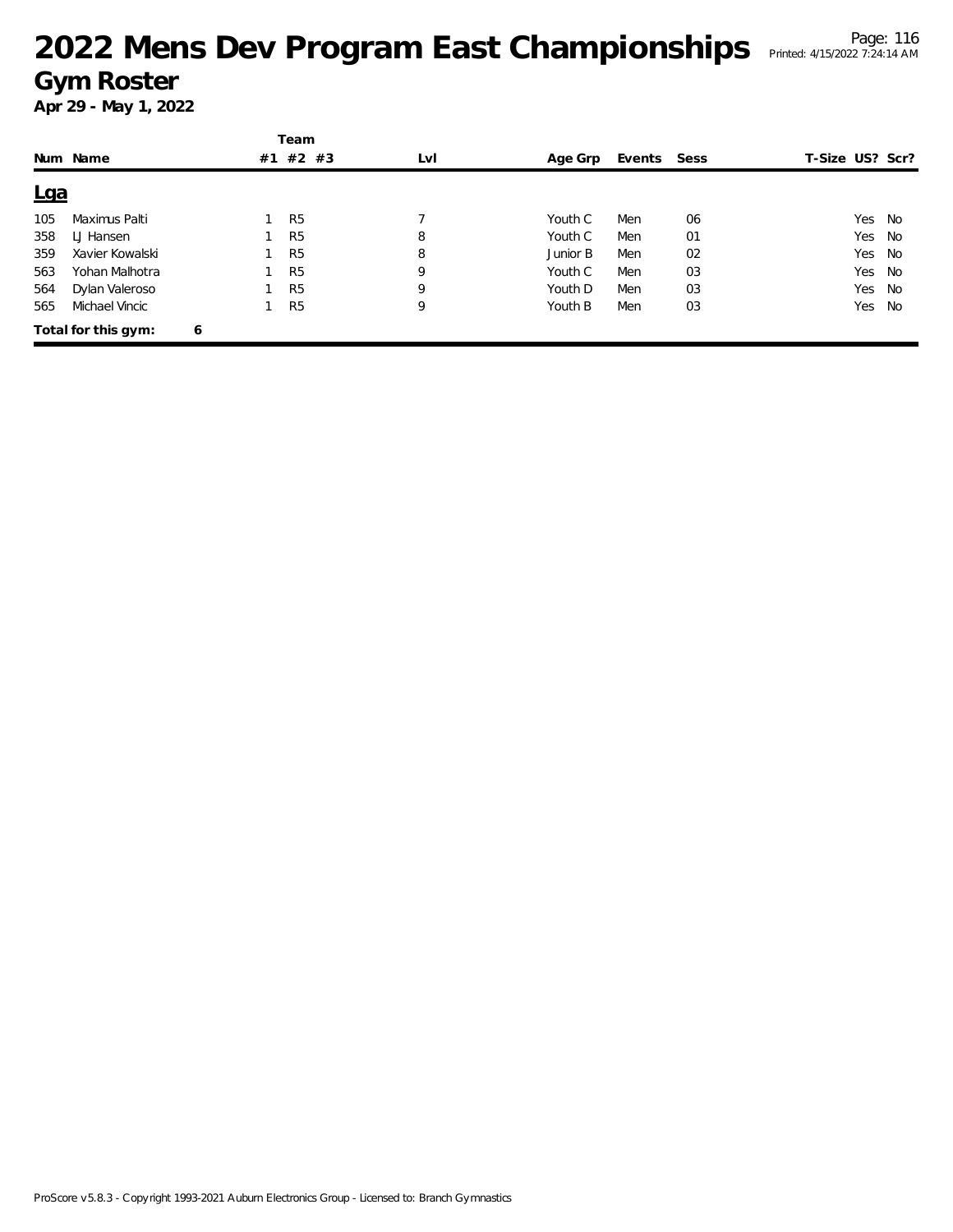# 2022 Mens Dev Program East Championships

## Gym Roster

**Apr 29 - May 1, 2022**

| Num | Name | Team #1 | Team #2 | Team #3 | Lvl | Age Grp | Events | Sess | T-Size | US? | Scr? |
|---|---|---|---|---|---|---|---|---|---|---|---|
| **Lga** | | | | | | | | | | | |
| 105 | Maximus Palti | 1 | R5 | | 7 | Youth C | Men | 06 | | Yes | No |
| 358 | LJ Hansen | 1 | R5 | | 8 | Youth C | Men | 01 | | Yes | No |
| 359 | Xavier Kowalski | 1 | R5 | | 8 | Junior B | Men | 02 | | Yes | No |
| 563 | Yohan Malhotra | 1 | R5 | | 9 | Youth C | Men | 03 | | Yes | No |
| 564 | Dylan Valeroso | 1 | R5 | | 9 | Youth D | Men | 03 | | Yes | No |
| 565 | Michael Vincic | 1 | R5 | | 9 | Youth B | Men | 03 | | Yes | No |

**Total for this gym: 6**

ProScore v5.8.3 - Copyright 1993-2021 Auburn Electronics Group - Licensed to: Branch Gymnastics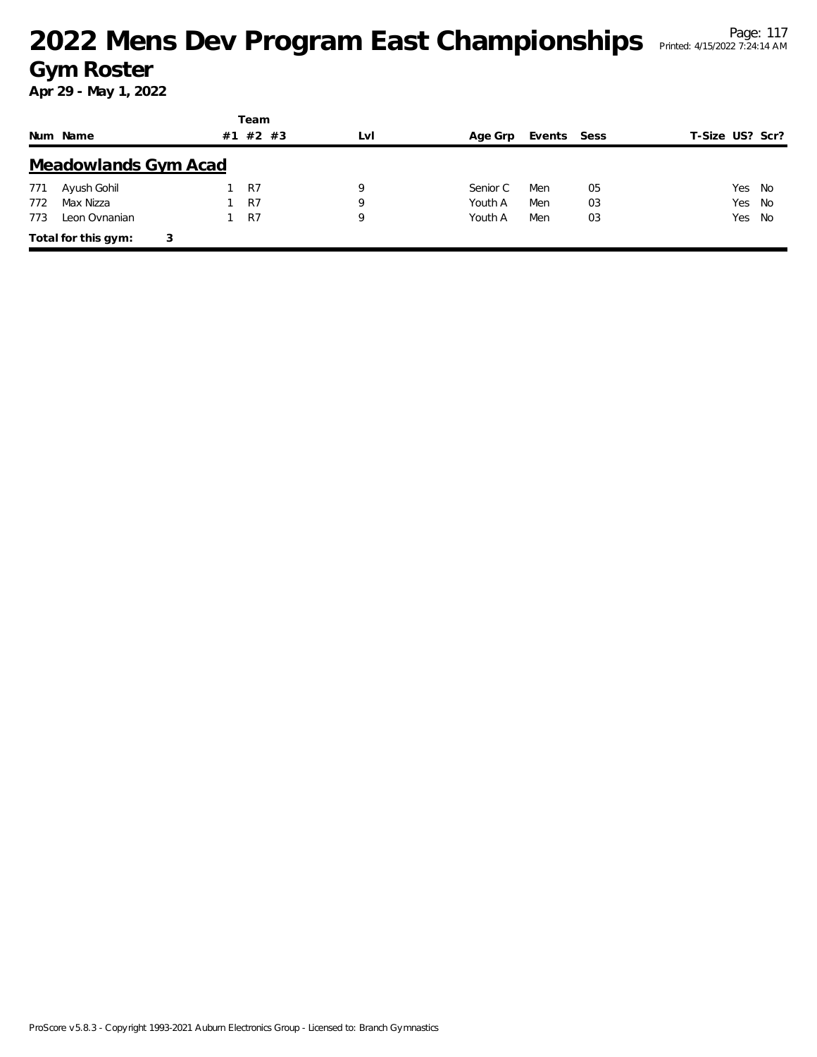# 2022 Mens Dev Program East Championships

## Gym Roster

**Apr 29 - May 1, 2022**

### Meadowlands Gym Acad

| Num | Name | Team #1 | Team #2 | Team #3 | Lvl | Age Grp | Events | Sess | T-Size | US? | Scr? |
|---|---|---|---|---|---|---|---|---|---|---|---|
| 771 | Ayush Gohil | 1 | R7 | | 9 | Senior C | Men | 05 | | Yes | No |
| 772 | Max Nizza | 1 | R7 | | 9 | Youth A | Men | 03 | | Yes | No |
| 773 | Leon Ovnanian | 1 | R7 | | 9 | Youth A | Men | 03 | | Yes | No |

**Total for this gym:** 3

ProScore v5.8.3 - Copyright 1993-2021 Auburn Electronics Group - Licensed to: Branch Gymnastics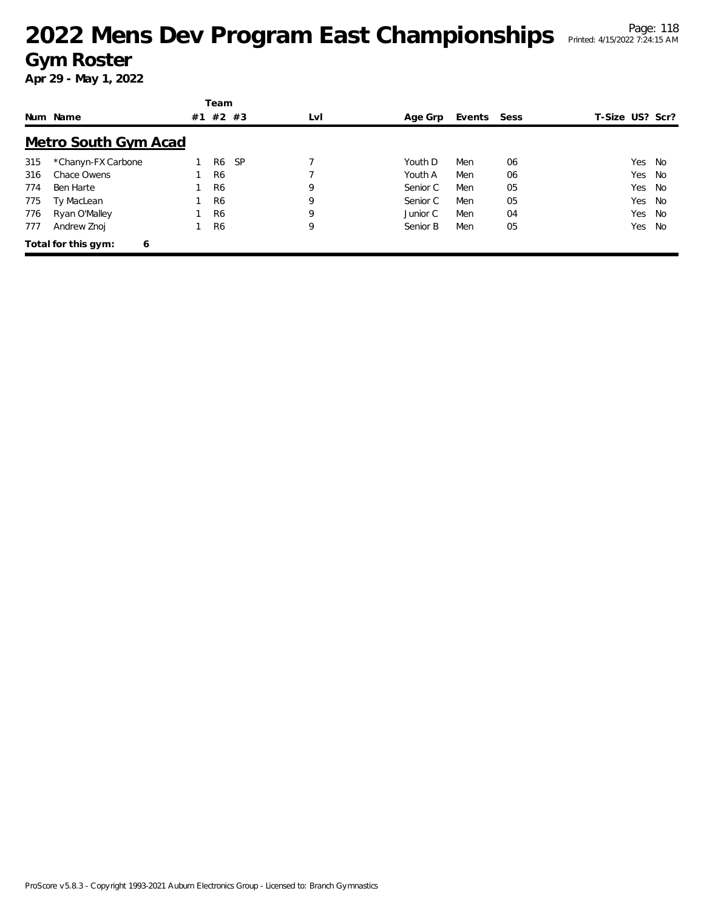# 2022 Mens Dev Program East Championships

## Gym Roster

**Apr 29 - May 1, 2022**

| Num | Name | Team #1 | Team #2 | Team #3 | Lvl | Age Grp | Events | Sess | T-Size | US? | Scr? |
|---|---|---|---|---|---|---|---|---|---|---|---|
| **Metro South Gym Acad** | | | | | | | | | | | |
| 315 | *Chanyn-FX Carbone | 1 | R6 | SP | 7 | Youth D | Men | 06 | | Yes | No |
| 316 | Chace Owens | 1 | R6 | | 7 | Youth A | Men | 06 | | Yes | No |
| 774 | Ben Harte | 1 | R6 | | 9 | Senior C | Men | 05 | | Yes | No |
| 775 | Ty MacLean | 1 | R6 | | 9 | Senior C | Men | 05 | | Yes | No |
| 776 | Ryan O'Malley | 1 | R6 | | 9 | Junior C | Men | 04 | | Yes | No |
| 777 | Andrew Znoj | 1 | R6 | | 9 | Senior B | Men | 05 | | Yes | No |

**Total for this gym: 6**

ProScore v5.8.3 - Copyright 1993-2021 Auburn Electronics Group - Licensed to: Branch Gymnastics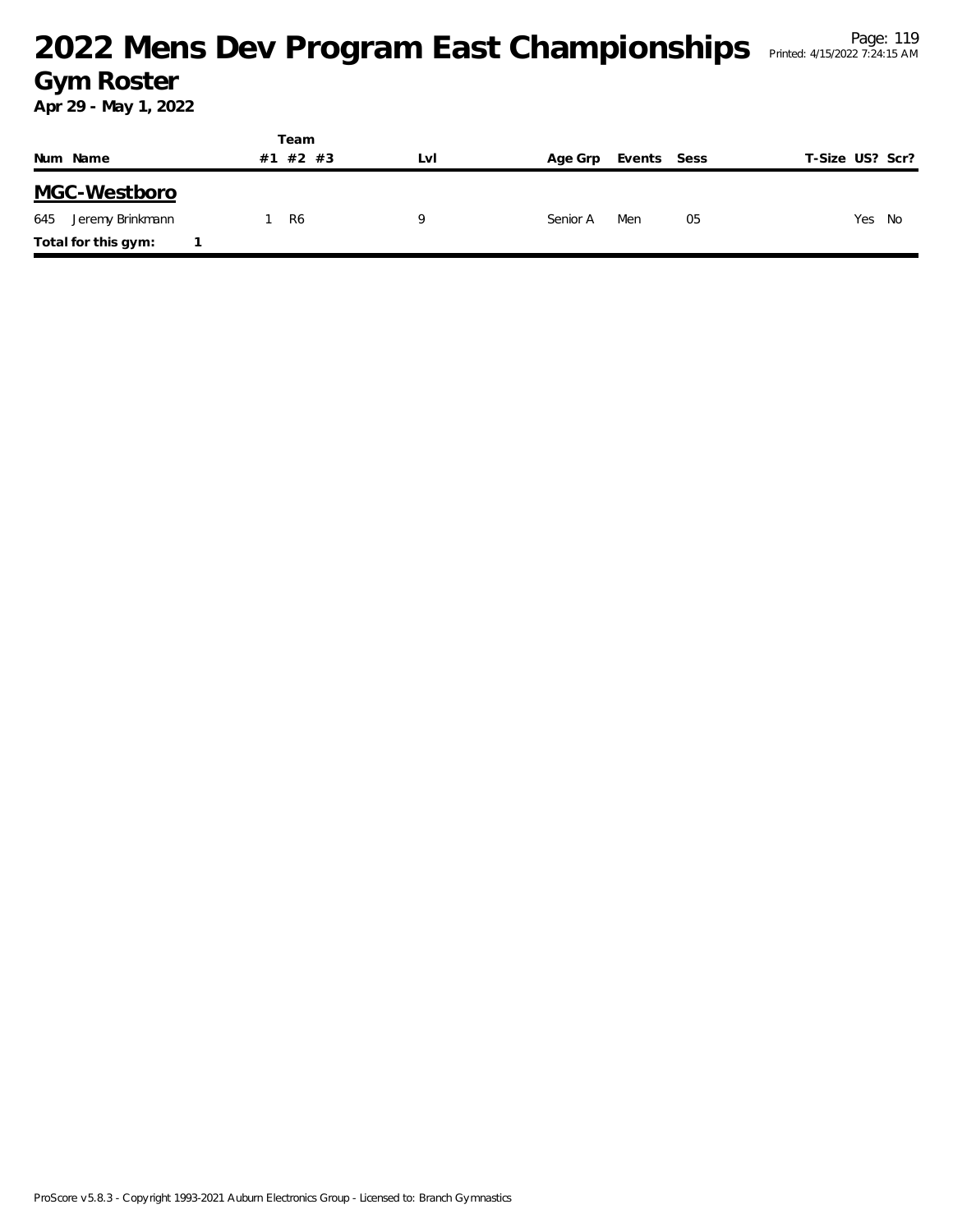# 2022 Mens Dev Program East Championships

## Gym Roster

**Apr 29 - May 1, 2022**

| Num | Name | Team #1 | Team #2 | Team #3 | Lvl | Age Grp | Events | Sess | T-Size | US? | Scr? |
|---|---|---|---|---|---|---|---|---|---|---|---|
| **MGC-Westboro** | | | | | | | | | | | |
| 645 | Jeremy Brinkmann | 1 | R6 | | 9 | Senior A | Men | 05 | | Yes | No |
| **Total for this gym:** | **1** | | | | | | | | | | |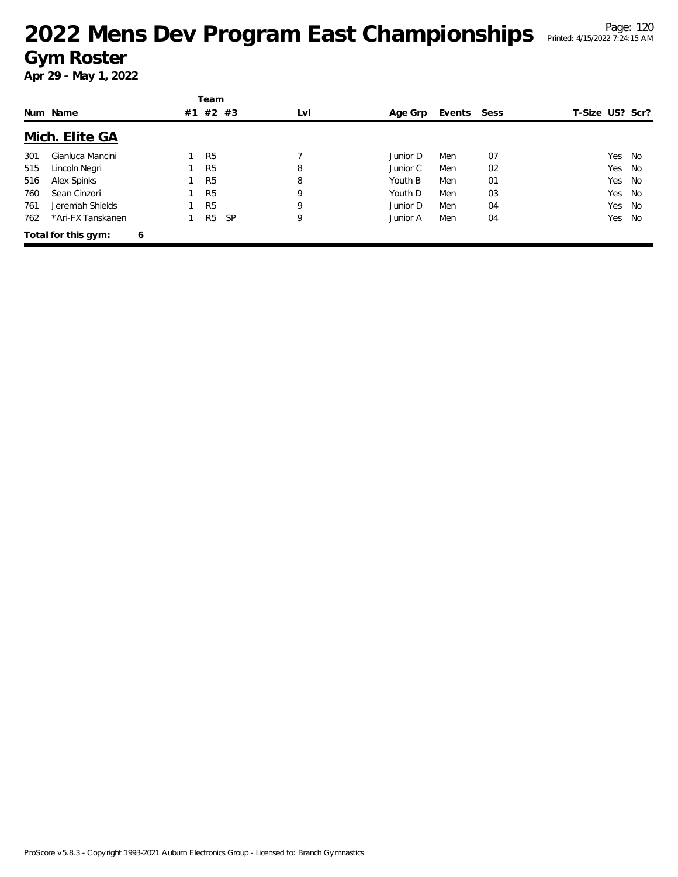# 2022 Mens Dev Program East Championships

## Gym Roster

**Apr 29 - May 1, 2022**

## Mich. Elite GA

| Num | Name | Team #1 | #2 | #3 | Lvl | Age Grp | Events | Sess | T-Size | US? | Scr? |
|---|---|---|---|---|---|---|---|---|---|---|---|
| 301 | Gianluca Mancini | 1 | R5 | | 7 | Junior D | Men | 07 | | Yes | No |
| 515 | Lincoln Negri | 1 | R5 | | 8 | Junior C | Men | 02 | | Yes | No |
| 516 | Alex Spinks | 1 | R5 | | 8 | Youth B | Men | 01 | | Yes | No |
| 760 | Sean Cinzori | 1 | R5 | | 9 | Youth D | Men | 03 | | Yes | No |
| 761 | Jeremiah Shields | 1 | R5 | | 9 | Junior D | Men | 04 | | Yes | No |
| 762 | *Ari-FX Tanskanen | 1 | R5 | SP | 9 | Junior A | Men | 04 | | Yes | No |

**Total for this gym: 6**

ProScore v5.8.3 - Copyright 1993-2021 Auburn Electronics Group - Licensed to: Branch Gymnastics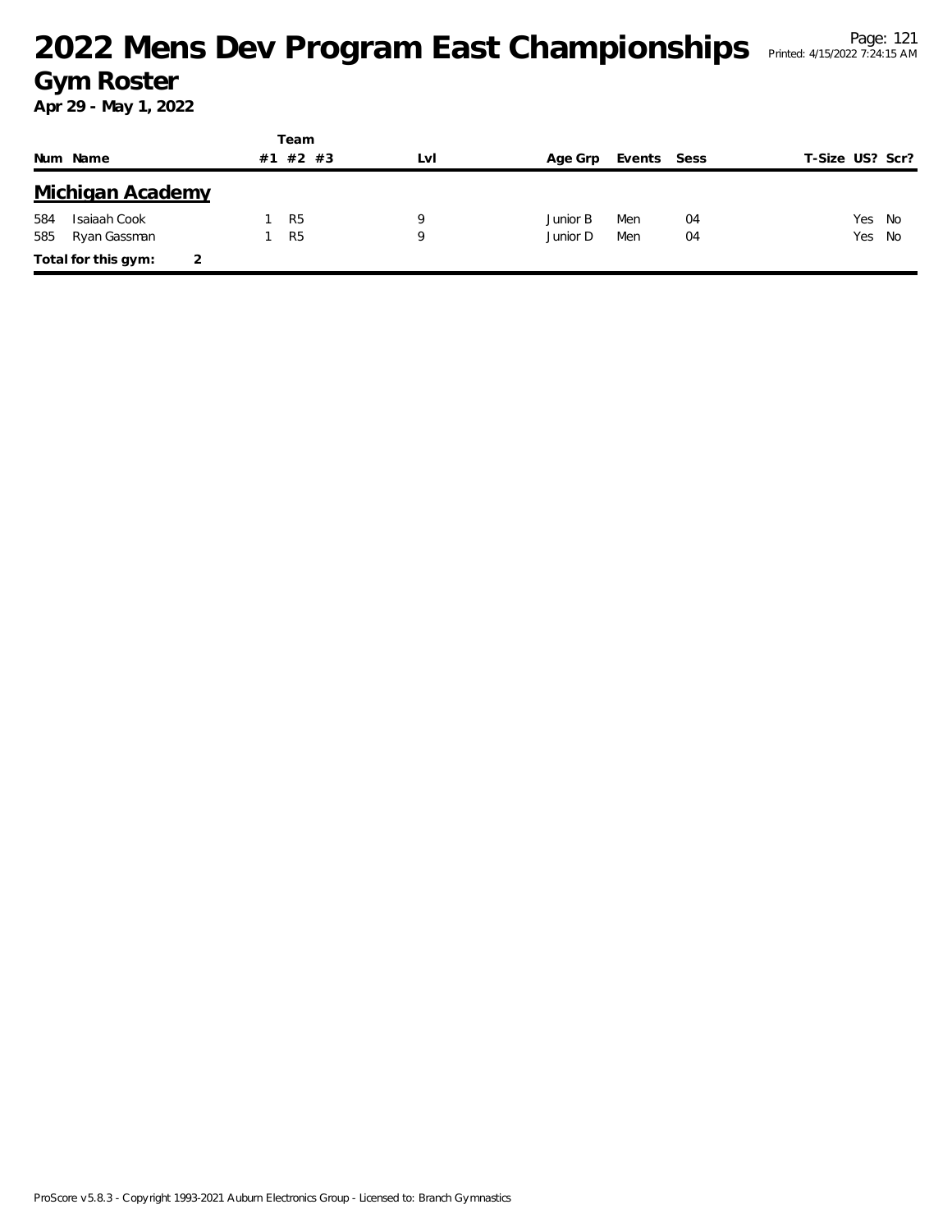# 2022 Mens Dev Program East Championships

## Gym Roster

**Apr 29 - May 1, 2022**

### Michigan Academy

| Num | Name | Team #1 | Team #2 | Team #3 | Lvl | Age Grp | Events | Sess | T-Size | US? | Scr? |
|---|---|---|---|---|---|---|---|---|---|---|---|
| 584 | Isaiaah Cook | 1 | R5 | | 9 | Junior B | Men | 04 | | Yes | No |
| 585 | Ryan Gassman | 1 | R5 | | 9 | Junior D | Men | 04 | | Yes | No |

**Total for this gym:** 2

ProScore v5.8.3 - Copyright 1993-2021 Auburn Electronics Group - Licensed to: Branch Gymnastics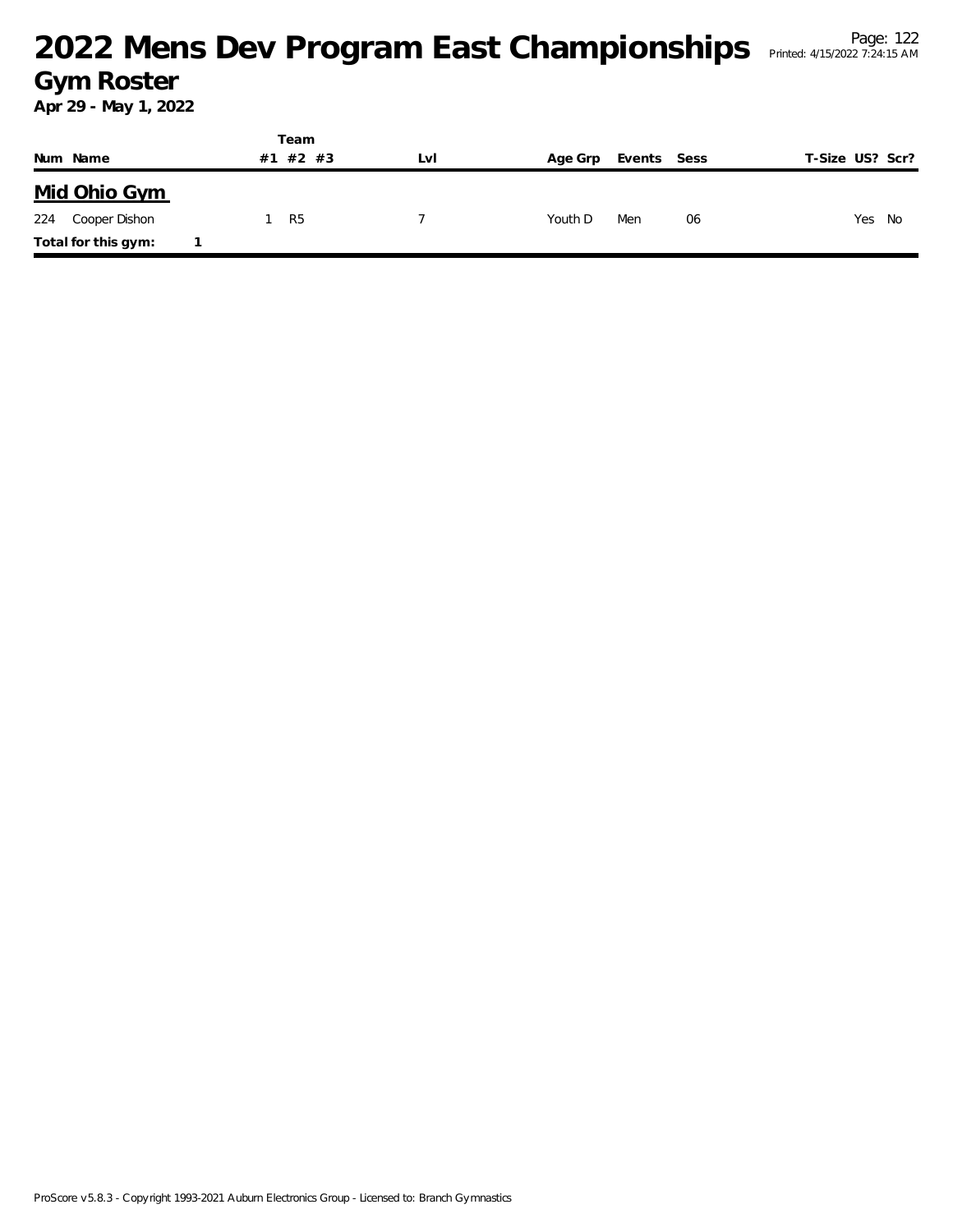# 2022 Mens Dev Program East Championships

## Gym Roster

**Apr 29 - May 1, 2022**

### Mid Ohio Gym

| Num | Name | Team #1 | Team #2 | Team #3 | Lvl | Age Grp | Events | Sess | T-Size | US? | Scr? |
|---|---|---|---|---|---|---|---|---|---|---|---|
| 224 | Cooper Dishon | 1 | R5 | | 7 | Youth D | Men | 06 | | Yes | No |
| **Total for this gym:** | **1** | | | | | | | | | | |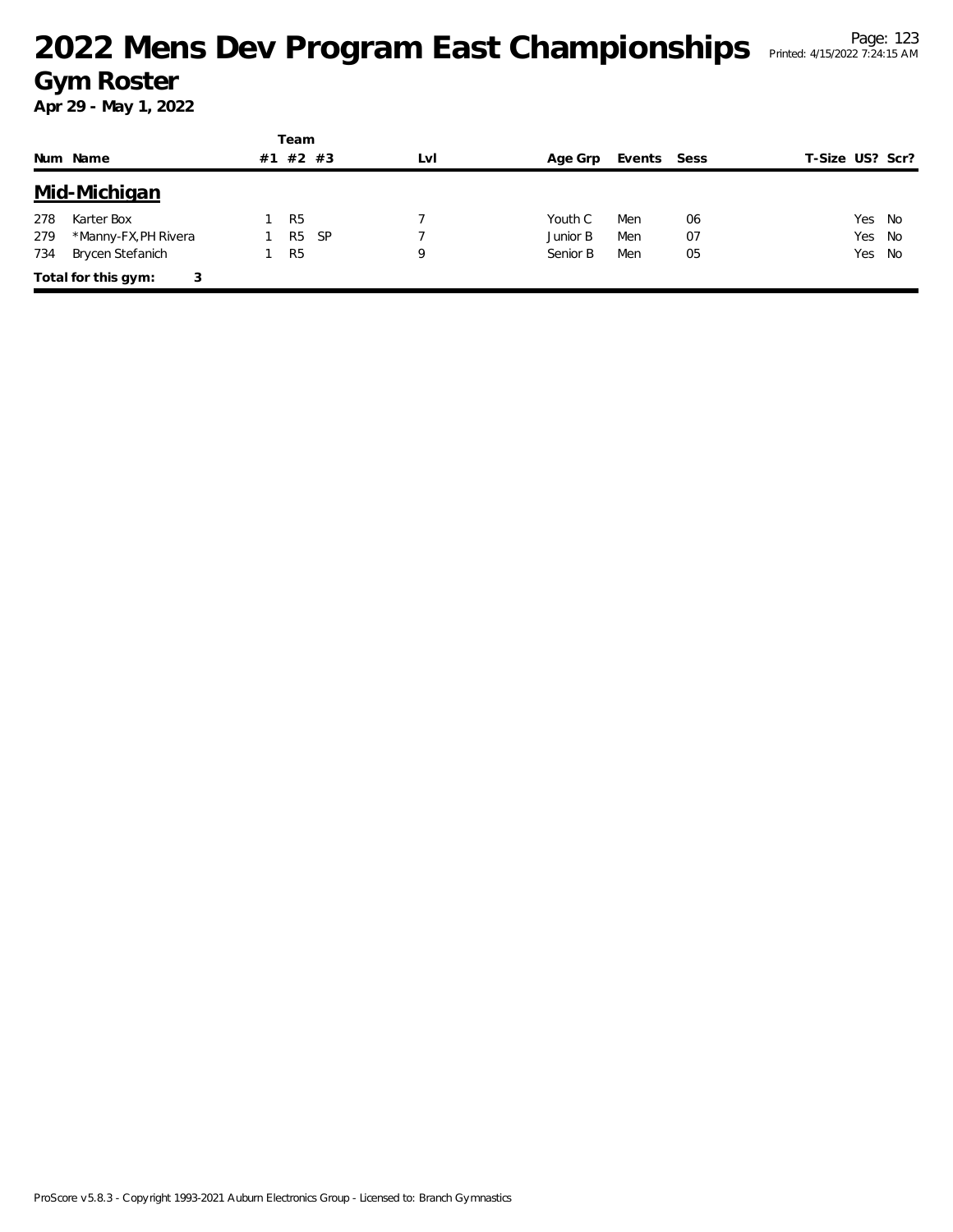# 2022 Mens Dev Program East Championships

## Gym Roster

**Apr 29 - May 1, 2022**

| Num | Name | Team #1 | Team #2 | Team #3 | Lvl | Age Grp | Events | Sess | T-Size | US? | Scr? |
|---|---|---|---|---|---|---|---|---|---|---|---|
| **Mid-Michigan** | | | | | | | | | | | |
| 278 | Karter Box | 1 | R5 | | 7 | Youth C | Men | 06 | | Yes | No |
| 279 | *Manny-FX,PH Rivera | 1 | R5 | SP | 7 | Junior B | Men | 07 | | Yes | No |
| 734 | Brycen Stefanich | 1 | R5 | | 9 | Senior B | Men | 05 | | Yes | No |
| **Total for this gym:** | **3** | | | | | | | | | | |

ProScore v5.8.3 - Copyright 1993-2021 Auburn Electronics Group - Licensed to: Branch Gymnastics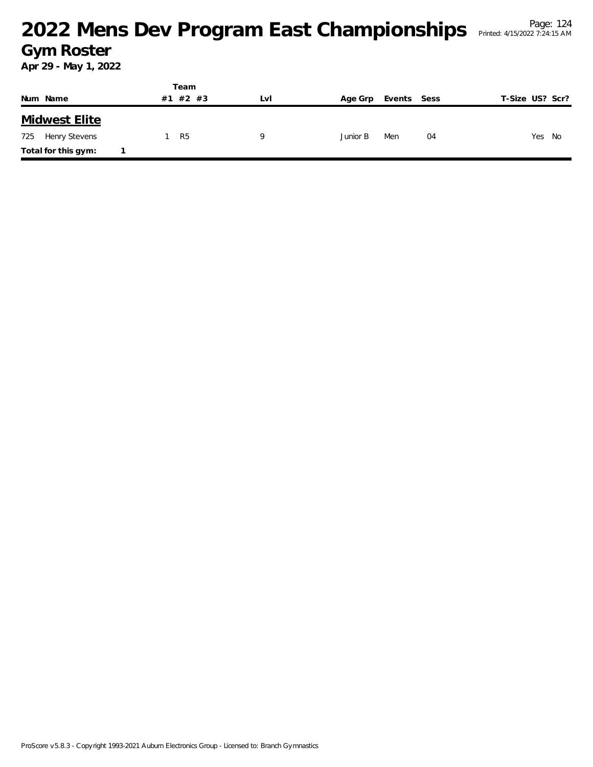# 2022 Mens Dev Program East Championships

## Gym Roster

**Apr 29 - May 1, 2022**

| Num | Name | Team #1 | Team #2 | Team #3 | Lvl | Age Grp | Events | Sess | T-Size | US? | Scr? |
|---|---|---|---|---|---|---|---|---|---|---|---|
| **Midwest Elite** | | | | | | | | | | | |
| 725 | Henry Stevens | 1 | R5 | | 9 | Junior B | Men | 04 | | Yes | No |
| **Total for this gym:** | 1 | | | | | | | | | | |

ProScore v5.8.3 - Copyright 1993-2021 Auburn Electronics Group - Licensed to: Branch Gymnastics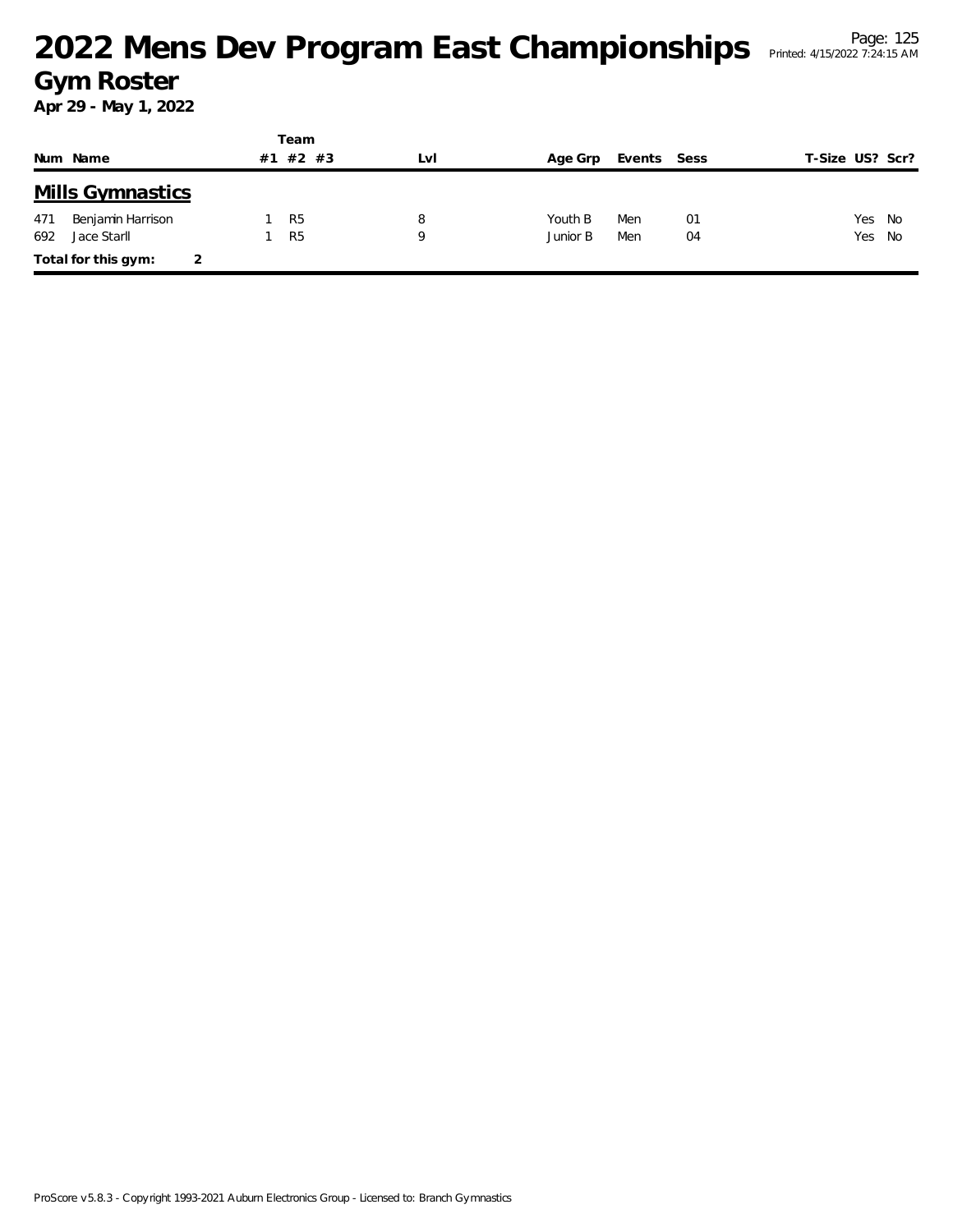# 2022 Mens Dev Program East Championships

## Gym Roster

**Apr 29 - May 1, 2022**

### Mills Gymnastics

| Num | Name | Team #1 | Team #2 | Team #3 | Lvl | Age Grp | Events | Sess | T-Size | US? | Scr? |
|---|---|---|---|---|---|---|---|---|---|---|---|
| 471 | Benjamin Harrison | 1 | R5 | | 8 | Youth B | Men | 01 | | Yes | No |
| 692 | Jace Starll | 1 | R5 | | 9 | Junior B | Men | 04 | | Yes | No |

**Total for this gym:** 2

ProScore v5.8.3 - Copyright 1993-2021 Auburn Electronics Group - Licensed to: Branch Gymnastics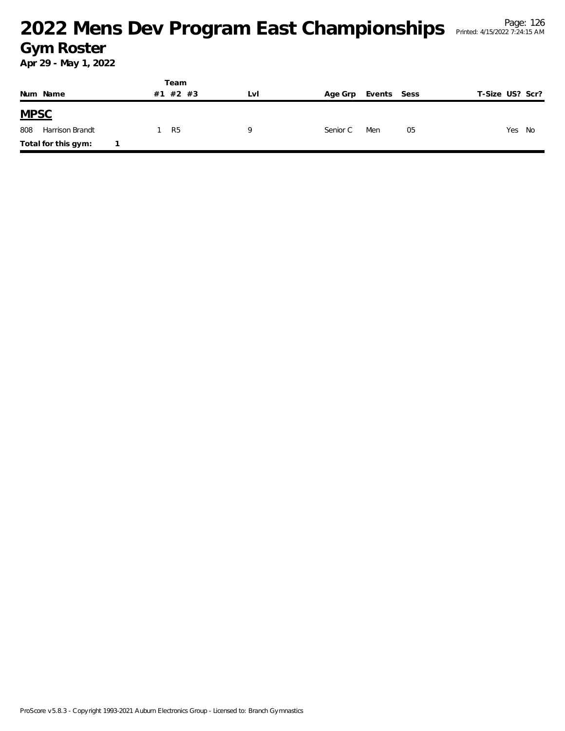# 2022 Mens Dev Program East Championships

## Gym Roster

**Apr 29 - May 1, 2022**

| Num | Name | Team #1 | Team #2 | Team #3 | Lvl | Age Grp | Events | Sess | T-Size | US? | Scr? |
|---|---|---|---|---|---|---|---|---|---|---|---|
| **MPSC** | | | | | | | | | | | |
| 808 | Harrison Brandt | 1 | R5 | | 9 | Senior C | Men | 05 | | Yes | No |
| **Total for this gym:** | 1 | | | | | | | | | | |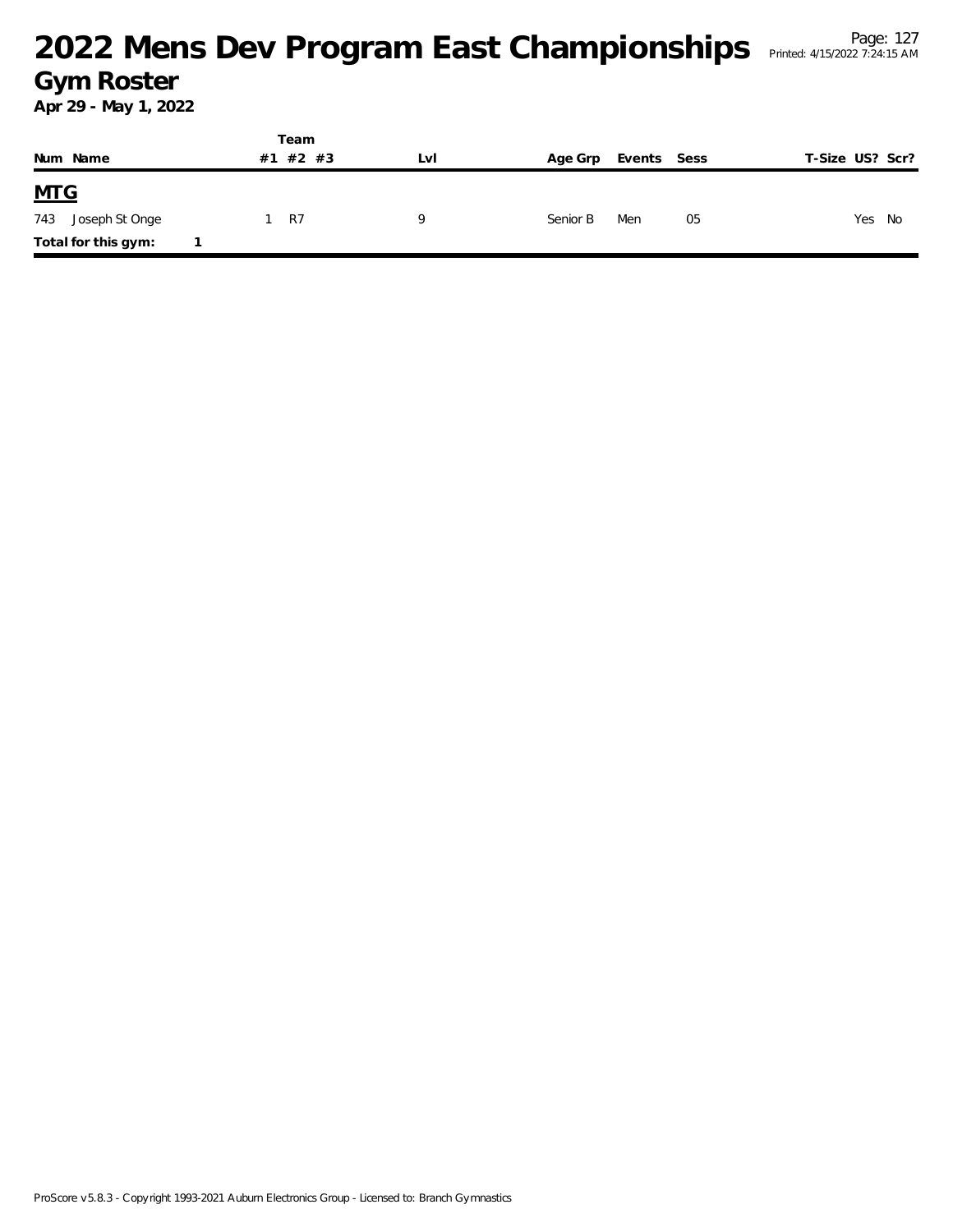# 2022 Mens Dev Program East Championships

## Gym Roster

**Apr 29 - May 1, 2022**

| Num | Name | Team #1 | Team #2 | Team #3 | Lvl | Age Grp | Events | Sess | T-Size | US? | Scr? |
|---|---|---|---|---|---|---|---|---|---|---|---|
| **MTG** | | | | | | | | | | | |
| 743 | Joseph St Onge | 1 | R7 | | 9 | Senior B | Men | 05 | | Yes | No |
| **Total for this gym:** | 1 | | | | | | | | | | |

ProScore v5.8.3 - Copyright 1993-2021 Auburn Electronics Group - Licensed to: Branch Gymnastics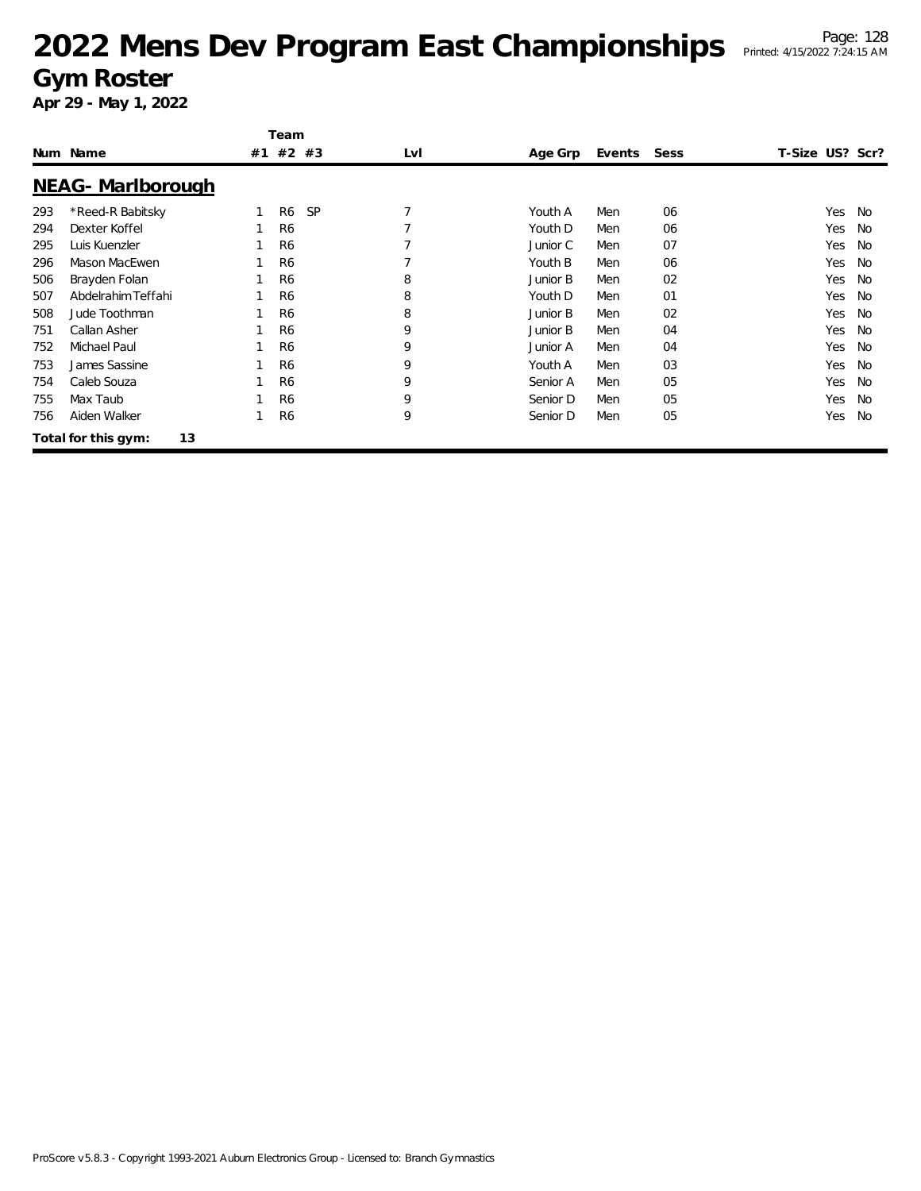# 2022 Mens Dev Program East Championships

## Gym Roster

**Apr 29 - May 1, 2022**

### NEAG- Marlborough

| Num | Name | Team #1 | Team #2 | Team #3 | Lvl | Age Grp | Events | Sess | T-Size | US? | Scr? |
|---|---|---|---|---|---|---|---|---|---|---|---|
| 293 | *Reed-R Babitsky | 1 | R6 | SP | 7 | Youth A | Men | 06 | | Yes | No |
| 294 | Dexter Koffel | 1 | R6 | | 7 | Youth D | Men | 06 | | Yes | No |
| 295 | Luis Kuenzler | 1 | R6 | | 7 | Junior C | Men | 07 | | Yes | No |
| 296 | Mason MacEwen | 1 | R6 | | 7 | Youth B | Men | 06 | | Yes | No |
| 506 | Brayden Folan | 1 | R6 | | 8 | Junior B | Men | 02 | | Yes | No |
| 507 | Abdelrahim Teffahi | 1 | R6 | | 8 | Youth D | Men | 01 | | Yes | No |
| 508 | Jude Toothman | 1 | R6 | | 8 | Junior B | Men | 02 | | Yes | No |
| 751 | Callan Asher | 1 | R6 | | 9 | Junior B | Men | 04 | | Yes | No |
| 752 | Michael Paul | 1 | R6 | | 9 | Junior A | Men | 04 | | Yes | No |
| 753 | James Sassine | 1 | R6 | | 9 | Youth A | Men | 03 | | Yes | No |
| 754 | Caleb Souza | 1 | R6 | | 9 | Senior A | Men | 05 | | Yes | No |
| 755 | Max Taub | 1 | R6 | | 9 | Senior D | Men | 05 | | Yes | No |
| 756 | Aiden Walker | 1 | R6 | | 9 | Senior D | Men | 05 | | Yes | No |

**Total for this gym: 13**

ProScore v5.8.3 - Copyright 1993-2021 Auburn Electronics Group - Licensed to: Branch Gymnastics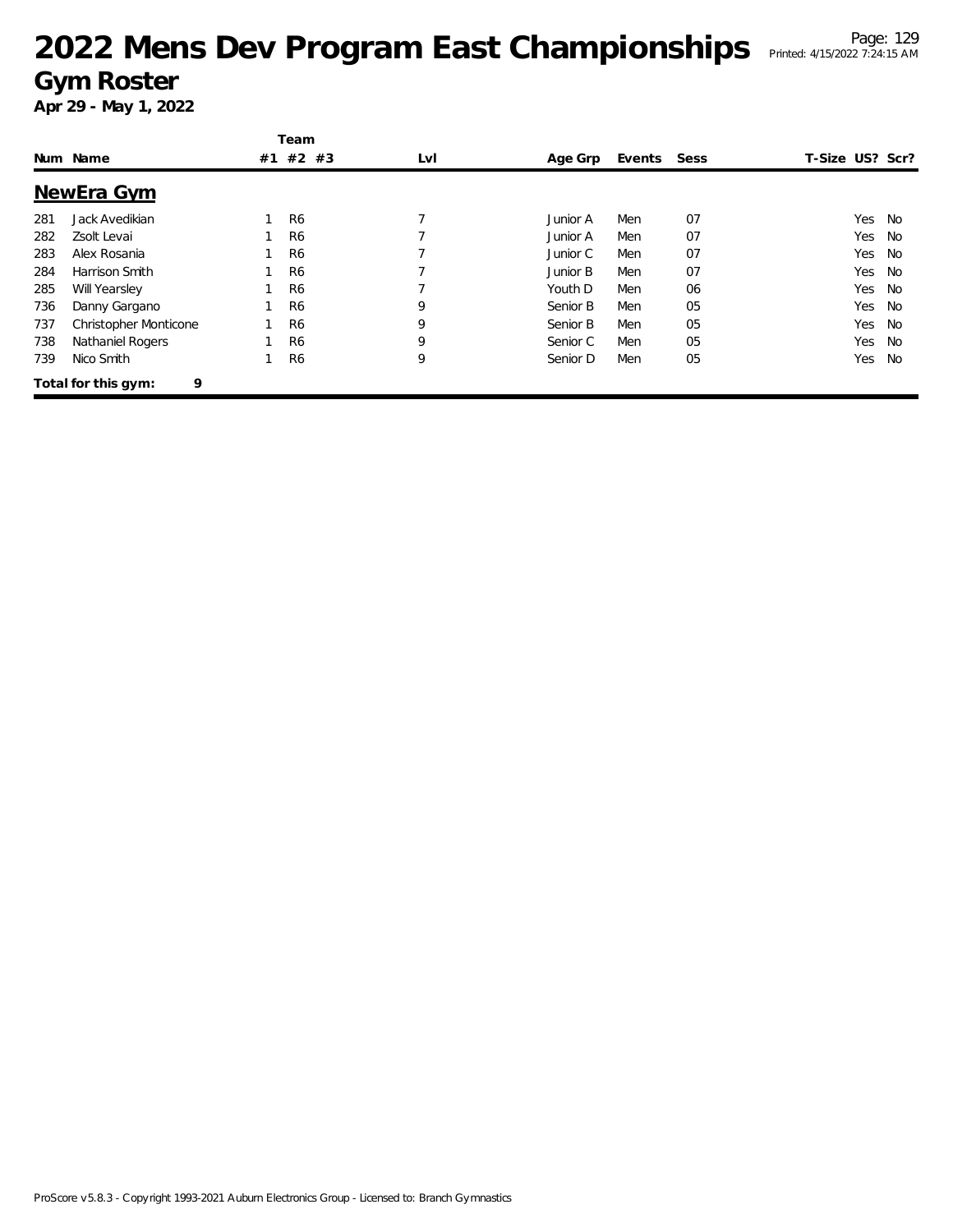# 2022 Mens Dev Program East Championships

## Gym Roster

**Apr 29 - May 1, 2022**

| Num | Name | Team #1 | Team #2 | Team #3 | Lvl | Age Grp | Events | Sess | T-Size | US? | Scr? |
|---|---|---|---|---|---|---|---|---|---|---|---|
| **NewEra Gym** | | | | | | | | | | | |
| 281 | Jack Avedikian | 1 | R6 | | 7 | Junior A | Men | 07 | | Yes | No |
| 282 | Zsolt Levai | 1 | R6 | | 7 | Junior A | Men | 07 | | Yes | No |
| 283 | Alex Rosania | 1 | R6 | | 7 | Junior C | Men | 07 | | Yes | No |
| 284 | Harrison Smith | 1 | R6 | | 7 | Junior B | Men | 07 | | Yes | No |
| 285 | Will Yearsley | 1 | R6 | | 7 | Youth D | Men | 06 | | Yes | No |
| 736 | Danny Gargano | 1 | R6 | | 9 | Senior B | Men | 05 | | Yes | No |
| 737 | Christopher Monticone | 1 | R6 | | 9 | Senior B | Men | 05 | | Yes | No |
| 738 | Nathaniel Rogers | 1 | R6 | | 9 | Senior C | Men | 05 | | Yes | No |
| 739 | Nico Smith | 1 | R6 | | 9 | Senior D | Men | 05 | | Yes | No |

**Total for this gym: 9**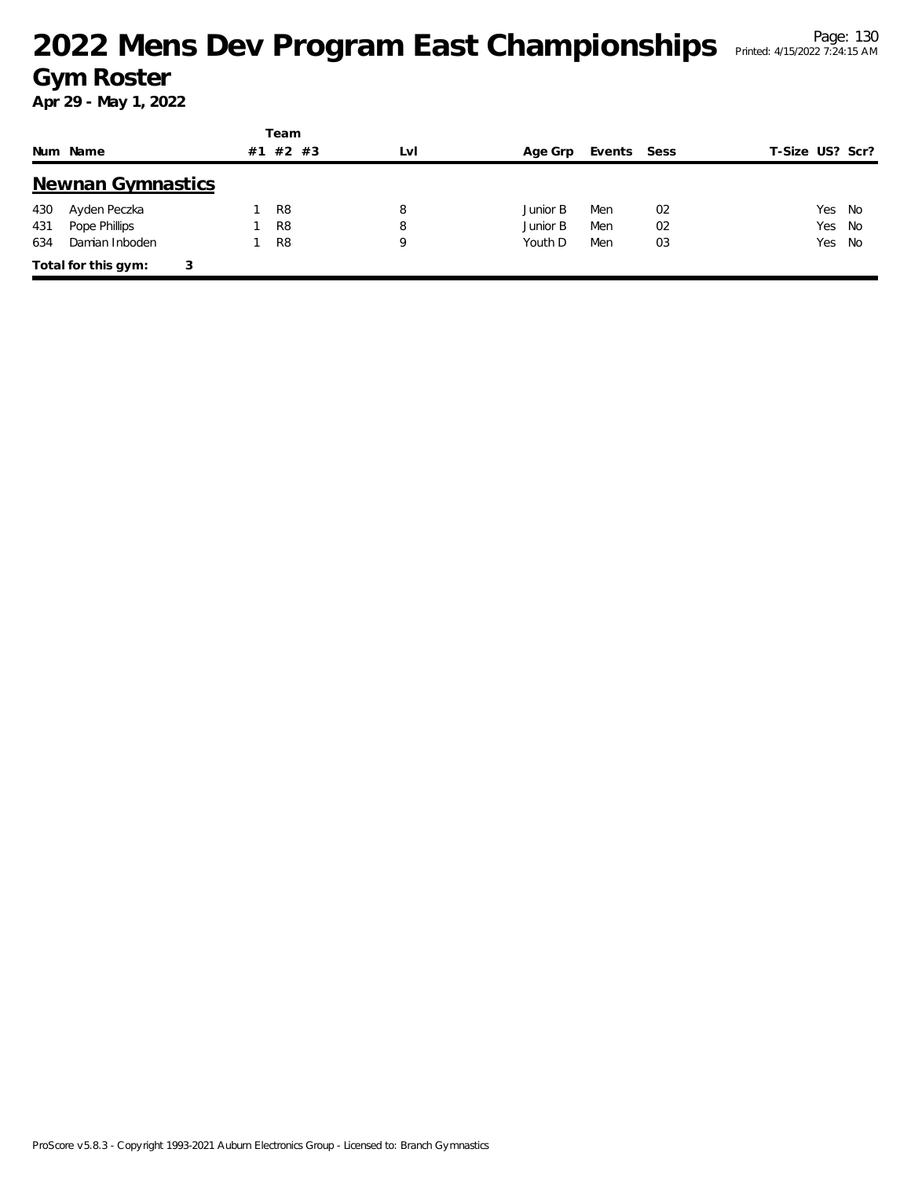# 2022 Mens Dev Program East Championships

## Gym Roster

**Apr 29 - May 1, 2022**

### Newnan Gymnastics

| Num | Name | Team #1 | Team #2 | Team #3 | Lvl | Age Grp | Events | Sess | T-Size | US? | Scr? |
|---|---|---|---|---|---|---|---|---|---|---|---|
| 430 | Ayden Peczka | 1 | R8 | | 8 | Junior B | Men | 02 | | Yes | No |
| 431 | Pope Phillips | 1 | R8 | | 8 | Junior B | Men | 02 | | Yes | No |
| 634 | Damian Inboden | 1 | R8 | | 9 | Youth D | Men | 03 | | Yes | No |

**Total for this gym: 3**

ProScore v5.8.3 - Copyright 1993-2021 Auburn Electronics Group - Licensed to: Branch Gymnastics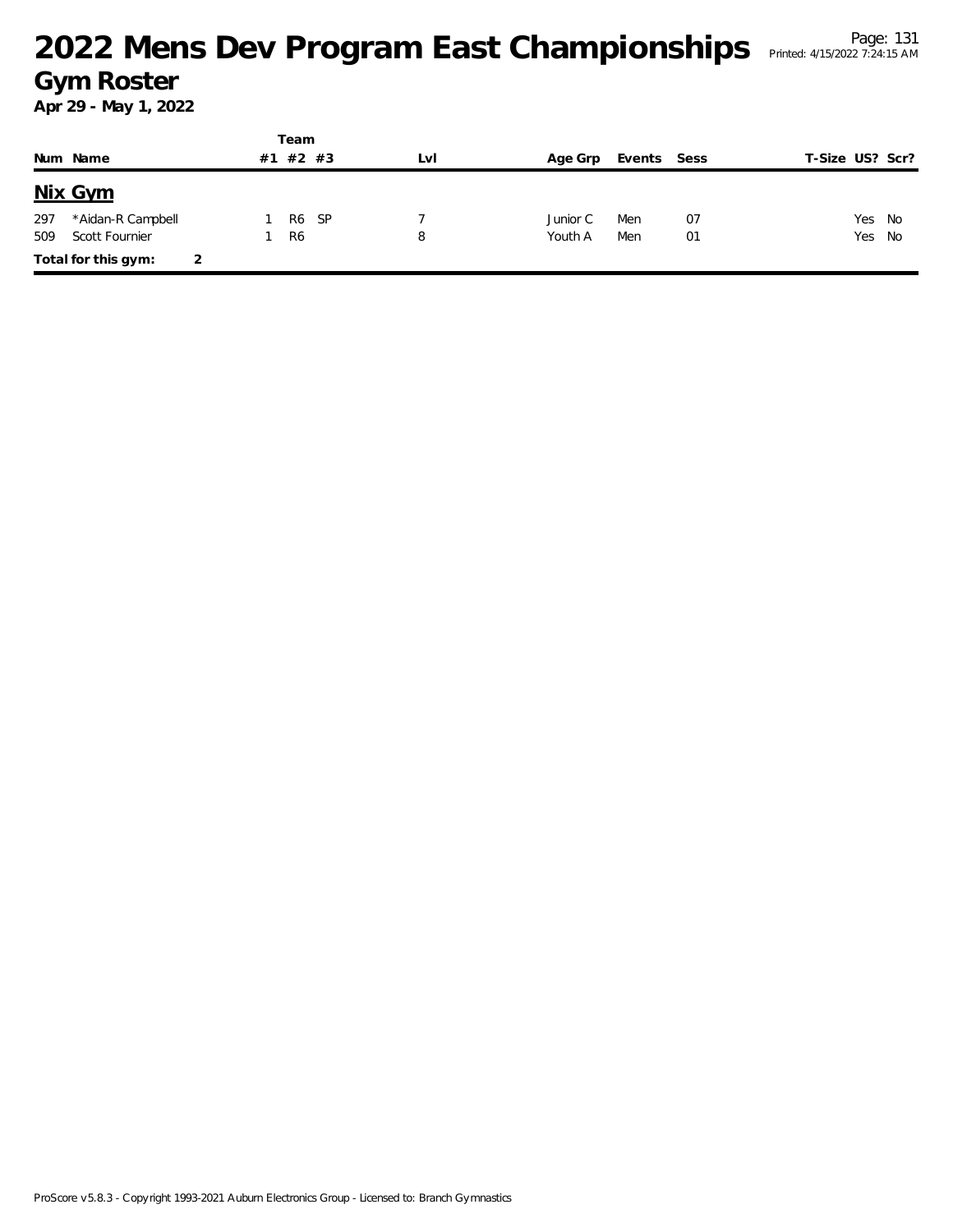# 2022 Mens Dev Program East Championships

## Gym Roster

**Apr 29 - May 1, 2022**

## Nix Gym

| Num | Name | Team #1 | Team #2 | Team #3 | Lvl | Age Grp | Events | Sess | T-Size | US? | Scr? |
|---|---|---|---|---|---|---|---|---|---|---|---|
| 297 | *Aidan-R Campbell | 1 | R6 | SP | 7 | Junior C | Men | 07 | | Yes | No |
| 509 | Scott Fournier | 1 | R6 | | 8 | Youth A | Men | 01 | | Yes | No |

**Total for this gym:** 2

ProScore v5.8.3 - Copyright 1993-2021 Auburn Electronics Group - Licensed to: Branch Gymnastics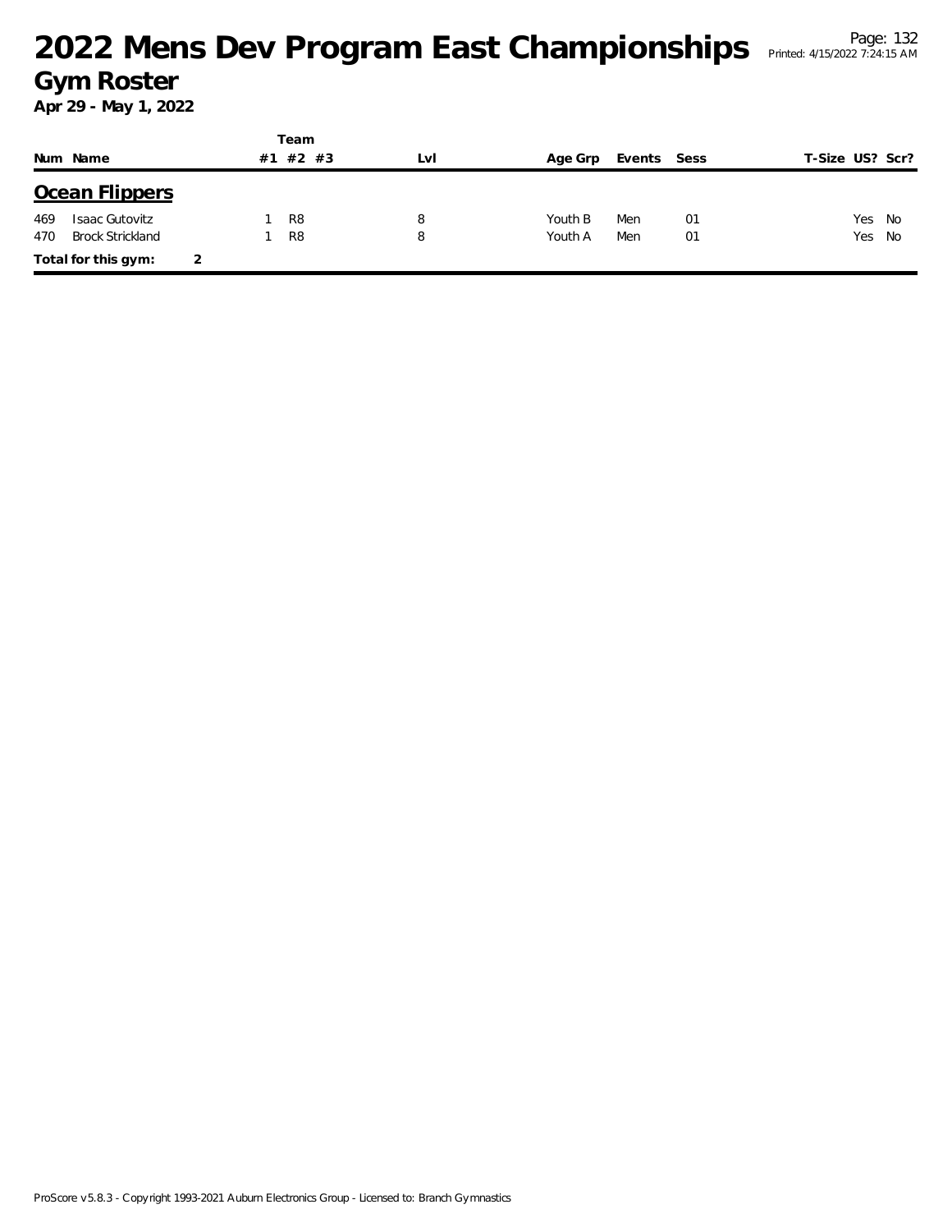# 2022 Mens Dev Program East Championships

## Gym Roster

**Apr 29 - May 1, 2022**

## Ocean Flippers

| Num | Name | Team #1 | Team #2 | Team #3 | Lvl | Age Grp | Events | Sess | T-Size | US? | Scr? |
|---|---|---|---|---|---|---|---|---|---|---|---|
| 469 | Isaac Gutovitz | 1 | R8 | | 8 | Youth B | Men | 01 | | Yes | No |
| 470 | Brock Strickland | 1 | R8 | | 8 | Youth A | Men | 01 | | Yes | No |

**Total for this gym: 2**

ProScore v5.8.3 - Copyright 1993-2021 Auburn Electronics Group - Licensed to: Branch Gymnastics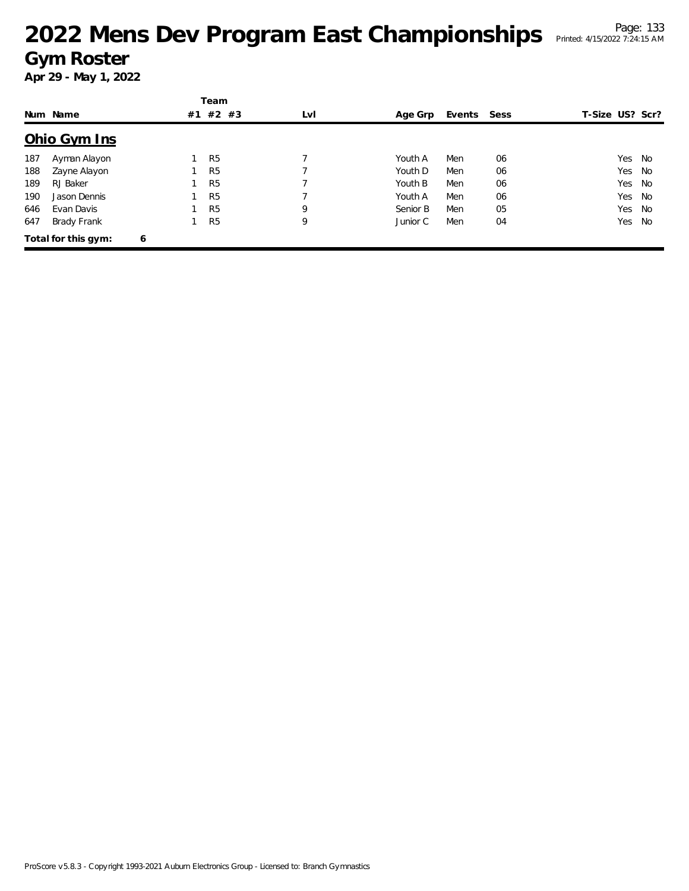# 2022 Mens Dev Program East Championships

## Gym Roster

**Apr 29 - May 1, 2022**

## Ohio Gym Ins

| Num | Name | Team #1 | Team #2 | Team #3 | Lvl | Age Grp | Events | Sess | T-Size | US? | Scr? |
|---|---|---|---|---|---|---|---|---|---|---|---|
| 187 | Ayman Alayon | 1 | R5 | | 7 | Youth A | Men | 06 | | Yes | No |
| 188 | Zayne Alayon | 1 | R5 | | 7 | Youth D | Men | 06 | | Yes | No |
| 189 | RJ Baker | 1 | R5 | | 7 | Youth B | Men | 06 | | Yes | No |
| 190 | Jason Dennis | 1 | R5 | | 7 | Youth A | Men | 06 | | Yes | No |
| 646 | Evan Davis | 1 | R5 | | 9 | Senior B | Men | 05 | | Yes | No |
| 647 | Brady Frank | 1 | R5 | | 9 | Junior C | Men | 04 | | Yes | No |

**Total for this gym: 6**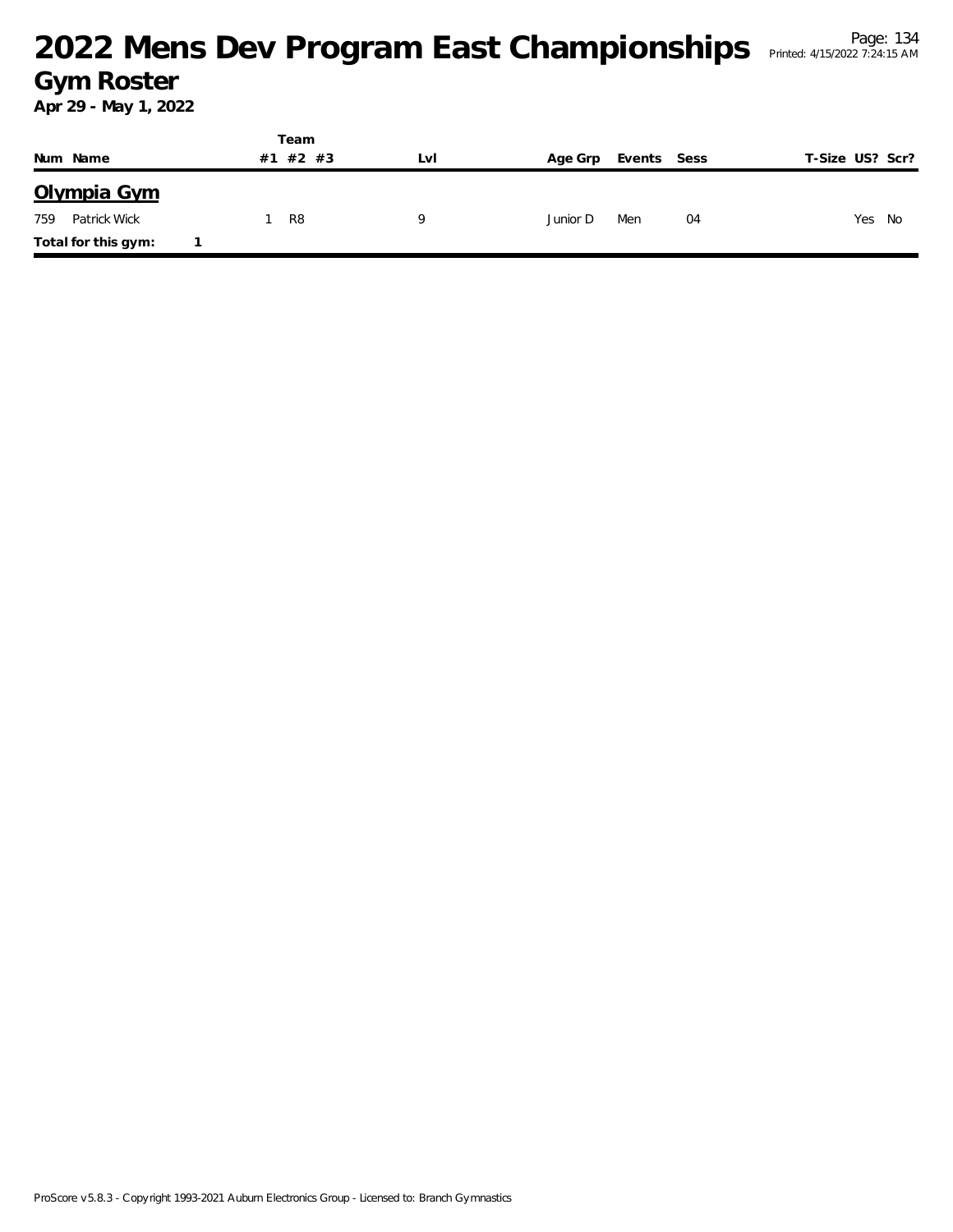# 2022 Mens Dev Program East Championships

## Gym Roster

**Apr 29 - May 1, 2022**

| Num | Name | Team #1 | Team #2 | Team #3 | Lvl | Age Grp | Events | Sess | T-Size | US? | Scr? |
|---|---|---|---|---|---|---|---|---|---|---|---|
| **Olympia Gym** | | | | | | | | | | | |
| 759 | Patrick Wick | 1 | R8 | | 9 | Junior D | Men | 04 | | Yes | No |
| **Total for this gym:** | 1 | | | | | | | | | | |

ProScore v5.8.3 - Copyright 1993-2021 Auburn Electronics Group - Licensed to: Branch Gymnastics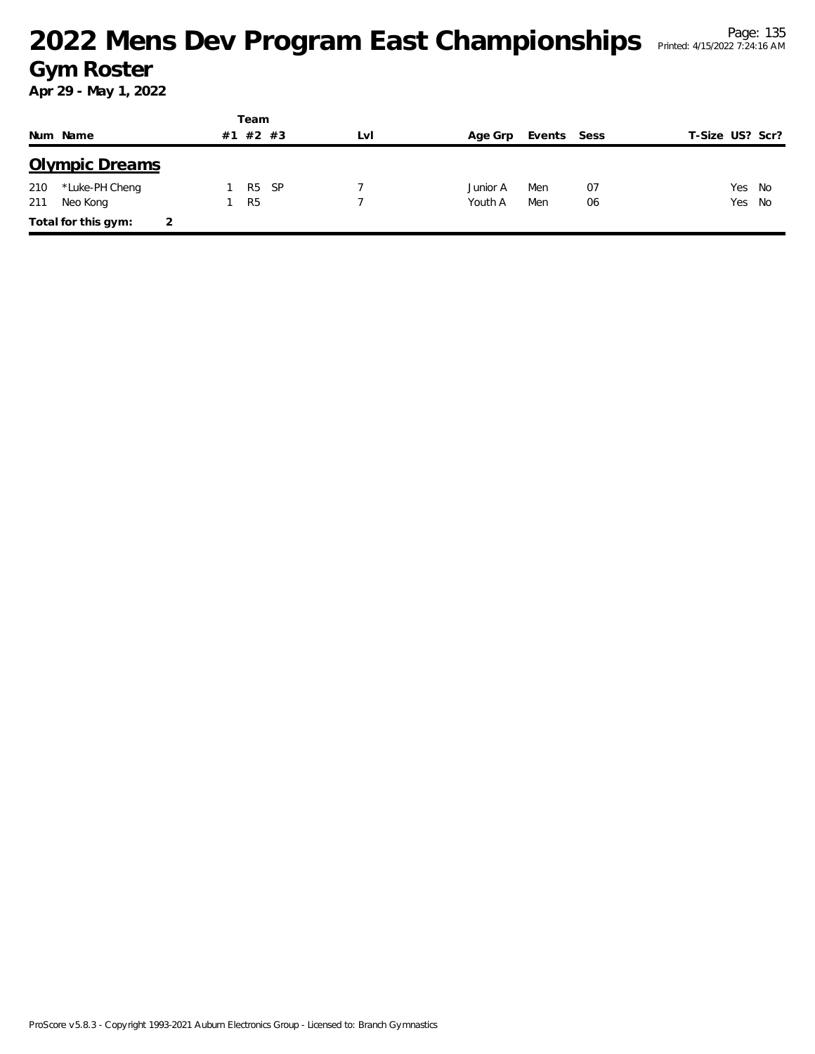# 2022 Mens Dev Program East Championships

## Gym Roster

**Apr 29 - May 1, 2022**

| Num | Name | Team #1 | #2 | #3 | Lvl | Age Grp | Events | Sess | T-Size | US? | Scr? |
|---|---|---|---|---|---|---|---|---|---|---|---|
| **Olympic Dreams** | | | | | | | | | | | |
| 210 | *Luke-PH Cheng | 1 | R5 | SP | 7 | Junior A | Men | 07 | | Yes | No |
| 211 | Neo Kong | 1 | R5 | | 7 | Youth A | Men | 06 | | Yes | No |
| **Total for this gym:** | 2 | | | | | | | | | | |

ProScore v5.8.3 - Copyright 1993-2021 Auburn Electronics Group - Licensed to: Branch Gymnastics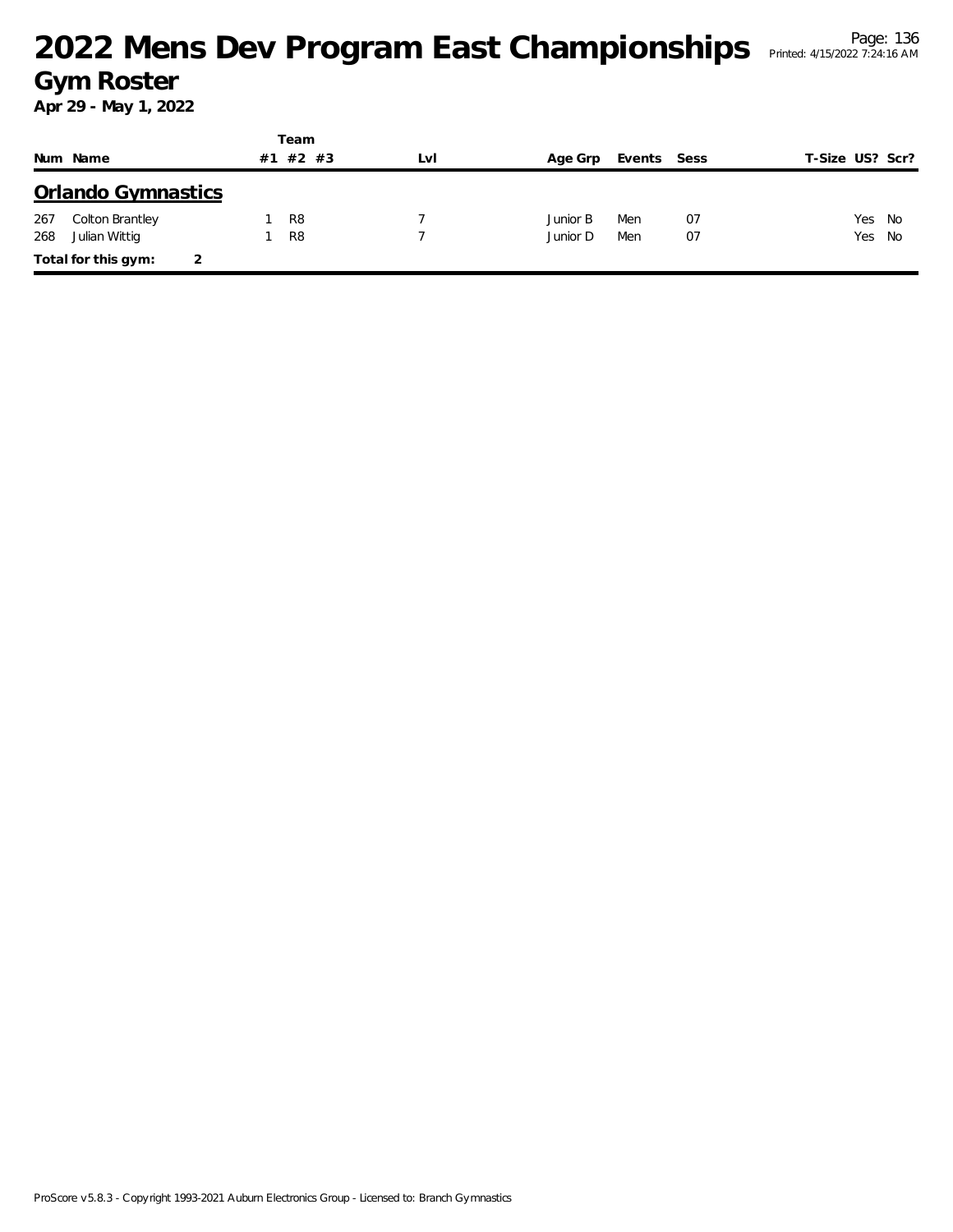# 2022 Mens Dev Program East Championships

## Gym Roster

**Apr 29 - May 1, 2022**

## Orlando Gymnastics

| Num | Name | Team #1 | Team #2 | Team #3 | Lvl | Age Grp | Events | Sess | T-Size | US? | Scr? |
|---|---|---|---|---|---|---|---|---|---|---|---|
| 267 | Colton Brantley | 1 | R8 | | 7 | Junior B | Men | 07 | | Yes | No |
| 268 | Julian Wittig | 1 | R8 | | 7 | Junior D | Men | 07 | | Yes | No |

**Total for this gym: 2**

ProScore v5.8.3 - Copyright 1993-2021 Auburn Electronics Group - Licensed to: Branch Gymnastics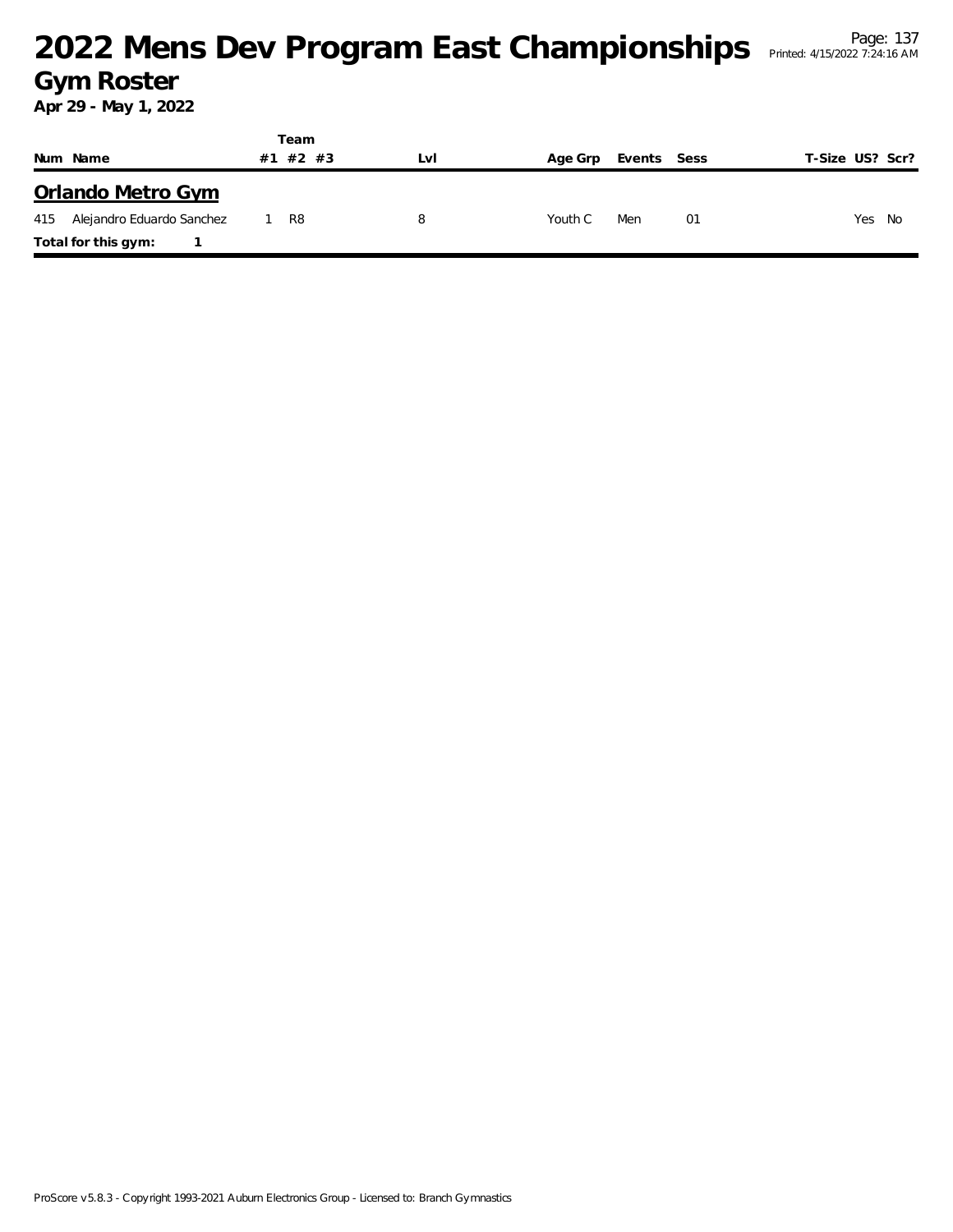# 2022 Mens Dev Program East Championships

## Gym Roster

**Apr 29 - May 1, 2022**

| Num | Name | Team #1 | Team #2 | Team #3 | Lvl | Age Grp | Events | Sess | T-Size | US? | Scr? |
|---|---|---|---|---|---|---|---|---|---|---|---|
| **Orlando Metro Gym** | | | | | | | | | | | |
| 415 | Alejandro Eduardo Sanchez | 1 | R8 | | 8 | Youth C | Men | 01 | | Yes | No |
| **Total for this gym:** | **1** | | | | | | | | | | |

ProScore v5.8.3 - Copyright 1993-2021 Auburn Electronics Group - Licensed to: Branch Gymnastics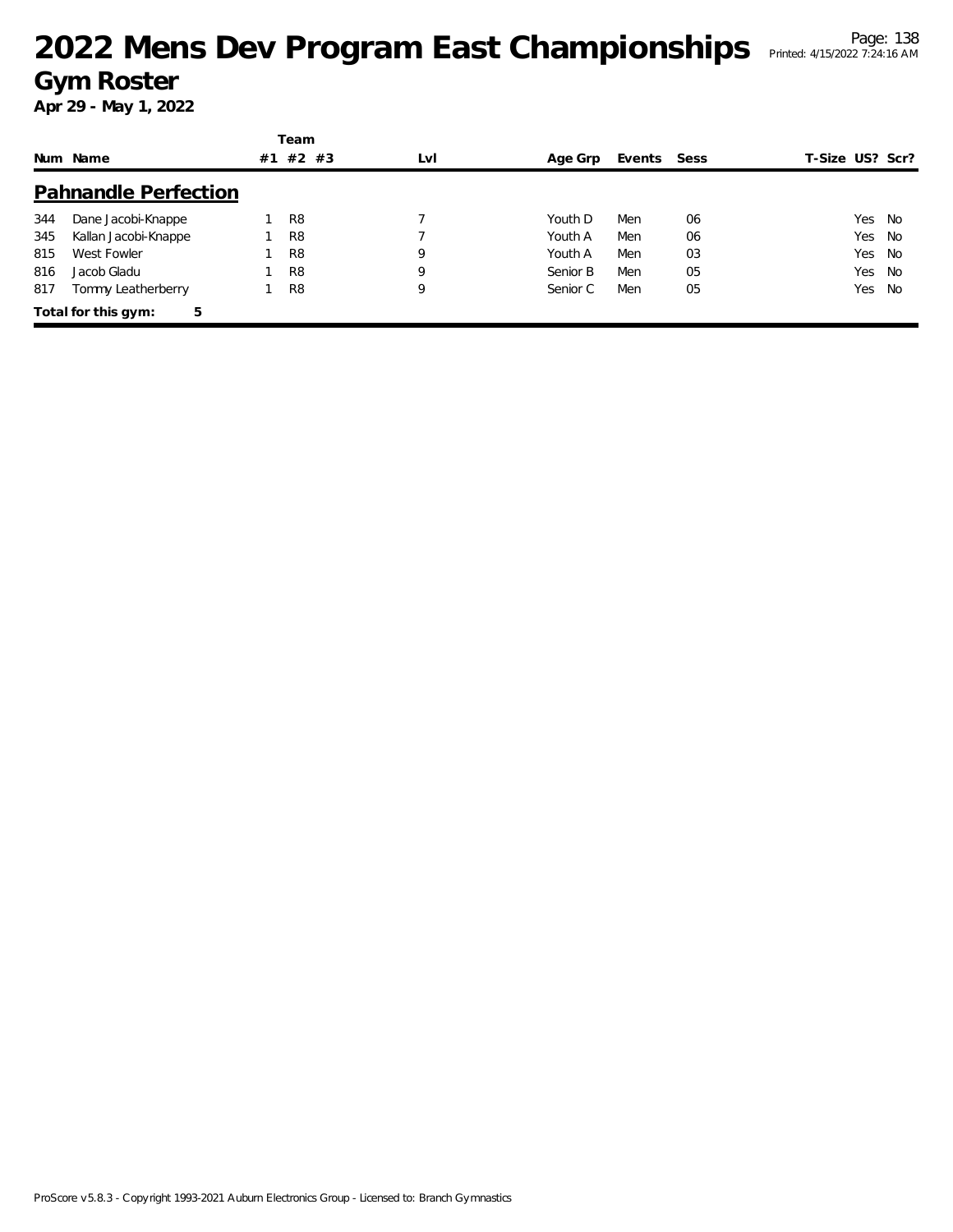# 2022 Mens Dev Program East Championships

## Gym Roster

**Apr 29 - May 1, 2022**

### Pahnandle Perfection

| Num | Name | Team #1 | Team #2 | Team #3 | Lvl | Age Grp | Events | Sess | T-Size | US? | Scr? |
|---|---|---|---|---|---|---|---|---|---|---|---|
| 344 | Dane Jacobi-Knappe | 1 | R8 | | 7 | Youth D | Men | 06 | | Yes | No |
| 345 | Kallan Jacobi-Knappe | 1 | R8 | | 7 | Youth A | Men | 06 | | Yes | No |
| 815 | West Fowler | 1 | R8 | | 9 | Youth A | Men | 03 | | Yes | No |
| 816 | Jacob Gladu | 1 | R8 | | 9 | Senior B | Men | 05 | | Yes | No |
| 817 | Tommy Leatherberry | 1 | R8 | | 9 | Senior C | Men | 05 | | Yes | No |

**Total for this gym: 5**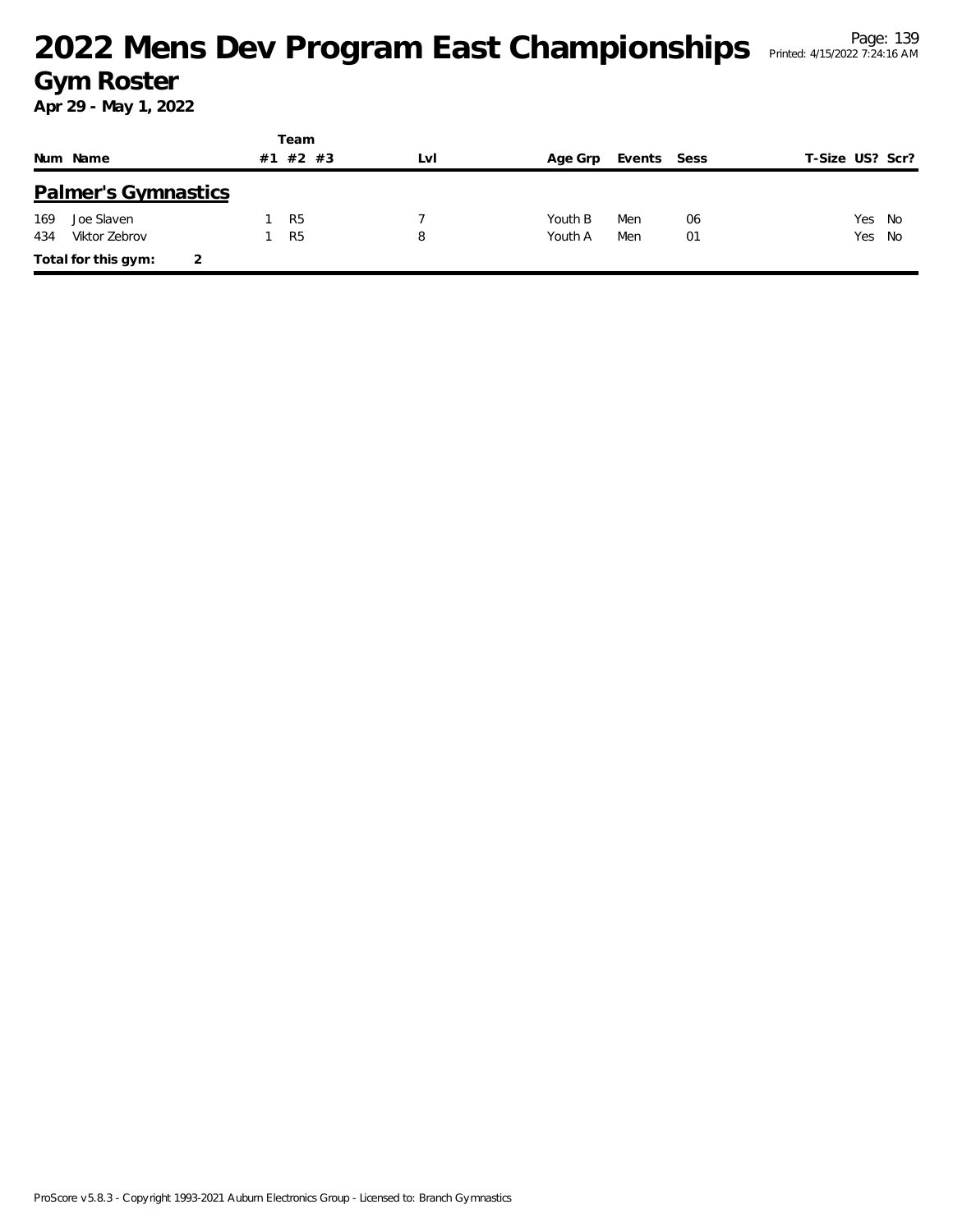# 2022 Mens Dev Program East Championships

## Gym Roster

**Apr 29 - May 1, 2022**

### Palmer's Gymnastics

| Num | Name | Team #1 | Team #2 | Team #3 | Lvl | Age Grp | Events | Sess | T-Size | US? | Scr? |
|---|---|---|---|---|---|---|---|---|---|---|---|
| 169 | Joe Slaven | 1 | R5 | | 7 | Youth B | Men | 06 | | Yes | No |
| 434 | Viktor Zebrov | 1 | R5 | | 8 | Youth A | Men | 01 | | Yes | No |

**Total for this gym:** 2

ProScore v5.8.3 - Copyright 1993-2021 Auburn Electronics Group - Licensed to: Branch Gymnastics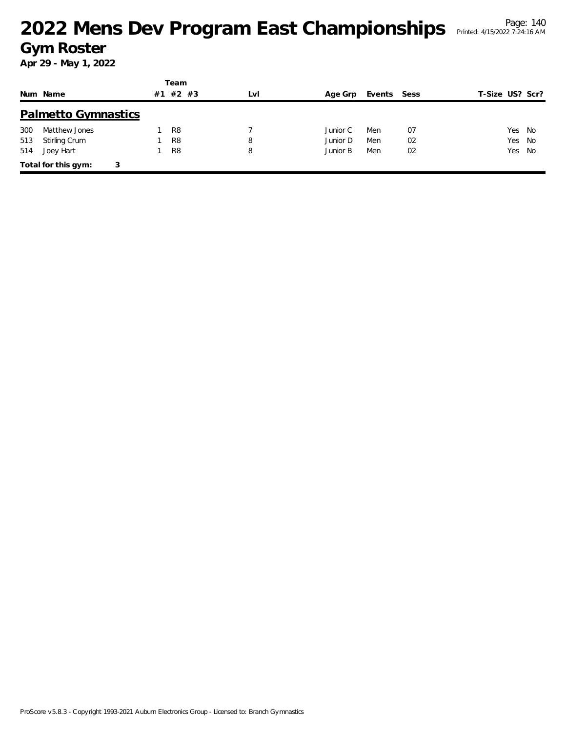# 2022 Mens Dev Program East Championships

## Gym Roster

**Apr 29 - May 1, 2022**

### Palmetto Gymnastics

| Num | Name | Team #1 | Team #2 | Team #3 | Lvl | Age Grp | Events | Sess | T-Size | US? | Scr? |
|---|---|---|---|---|---|---|---|---|---|---|---|
| 300 | Matthew Jones | 1 | R8 | | 7 | Junior C | Men | 07 | | Yes | No |
| 513 | Stirling Crum | 1 | R8 | | 8 | Junior D | Men | 02 | | Yes | No |
| 514 | Joey Hart | 1 | R8 | | 8 | Junior B | Men | 02 | | Yes | No |

**Total for this gym: 3**

ProScore v5.8.3 - Copyright 1993-2021 Auburn Electronics Group - Licensed to: Branch Gymnastics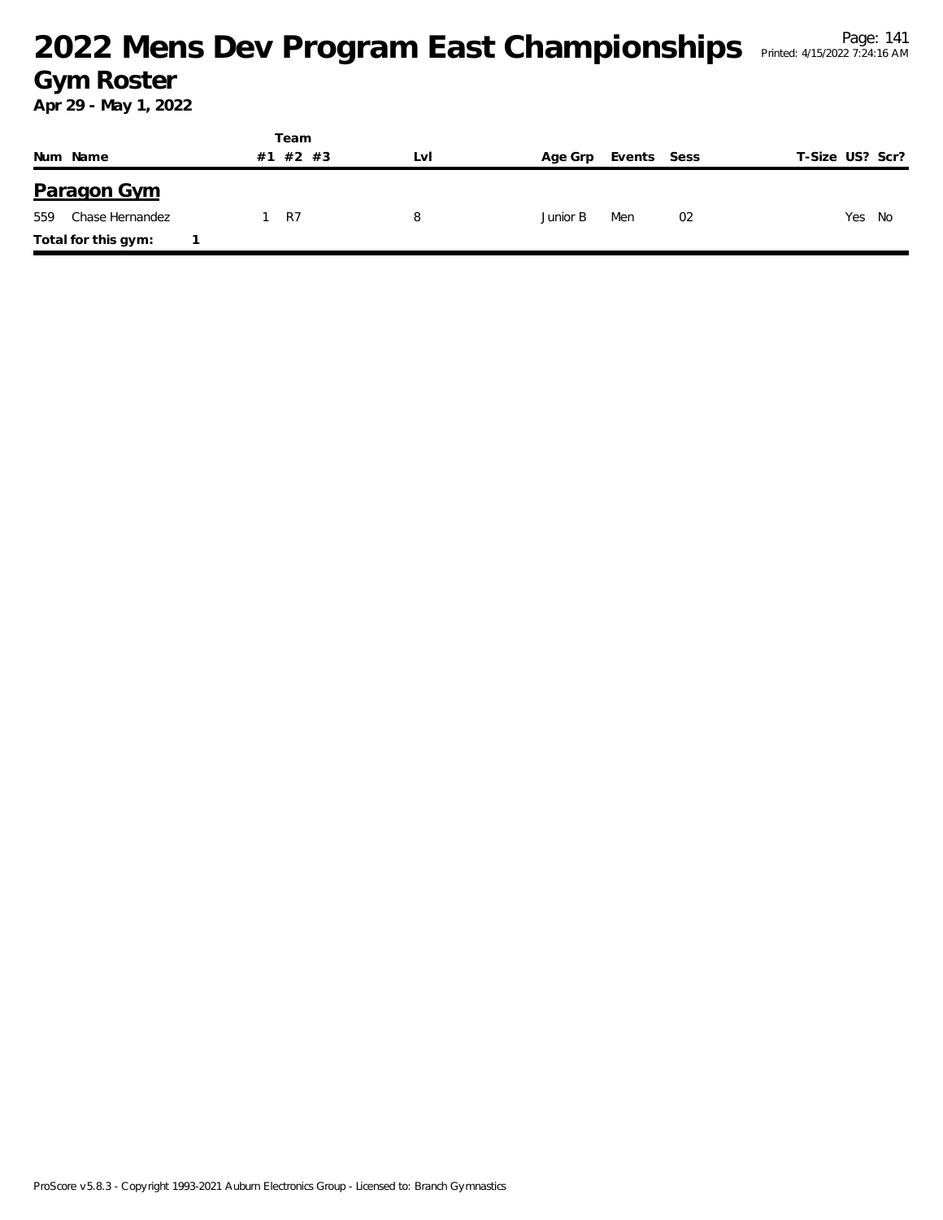# 2022 Mens Dev Program East Championships

## Gym Roster

**Apr 29 - May 1, 2022**

| Num | Name | Team #1 | Team #2 | Team #3 | Lvl | Age Grp | Events | Sess | T-Size | US? | Scr? |
|---|---|---|---|---|---|---|---|---|---|---|---|
| **Paragon Gym** | | | | | | | | | | | |
| 559 | Chase Hernandez | 1 | R7 | | 8 | Junior B | Men | 02 | | Yes | No |
| **Total for this gym:** | **1** | | | | | | | | | | |

ProScore v5.8.3 - Copyright 1993-2021 Auburn Electronics Group - Licensed to: Branch Gymnastics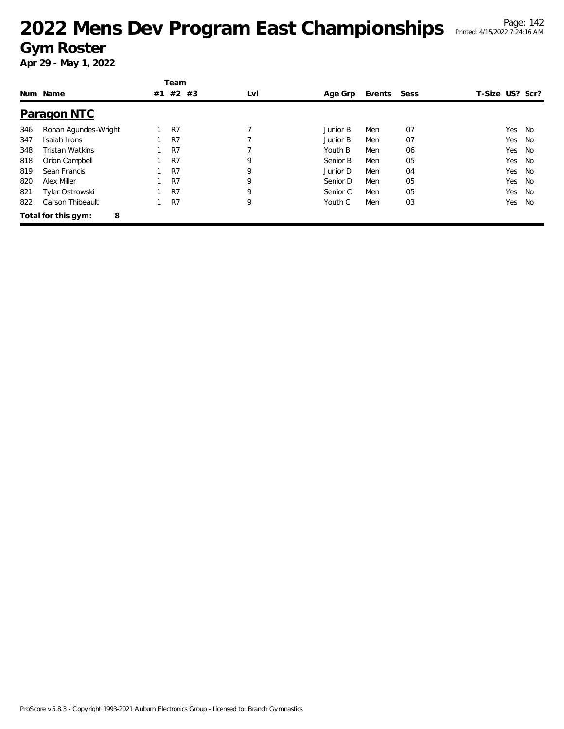# 2022 Mens Dev Program East Championships

## Gym Roster

**Apr 29 - May 1, 2022**

### Paragon NTC

| Num | Name | Team #1 | Team #2 | Team #3 | Lvl | Age Grp | Events | Sess | T-Size | US? | Scr? |
|---|---|---|---|---|---|---|---|---|---|---|---|
| 346 | Ronan Agundes-Wright | 1 | R7 | | 7 | Junior B | Men | 07 | | Yes | No |
| 347 | Isaiah Irons | 1 | R7 | | 7 | Junior B | Men | 07 | | Yes | No |
| 348 | Tristan Watkins | 1 | R7 | | 7 | Youth B | Men | 06 | | Yes | No |
| 818 | Orion Campbell | 1 | R7 | | 9 | Senior B | Men | 05 | | Yes | No |
| 819 | Sean Francis | 1 | R7 | | 9 | Junior D | Men | 04 | | Yes | No |
| 820 | Alex Miller | 1 | R7 | | 9 | Senior D | Men | 05 | | Yes | No |
| 821 | Tyler Ostrowski | 1 | R7 | | 9 | Senior C | Men | 05 | | Yes | No |
| 822 | Carson Thibeault | 1 | R7 | | 9 | Youth C | Men | 03 | | Yes | No |

**Total for this gym: 8**

ProScore v5.8.3 - Copyright 1993-2021 Auburn Electronics Group - Licensed to: Branch Gymnastics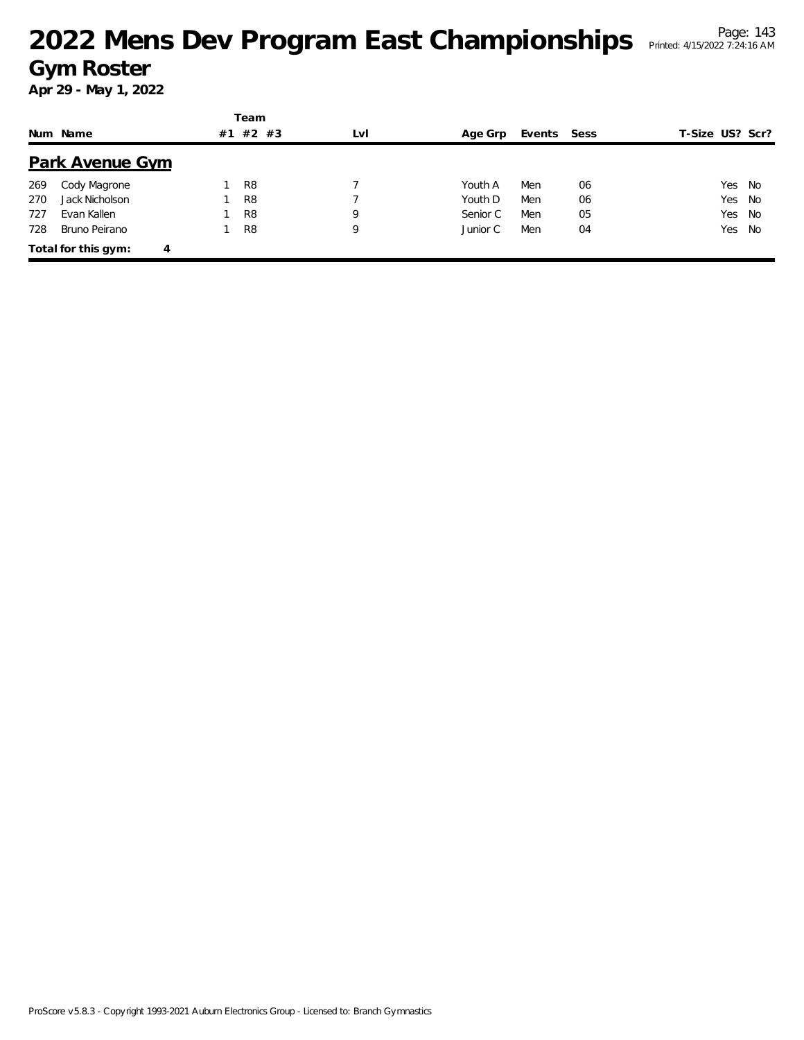# 2022 Mens Dev Program East Championships

## Gym Roster

**Apr 29 - May 1, 2022**

### Park Avenue Gym

| Num | Name | Team #1 | Team #2 | Team #3 | Lvl | Age Grp | Events | Sess | T-Size | US? | Scr? |
|---|---|---|---|---|---|---|---|---|---|---|---|
| 269 | Cody Magrone | 1 | R8 | | 7 | Youth A | Men | 06 | | Yes | No |
| 270 | Jack Nicholson | 1 | R8 | | 7 | Youth D | Men | 06 | | Yes | No |
| 727 | Evan Kallen | 1 | R8 | | 9 | Senior C | Men | 05 | | Yes | No |
| 728 | Bruno Peirano | 1 | R8 | | 9 | Junior C | Men | 04 | | Yes | No |

**Total for this gym: 4**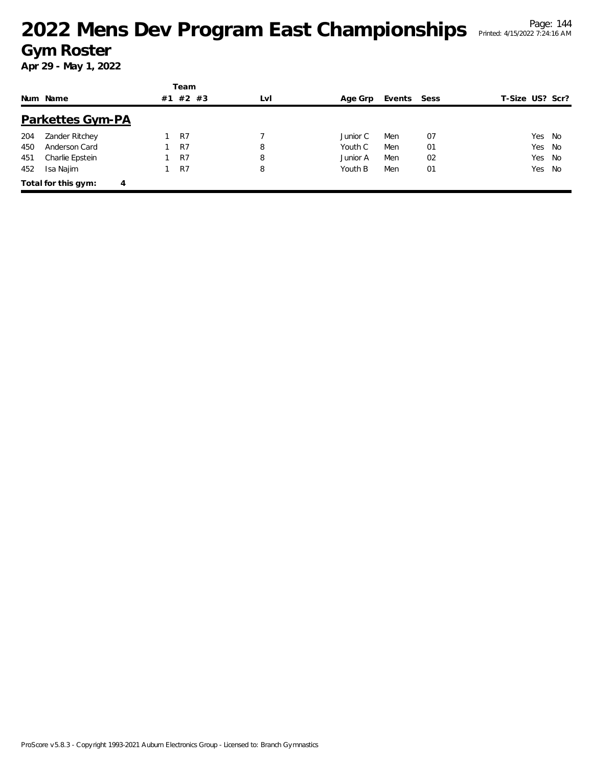# 2022 Mens Dev Program East Championships

## Gym Roster

**Apr 29 - May 1, 2022**

Page: 144
Printed: 4/15/2022 7:24:16 AM

### Parkettes Gym-PA

| Num | Name | Team #1 | Team #2 | Team #3 | Lvl | Age Grp | Events | Sess | T-Size | US? | Scr? |
|---|---|---|---|---|---|---|---|---|---|---|---|
| 204 | Zander Ritchey | 1 | R7 | | 7 | Junior C | Men | 07 | | Yes | No |
| 450 | Anderson Card | 1 | R7 | | 8 | Youth C | Men | 01 | | Yes | No |
| 451 | Charlie Epstein | 1 | R7 | | 8 | Junior A | Men | 02 | | Yes | No |
| 452 | Isa Najim | 1 | R7 | | 8 | Youth B | Men | 01 | | Yes | No |

**Total for this gym: 4**

ProScore v5.8.3 - Copyright 1993-2021 Auburn Electronics Group - Licensed to: Branch Gymnastics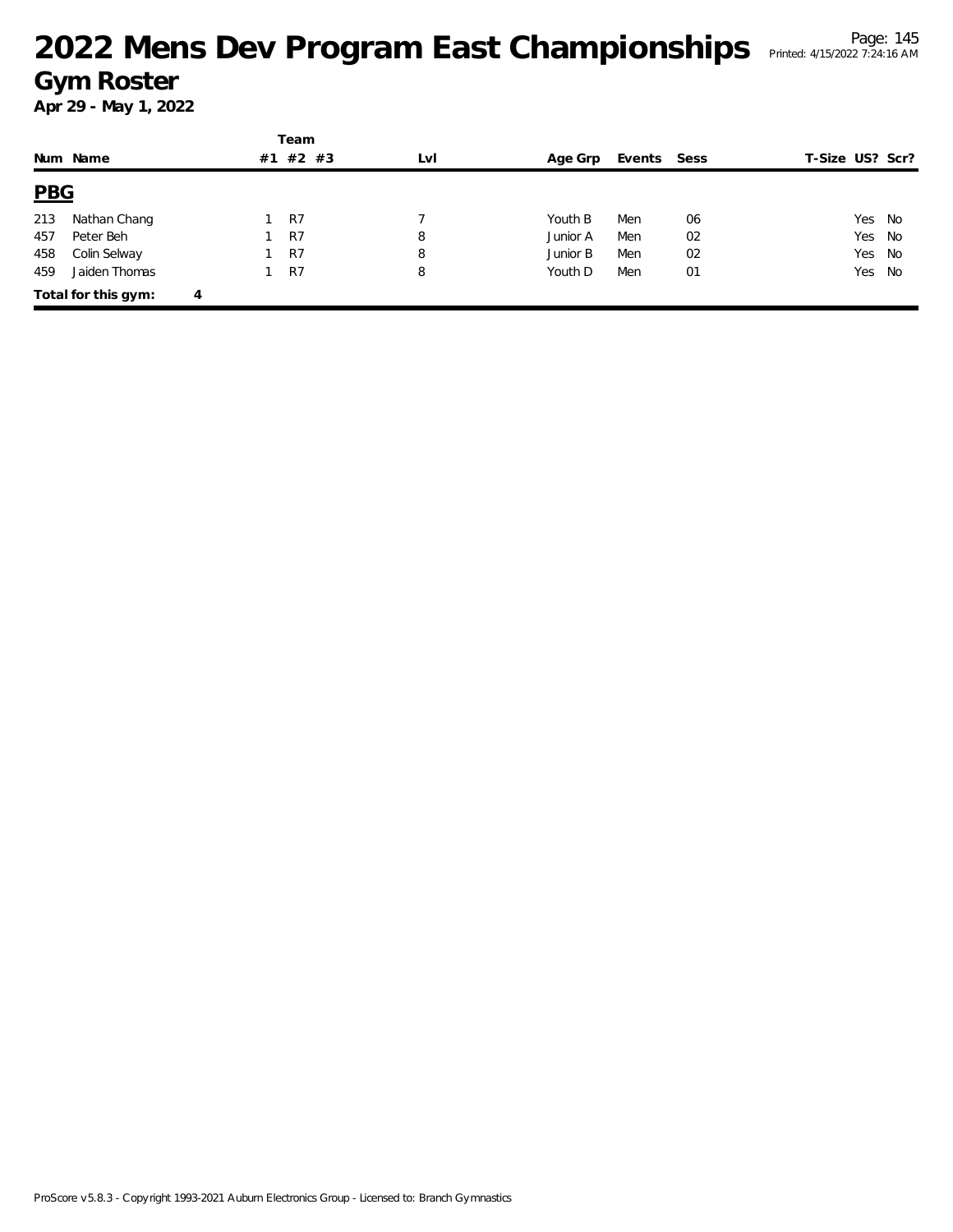# 2022 Mens Dev Program East Championships

## Gym Roster

**Apr 29 - May 1, 2022**

## PBG

| Num | Name | Team #1 | Team #2 | Team #3 | Lvl | Age Grp | Events | Sess | T-Size | US? | Scr? |
|---|---|---|---|---|---|---|---|---|---|---|---|
| 213 | Nathan Chang | 1 | R7 | | 7 | Youth B | Men | 06 | | Yes | No |
| 457 | Peter Beh | 1 | R7 | | 8 | Junior A | Men | 02 | | Yes | No |
| 458 | Colin Selway | 1 | R7 | | 8 | Junior B | Men | 02 | | Yes | No |
| 459 | Jaiden Thomas | 1 | R7 | | 8 | Youth D | Men | 01 | | Yes | No |

**Total for this gym: 4**

ProScore v5.8.3 - Copyright 1993-2021 Auburn Electronics Group - Licensed to: Branch Gymnastics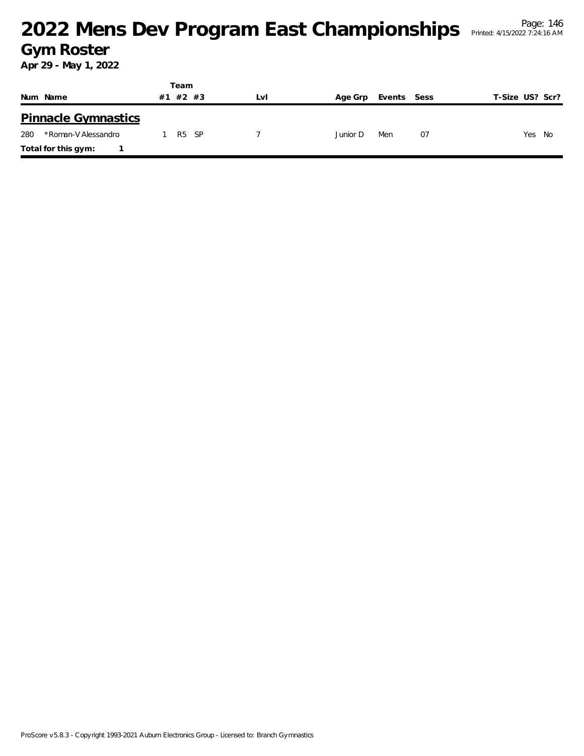# 2022 Mens Dev Program East Championships

## Gym Roster

**Apr 29 - May 1, 2022**

### Pinnacle Gymnastics

| Num | Name | Team #1 | Team #2 | Team #3 | Lvl | Age Grp | Events | Sess | T-Size | US? | Scr? |
|---|---|---|---|---|---|---|---|---|---|---|---|
| 280 | *Roman-V Alessandro | 1 | R5 | SP | 7 | Junior D | Men | 07 | | Yes | No |

**Total for this gym:** 1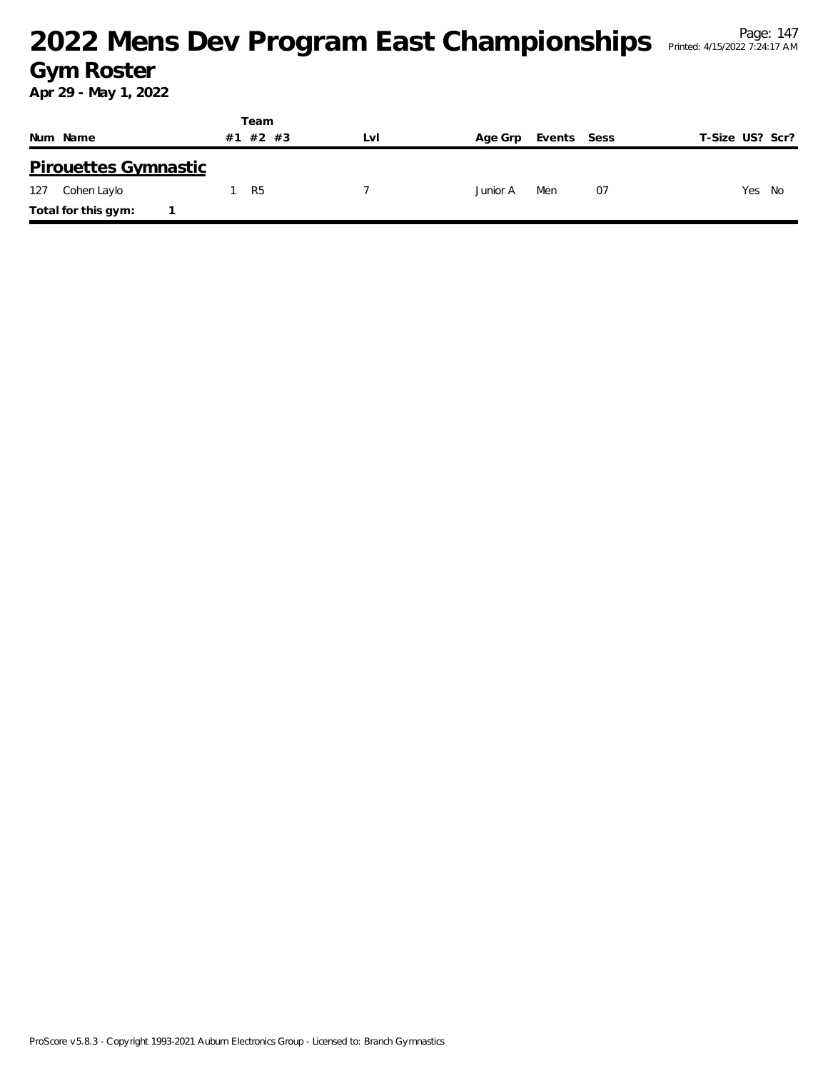# 2022 Mens Dev Program East Championships

## Gym Roster

**Apr 29 - May 1, 2022**

| Num | Name | Team #1 | Team #2 | Team #3 | Lvl | Age Grp | Events | Sess | T-Size | US? | Scr? |
|---|---|---|---|---|---|---|---|---|---|---|---|
| **Pirouettes Gymnastic** | | | | | | | | | | | |
| 127 | Cohen Laylo | 1 | R5 | | 7 | Junior A | Men | 07 | | Yes | No |
| **Total for this gym:** | 1 | | | | | | | | | | |

ProScore v5.8.3 - Copyright 1993-2021 Auburn Electronics Group - Licensed to: Branch Gymnastics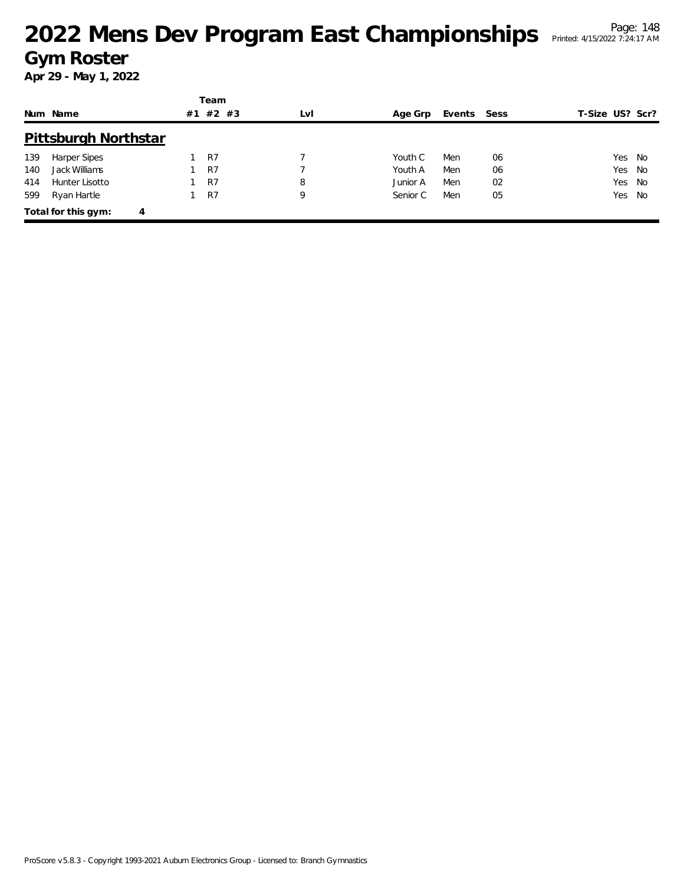# 2022 Mens Dev Program East Championships

## Gym Roster

**Apr 29 - May 1, 2022**

### Pittsburgh Northstar

| Num | Name | Team #1 | Team #2 | Team #3 | Lvl | Age Grp | Events | Sess | T-Size | US? | Scr? |
|---|---|---|---|---|---|---|---|---|---|---|---|
| 139 | Harper Sipes | 1 | R7 | | 7 | Youth C | Men | 06 | | Yes | No |
| 140 | Jack Williams | 1 | R7 | | 7 | Youth A | Men | 06 | | Yes | No |
| 414 | Hunter Lisotto | 1 | R7 | | 8 | Junior A | Men | 02 | | Yes | No |
| 599 | Ryan Hartle | 1 | R7 | | 9 | Senior C | Men | 05 | | Yes | No |

**Total for this gym: 4**

ProScore v5.8.3 - Copyright 1993-2021 Auburn Electronics Group - Licensed to: Branch Gymnastics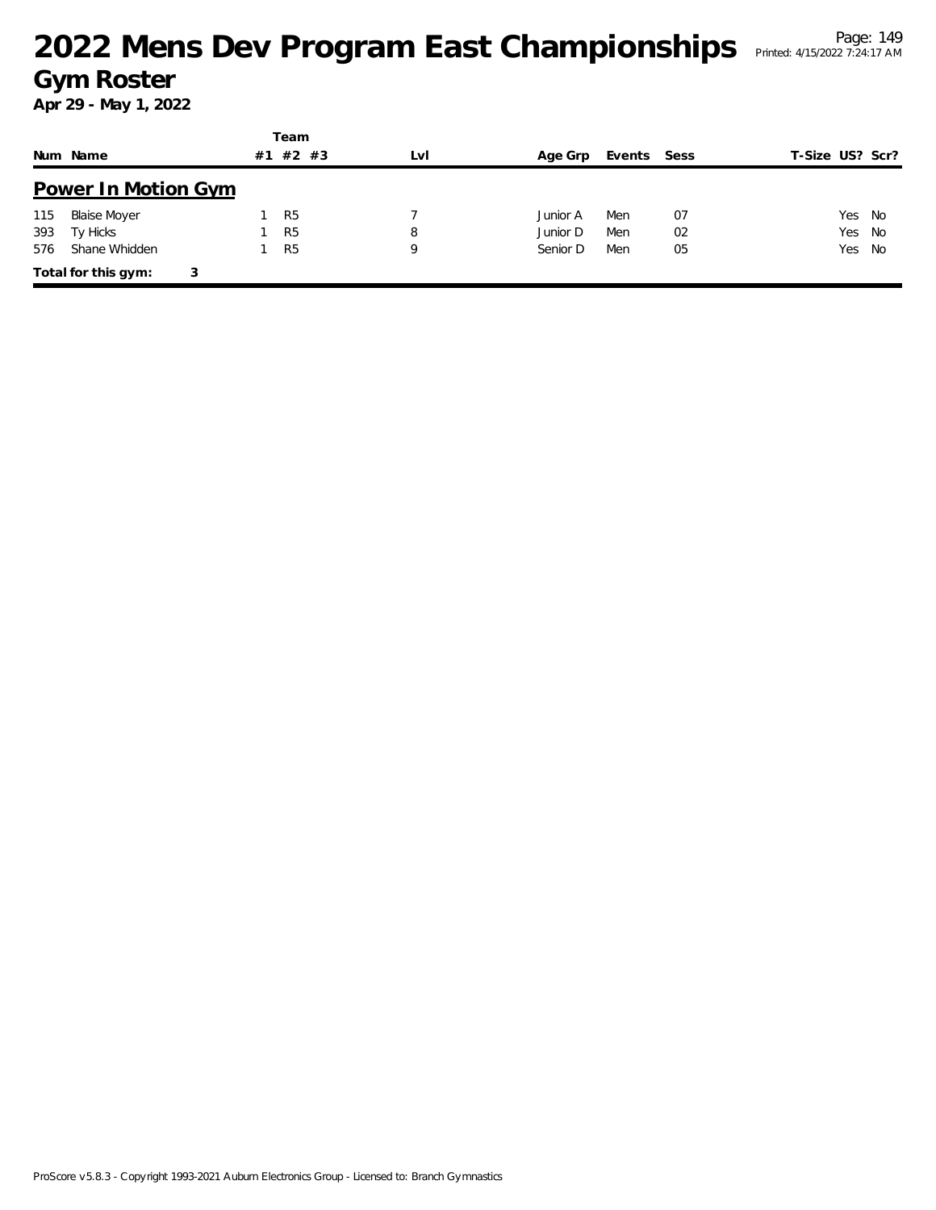# 2022 Mens Dev Program East Championships

## Gym Roster

**Apr 29 - May 1, 2022**

### Power In Motion Gym

| Num | Name | Team #1 | Team #2 | Team #3 | Lvl | Age Grp | Events | Sess | T-Size | US? | Scr? |
|---|---|---|---|---|---|---|---|---|---|---|---|
| 115 | Blaise Moyer | 1 | R5 | | 7 | Junior A | Men | 07 | | Yes | No |
| 393 | Ty Hicks | 1 | R5 | | 8 | Junior D | Men | 02 | | Yes | No |
| 576 | Shane Whidden | 1 | R5 | | 9 | Senior D | Men | 05 | | Yes | No |

**Total for this gym: 3**

ProScore v5.8.3 - Copyright 1993-2021 Auburn Electronics Group - Licensed to: Branch Gymnastics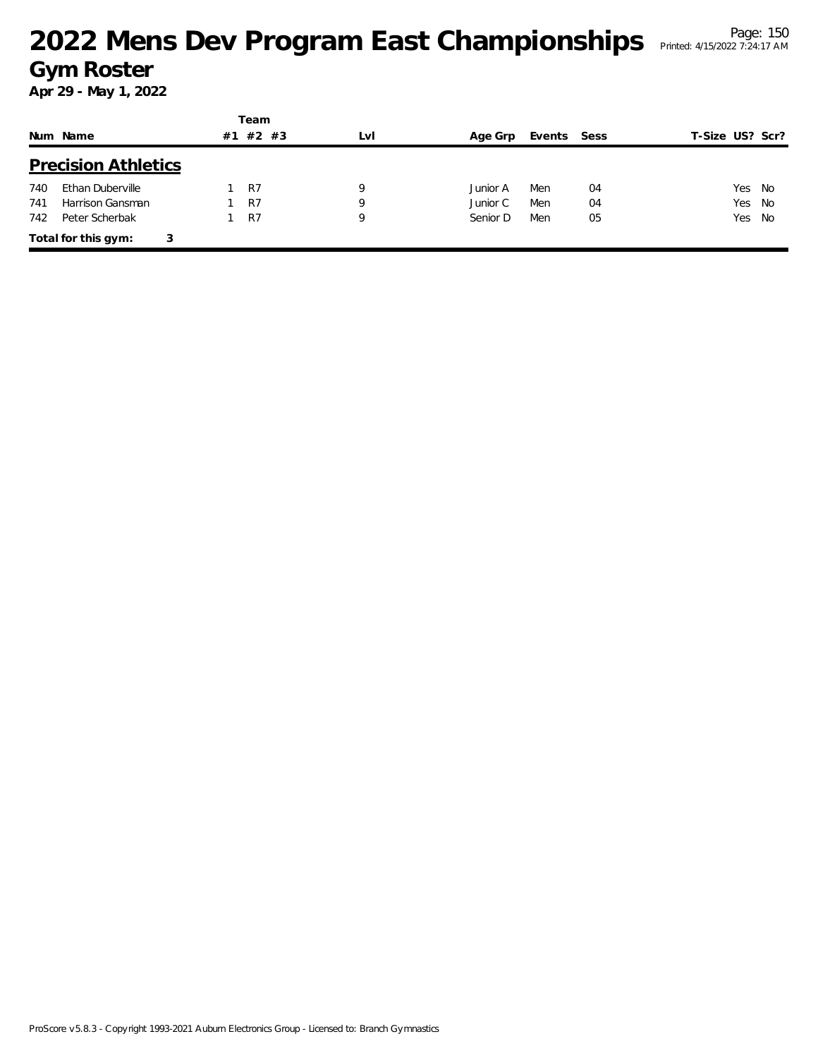# 2022 Mens Dev Program East Championships

## Gym Roster

**Apr 29 - May 1, 2022**

| Num | Name | Team #1 | Team #2 | Team #3 | Lvl | Age Grp | Events | Sess | T-Size | US? | Scr? |
|---|---|---|---|---|---|---|---|---|---|---|---|
| **Precision Athletics** | | | | | | | | | | | |
| 740 | Ethan Duberville | 1 | R7 | | 9 | Junior A | Men | 04 | | Yes | No |
| 741 | Harrison Gansman | 1 | R7 | | 9 | Junior C | Men | 04 | | Yes | No |
| 742 | Peter Scherbak | 1 | R7 | | 9 | Senior D | Men | 05 | | Yes | No |

**Total for this gym: 3**

ProScore v5.8.3 - Copyright 1993-2021 Auburn Electronics Group - Licensed to: Branch Gymnastics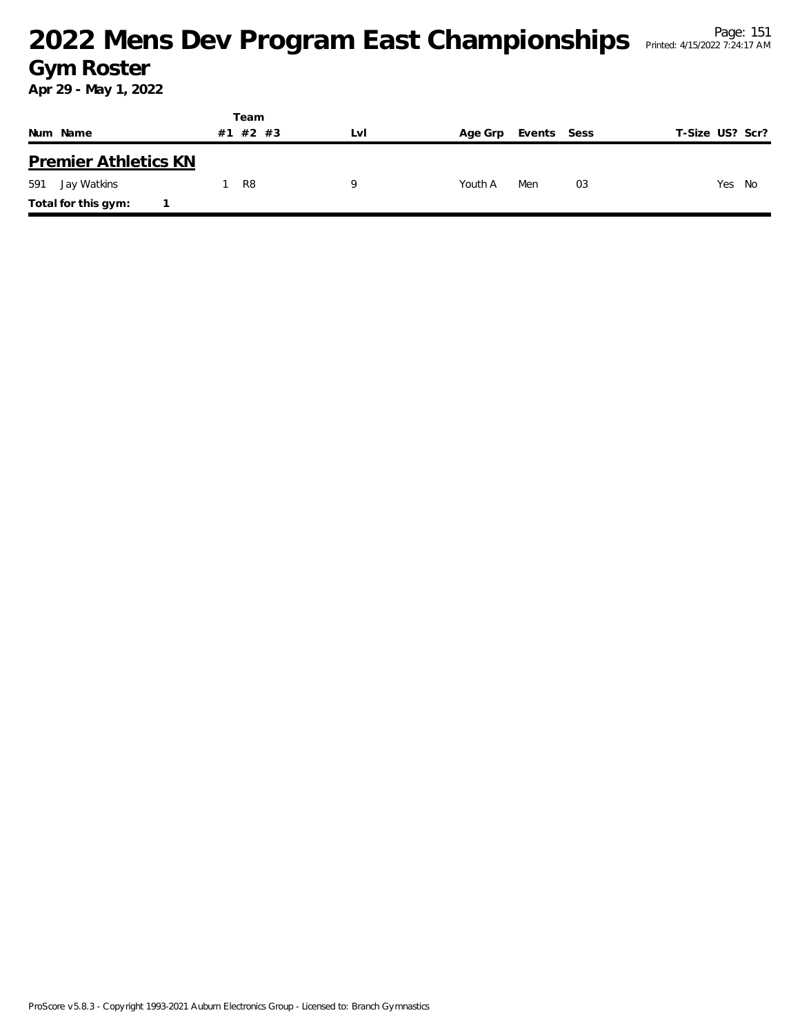# 2022 Mens Dev Program East Championships

## Gym Roster

**Apr 29 - May 1, 2022**

| Num | Name | Team #1 | Team #2 | Team #3 | Lvl | Age Grp | Events | Sess | T-Size | US? | Scr? |
|---|---|---|---|---|---|---|---|---|---|---|---|
| **Premier Athletics KN** | | | | | | | | | | | |
| 591 | Jay Watkins | 1 | R8 | | 9 | Youth A | Men | 03 | | Yes | No |
| **Total for this gym:** | 1 | | | | | | | | | | |

ProScore v5.8.3 - Copyright 1993-2021 Auburn Electronics Group - Licensed to: Branch Gymnastics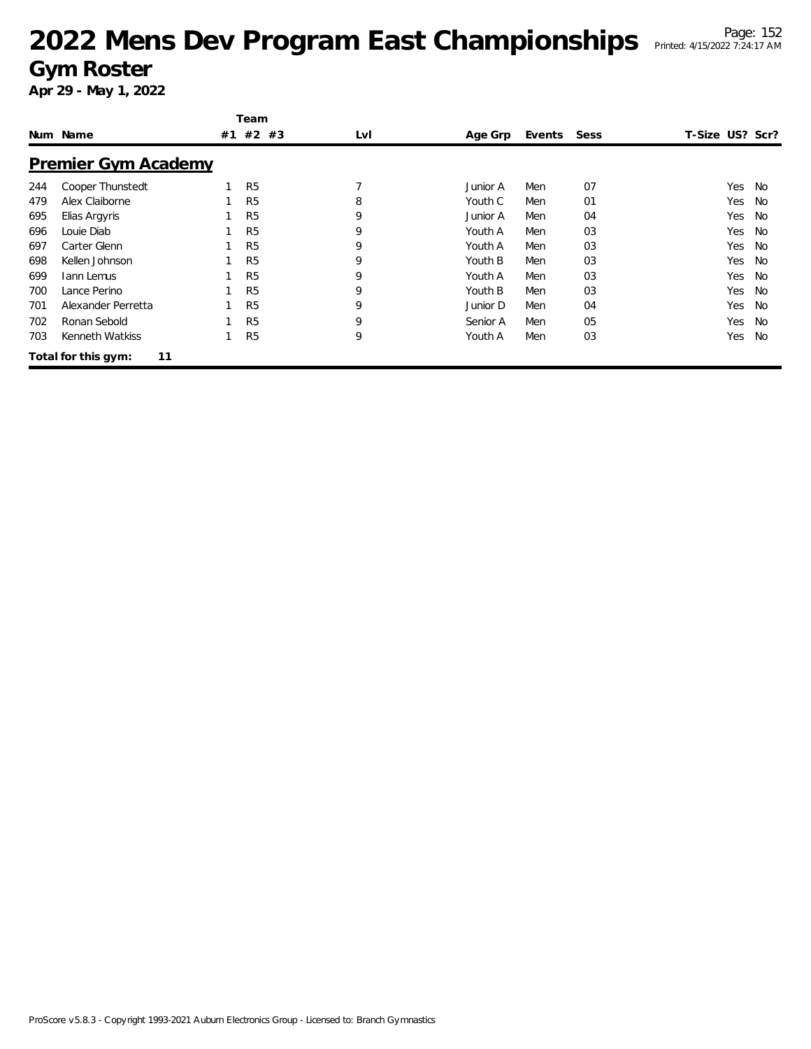# 2022 Mens Dev Program East Championships

## Gym Roster

**Apr 29 - May 1, 2022**

### Premier Gym Academy

| Num | Name | Team #1 | Team #2 | Team #3 | Lvl | Age Grp | Events | Sess | T-Size | US? | Scr? |
|---|---|---|---|---|---|---|---|---|---|---|---|
| 244 | Cooper Thunstedt | 1 | R5 | | 7 | Junior A | Men | 07 | | Yes | No |
| 479 | Alex Claiborne | 1 | R5 | | 8 | Youth C | Men | 01 | | Yes | No |
| 695 | Elias Argyris | 1 | R5 | | 9 | Junior A | Men | 04 | | Yes | No |
| 696 | Louie Diab | 1 | R5 | | 9 | Youth A | Men | 03 | | Yes | No |
| 697 | Carter Glenn | 1 | R5 | | 9 | Youth A | Men | 03 | | Yes | No |
| 698 | Kellen Johnson | 1 | R5 | | 9 | Youth B | Men | 03 | | Yes | No |
| 699 | Iann Lemus | 1 | R5 | | 9 | Youth A | Men | 03 | | Yes | No |
| 700 | Lance Perino | 1 | R5 | | 9 | Youth B | Men | 03 | | Yes | No |
| 701 | Alexander Perretta | 1 | R5 | | 9 | Junior D | Men | 04 | | Yes | No |
| 702 | Ronan Sebold | 1 | R5 | | 9 | Senior A | Men | 05 | | Yes | No |
| 703 | Kenneth Watkiss | 1 | R5 | | 9 | Youth A | Men | 03 | | Yes | No |

**Total for this gym: 11**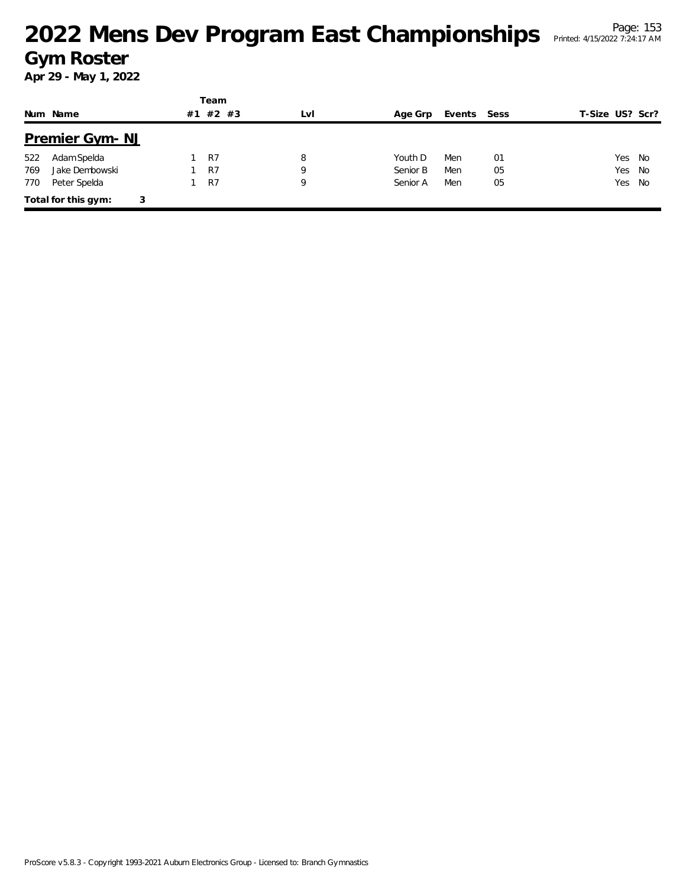# 2022 Mens Dev Program East Championships

## Gym Roster

**Apr 29 - May 1, 2022**

| Num | Name | Team #1 | Team #2 | Team #3 | Lvl | Age Grp | Events | Sess | T-Size | US? | Scr? |
|---|---|---|---|---|---|---|---|---|---|---|---|
| **Premier Gym- NJ** | | | | | | | | | | | |
| 522 | Adam Spelda | 1 | R7 | | 8 | Youth D | Men | 01 | | Yes | No |
| 769 | Jake Dembowski | 1 | R7 | | 9 | Senior B | Men | 05 | | Yes | No |
| 770 | Peter Spelda | 1 | R7 | | 9 | Senior A | Men | 05 | | Yes | No |
| **Total for this gym:** | 3 | | | | | | | | | | |

ProScore v5.8.3 - Copyright 1993-2021 Auburn Electronics Group - Licensed to: Branch Gymnastics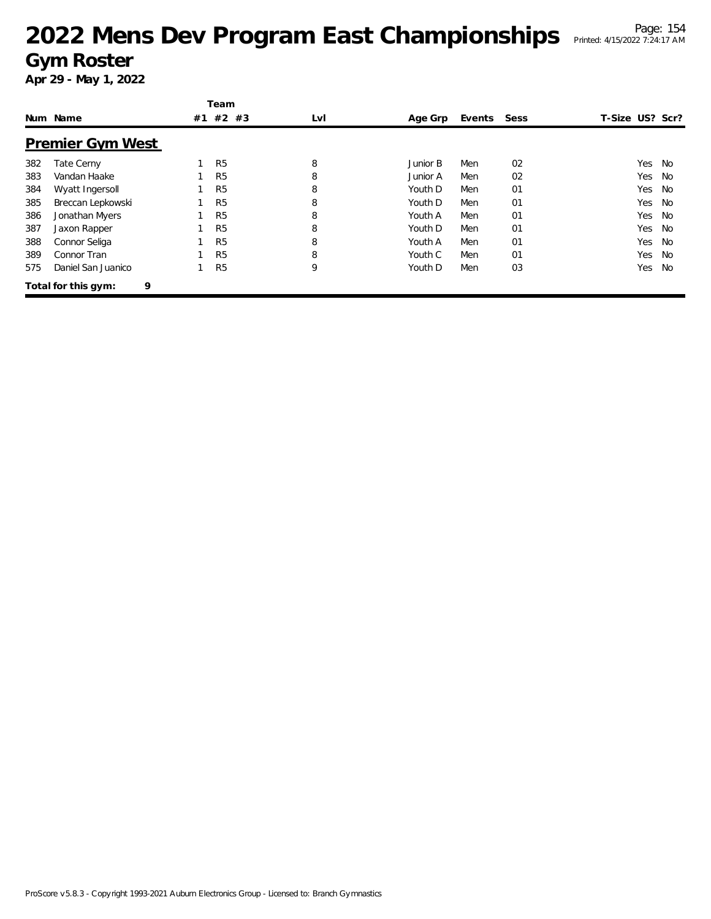# 2022 Mens Dev Program East Championships

## Gym Roster

**Apr 29 - May 1, 2022**

## Premier Gym West

| Num | Name | Team #1 | Team #2 | Team #3 | Lvl | Age Grp | Events | Sess | T-Size | US? | Scr? |
|---|---|---|---|---|---|---|---|---|---|---|---|
| 382 | Tate Cerny | 1 | R5 | | 8 | Junior B | Men | 02 | | Yes | No |
| 383 | Vandan Haake | 1 | R5 | | 8 | Junior A | Men | 02 | | Yes | No |
| 384 | Wyatt Ingersoll | 1 | R5 | | 8 | Youth D | Men | 01 | | Yes | No |
| 385 | Breccan Lepkowski | 1 | R5 | | 8 | Youth D | Men | 01 | | Yes | No |
| 386 | Jonathan Myers | 1 | R5 | | 8 | Youth A | Men | 01 | | Yes | No |
| 387 | Jaxon Rapper | 1 | R5 | | 8 | Youth D | Men | 01 | | Yes | No |
| 388 | Connor Seliga | 1 | R5 | | 8 | Youth A | Men | 01 | | Yes | No |
| 389 | Connor Tran | 1 | R5 | | 8 | Youth C | Men | 01 | | Yes | No |
| 575 | Daniel San Juanico | 1 | R5 | | 9 | Youth D | Men | 03 | | Yes | No |

**Total for this gym: 9**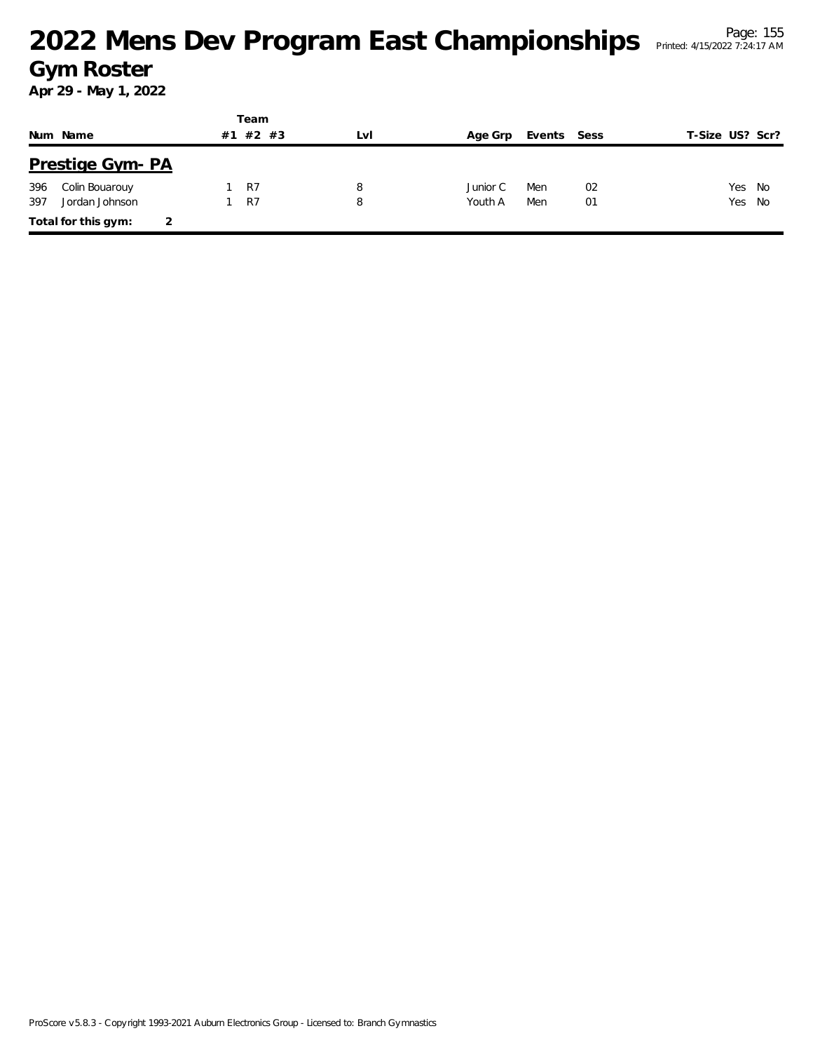# 2022 Mens Dev Program East Championships

## Gym Roster

**Apr 29 - May 1, 2022**

## Prestige Gym- PA

| Num | Name | Team #1 | #2 | #3 | Lvl | Age Grp | Events | Sess | T-Size | US? | Scr? |
|---|---|---|---|---|---|---|---|---|---|---|---|
| 396 | Colin Bouarouy | 1 | R7 | | 8 | Junior C | Men | 02 | | Yes | No |
| 397 | Jordan Johnson | 1 | R7 | | 8 | Youth A | Men | 01 | | Yes | No |

**Total for this gym: 2**

ProScore v5.8.3 - Copyright 1993-2021 Auburn Electronics Group - Licensed to: Branch Gymnastics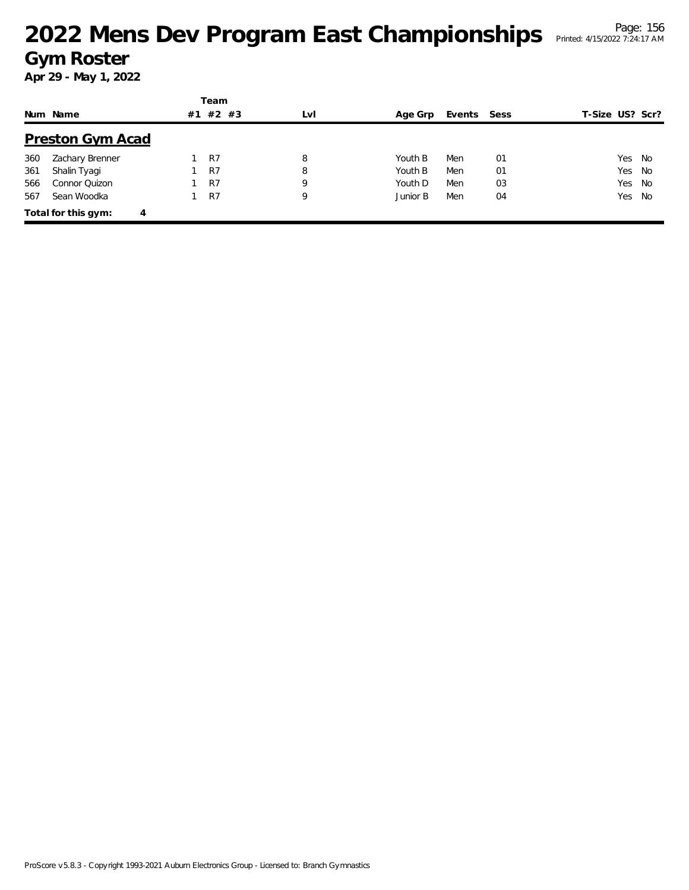# 2022 Mens Dev Program East Championships

## Gym Roster

**Apr 29 - May 1, 2022**

### Preston Gym Acad

| Num | Name | Team #1 | Team #2 | Team #3 | Lvl | Age Grp | Events | Sess | T-Size | US? | Scr? |
|---|---|---|---|---|---|---|---|---|---|---|---|
| 360 | Zachary Brenner | 1 | R7 | | 8 | Youth B | Men | 01 | | Yes | No |
| 361 | Shalin Tyagi | 1 | R7 | | 8 | Youth B | Men | 01 | | Yes | No |
| 566 | Connor Quizon | 1 | R7 | | 9 | Youth D | Men | 03 | | Yes | No |
| 567 | Sean Woodka | 1 | R7 | | 9 | Junior B | Men | 04 | | Yes | No |

**Total for this gym: 4**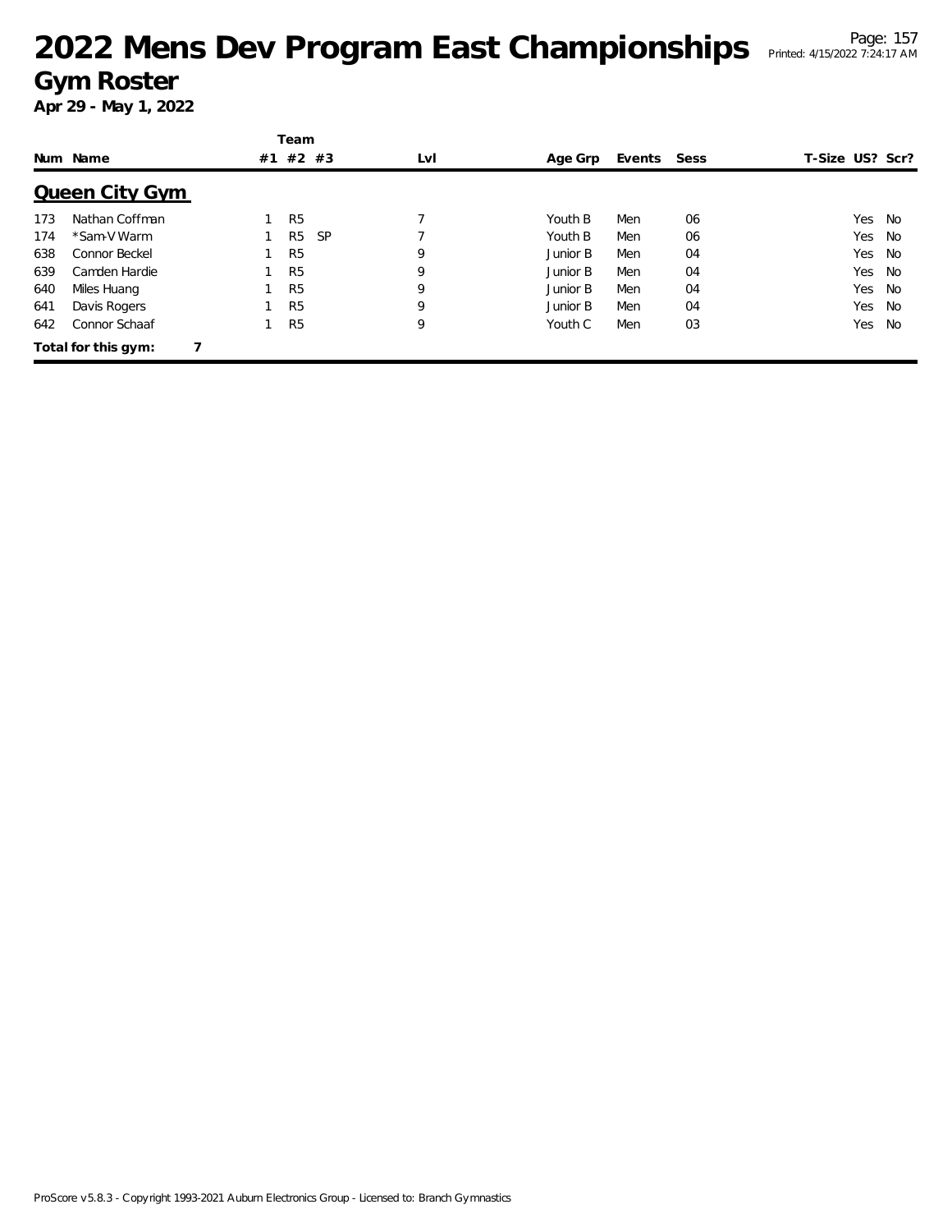# 2022 Mens Dev Program East Championships

## Gym Roster

**Apr 29 - May 1, 2022**

| Num | Name | Team #1 | Team #2 | Team #3 | Lvl | Age Grp | Events | Sess | T-Size | US? | Scr? |
|---|---|---|---|---|---|---|---|---|---|---|---|
| **Queen City Gym** | | | | | | | | | | | |
| 173 | Nathan Coffman | 1 | R5 | | 7 | Youth B | Men | 06 | | Yes | No |
| 174 | *Sam-V Warm | 1 | R5 | SP | 7 | Youth B | Men | 06 | | Yes | No |
| 638 | Connor Beckel | 1 | R5 | | 9 | Junior B | Men | 04 | | Yes | No |
| 639 | Camden Hardie | 1 | R5 | | 9 | Junior B | Men | 04 | | Yes | No |
| 640 | Miles Huang | 1 | R5 | | 9 | Junior B | Men | 04 | | Yes | No |
| 641 | Davis Rogers | 1 | R5 | | 9 | Junior B | Men | 04 | | Yes | No |
| 642 | Connor Schaaf | 1 | R5 | | 9 | Youth C | Men | 03 | | Yes | No |

**Total for this gym: 7**

ProScore v5.8.3 - Copyright 1993-2021 Auburn Electronics Group - Licensed to: Branch Gymnastics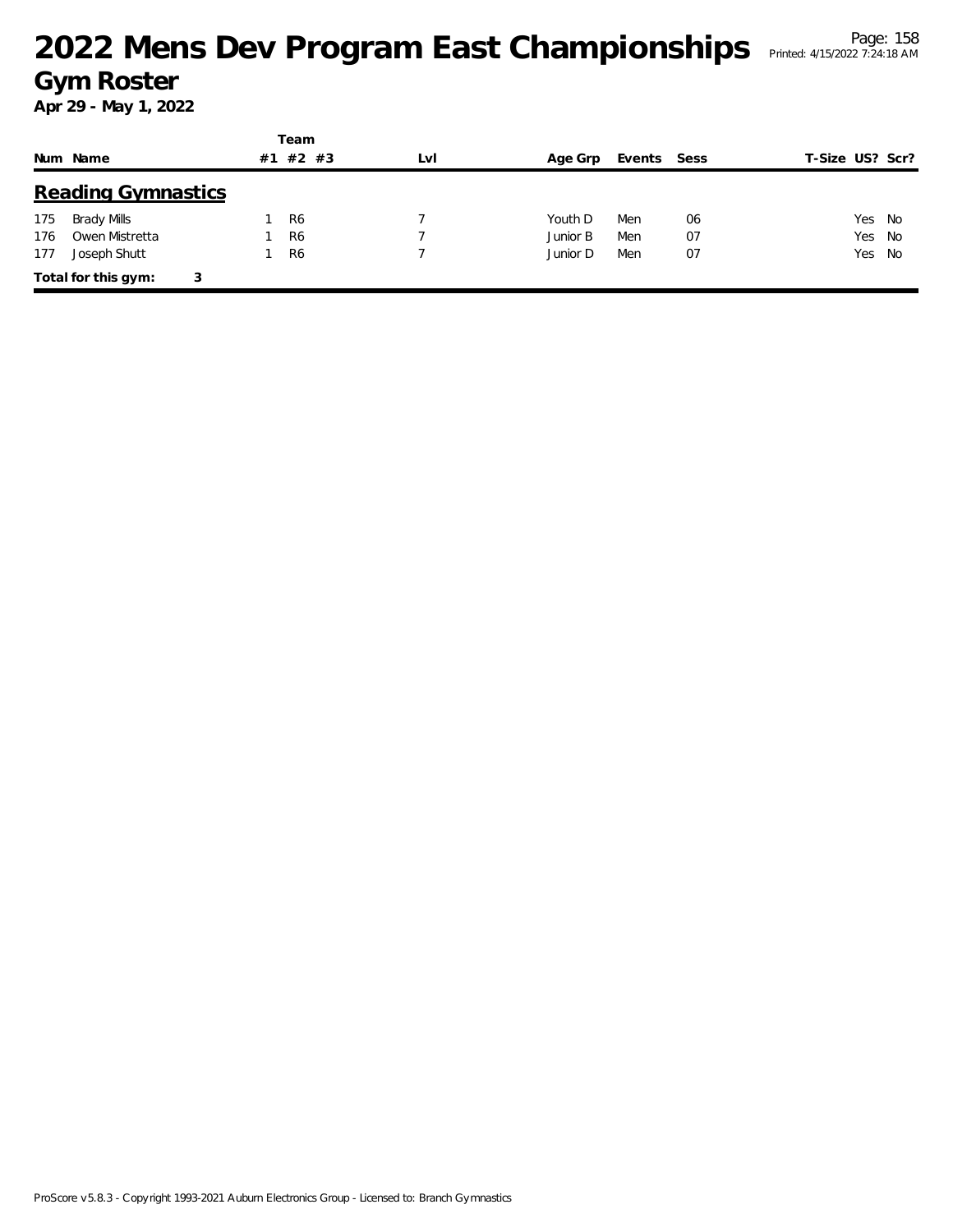# 2022 Mens Dev Program East Championships

## Gym Roster

**Apr 29 - May 1, 2022**

### Reading Gymnastics

| Num | Name | Team #1 | Team #2 | Team #3 | Lvl | Age Grp | Events | Sess | T-Size | US? | Scr? |
|---|---|---|---|---|---|---|---|---|---|---|---|
| 175 | Brady Mills | 1 | R6 | | 7 | Youth D | Men | 06 | | Yes | No |
| 176 | Owen Mistretta | 1 | R6 | | 7 | Junior B | Men | 07 | | Yes | No |
| 177 | Joseph Shutt | 1 | R6 | | 7 | Junior D | Men | 07 | | Yes | No |

**Total for this gym: 3**

ProScore v5.8.3 - Copyright 1993-2021 Auburn Electronics Group - Licensed to: Branch Gymnastics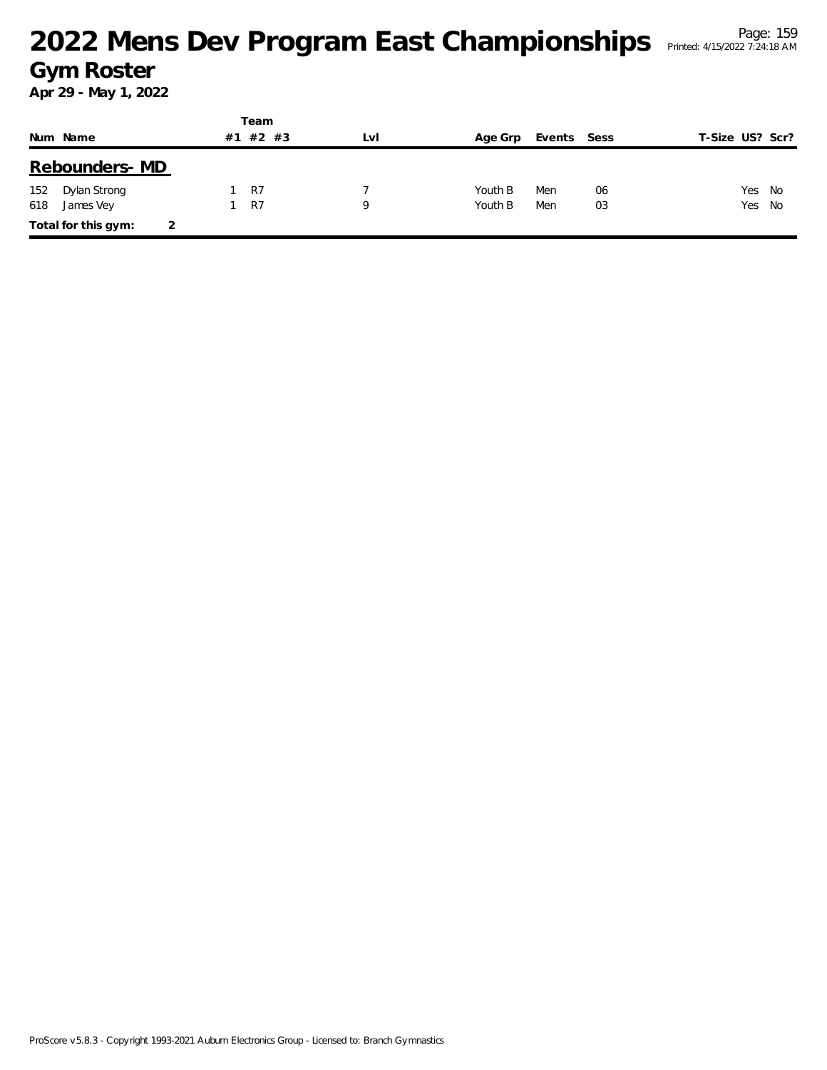# 2022 Mens Dev Program East Championships

## Gym Roster

**Apr 29 - May 1, 2022**

| Num | Name | Team #1 | Team #2 | Team #3 | Lvl | Age Grp | Events | Sess | T-Size | US? | Scr? |
|---|---|---|---|---|---|---|---|---|---|---|---|
| **Rebounders- MD** | | | | | | | | | | | |
| 152 | Dylan Strong | 1 | R7 | | 7 | Youth B | Men | 06 | | Yes | No |
| 618 | James Vey | 1 | R7 | | 9 | Youth B | Men | 03 | | Yes | No |
| **Total for this gym:** | 2 | | | | | | | | | | |

ProScore v5.8.3 - Copyright 1993-2021 Auburn Electronics Group - Licensed to: Branch Gymnastics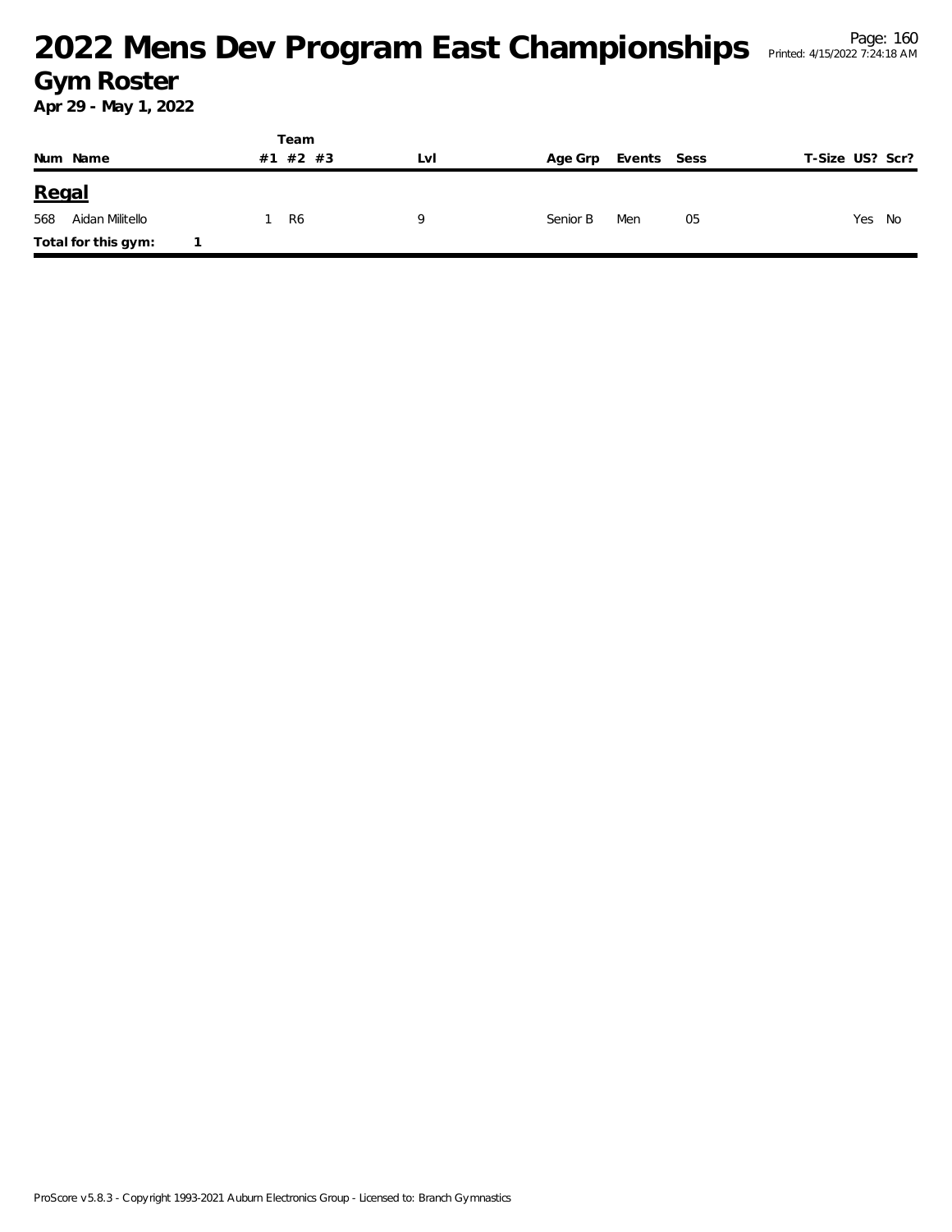# 2022 Mens Dev Program East Championships

## Gym Roster

**Apr 29 - May 1, 2022**

| Num | Name | Team #1 | Team #2 | Team #3 | Lvl | Age Grp | Events | Sess | T-Size | US? | Scr? |
|---|---|---|---|---|---|---|---|---|---|---|---|
| **Regal** | | | | | | | | | | | |
| 568 | Aidan Militello | 1 | R6 | | 9 | Senior B | Men | 05 | | Yes | No |
| **Total for this gym:** | **1** | | | | | | | | | | |

ProScore v5.8.3 - Copyright 1993-2021 Auburn Electronics Group - Licensed to: Branch Gymnastics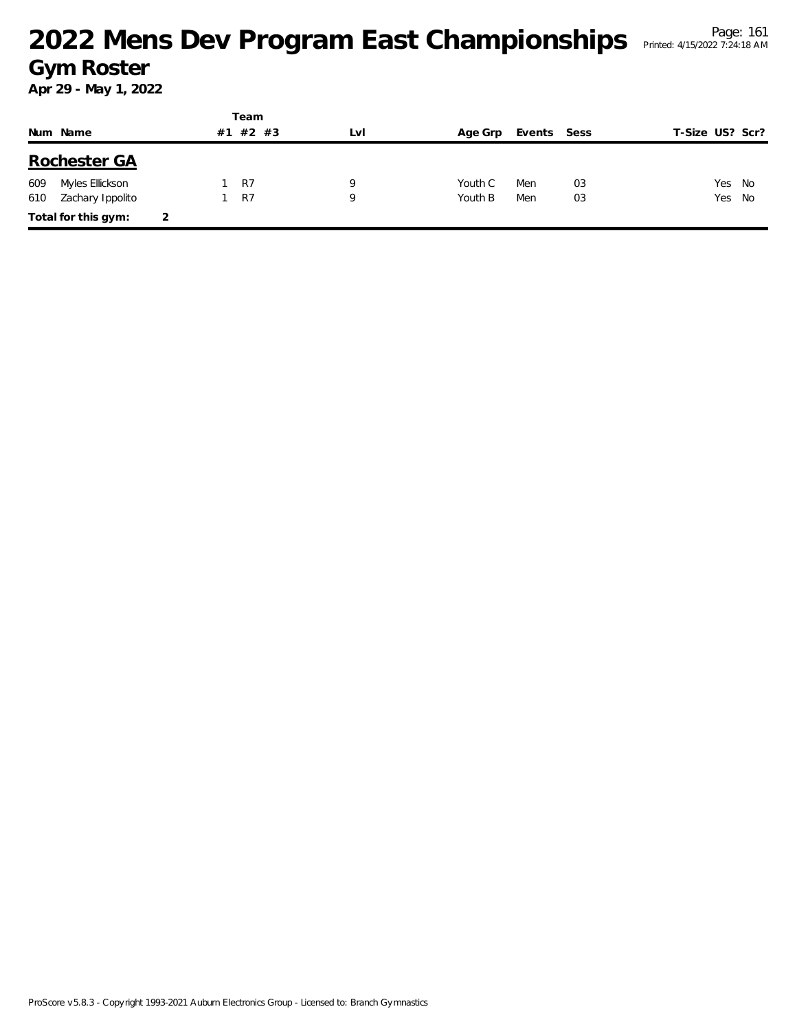# 2022 Mens Dev Program East Championships

## Gym Roster

**Apr 29 - May 1, 2022**

| Num | Name | Team #1 | #2 | #3 | Lvl | Age Grp | Events | Sess | T-Size | US? | Scr? |
|---|---|---|---|---|---|---|---|---|---|---|---|
| **Rochester GA** | | | | | | | | | | | |
| 609 | Myles Ellickson | 1 | R7 | | 9 | Youth C | Men | 03 | | Yes | No |
| 610 | Zachary Ippolito | 1 | R7 | | 9 | Youth B | Men | 03 | | Yes | No |
| **Total for this gym:** | 2 | | | | | | | | | | |

ProScore v5.8.3 - Copyright 1993-2021 Auburn Electronics Group - Licensed to: Branch Gymnastics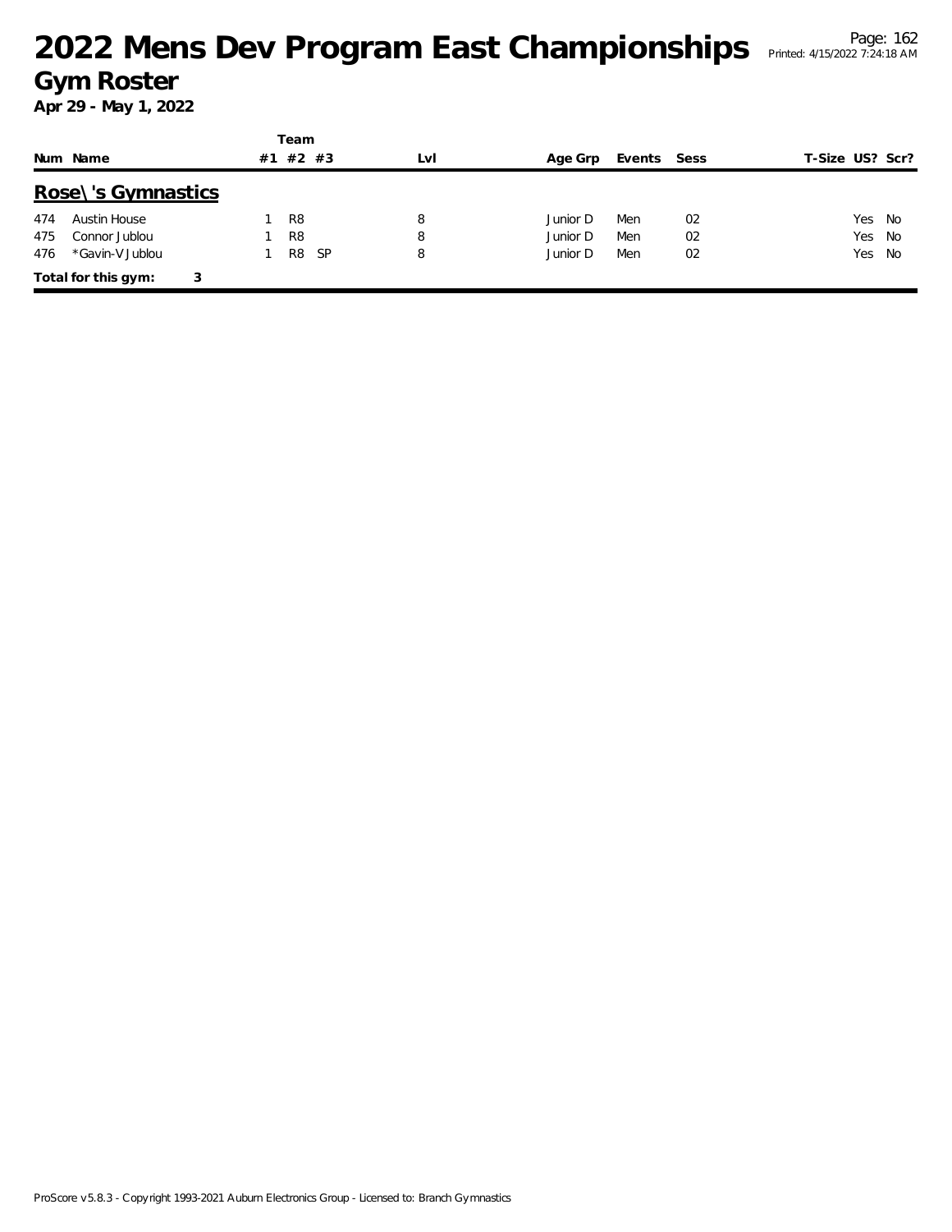# 2022 Mens Dev Program East Championships

## Gym Roster

**Apr 29 - May 1, 2022**

### Rose\'s Gymnastics

| Num | Name | Team #1 | Team #2 | Team #3 | Lvl | Age Grp | Events | Sess | T-Size | US? | Scr? |
|---|---|---|---|---|---|---|---|---|---|---|---|
| 474 | Austin House | 1 | R8 | | 8 | Junior D | Men | 02 | | Yes | No |
| 475 | Connor Jublou | 1 | R8 | | 8 | Junior D | Men | 02 | | Yes | No |
| 476 | *Gavin-V Jublou | 1 | R8 | SP | 8 | Junior D | Men | 02 | | Yes | No |

**Total for this gym: 3**

ProScore v5.8.3 - Copyright 1993-2021 Auburn Electronics Group - Licensed to: Branch Gymnastics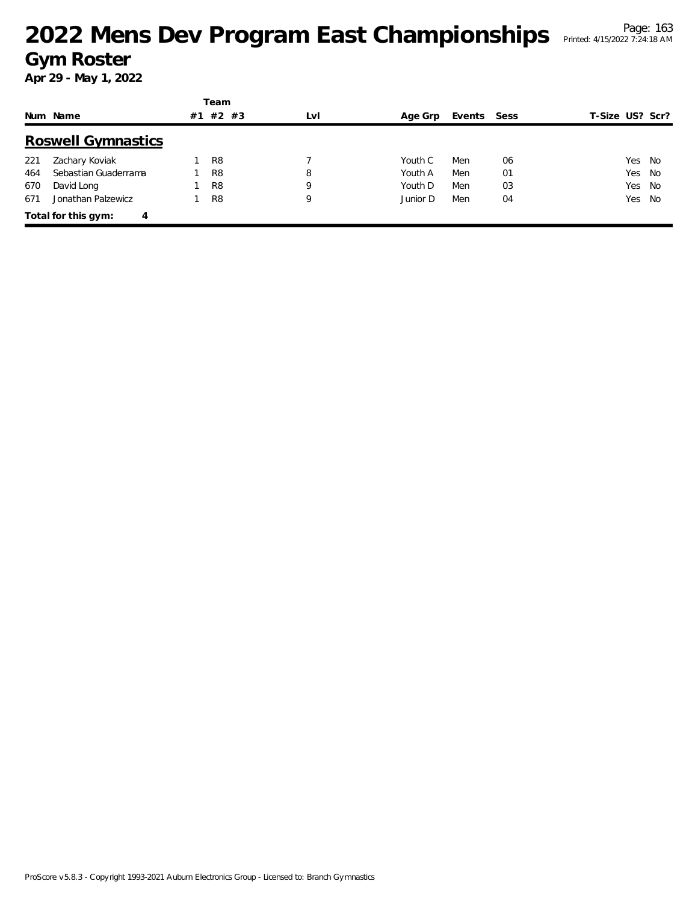# 2022 Mens Dev Program East Championships

## Gym Roster

**Apr 29 - May 1, 2022**

## Roswell Gymnastics

| Num | Name | Team #1 | Team #2 | Team #3 | Lvl | Age Grp | Events | Sess | T-Size | US? | Scr? |
|---|---|---|---|---|---|---|---|---|---|---|---|
| 221 | Zachary Koviak | 1 | R8 | | 7 | Youth C | Men | 06 | | Yes | No |
| 464 | Sebastian Guaderrama | 1 | R8 | | 8 | Youth A | Men | 01 | | Yes | No |
| 670 | David Long | 1 | R8 | | 9 | Youth D | Men | 03 | | Yes | No |
| 671 | Jonathan Palzewicz | 1 | R8 | | 9 | Junior D | Men | 04 | | Yes | No |

**Total for this gym: 4**

ProScore v5.8.3 - Copyright 1993-2021 Auburn Electronics Group - Licensed to: Branch Gymnastics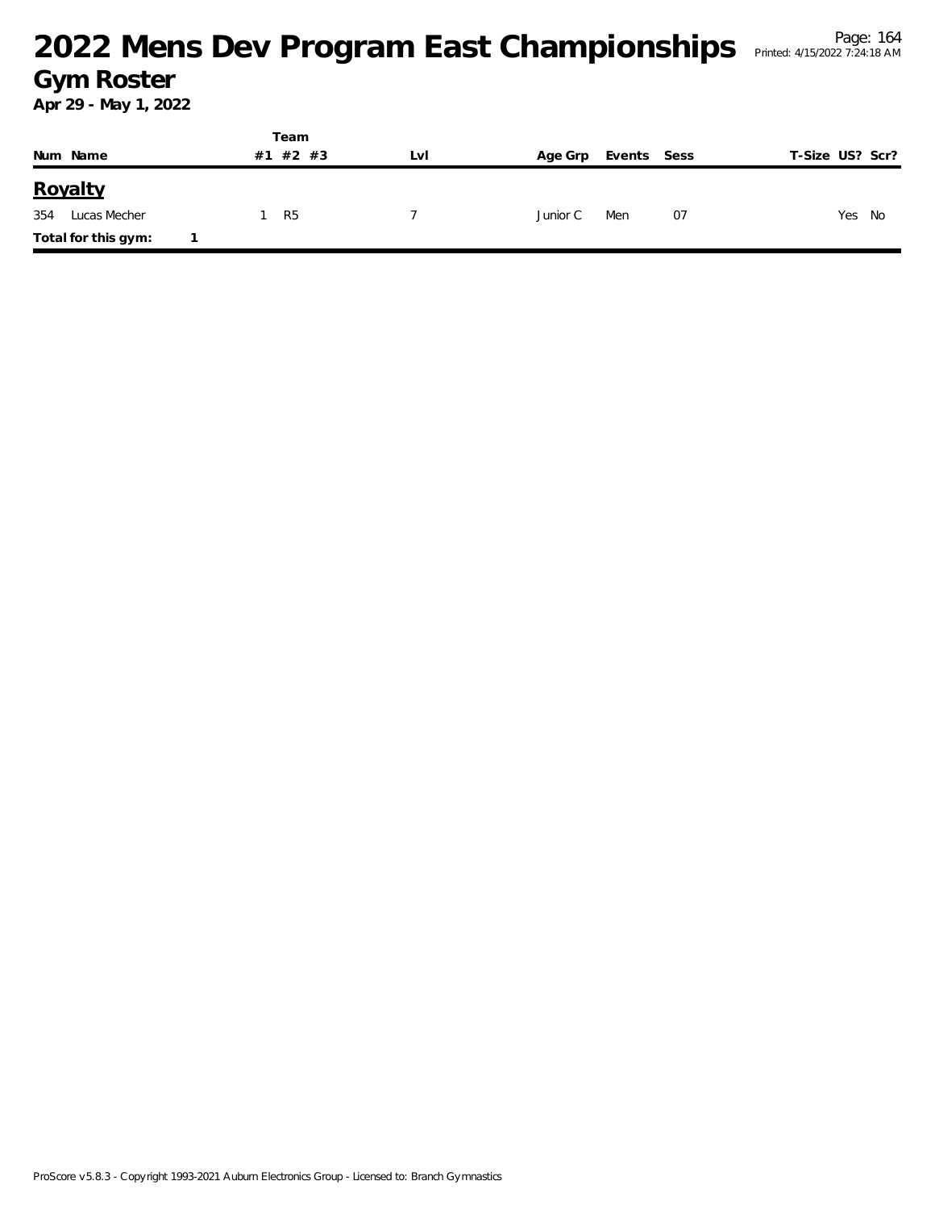# 2022 Mens Dev Program East Championships

## Gym Roster

**Apr 29 - May 1, 2022**

| Num | Name | Team #1 | Team #2 | Team #3 | Lvl | Age Grp | Events | Sess | T-Size | US? | Scr? |
|---|---|---|---|---|---|---|---|---|---|---|---|
| **Royalty** | | | | | | | | | | | |
| 354 | Lucas Mecher | 1 | R5 | | 7 | Junior C | Men | 07 | | Yes | No |
| **Total for this gym:** | 1 | | | | | | | | | | |

ProScore v5.8.3 - Copyright 1993-2021 Auburn Electronics Group - Licensed to: Branch Gymnastics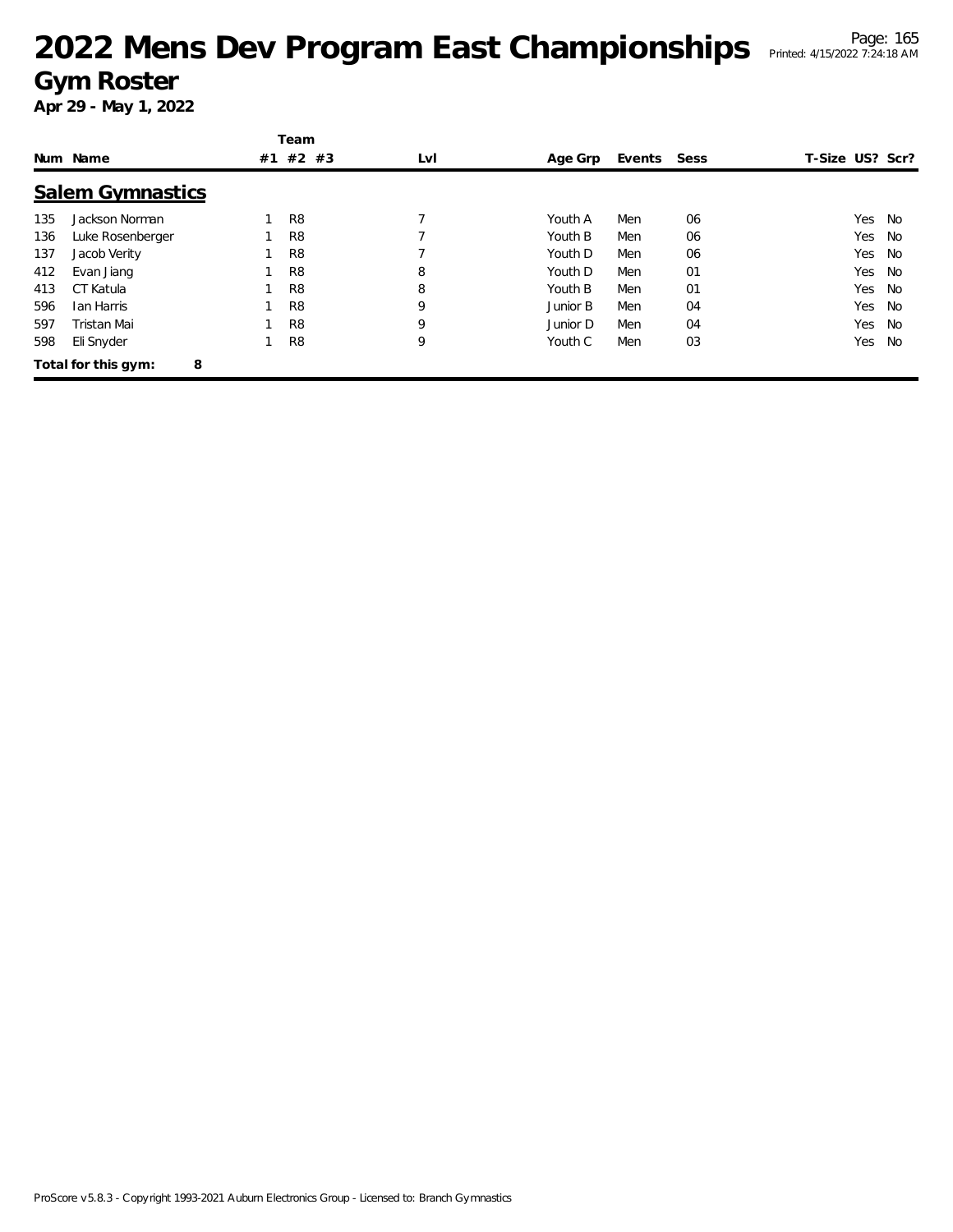# 2022 Mens Dev Program East Championships

## Gym Roster

**Apr 29 - May 1, 2022**

### Salem Gymnastics

| Num | Name | Team #1 | Team #2 | Team #3 | Lvl | Age Grp | Events | Sess | T-Size | US? | Scr? |
|---|---|---|---|---|---|---|---|---|---|---|---|
| 135 | Jackson Norman | 1 | R8 | | 7 | Youth A | Men | 06 | | Yes | No |
| 136 | Luke Rosenberger | 1 | R8 | | 7 | Youth B | Men | 06 | | Yes | No |
| 137 | Jacob Verity | 1 | R8 | | 7 | Youth D | Men | 06 | | Yes | No |
| 412 | Evan Jiang | 1 | R8 | | 8 | Youth D | Men | 01 | | Yes | No |
| 413 | CT Katula | 1 | R8 | | 8 | Youth B | Men | 01 | | Yes | No |
| 596 | Ian Harris | 1 | R8 | | 9 | Junior B | Men | 04 | | Yes | No |
| 597 | Tristan Mai | 1 | R8 | | 9 | Junior D | Men | 04 | | Yes | No |
| 598 | Eli Snyder | 1 | R8 | | 9 | Youth C | Men | 03 | | Yes | No |

**Total for this gym: 8**

ProScore v5.8.3 - Copyright 1993-2021 Auburn Electronics Group - Licensed to: Branch Gymnastics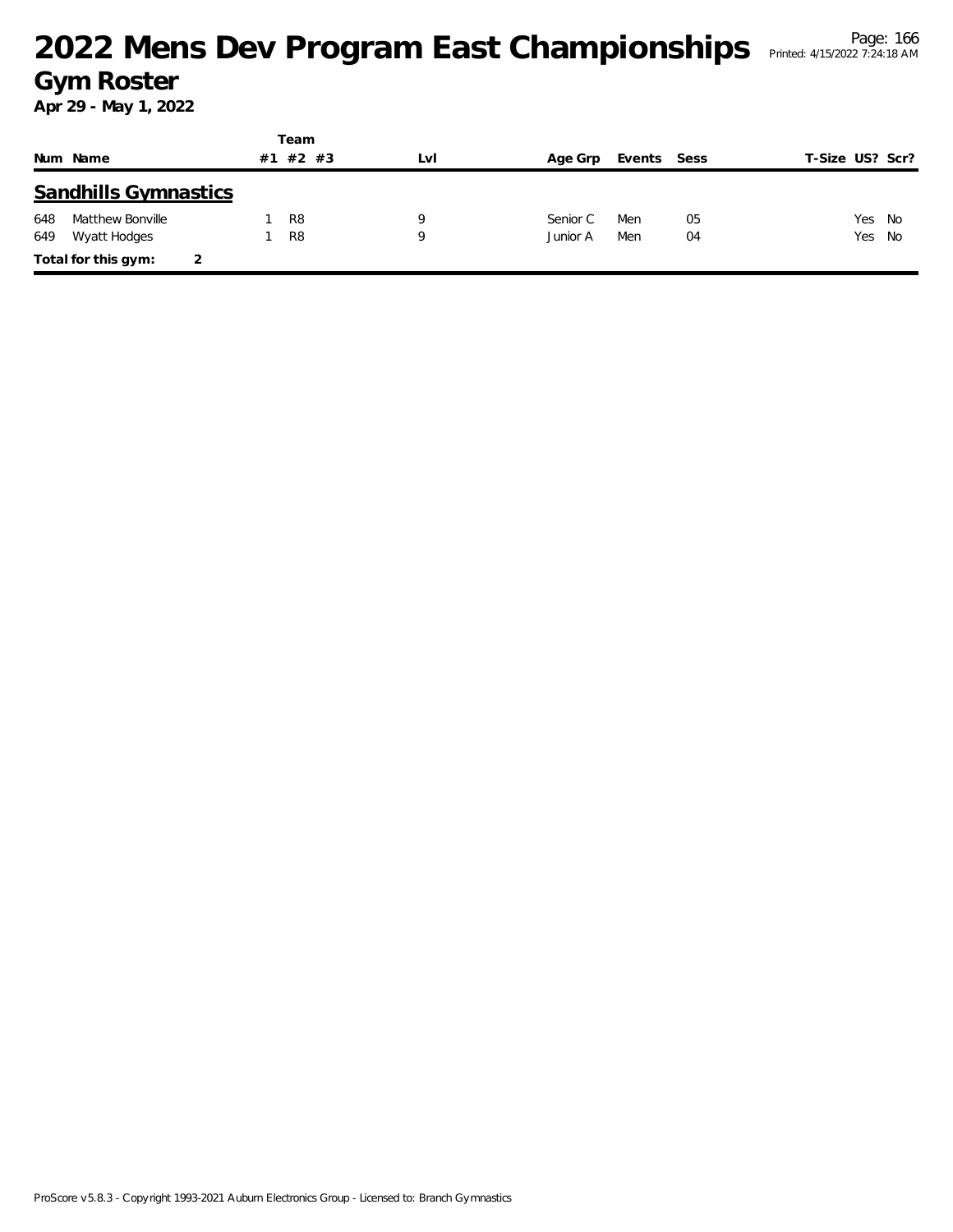# 2022 Mens Dev Program East Championships

## Gym Roster

**Apr 29 - May 1, 2022**

## Sandhills Gymnastics

| Num | Name | Team #1 | #2 | #3 | Lvl | Age Grp | Events | Sess | T-Size | US? | Scr? |
|---|---|---|---|---|---|---|---|---|---|---|---|
| 648 | Matthew Bonville | 1 | R8 | | 9 | Senior C | Men | 05 | | Yes | No |
| 649 | Wyatt Hodges | 1 | R8 | | 9 | Junior A | Men | 04 | | Yes | No |

**Total for this gym:** 2

ProScore v5.8.3 - Copyright 1993-2021 Auburn Electronics Group - Licensed to: Branch Gymnastics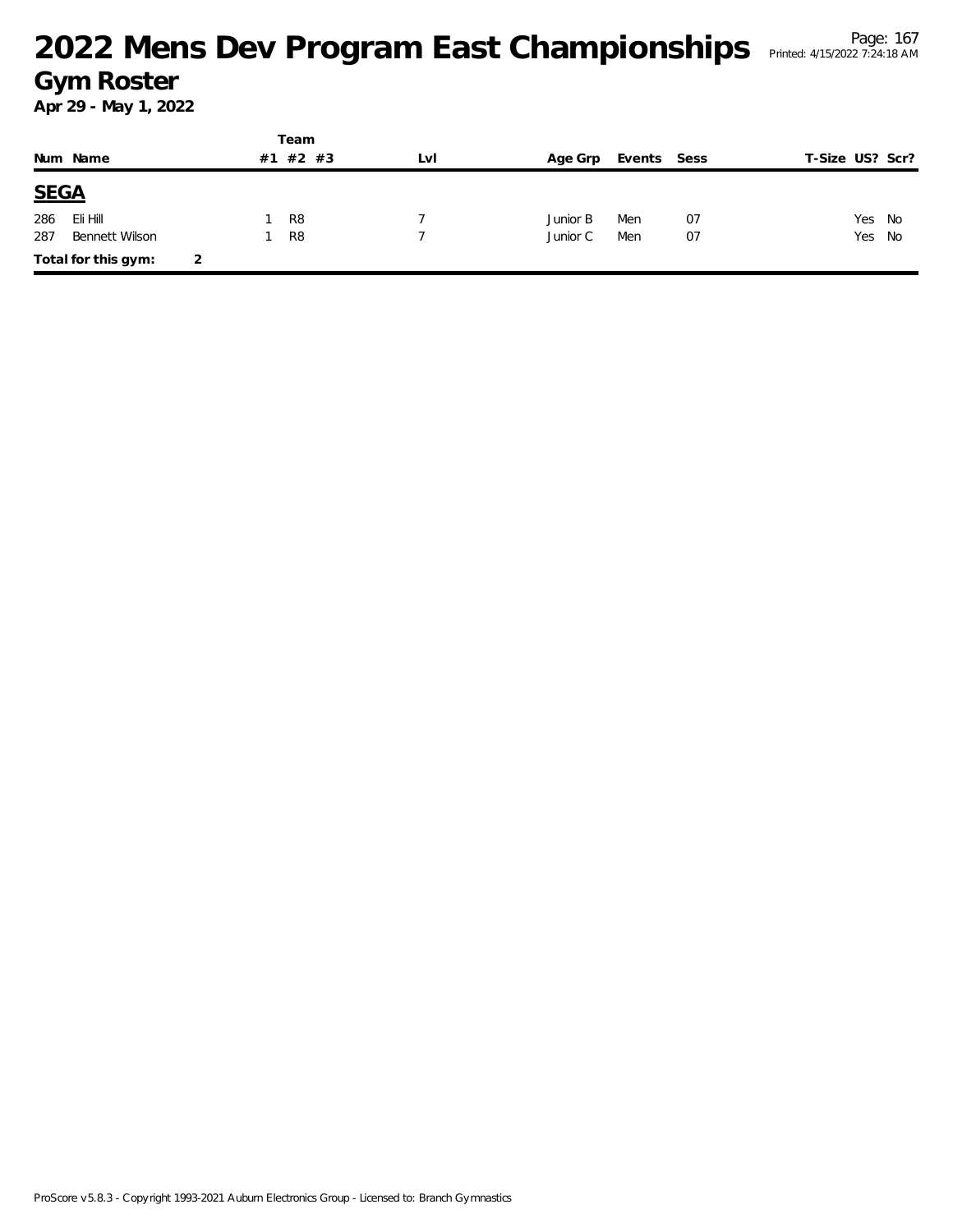# 2022 Mens Dev Program East Championships

## Gym Roster

**Apr 29 - May 1, 2022**

| Num | Name | Team #1 | Team #2 | Team #3 | Lvl | Age Grp | Events | Sess | T-Size | US? | Scr? |
|---|---|---|---|---|---|---|---|---|---|---|---|
| **SEGA** | | | | | | | | | | | |
| 286 | Eli Hill | 1 | R8 | | 7 | Junior B | Men | 07 | | Yes | No |
| 287 | Bennett Wilson | 1 | R8 | | 7 | Junior C | Men | 07 | | Yes | No |
| **Total for this gym:** | **2** | | | | | | | | | | |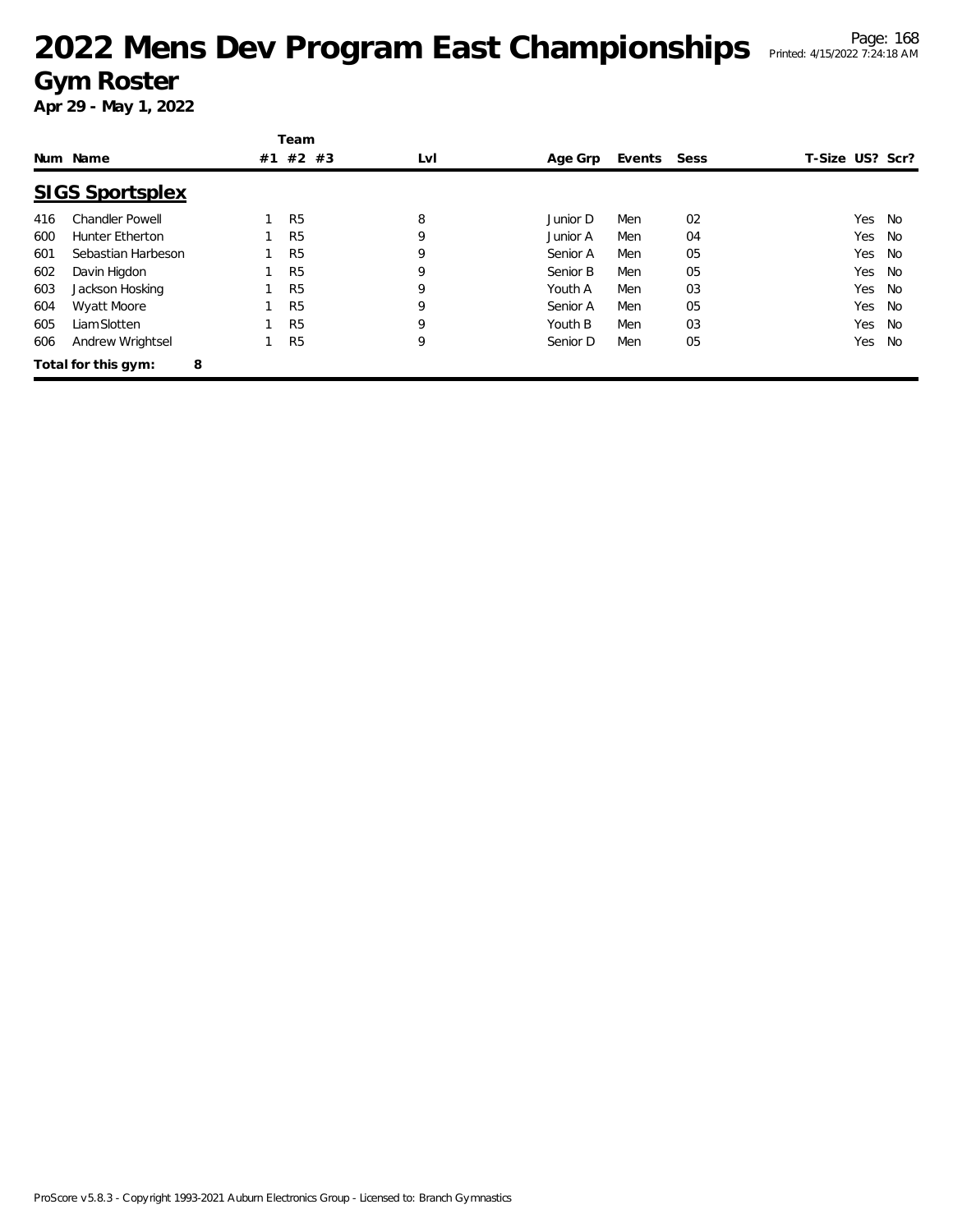# 2022 Mens Dev Program East Championships

## Gym Roster

**Apr 29 - May 1, 2022**

### SIGS Sportsplex

| Num | Name | Team #1 | Team #2 | Team #3 | Lvl | Age Grp | Events | Sess | T-Size | US? | Scr? |
|---|---|---|---|---|---|---|---|---|---|---|---|
| 416 | Chandler Powell | 1 | R5 | | 8 | Junior D | Men | 02 | | Yes | No |
| 600 | Hunter Etherton | 1 | R5 | | 9 | Junior A | Men | 04 | | Yes | No |
| 601 | Sebastian Harbeson | 1 | R5 | | 9 | Senior A | Men | 05 | | Yes | No |
| 602 | Davin Higdon | 1 | R5 | | 9 | Senior B | Men | 05 | | Yes | No |
| 603 | Jackson Hosking | 1 | R5 | | 9 | Youth A | Men | 03 | | Yes | No |
| 604 | Wyatt Moore | 1 | R5 | | 9 | Senior A | Men | 05 | | Yes | No |
| 605 | Liam Slotten | 1 | R5 | | 9 | Youth B | Men | 03 | | Yes | No |
| 606 | Andrew Wrightsel | 1 | R5 | | 9 | Senior D | Men | 05 | | Yes | No |

**Total for this gym: 8**

ProScore v5.8.3 - Copyright 1993-2021 Auburn Electronics Group - Licensed to: Branch Gymnastics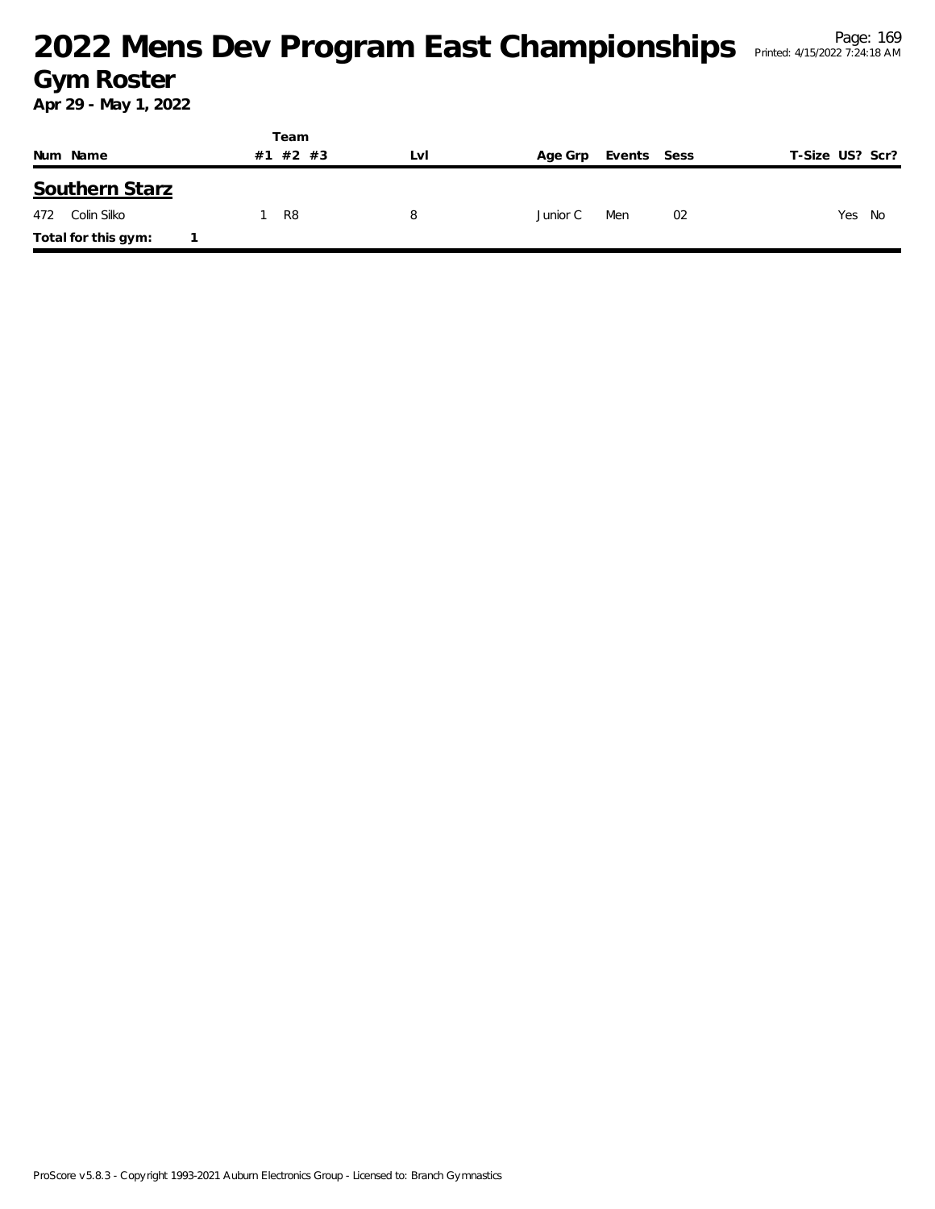# 2022 Mens Dev Program East Championships

## Gym Roster

**Apr 29 - May 1, 2022**

| Num | Name | Team #1 | Team #2 | Team #3 | Lvl | Age Grp | Events | Sess | T-Size | US? | Scr? |
|---|---|---|---|---|---|---|---|---|---|---|---|
| **Southern Starz** | | | | | | | | | | | |
| 472 | Colin Silko | 1 | R8 | | 8 | Junior C | Men | 02 | | Yes | No |
| **Total for this gym:** | **1** | | | | | | | | | | |

ProScore v5.8.3 - Copyright 1993-2021 Auburn Electronics Group - Licensed to: Branch Gymnastics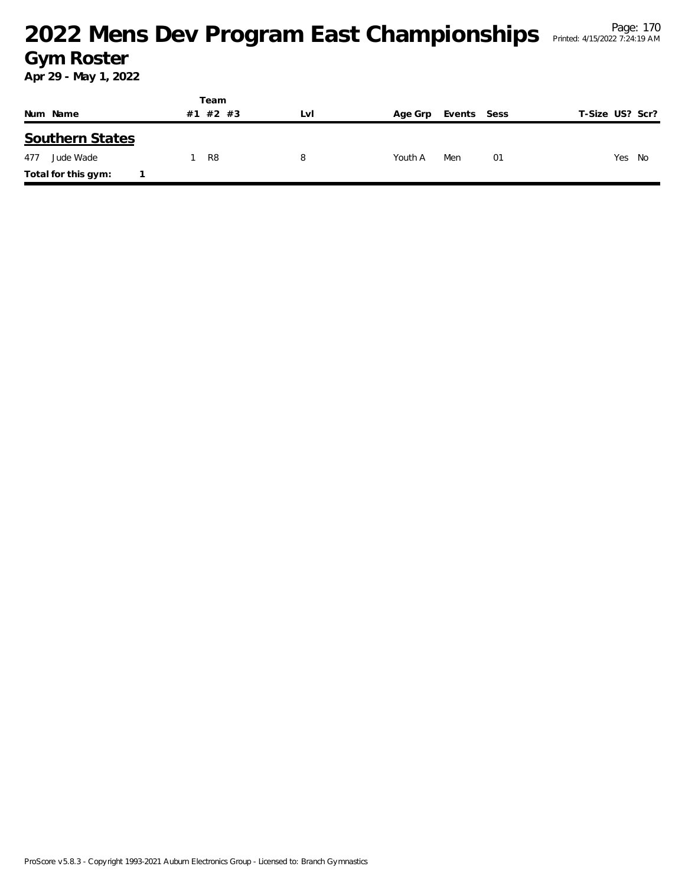# 2022 Mens Dev Program East Championships

## Gym Roster

**Apr 29 - May 1, 2022**

| Num | Name | Team #1 | Team #2 | Team #3 | Lvl | Age Grp | Events | Sess | T-Size | US? | Scr? |
|---|---|---|---|---|---|---|---|---|---|---|---|
| **Southern States** | | | | | | | | | | | |
| 477 | Jude Wade | 1 | R8 | | 8 | Youth A | Men | 01 | | Yes | No |
| **Total for this gym:** | 1 | | | | | | | | | | |

ProScore v5.8.3 - Copyright 1993-2021 Auburn Electronics Group - Licensed to: Branch Gymnastics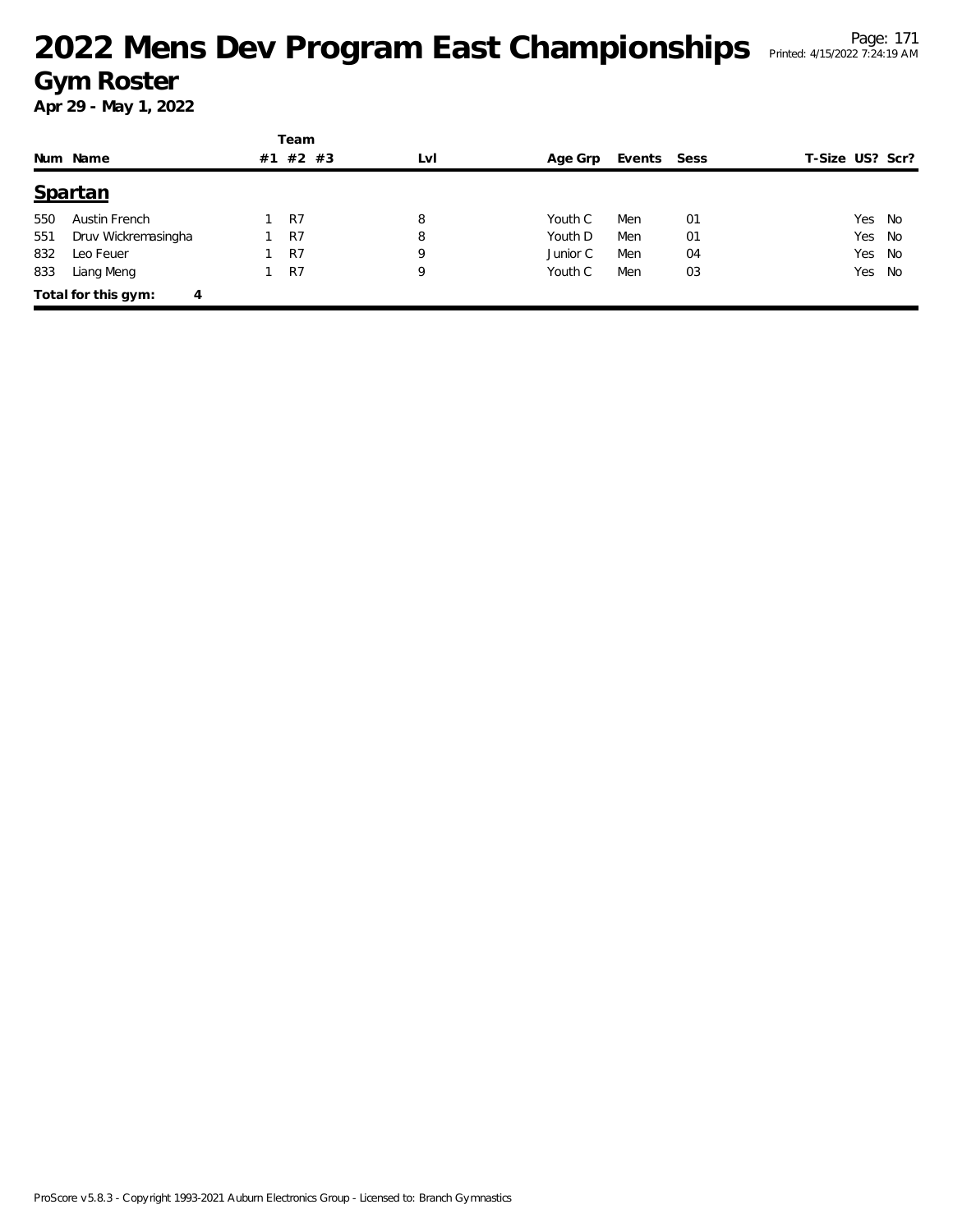# 2022 Mens Dev Program East Championships

## Gym Roster

**Apr 29 - May 1, 2022**

### Spartan

| Num | Name | Team #1 | Team #2 | Team #3 | Lvl | Age Grp | Events | Sess | T-Size | US? | Scr? |
|---|---|---|---|---|---|---|---|---|---|---|---|
| 550 | Austin French | 1 | R7 | | 8 | Youth C | Men | 01 | | Yes | No |
| 551 | Druv Wickremasingha | 1 | R7 | | 8 | Youth D | Men | 01 | | Yes | No |
| 832 | Leo Feuer | 1 | R7 | | 9 | Junior C | Men | 04 | | Yes | No |
| 833 | Liang Meng | 1 | R7 | | 9 | Youth C | Men | 03 | | Yes | No |

**Total for this gym: 4**

ProScore v5.8.3 - Copyright 1993-2021 Auburn Electronics Group - Licensed to: Branch Gymnastics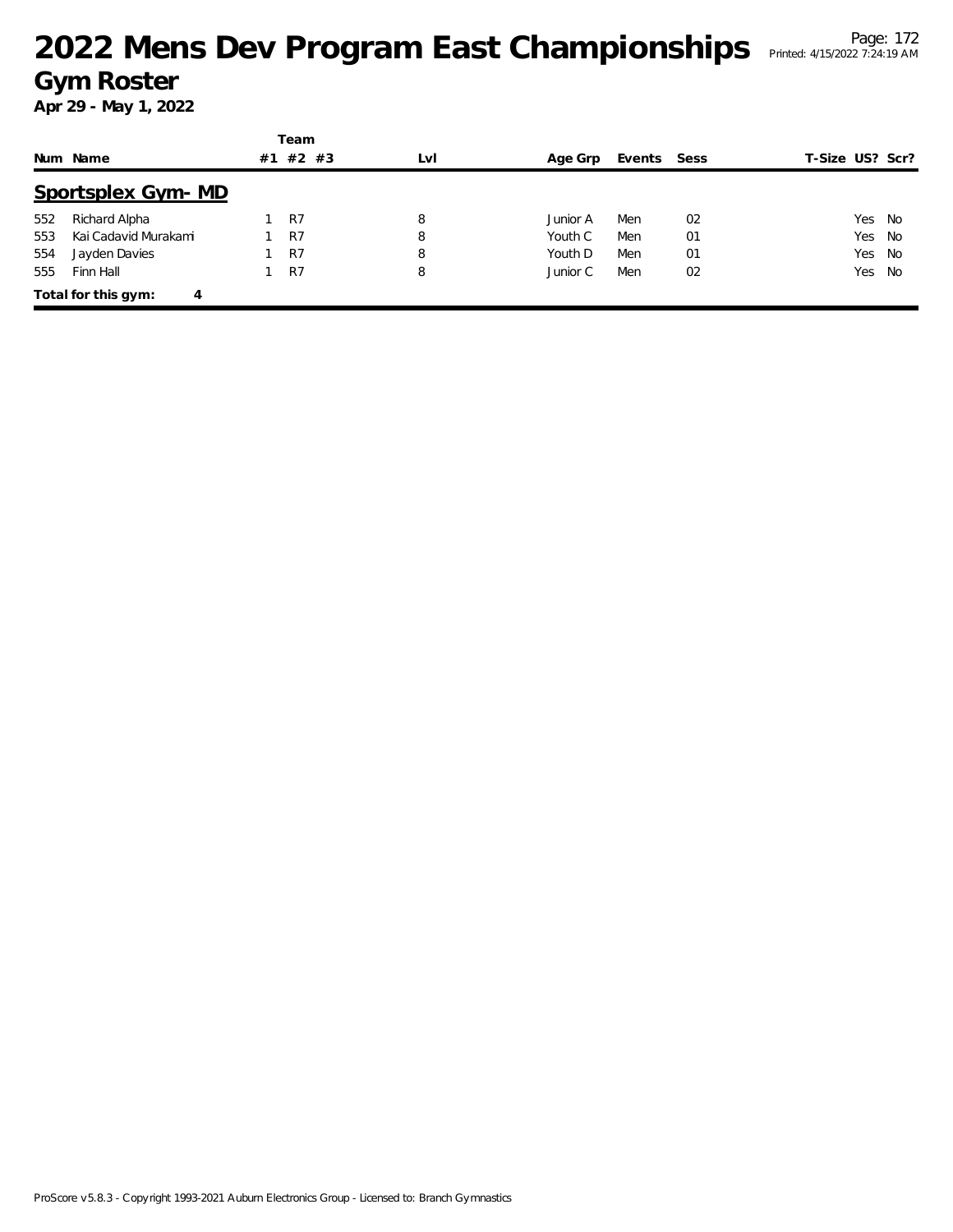# 2022 Mens Dev Program East Championships

## Gym Roster

**Apr 29 - May 1, 2022**

### Sportsplex Gym- MD

| Num | Name | Team #1 | Team #2 | Team #3 | Lvl | Age Grp | Events | Sess | T-Size | US? | Scr? |
|---|---|---|---|---|---|---|---|---|---|---|---|
| 552 | Richard Alpha | 1 | R7 | | 8 | Junior A | Men | 02 | | Yes | No |
| 553 | Kai Cadavid Murakami | 1 | R7 | | 8 | Youth C | Men | 01 | | Yes | No |
| 554 | Jayden Davies | 1 | R7 | | 8 | Youth D | Men | 01 | | Yes | No |
| 555 | Finn Hall | 1 | R7 | | 8 | Junior C | Men | 02 | | Yes | No |

**Total for this gym: 4**

ProScore v5.8.3 - Copyright 1993-2021 Auburn Electronics Group - Licensed to: Branch Gymnastics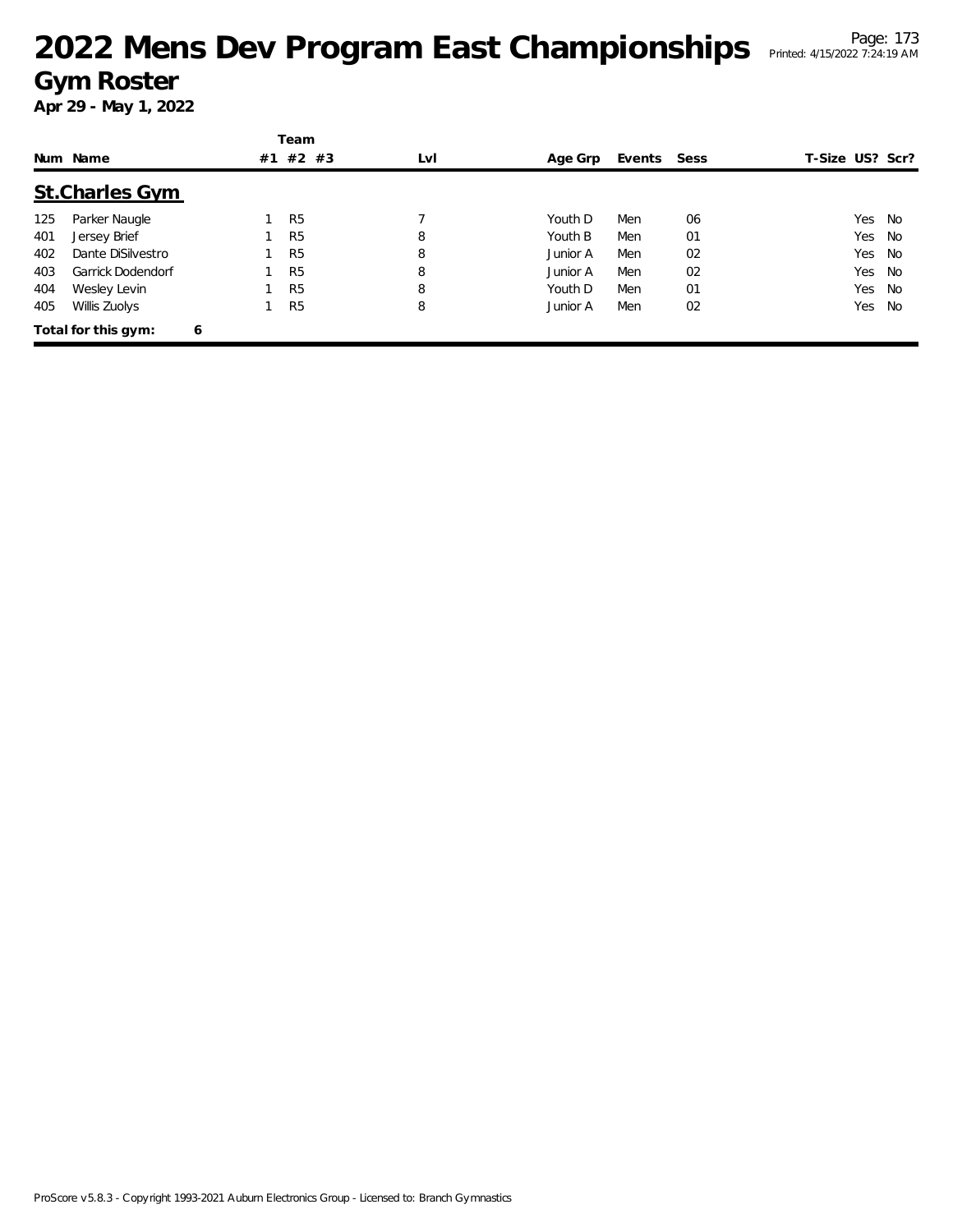# 2022 Mens Dev Program East Championships

## Gym Roster

**Apr 29 - May 1, 2022**

| Num | Name | Team #1 | Team #2 | Team #3 | Lvl | Age Grp | Events | Sess | T-Size | US? | Scr? |
|---|---|---|---|---|---|---|---|---|---|---|---|
| **St.Charles Gym** | | | | | | | | | | | |
| 125 | Parker Naugle | 1 | R5 | | 7 | Youth D | Men | 06 | | Yes | No |
| 401 | Jersey Brief | 1 | R5 | | 8 | Youth B | Men | 01 | | Yes | No |
| 402 | Dante DiSilvestro | 1 | R5 | | 8 | Junior A | Men | 02 | | Yes | No |
| 403 | Garrick Dodendorf | 1 | R5 | | 8 | Junior A | Men | 02 | | Yes | No |
| 404 | Wesley Levin | 1 | R5 | | 8 | Youth D | Men | 01 | | Yes | No |
| 405 | Willis Zuolys | 1 | R5 | | 8 | Junior A | Men | 02 | | Yes | No |

**Total for this gym: 6**

ProScore v5.8.3 - Copyright 1993-2021 Auburn Electronics Group - Licensed to: Branch Gymnastics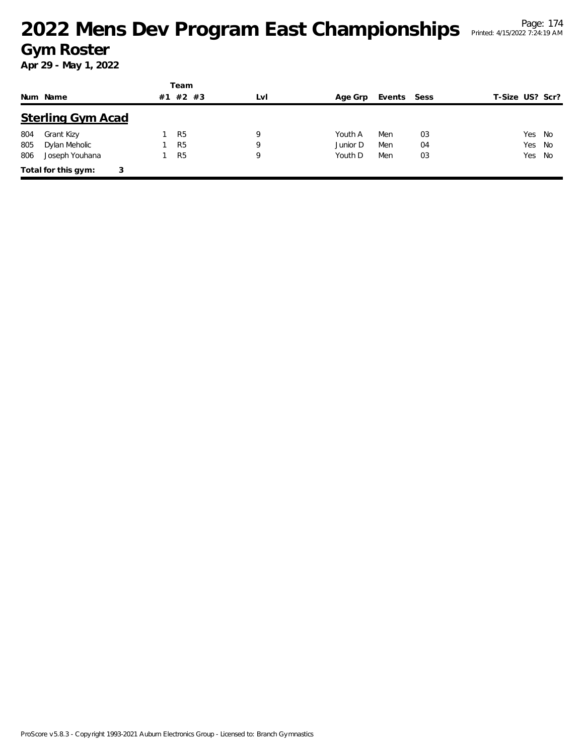# 2022 Mens Dev Program East Championships

## Gym Roster

**Apr 29 - May 1, 2022**

### Sterling Gym Acad

| Num | Name | Team #1 | Team #2 | Team #3 | Lvl | Age Grp | Events | Sess | T-Size | US? | Scr? |
|---|---|---|---|---|---|---|---|---|---|---|---|
| 804 | Grant Kizy | 1 | R5 | | 9 | Youth A | Men | 03 | | Yes | No |
| 805 | Dylan Meholic | 1 | R5 | | 9 | Junior D | Men | 04 | | Yes | No |
| 806 | Joseph Youhana | 1 | R5 | | 9 | Youth D | Men | 03 | | Yes | No |

**Total for this gym: 3**

ProScore v5.8.3 - Copyright 1993-2021 Auburn Electronics Group - Licensed to: Branch Gymnastics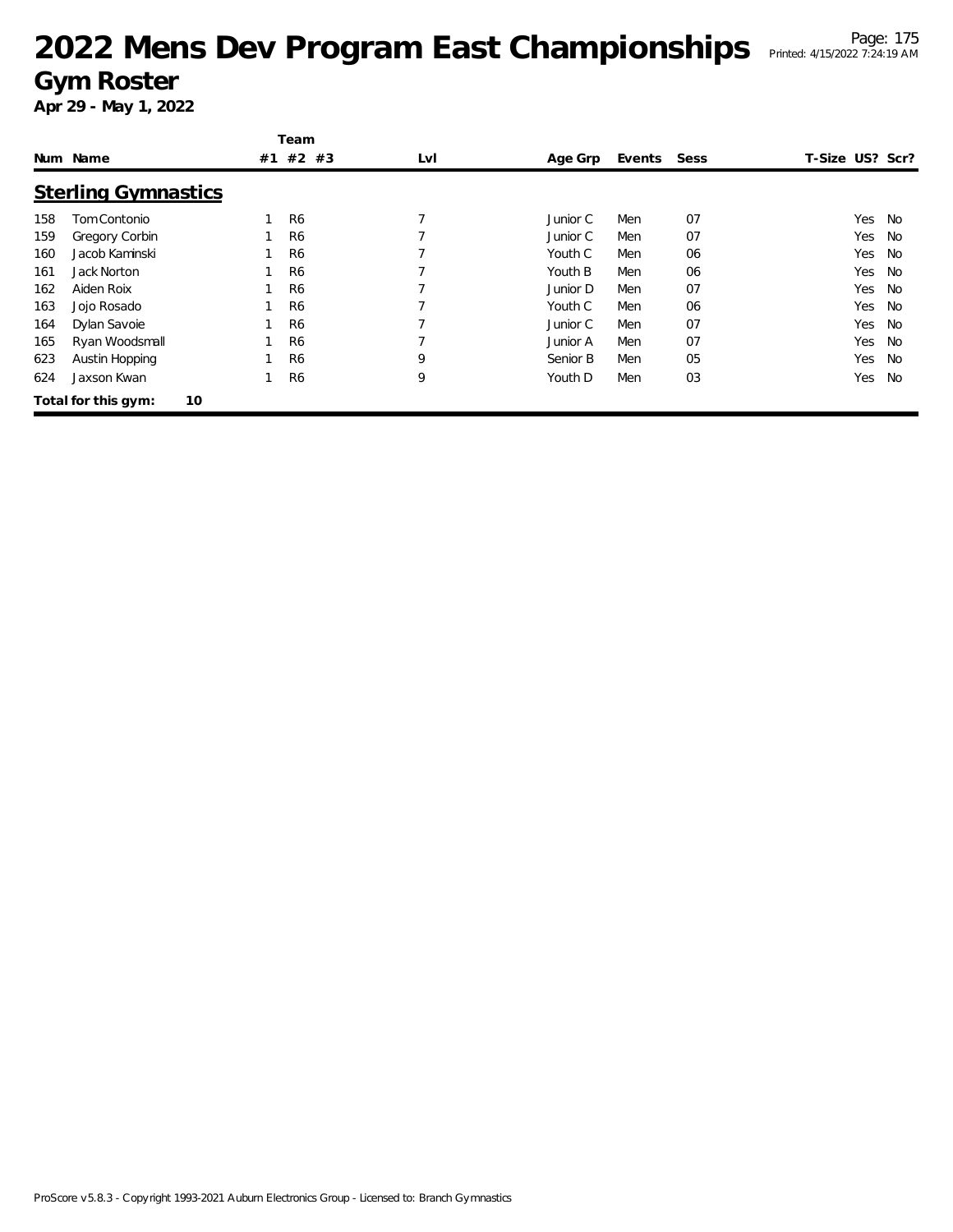# 2022 Mens Dev Program East Championships

## Gym Roster

**Apr 29 - May 1, 2022**

### Sterling Gymnastics

| Num | Name | Team #1 | Team #2 | Team #3 | Lvl | Age Grp | Events | Sess | T-Size | US? | Scr? |
|---|---|---|---|---|---|---|---|---|---|---|---|
| 158 | Tom Contonio | 1 | R6 | | 7 | Junior C | Men | 07 | | Yes | No |
| 159 | Gregory Corbin | 1 | R6 | | 7 | Junior C | Men | 07 | | Yes | No |
| 160 | Jacob Kaminski | 1 | R6 | | 7 | Youth C | Men | 06 | | Yes | No |
| 161 | Jack Norton | 1 | R6 | | 7 | Youth B | Men | 06 | | Yes | No |
| 162 | Aiden Roix | 1 | R6 | | 7 | Junior D | Men | 07 | | Yes | No |
| 163 | Jojo Rosado | 1 | R6 | | 7 | Youth C | Men | 06 | | Yes | No |
| 164 | Dylan Savoie | 1 | R6 | | 7 | Junior C | Men | 07 | | Yes | No |
| 165 | Ryan Woodsmall | 1 | R6 | | 7 | Junior A | Men | 07 | | Yes | No |
| 623 | Austin Hopping | 1 | R6 | | 9 | Senior B | Men | 05 | | Yes | No |
| 624 | Jaxson Kwan | 1 | R6 | | 9 | Youth D | Men | 03 | | Yes | No |

**Total for this gym: 10**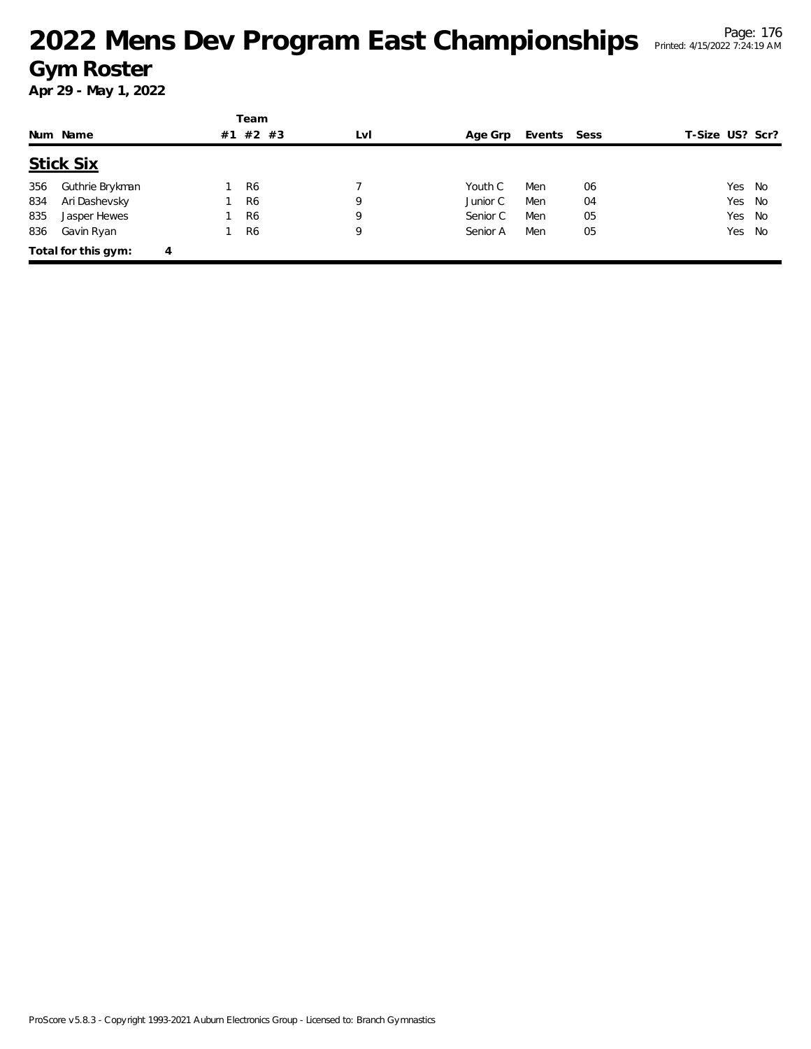# 2022 Mens Dev Program East Championships

## Gym Roster

**Apr 29 - May 1, 2022**

| Num | Name | Team #1 | #2 | #3 | Lvl | Age Grp | Events | Sess | T-Size | US? | Scr? |
|---|---|---|---|---|---|---|---|---|---|---|---|
| **Stick Six** | | | | | | | | | | | |
| 356 | Guthrie Brykman | 1 | R6 | | 7 | Youth C | Men | 06 | | Yes | No |
| 834 | Ari Dashevsky | 1 | R6 | | 9 | Junior C | Men | 04 | | Yes | No |
| 835 | Jasper Hewes | 1 | R6 | | 9 | Senior C | Men | 05 | | Yes | No |
| 836 | Gavin Ryan | 1 | R6 | | 9 | Senior A | Men | 05 | | Yes | No |
| **Total for this gym:** | **4** | | | | | | | | | | |

ProScore v5.8.3 - Copyright 1993-2021 Auburn Electronics Group - Licensed to: Branch Gymnastics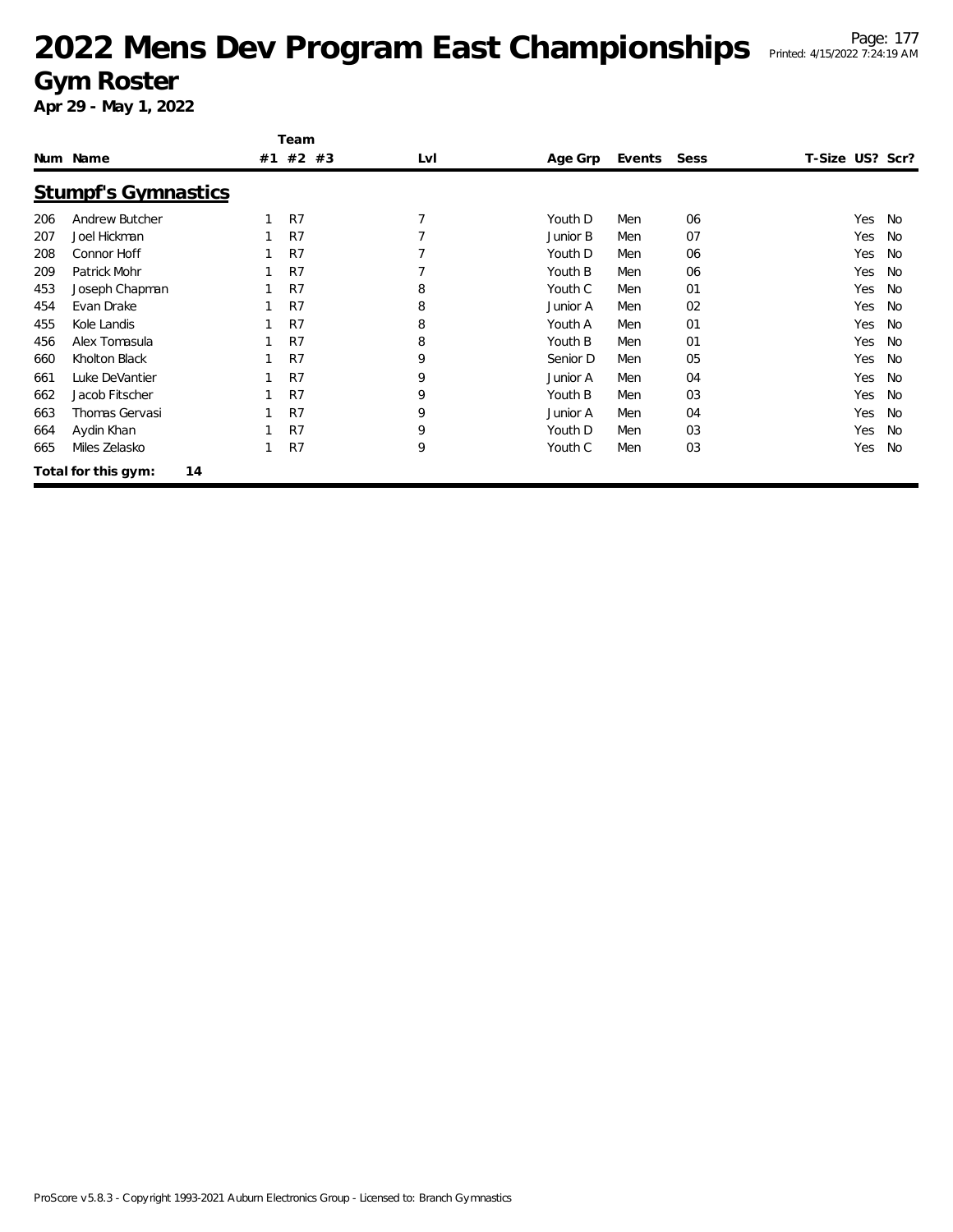# 2022 Mens Dev Program East Championships

## Gym Roster

**Apr 29 - May 1, 2022**

| Num | Name | Team #1 | Team #2 | Team #3 | Lvl | Age Grp | Events | Sess | T-Size | US? | Scr? |
|---|---|---|---|---|---|---|---|---|---|---|---|
| **Stumpf's Gymnastics** | | | | | | | | | | | |
| 206 | Andrew Butcher | 1 | R7 | | 7 | Youth D | Men | 06 | | Yes | No |
| 207 | Joel Hickman | 1 | R7 | | 7 | Junior B | Men | 07 | | Yes | No |
| 208 | Connor Hoff | 1 | R7 | | 7 | Youth D | Men | 06 | | Yes | No |
| 209 | Patrick Mohr | 1 | R7 | | 7 | Youth B | Men | 06 | | Yes | No |
| 453 | Joseph Chapman | 1 | R7 | | 8 | Youth C | Men | 01 | | Yes | No |
| 454 | Evan Drake | 1 | R7 | | 8 | Junior A | Men | 02 | | Yes | No |
| 455 | Kole Landis | 1 | R7 | | 8 | Youth A | Men | 01 | | Yes | No |
| 456 | Alex Tomasula | 1 | R7 | | 8 | Youth B | Men | 01 | | Yes | No |
| 660 | Kholton Black | 1 | R7 | | 9 | Senior D | Men | 05 | | Yes | No |
| 661 | Luke DeVantier | 1 | R7 | | 9 | Junior A | Men | 04 | | Yes | No |
| 662 | Jacob Fitscher | 1 | R7 | | 9 | Youth B | Men | 03 | | Yes | No |
| 663 | Thomas Gervasi | 1 | R7 | | 9 | Junior A | Men | 04 | | Yes | No |
| 664 | Aydin Khan | 1 | R7 | | 9 | Youth D | Men | 03 | | Yes | No |
| 665 | Miles Zelasko | 1 | R7 | | 9 | Youth C | Men | 03 | | Yes | No |

**Total for this gym: 14**

ProScore v5.8.3 - Copyright 1993-2021 Auburn Electronics Group - Licensed to: Branch Gymnastics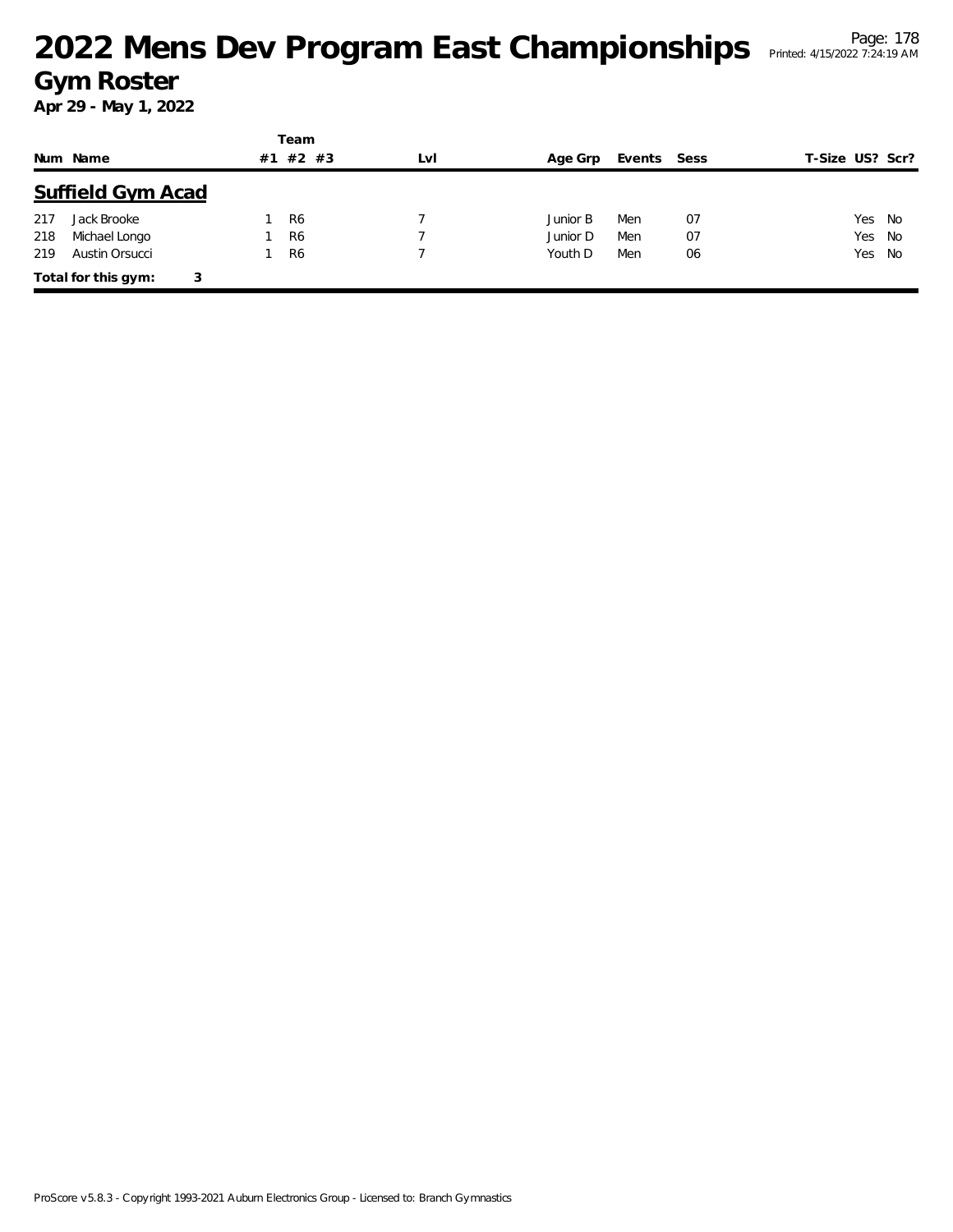# 2022 Mens Dev Program East Championships

## Gym Roster

**Apr 29 - May 1, 2022**

## Suffield Gym Acad

| Num | Name | Team #1 | Team #2 | Team #3 | Lvl | Age Grp | Events | Sess | T-Size | US? | Scr? |
|---|---|---|---|---|---|---|---|---|---|---|---|
| 217 | Jack Brooke | 1 | R6 | | 7 | Junior B | Men | 07 | | Yes | No |
| 218 | Michael Longo | 1 | R6 | | 7 | Junior D | Men | 07 | | Yes | No |
| 219 | Austin Orsucci | 1 | R6 | | 7 | Youth D | Men | 06 | | Yes | No |

**Total for this gym:** 3

ProScore v5.8.3 - Copyright 1993-2021 Auburn Electronics Group - Licensed to: Branch Gymnastics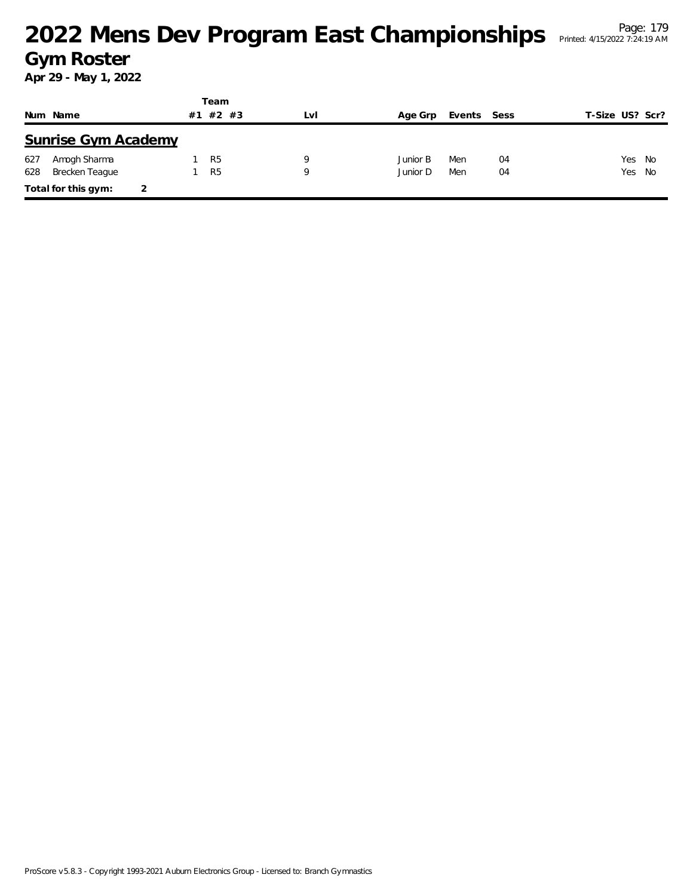# 2022 Mens Dev Program East Championships

## Gym Roster

**Apr 29 - May 1, 2022**

| Num | Name | Team #1 | #2 | #3 | Lvl | Age Grp | Events | Sess | T-Size | US? | Scr? |
|---|---|---|---|---|---|---|---|---|---|---|---|
| **Sunrise Gym Academy** | | | | | | | | | | | |
| 627 | Amogh Sharma | 1 | R5 | | 9 | Junior B | Men | 04 | | Yes | No |
| 628 | Brecken Teague | 1 | R5 | | 9 | Junior D | Men | 04 | | Yes | No |
| **Total for this gym:** | 2 | | | | | | | | | | |

ProScore v5.8.3 - Copyright 1993-2021 Auburn Electronics Group - Licensed to: Branch Gymnastics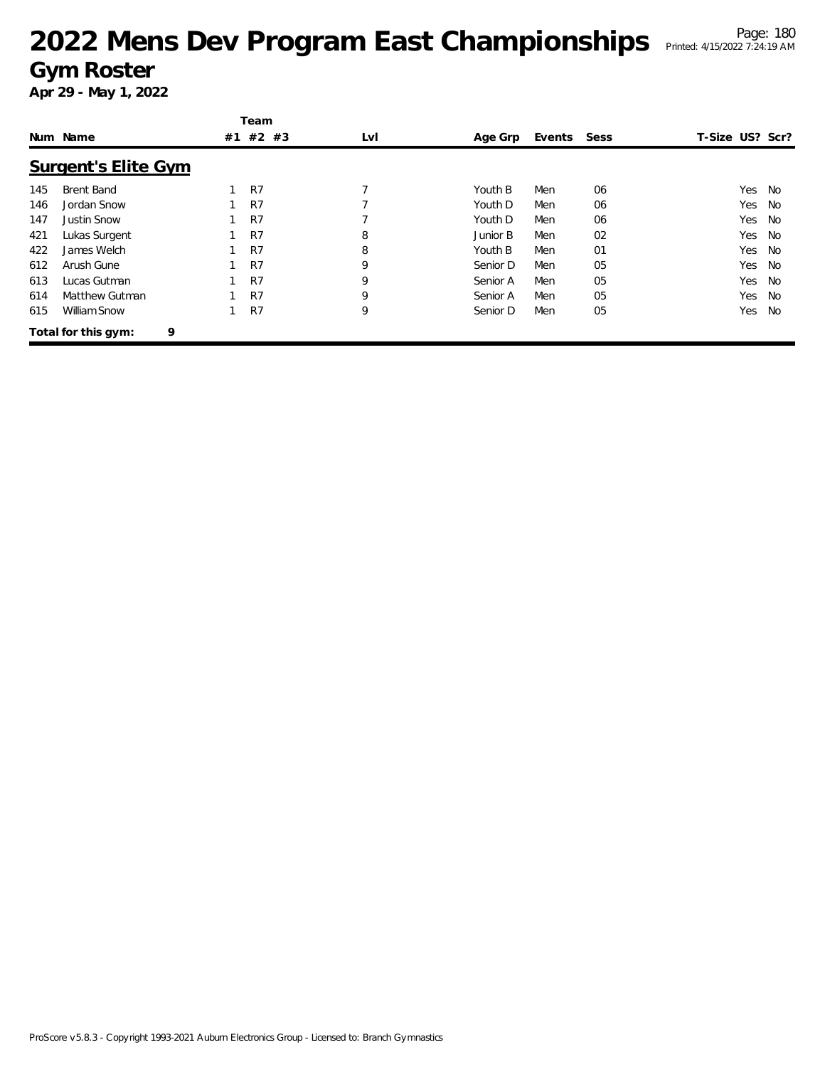# 2022 Mens Dev Program East Championships

## Gym Roster

**Apr 29 - May 1, 2022**

## Surgent's Elite Gym

| Num | Name | Team #1 | Team #2 | Team #3 | Lvl | Age Grp | Events | Sess | T-Size | US? | Scr? |
|---|---|---|---|---|---|---|---|---|---|---|---|
| 145 | Brent Band | 1 | R7 | | 7 | Youth B | Men | 06 | | Yes | No |
| 146 | Jordan Snow | 1 | R7 | | 7 | Youth D | Men | 06 | | Yes | No |
| 147 | Justin Snow | 1 | R7 | | 7 | Youth D | Men | 06 | | Yes | No |
| 421 | Lukas Surgent | 1 | R7 | | 8 | Junior B | Men | 02 | | Yes | No |
| 422 | James Welch | 1 | R7 | | 8 | Youth B | Men | 01 | | Yes | No |
| 612 | Arush Gune | 1 | R7 | | 9 | Senior D | Men | 05 | | Yes | No |
| 613 | Lucas Gutman | 1 | R7 | | 9 | Senior A | Men | 05 | | Yes | No |
| 614 | Matthew Gutman | 1 | R7 | | 9 | Senior A | Men | 05 | | Yes | No |
| 615 | William Snow | 1 | R7 | | 9 | Senior D | Men | 05 | | Yes | No |

**Total for this gym: 9**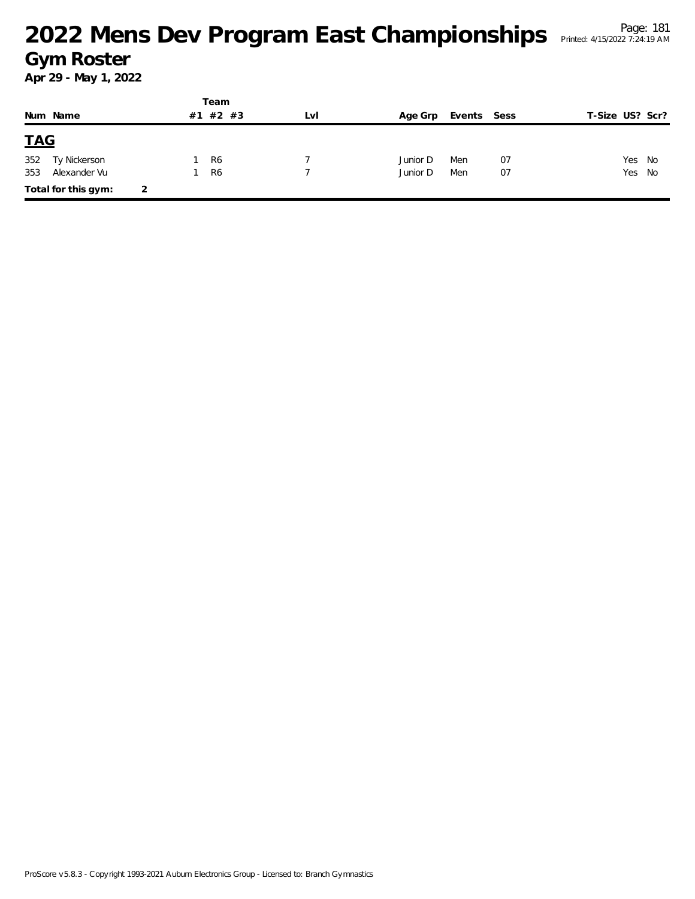# 2022 Mens Dev Program East Championships

## Gym Roster

**Apr 29 - May 1, 2022**

| Num | Name | Team #1 | #2 | #3 | Lvl | Age Grp | Events | Sess | T-Size | US? | Scr? |
|---|---|---|---|---|---|---|---|---|---|---|---|
| **TAG** | | | | | | | | | | | |
| 352 | Ty Nickerson | 1 | R6 | | 7 | Junior D | Men | 07 | | Yes | No |
| 353 | Alexander Vu | 1 | R6 | | 7 | Junior D | Men | 07 | | Yes | No |
| **Total for this gym:** | 2 | | | | | | | | | | |

ProScore v5.8.3 - Copyright 1993-2021 Auburn Electronics Group - Licensed to: Branch Gymnastics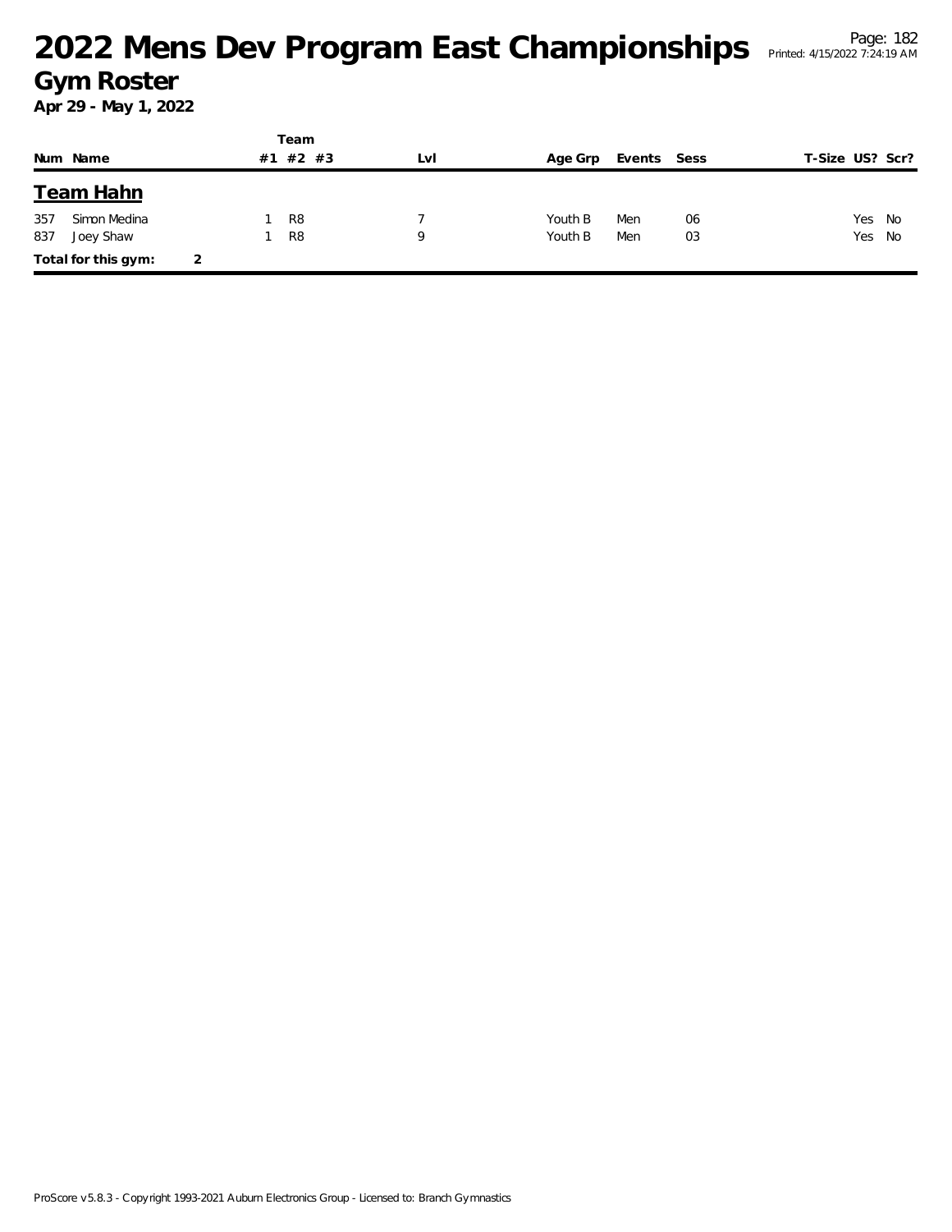# 2022 Mens Dev Program East Championships

## Gym Roster

**Apr 29 - May 1, 2022**

## Team Hahn

| Num | Name | Team #1 | Team #2 | Team #3 | Lvl | Age Grp | Events | Sess | T-Size | US? | Scr? |
|---|---|---|---|---|---|---|---|---|---|---|---|
| 357 | Simon Medina | 1 | R8 | | 7 | Youth B | Men | 06 | | Yes | No |
| 837 | Joey Shaw | 1 | R8 | | 9 | Youth B | Men | 03 | | Yes | No |

**Total for this gym:** 2

ProScore v5.8.3 - Copyright 1993-2021 Auburn Electronics Group - Licensed to: Branch Gymnastics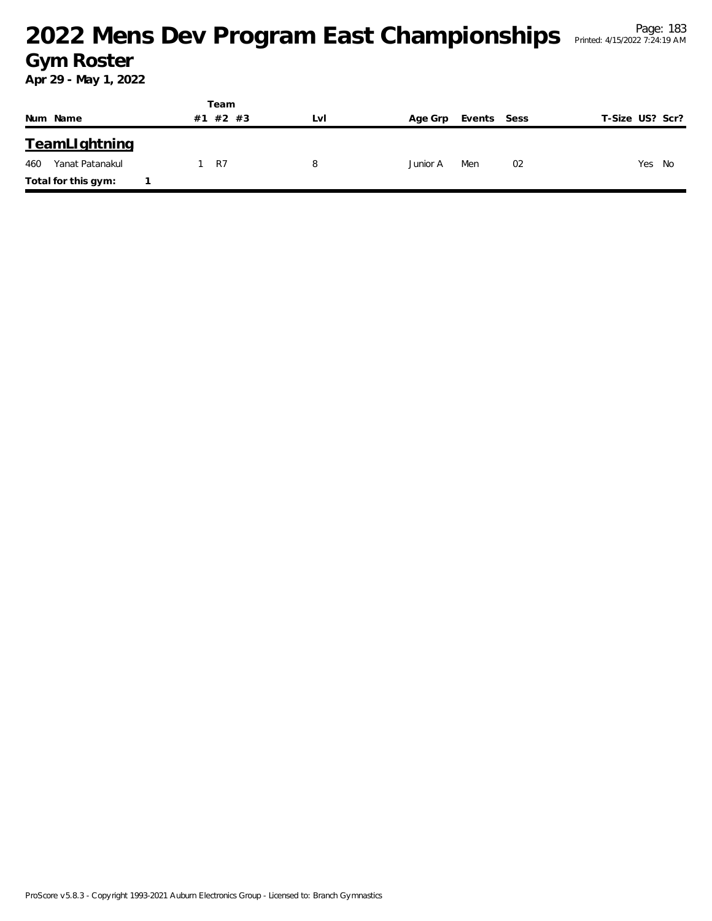# 2022 Mens Dev Program East Championships

## Gym Roster

**Apr 29 - May 1, 2022**

| Num | Name | Team #1 | Team #2 | Team #3 | Lvl | Age Grp | Events | Sess | T-Size | US? | Scr? |
|---|---|---|---|---|---|---|---|---|---|---|---|
| **TeamLIghtning** | | | | | | | | | | | |
| 460 | Yanat Patanakul | 1 | R7 | | 8 | Junior A | Men | 02 | | Yes | No |
| **Total for this gym:** | **1** | | | | | | | | | | |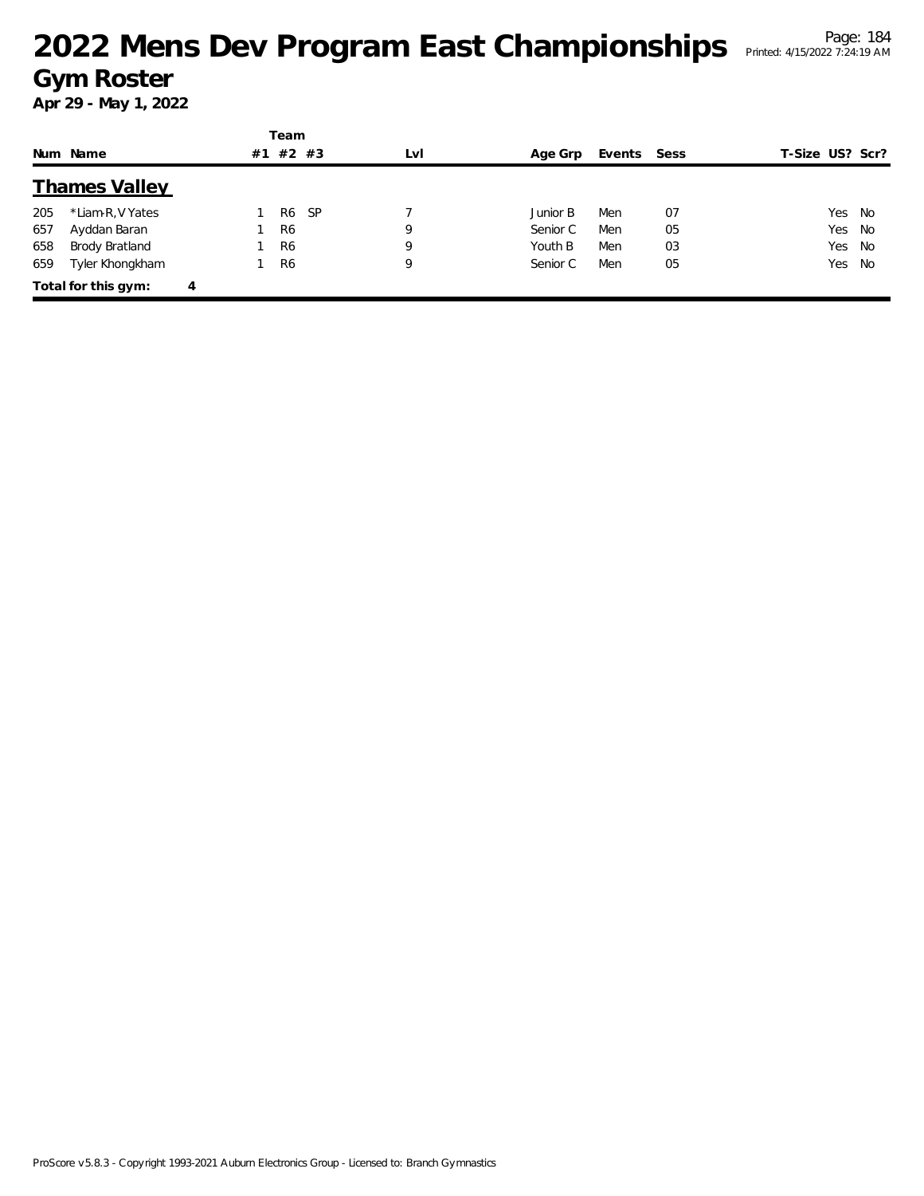# 2022 Mens Dev Program East Championships

## Gym Roster

**Apr 29 - May 1, 2022**

### Thames Valley

| Num | Name | Team #1 | Team #2 | Team #3 | Lvl | Age Grp | Events | Sess | T-Size | US? | Scr? |
|---|---|---|---|---|---|---|---|---|---|---|---|
| 205 | *Liam-R, V Yates | 1 | R6 | SP | 7 | Junior B | Men | 07 | | Yes | No |
| 657 | Ayddan Baran | 1 | R6 | | 9 | Senior C | Men | 05 | | Yes | No |
| 658 | Brody Bratland | 1 | R6 | | 9 | Youth B | Men | 03 | | Yes | No |
| 659 | Tyler Khongkham | 1 | R6 | | 9 | Senior C | Men | 05 | | Yes | No |

**Total for this gym: 4**

ProScore v5.8.3 - Copyright 1993-2021 Auburn Electronics Group - Licensed to: Branch Gymnastics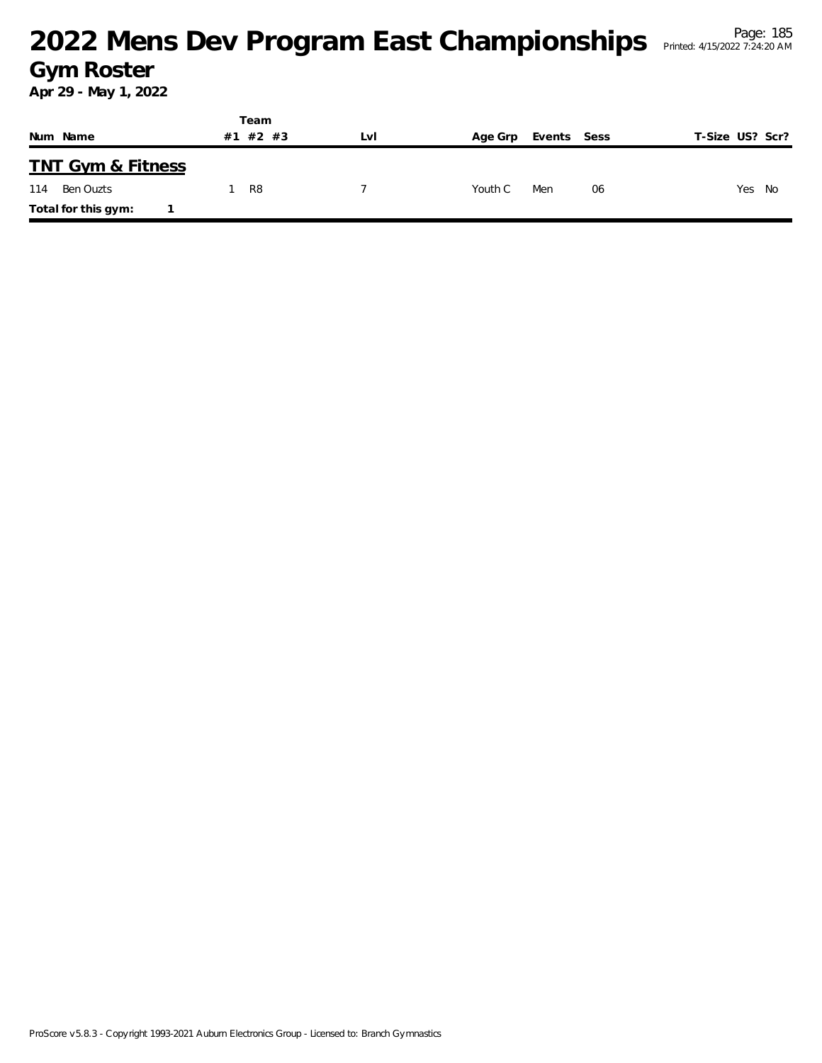# 2022 Mens Dev Program East Championships

## Gym Roster

**Apr 29 - May 1, 2022**

| Num | Name | Team #1 | Team #2 | Team #3 | Lvl | Age Grp | Events | Sess | T-Size | US? | Scr? |
|---|---|---|---|---|---|---|---|---|---|---|---|
| **TNT Gym & Fitness** | | | | | | | | | | | |
| 114 | Ben Ouzts | 1 | R8 | | 7 | Youth C | Men | 06 | | Yes | No |
| **Total for this gym:** | **1** | | | | | | | | | | |

ProScore v5.8.3 - Copyright 1993-2021 Auburn Electronics Group - Licensed to: Branch Gymnastics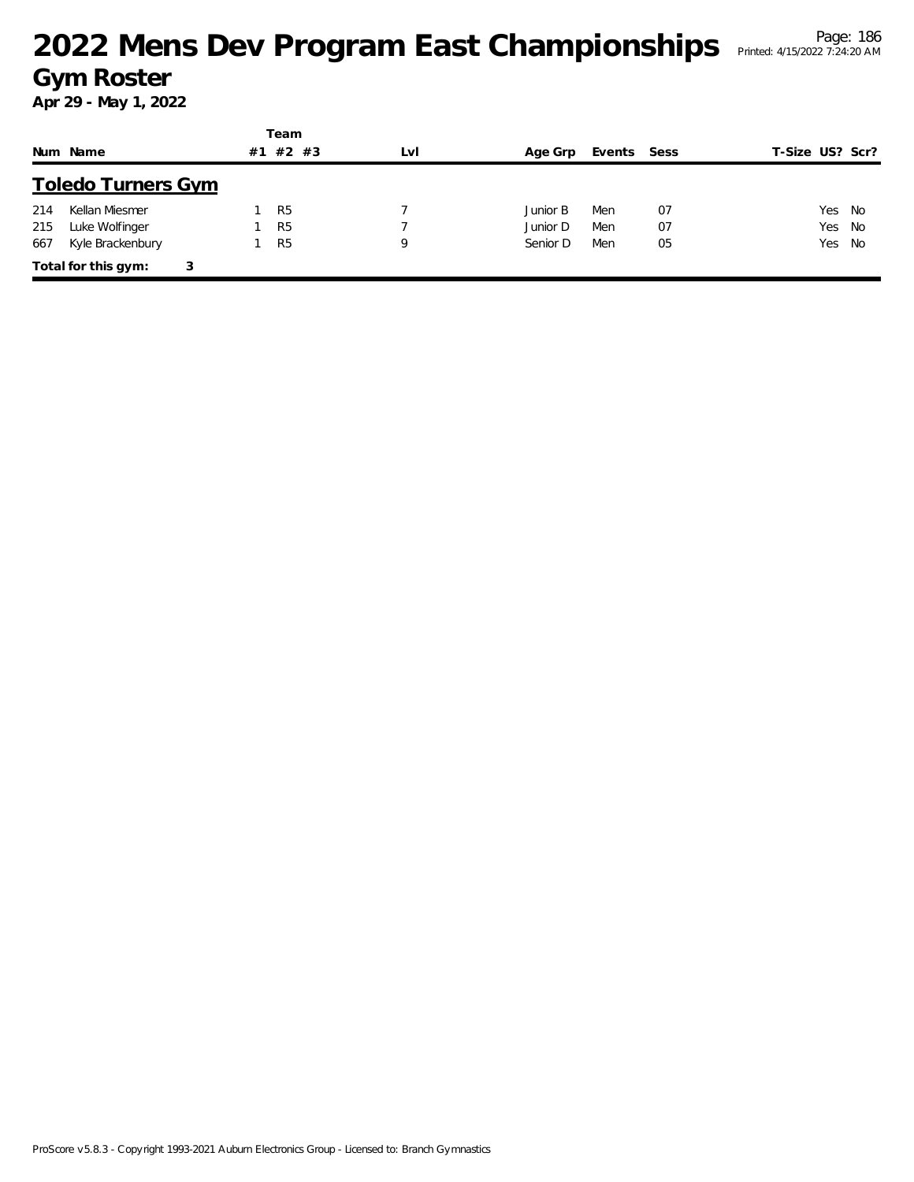# 2022 Mens Dev Program East Championships

## Gym Roster

**Apr 29 - May 1, 2022**

### Toledo Turners Gym

| Num | Name | Team #1 | Team #2 | Team #3 | Lvl | Age Grp | Events | Sess | T-Size | US? | Scr? |
|---|---|---|---|---|---|---|---|---|---|---|---|
| 214 | Kellan Miesmer | 1 | R5 | | 7 | Junior B | Men | 07 | | Yes | No |
| 215 | Luke Wolfinger | 1 | R5 | | 7 | Junior D | Men | 07 | | Yes | No |
| 667 | Kyle Brackenbury | 1 | R5 | | 9 | Senior D | Men | 05 | | Yes | No |

**Total for this gym: 3**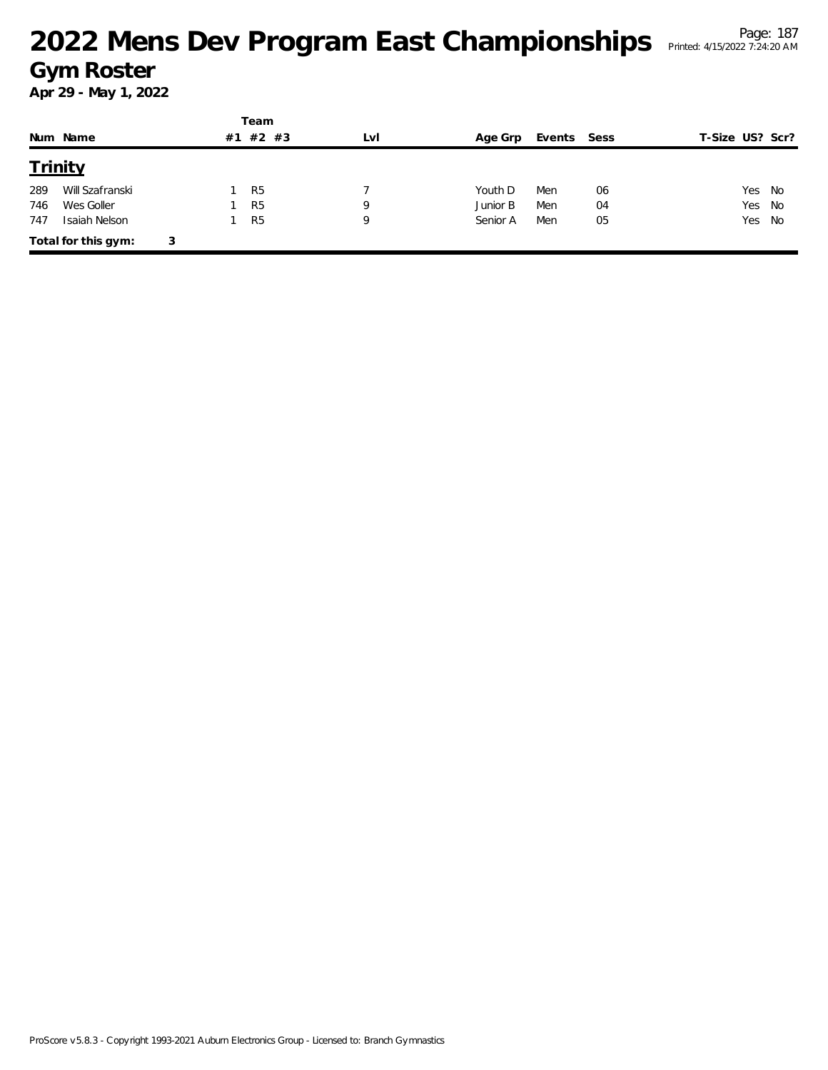# 2022 Mens Dev Program East Championships

## Gym Roster

**Apr 29 - May 1, 2022**

| Num | Name | Team #1 | Team #2 | Team #3 | Lvl | Age Grp | Events | Sess | T-Size | US? | Scr? |
|---|---|---|---|---|---|---|---|---|---|---|---|
| **Trinity** | | | | | | | | | | | |
| 289 | Will Szafranski | 1 | R5 | | 7 | Youth D | Men | 06 | | Yes | No |
| 746 | Wes Goller | 1 | R5 | | 9 | Junior B | Men | 04 | | Yes | No |
| 747 | Isaiah Nelson | 1 | R5 | | 9 | Senior A | Men | 05 | | Yes | No |
| **Total for this gym:** | **3** | | | | | | | | | | |

ProScore v5.8.3 - Copyright 1993-2021 Auburn Electronics Group - Licensed to: Branch Gymnastics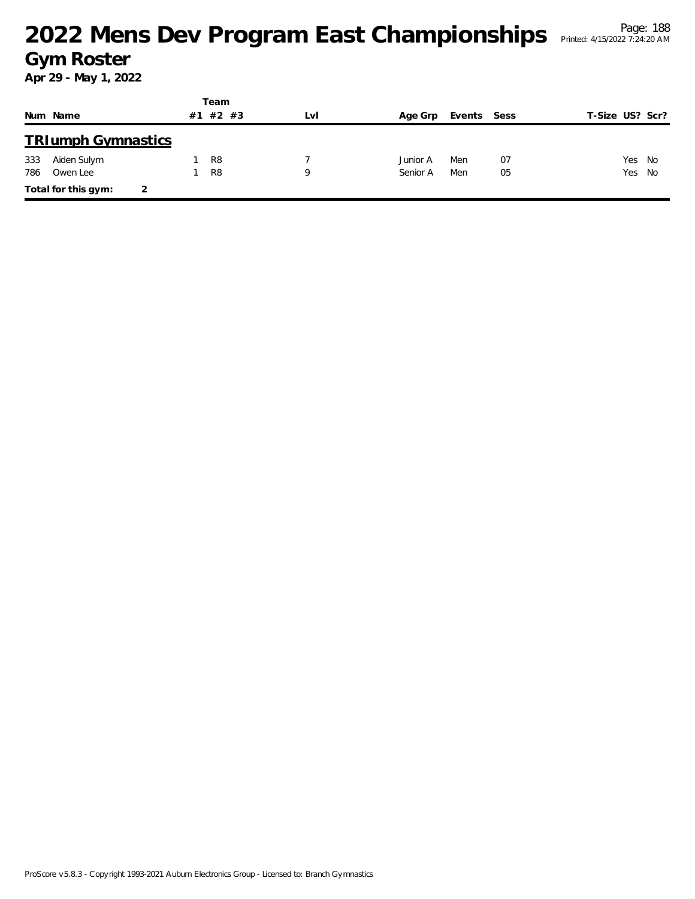# 2022 Mens Dev Program East Championships

## Gym Roster

**Apr 29 - May 1, 2022**

## TRIumph Gymnastics

| Num | Name | Team #1 | Team #2 | Team #3 | Lvl | Age Grp | Events | Sess | T-Size | US? | Scr? |
|---|---|---|---|---|---|---|---|---|---|---|---|
| 333 | Aiden Sulym | 1 | R8 | | 7 | Junior A | Men | 07 | | Yes | No |
| 786 | Owen Lee | 1 | R8 | | 9 | Senior A | Men | 05 | | Yes | No |

**Total for this gym:** 2

ProScore v5.8.3 - Copyright 1993-2021 Auburn Electronics Group - Licensed to: Branch Gymnastics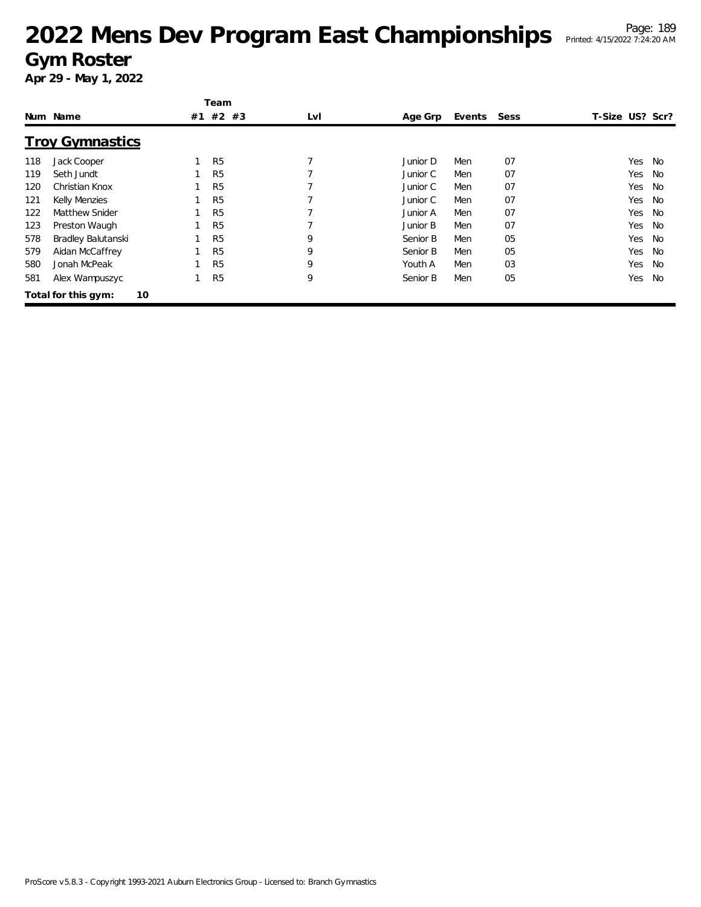# 2022 Mens Dev Program East Championships

## Gym Roster

**Apr 29 - May 1, 2022**

| Num | Name | Team #1 | Team #2 | Team #3 | Lvl | Age Grp | Events | Sess | T-Size | US? | Scr? |
|---|---|---|---|---|---|---|---|---|---|---|---|
| | **Troy Gymnastics** | | | | | | | | | | |
| 118 | Jack Cooper | 1 | R5 | | 7 | Junior D | Men | 07 | | Yes | No |
| 119 | Seth Jundt | 1 | R5 | | 7 | Junior C | Men | 07 | | Yes | No |
| 120 | Christian Knox | 1 | R5 | | 7 | Junior C | Men | 07 | | Yes | No |
| 121 | Kelly Menzies | 1 | R5 | | 7 | Junior C | Men | 07 | | Yes | No |
| 122 | Matthew Snider | 1 | R5 | | 7 | Junior A | Men | 07 | | Yes | No |
| 123 | Preston Waugh | 1 | R5 | | 7 | Junior B | Men | 07 | | Yes | No |
| 578 | Bradley Balutanski | 1 | R5 | | 9 | Senior B | Men | 05 | | Yes | No |
| 579 | Aidan McCaffrey | 1 | R5 | | 9 | Senior B | Men | 05 | | Yes | No |
| 580 | Jonah McPeak | 1 | R5 | | 9 | Youth A | Men | 03 | | Yes | No |
| 581 | Alex Wampuszyc | 1 | R5 | | 9 | Senior B | Men | 05 | | Yes | No |

**Total for this gym: 10**

ProScore v5.8.3 - Copyright 1993-2021 Auburn Electronics Group - Licensed to: Branch Gymnastics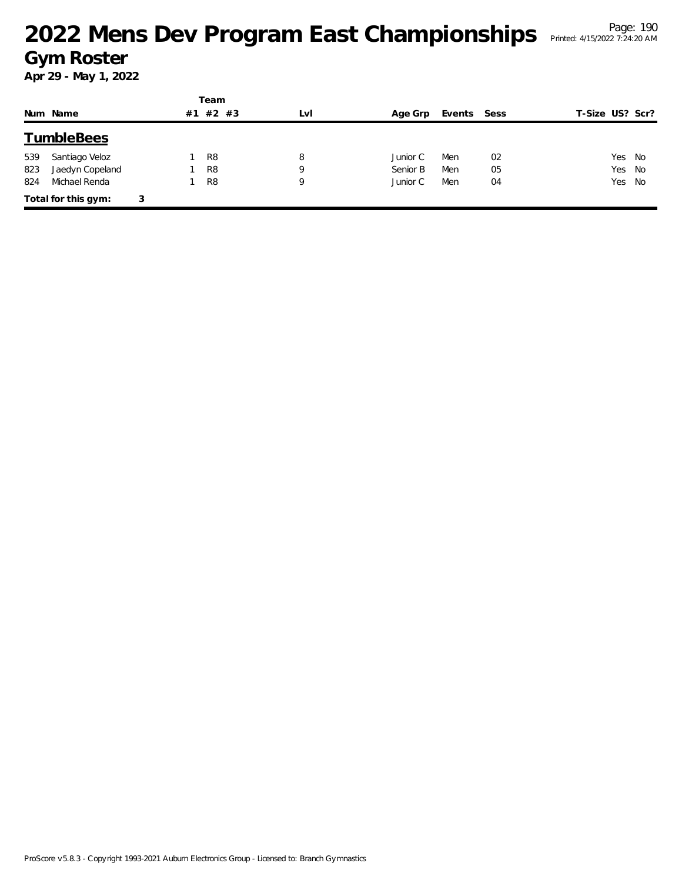# 2022 Mens Dev Program East Championships

## Gym Roster

**Apr 29 - May 1, 2022**

## TumbleBees

| Num | Name | Team #1 | Team #2 | Team #3 | Lvl | Age Grp | Events | Sess | T-Size | US? | Scr? |
|---|---|---|---|---|---|---|---|---|---|---|---|
| 539 | Santiago Veloz | 1 | R8 | | 8 | Junior C | Men | 02 | | Yes | No |
| 823 | Jaedyn Copeland | 1 | R8 | | 9 | Senior B | Men | 05 | | Yes | No |
| 824 | Michael Renda | 1 | R8 | | 9 | Junior C | Men | 04 | | Yes | No |

**Total for this gym:** 3

ProScore v5.8.3 - Copyright 1993-2021 Auburn Electronics Group - Licensed to: Branch Gymnastics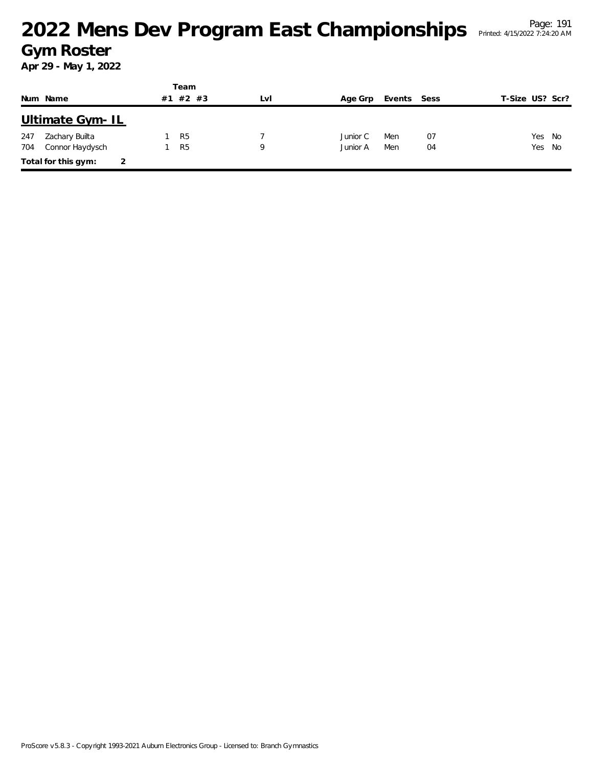# 2022 Mens Dev Program East Championships

## Gym Roster

**Apr 29 - May 1, 2022**

### Ultimate Gym- IL

| Num | Name | Team #1 | Team #2 | Team #3 | Lvl | Age Grp | Events | Sess | T-Size | US? | Scr? |
|---|---|---|---|---|---|---|---|---|---|---|---|
| 247 | Zachary Builta | 1 | R5 | | 7 | Junior C | Men | 07 | | Yes | No |
| 704 | Connor Haydysch | 1 | R5 | | 9 | Junior A | Men | 04 | | Yes | No |

**Total for this gym:** 2

ProScore v5.8.3 - Copyright 1993-2021 Auburn Electronics Group - Licensed to: Branch Gymnastics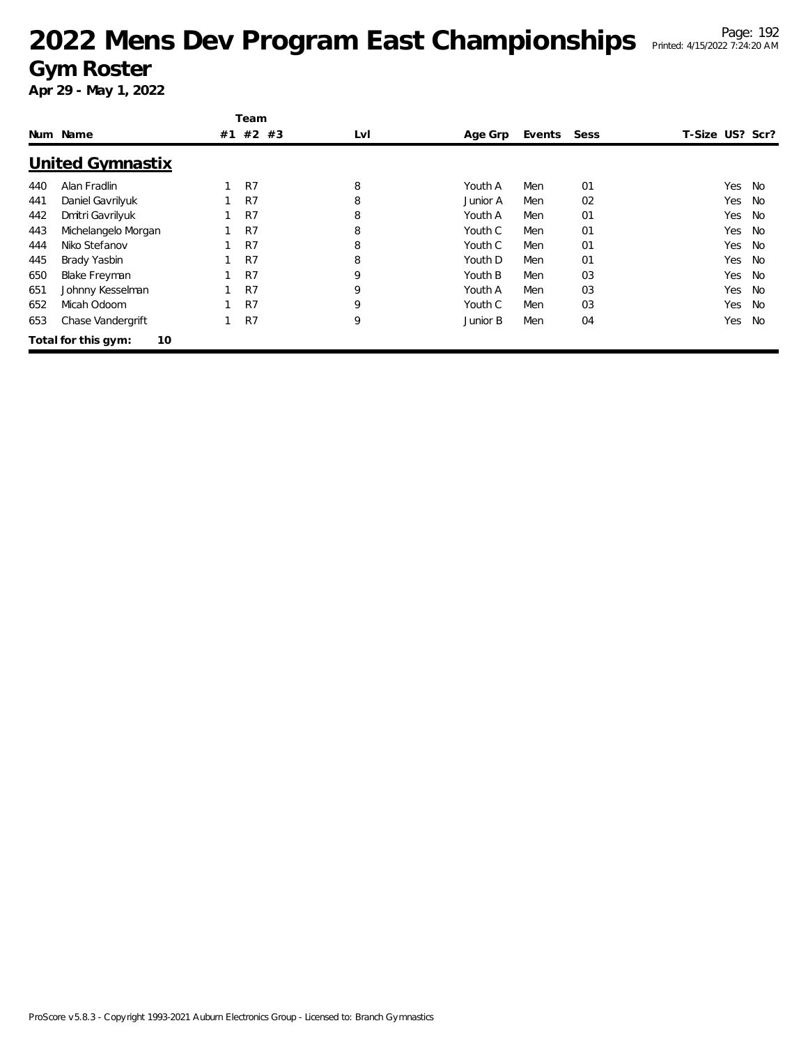# 2022 Mens Dev Program East Championships

## Gym Roster

**Apr 29 - May 1, 2022**

### United Gymnastix

| Num | Name | Team #1 | Team #2 | Team #3 | Lvl | Age Grp | Events | Sess | T-Size | US? | Scr? |
|---|---|---|---|---|---|---|---|---|---|---|---|
| 440 | Alan Fradlin | 1 | R7 | | 8 | Youth A | Men | 01 | | Yes | No |
| 441 | Daniel Gavrilyuk | 1 | R7 | | 8 | Junior A | Men | 02 | | Yes | No |
| 442 | Dmitri Gavrilyuk | 1 | R7 | | 8 | Youth A | Men | 01 | | Yes | No |
| 443 | Michelangelo Morgan | 1 | R7 | | 8 | Youth C | Men | 01 | | Yes | No |
| 444 | Niko Stefanov | 1 | R7 | | 8 | Youth C | Men | 01 | | Yes | No |
| 445 | Brady Yasbin | 1 | R7 | | 8 | Youth D | Men | 01 | | Yes | No |
| 650 | Blake Freyman | 1 | R7 | | 9 | Youth B | Men | 03 | | Yes | No |
| 651 | Johnny Kesselman | 1 | R7 | | 9 | Youth A | Men | 03 | | Yes | No |
| 652 | Micah Odoom | 1 | R7 | | 9 | Youth C | Men | 03 | | Yes | No |
| 653 | Chase Vandergrift | 1 | R7 | | 9 | Junior B | Men | 04 | | Yes | No |

**Total for this gym: 10**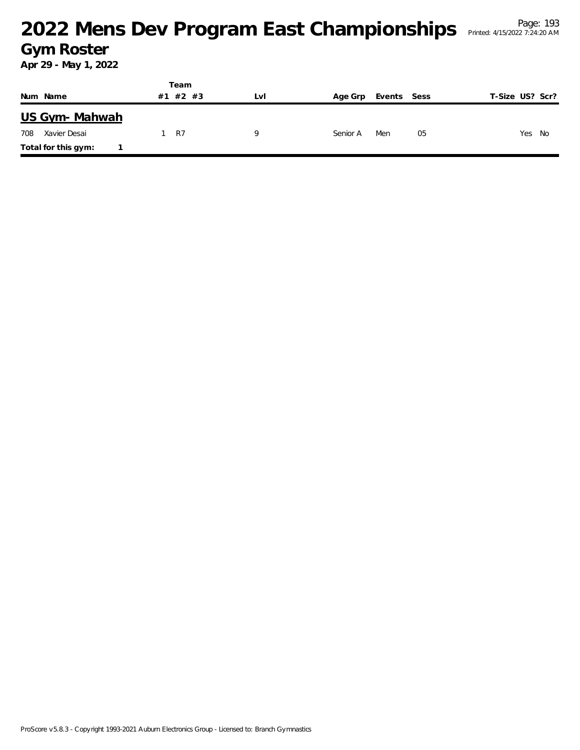# 2022 Mens Dev Program East Championships

## Gym Roster

**Apr 29 - May 1, 2022**

| Num | Name | Team #1 | Team #2 | Team #3 | Lvl | Age Grp | Events | Sess | T-Size | US? | Scr? |
|---|---|---|---|---|---|---|---|---|---|---|---|
| **US Gym- Mahwah** | | | | | | | | | | | |
| 708 | Xavier Desai | 1 | R7 | | 9 | Senior A | Men | 05 | | Yes | No |
| **Total for this gym:** | 1 | | | | | | | | | | |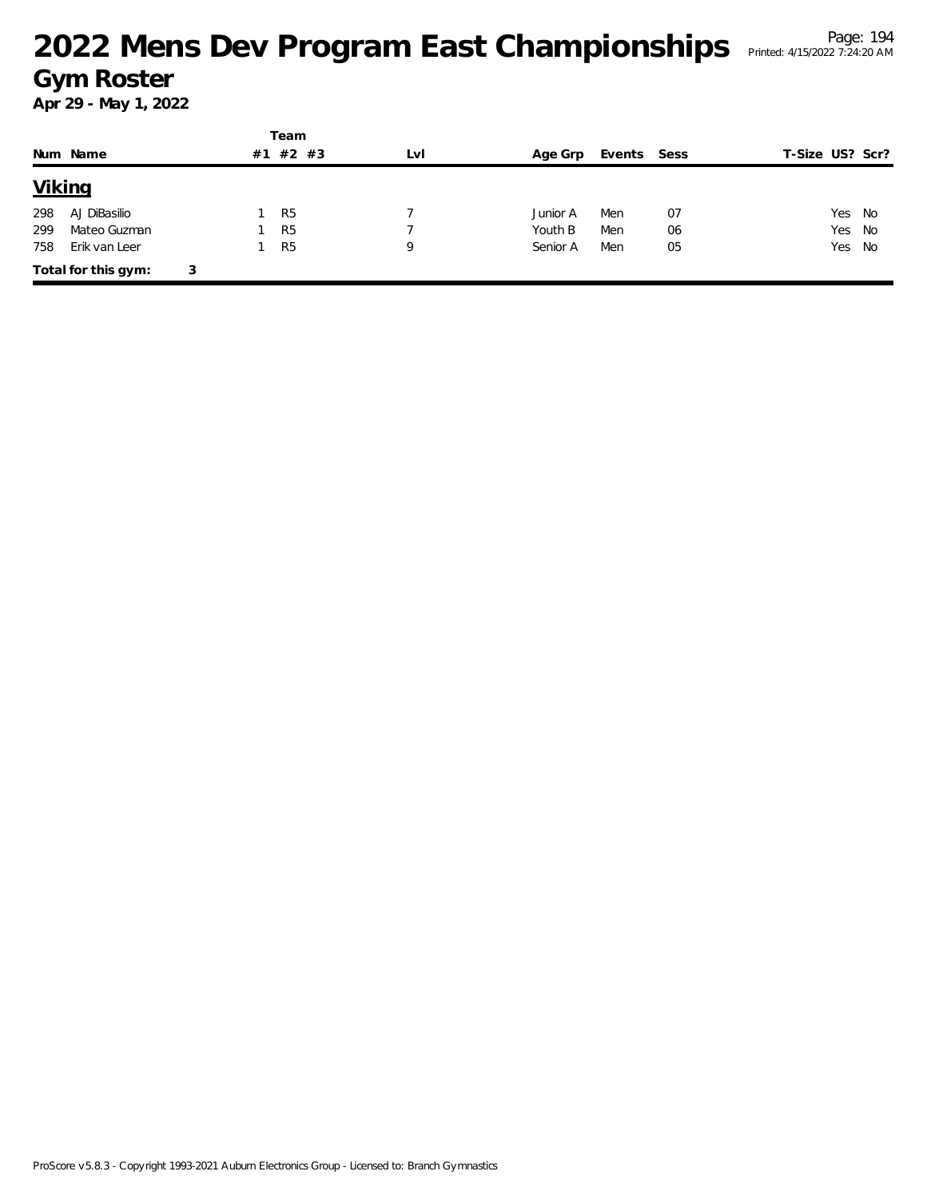# 2022 Mens Dev Program East Championships

## Gym Roster

**Apr 29 - May 1, 2022**

### Viking

| Num | Name | Team #1 | Team #2 | Team #3 | Lvl | Age Grp | Events | Sess | T-Size | US? | Scr? |
|---|---|---|---|---|---|---|---|---|---|---|---|
| 298 | AJ DiBasilio | 1 | R5 | | 7 | Junior A | Men | 07 | | Yes | No |
| 299 | Mateo Guzman | 1 | R5 | | 7 | Youth B | Men | 06 | | Yes | No |
| 758 | Erik van Leer | 1 | R5 | | 9 | Senior A | Men | 05 | | Yes | No |

**Total for this gym:** 3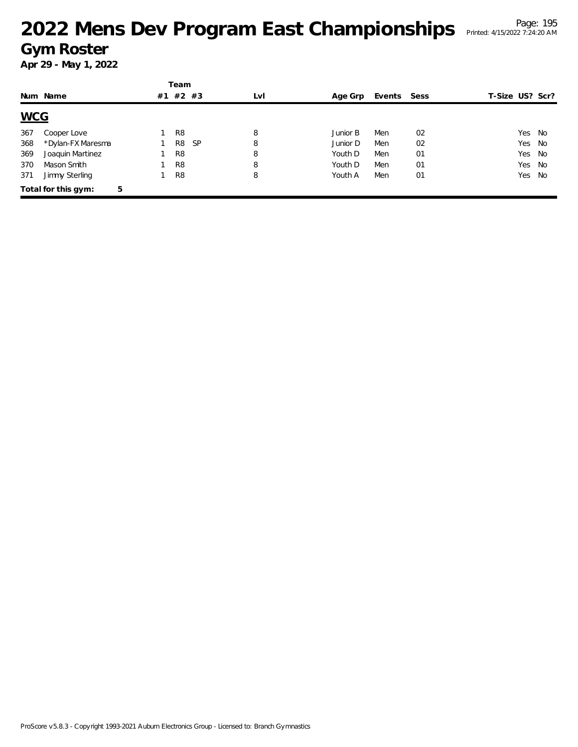# 2022 Mens Dev Program East Championships

## Gym Roster

**Apr 29 - May 1, 2022**

| Num | Name | Team #1 | #2 | #3 | Lvl | Age Grp | Events | Sess | T-Size | US? | Scr? |
|---|---|---|---|---|---|---|---|---|---|---|---|
| **WCG** | | | | | | | | | | | |
| 367 | Cooper Love | 1 | R8 | | 8 | Junior B | Men | 02 | | Yes | No |
| 368 | *Dylan-FX Maresma | 1 | R8 | SP | 8 | Junior D | Men | 02 | | Yes | No |
| 369 | Joaquin Martinez | 1 | R8 | | 8 | Youth D | Men | 01 | | Yes | No |
| 370 | Mason Smith | 1 | R8 | | 8 | Youth D | Men | 01 | | Yes | No |
| 371 | Jimmy Sterling | 1 | R8 | | 8 | Youth A | Men | 01 | | Yes | No |

**Total for this gym: 5**

ProScore v5.8.3 - Copyright 1993-2021 Auburn Electronics Group - Licensed to: Branch Gymnastics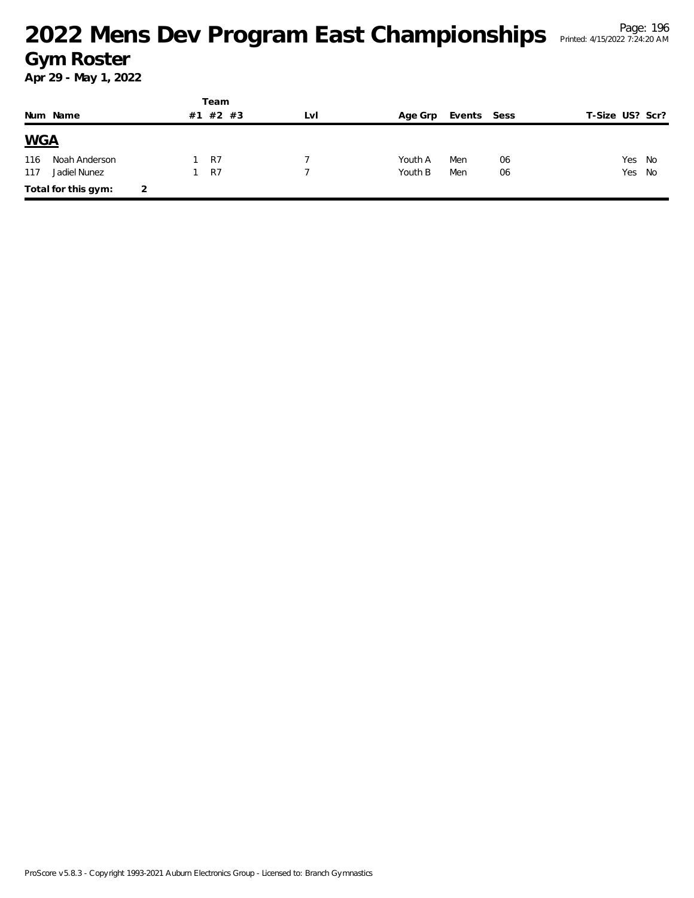# 2022 Mens Dev Program East Championships

## Gym Roster

**Apr 29 - May 1, 2022**

| Num | Name | Team #1 | Team #2 | Team #3 | Lvl | Age Grp | Events | Sess | T-Size | US? | Scr? |
|---|---|---|---|---|---|---|---|---|---|---|---|
| **WGA** | | | | | | | | | | | |
| 116 | Noah Anderson | 1 | R7 | | 7 | Youth A | Men | 06 | | Yes | No |
| 117 | Jadiel Nunez | 1 | R7 | | 7 | Youth B | Men | 06 | | Yes | No |
| **Total for this gym:** | 2 | | | | | | | | | | |

ProScore v5.8.3 - Copyright 1993-2021 Auburn Electronics Group - Licensed to: Branch Gymnastics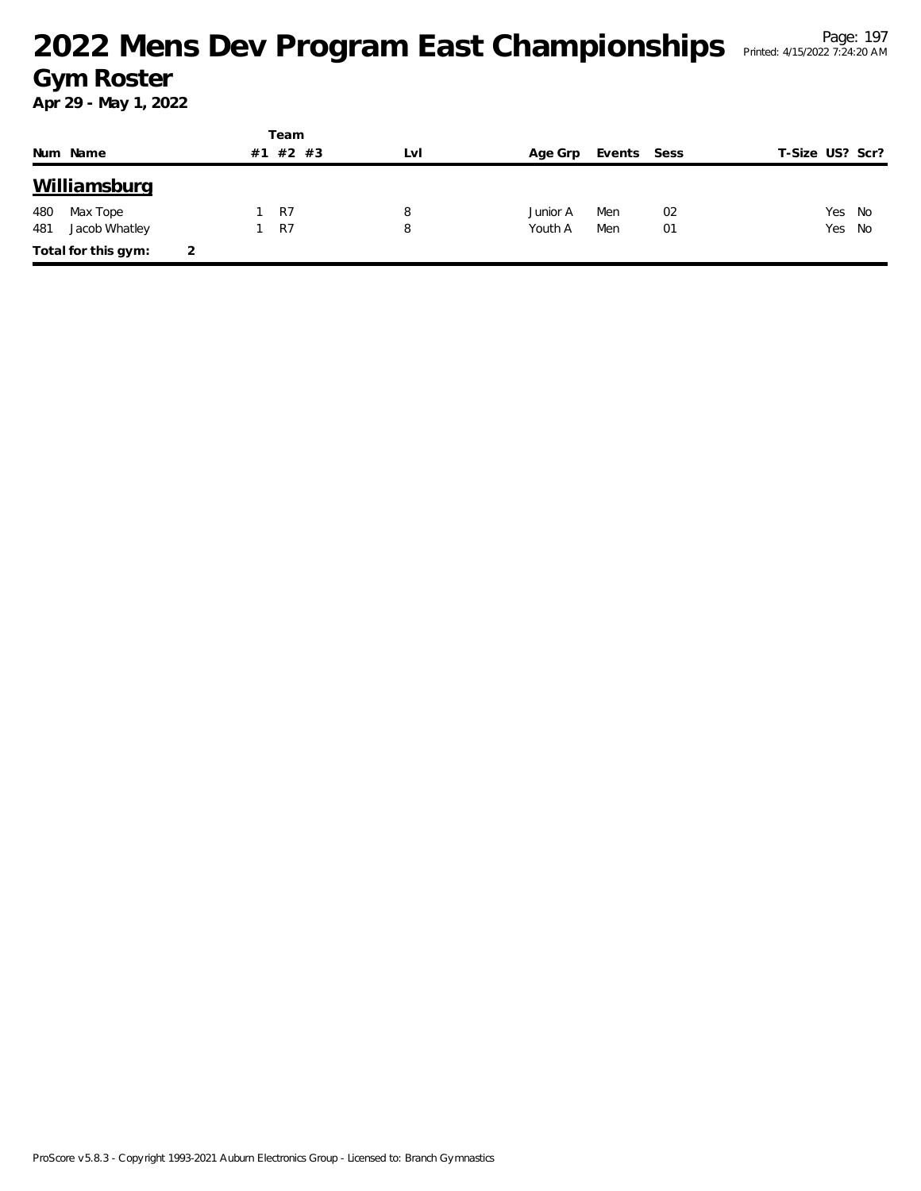# 2022 Mens Dev Program East Championships

## Gym Roster

**Apr 29 - May 1, 2022**

| Num | Name | Team #1 | Team #2 | Team #3 | Lvl | Age Grp | Events | Sess | T-Size | US? | Scr? |
|---|---|---|---|---|---|---|---|---|---|---|---|
| **Williamsburg** | | | | | | | | | | | |
| 480 | Max Tope | 1 | R7 | | 8 | Junior A | Men | 02 | | Yes | No |
| 481 | Jacob Whatley | 1 | R7 | | 8 | Youth A | Men | 01 | | Yes | No |
| **Total for this gym:** | 2 | | | | | | | | | | |

ProScore v5.8.3 - Copyright 1993-2021 Auburn Electronics Group - Licensed to: Branch Gymnastics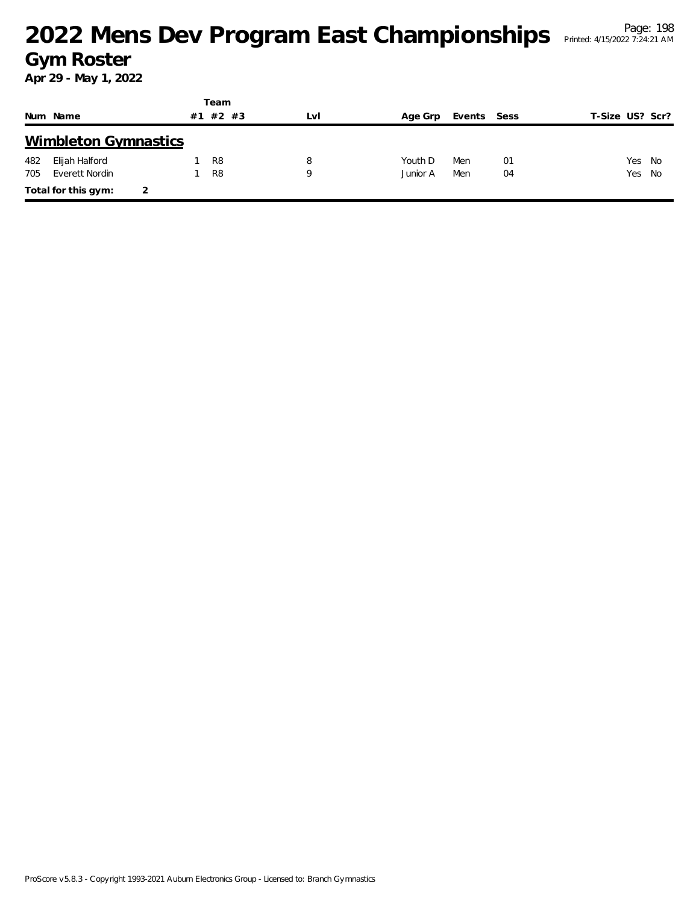# 2022 Mens Dev Program East Championships

## Gym Roster

**Apr 29 - May 1, 2022**

### Wimbleton Gymnastics

| Num | Name | Team #1 | Team #2 | Team #3 | Lvl | Age Grp | Events | Sess | T-Size | US? | Scr? |
|---|---|---|---|---|---|---|---|---|---|---|---|
| 482 | Elijah Halford | 1 | R8 | | 8 | Youth D | Men | 01 | | Yes | No |
| 705 | Everett Nordin | 1 | R8 | | 9 | Junior A | Men | 04 | | Yes | No |

**Total for this gym:** 2

ProScore v5.8.3 - Copyright 1993-2021 Auburn Electronics Group - Licensed to: Branch Gymnastics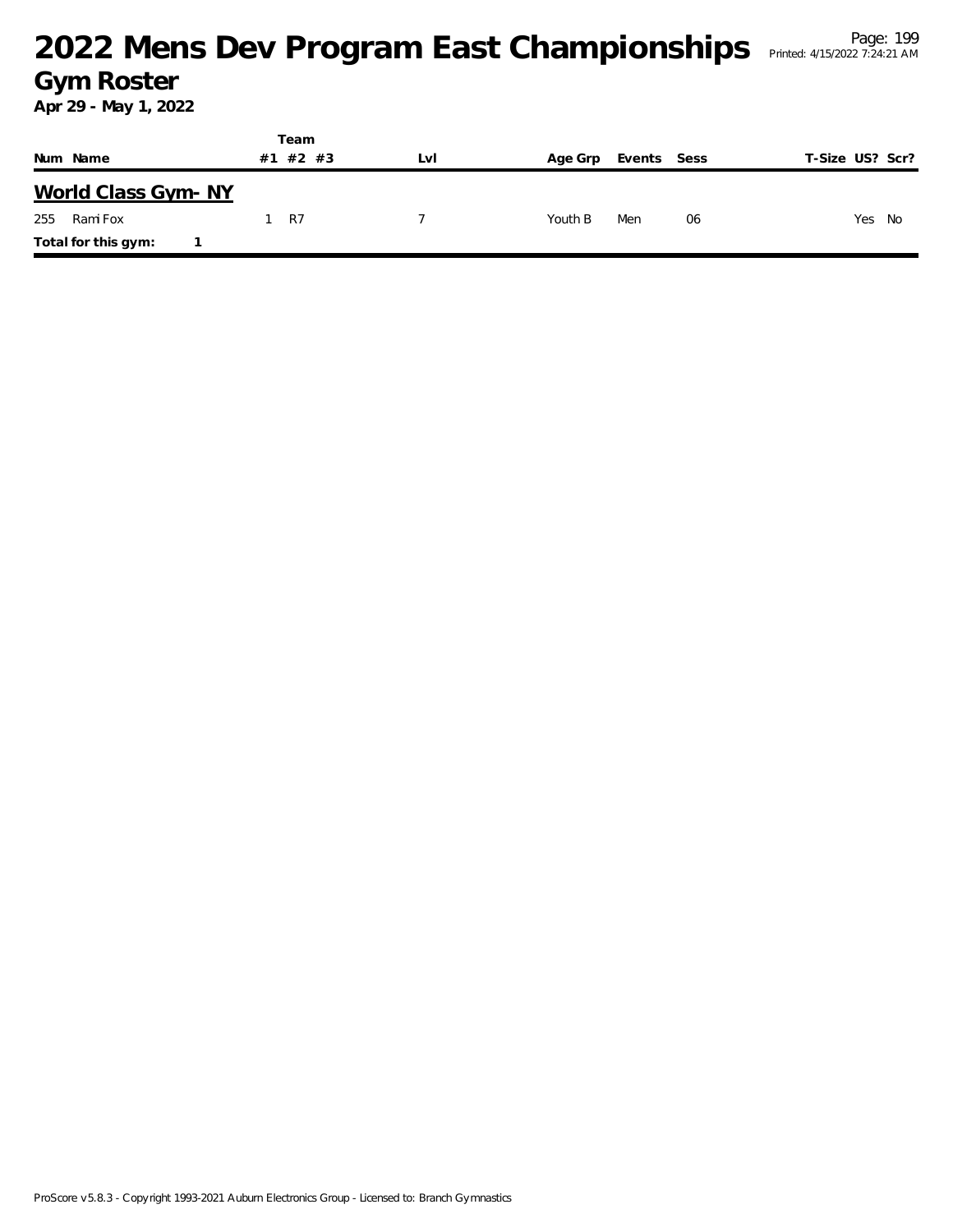# 2022 Mens Dev Program East Championships

## Gym Roster

**Apr 29 - May 1, 2022**

| Num | Name | Team #1 | Team #2 | Team #3 | Lvl | Age Grp | Events | Sess | T-Size | US? | Scr? |
|---|---|---|---|---|---|---|---|---|---|---|---|
| **World Class Gym- NY** | | | | | | | | | | | |
| 255 | Rami Fox | 1 | R7 | | 7 | Youth B | Men | 06 | | Yes | No |
| **Total for this gym:** | 1 | | | | | | | | | | |

ProScore v5.8.3 - Copyright 1993-2021 Auburn Electronics Group - Licensed to: Branch Gymnastics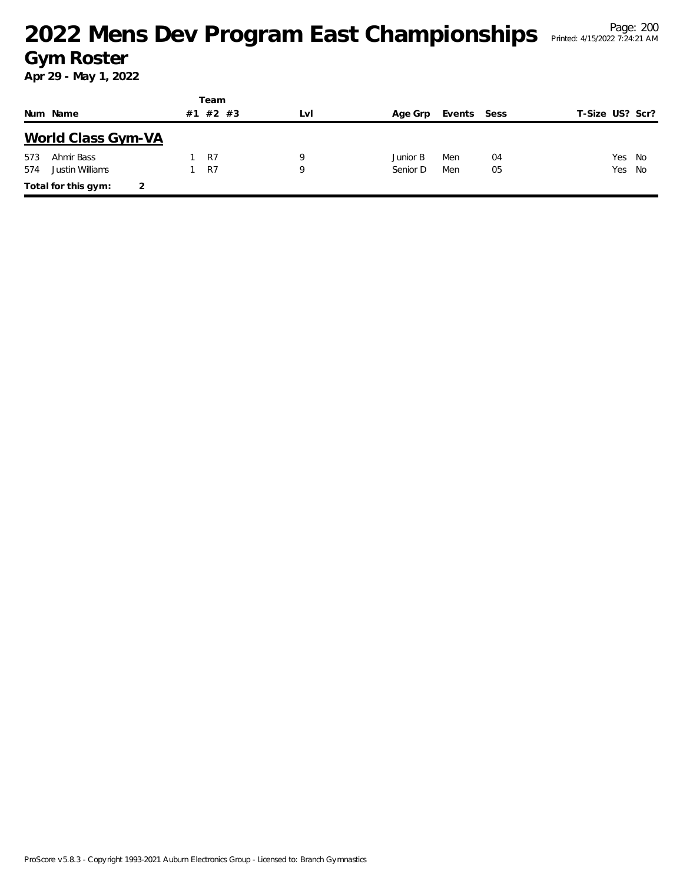# 2022 Mens Dev Program East Championships

## Gym Roster

**Apr 29 - May 1, 2022**

## World Class Gym-VA

| Num | Name | Team #1 | Team #2 | Team #3 | Lvl | Age Grp | Events | Sess | T-Size | US? | Scr? |
|---|---|---|---|---|---|---|---|---|---|---|---|
| 573 | Ahmir Bass | 1 | R7 | | 9 | Junior B | Men | 04 | | Yes | No |
| 574 | Justin Williams | 1 | R7 | | 9 | Senior D | Men | 05 | | Yes | No |

**Total for this gym:** 2

ProScore v5.8.3 - Copyright 1993-2021 Auburn Electronics Group - Licensed to: Branch Gymnastics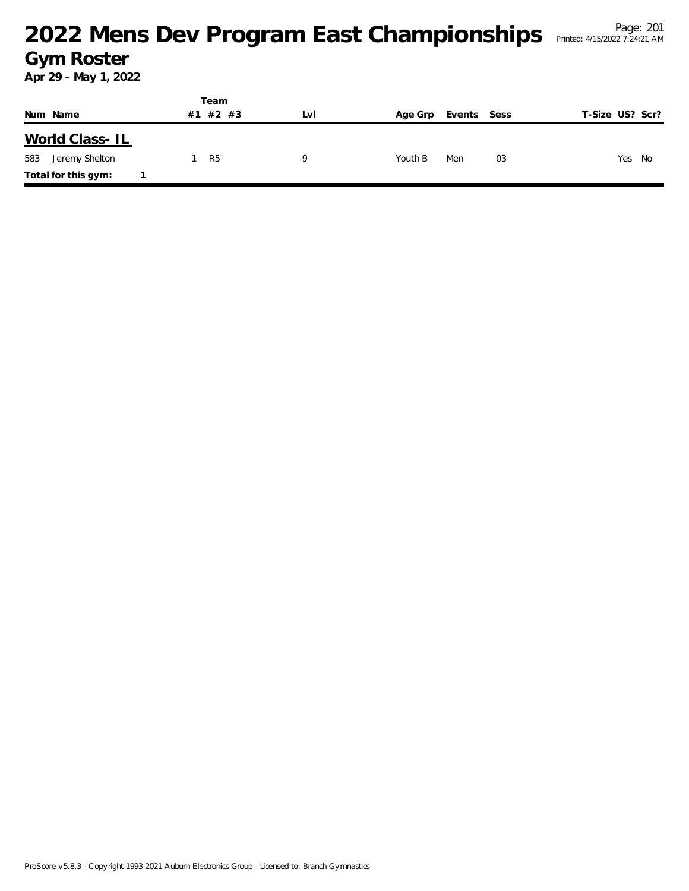# 2022 Mens Dev Program East Championships

## Gym Roster

**Apr 29 - May 1, 2022**

| Num | Name | Team #1 | Team #2 | Team #3 | Lvl | Age Grp | Events | Sess | T-Size | US? | Scr? |
|---|---|---|---|---|---|---|---|---|---|---|---|
| **World Class- IL** | | | | | | | | | | | |
| 583 | Jeremy Shelton | 1 | R5 | | 9 | Youth B | Men | 03 | | Yes | No |
| **Total for this gym:** | 1 | | | | | | | | | | |

ProScore v5.8.3 - Copyright 1993-2021 Auburn Electronics Group - Licensed to: Branch Gymnastics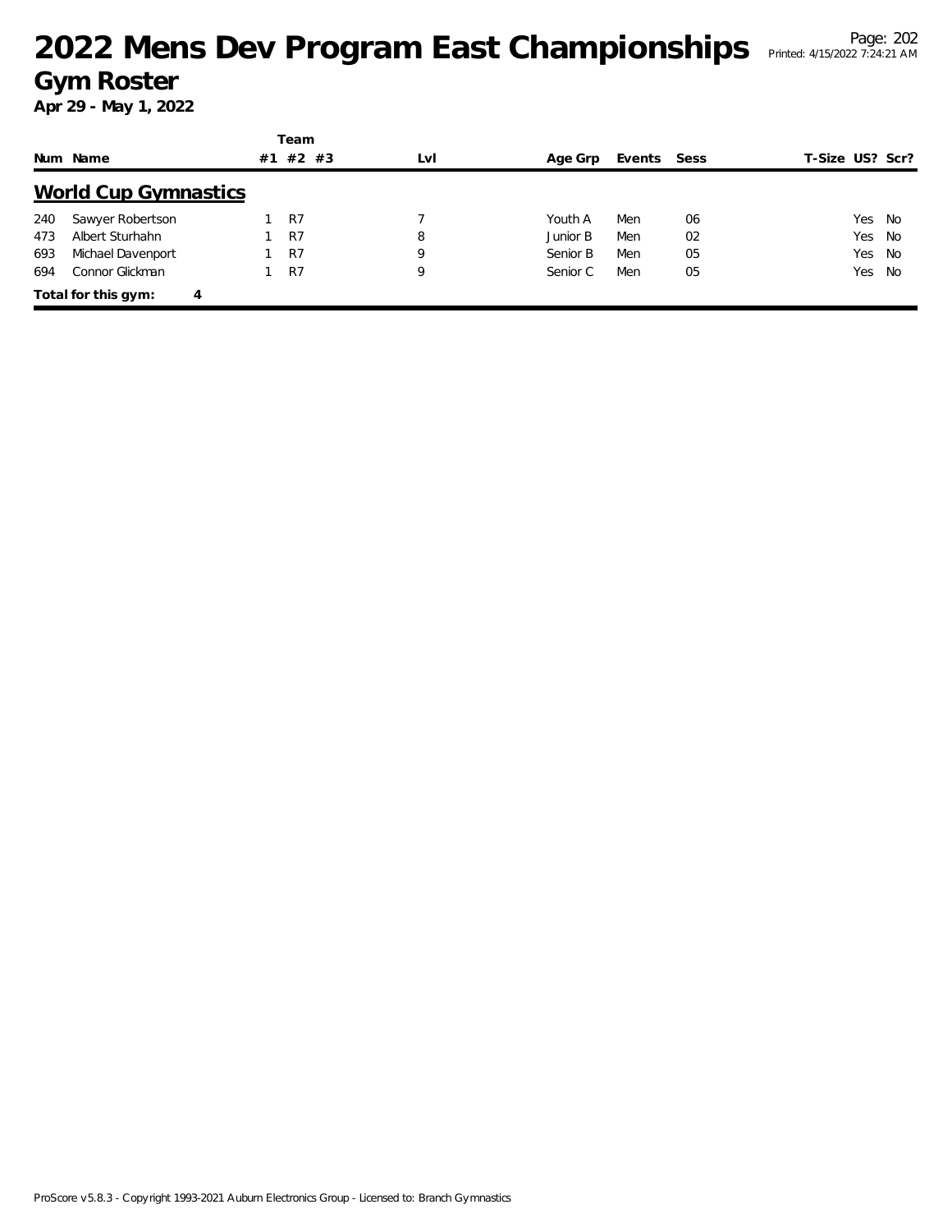# 2022 Mens Dev Program East Championships

## Gym Roster

**Apr 29 - May 1, 2022**

## World Cup Gymnastics

| Num | Name | Team #1 | #2 | #3 | Lvl | Age Grp | Events | Sess | T-Size | US? | Scr? |
|---|---|---|---|---|---|---|---|---|---|---|---|
| 240 | Sawyer Robertson | 1 | R7 | | 7 | Youth A | Men | 06 | | Yes | No |
| 473 | Albert Sturhahn | 1 | R7 | | 8 | Junior B | Men | 02 | | Yes | No |
| 693 | Michael Davenport | 1 | R7 | | 9 | Senior B | Men | 05 | | Yes | No |
| 694 | Connor Glickman | 1 | R7 | | 9 | Senior C | Men | 05 | | Yes | No |

**Total for this gym: 4**

ProScore v5.8.3 - Copyright 1993-2021 Auburn Electronics Group - Licensed to: Branch Gymnastics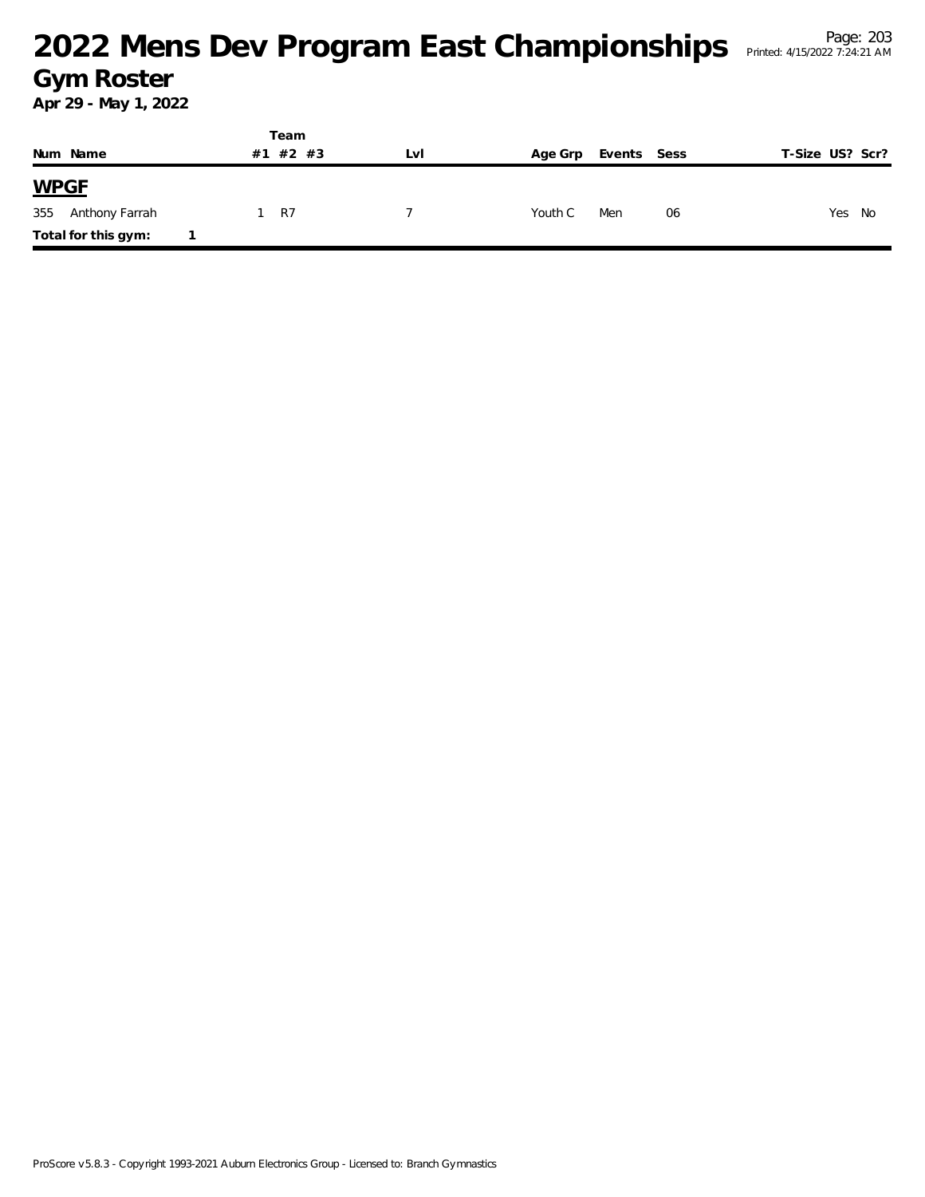# 2022 Mens Dev Program East Championships

## Gym Roster

**Apr 29 - May 1, 2022**

| Num | Name | Team #1 | Team #2 | Team #3 | Lvl | Age Grp | Events | Sess | T-Size | US? | Scr? |
|---|---|---|---|---|---|---|---|---|---|---|---|
| **WPGF** | | | | | | | | | | | |
| 355 | Anthony Farrah | 1 | R7 | | 7 | Youth C | Men | 06 | | Yes | No |
| **Total for this gym:** | **1** | | | | | | | | | | |

ProScore v5.8.3 - Copyright 1993-2021 Auburn Electronics Group - Licensed to: Branch Gymnastics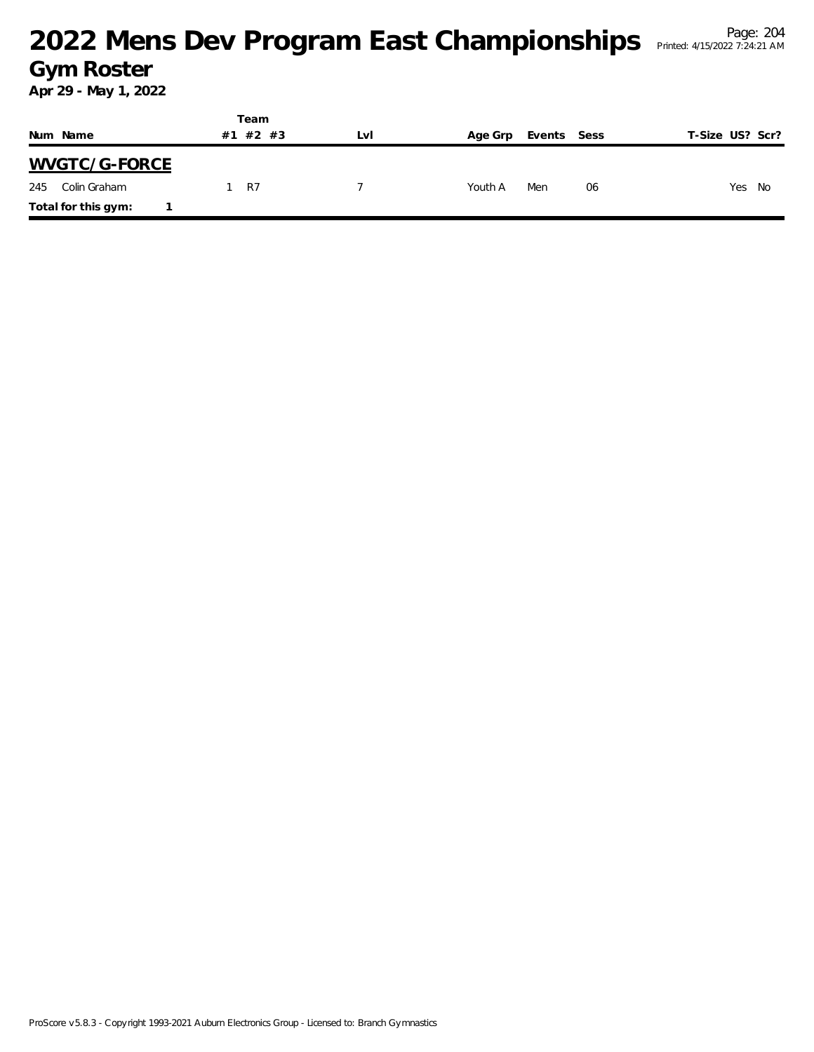# 2022 Mens Dev Program East Championships

## Gym Roster

**Apr 29 - May 1, 2022**

## WVGTC/G-FORCE

| Num | Name | Team #1 | Team #2 | Team #3 | Lvl | Age Grp | Events | Sess | T-Size | US? | Scr? |
|---|---|---|---|---|---|---|---|---|---|---|---|
| 245 | Colin Graham | 1 | R7 | | 7 | Youth A | Men | 06 | | Yes | No |

**Total for this gym:** 1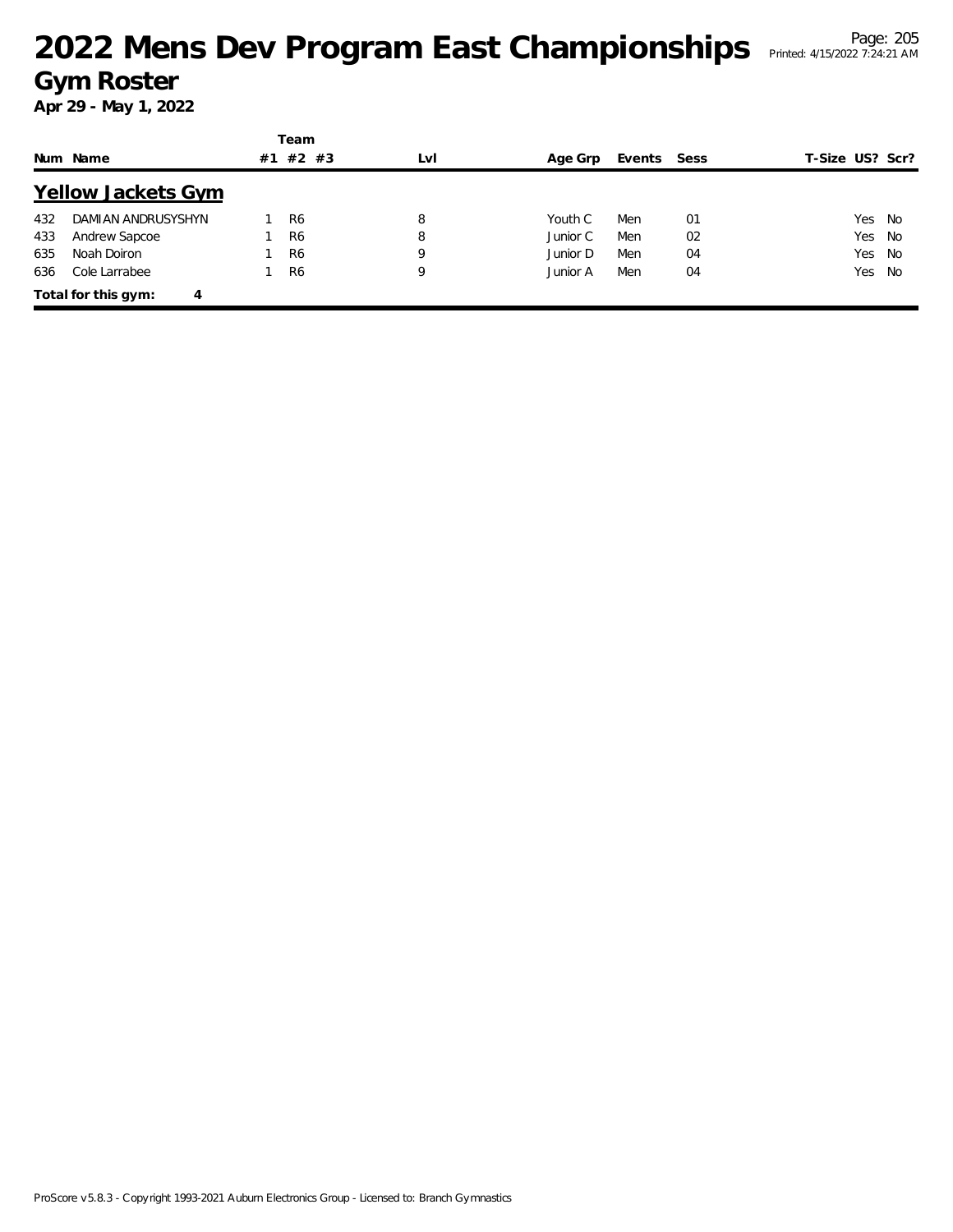# 2022 Mens Dev Program East Championships

## Gym Roster

**Apr 29 - May 1, 2022**

### Yellow Jackets Gym

| Num | Name | Team #1 | Team #2 | Team #3 | Lvl | Age Grp | Events | Sess | T-Size | US? | Scr? |
|---|---|---|---|---|---|---|---|---|---|---|---|
| 432 | DAMIAN ANDRUSYSHYN | 1 | R6 | | 8 | Youth C | Men | 01 | | Yes | No |
| 433 | Andrew Sapcoe | 1 | R6 | | 8 | Junior C | Men | 02 | | Yes | No |
| 635 | Noah Doiron | 1 | R6 | | 9 | Junior D | Men | 04 | | Yes | No |
| 636 | Cole Larrabee | 1 | R6 | | 9 | Junior A | Men | 04 | | Yes | No |

**Total for this gym: 4**

ProScore v5.8.3 - Copyright 1993-2021 Auburn Electronics Group - Licensed to: Branch Gymnastics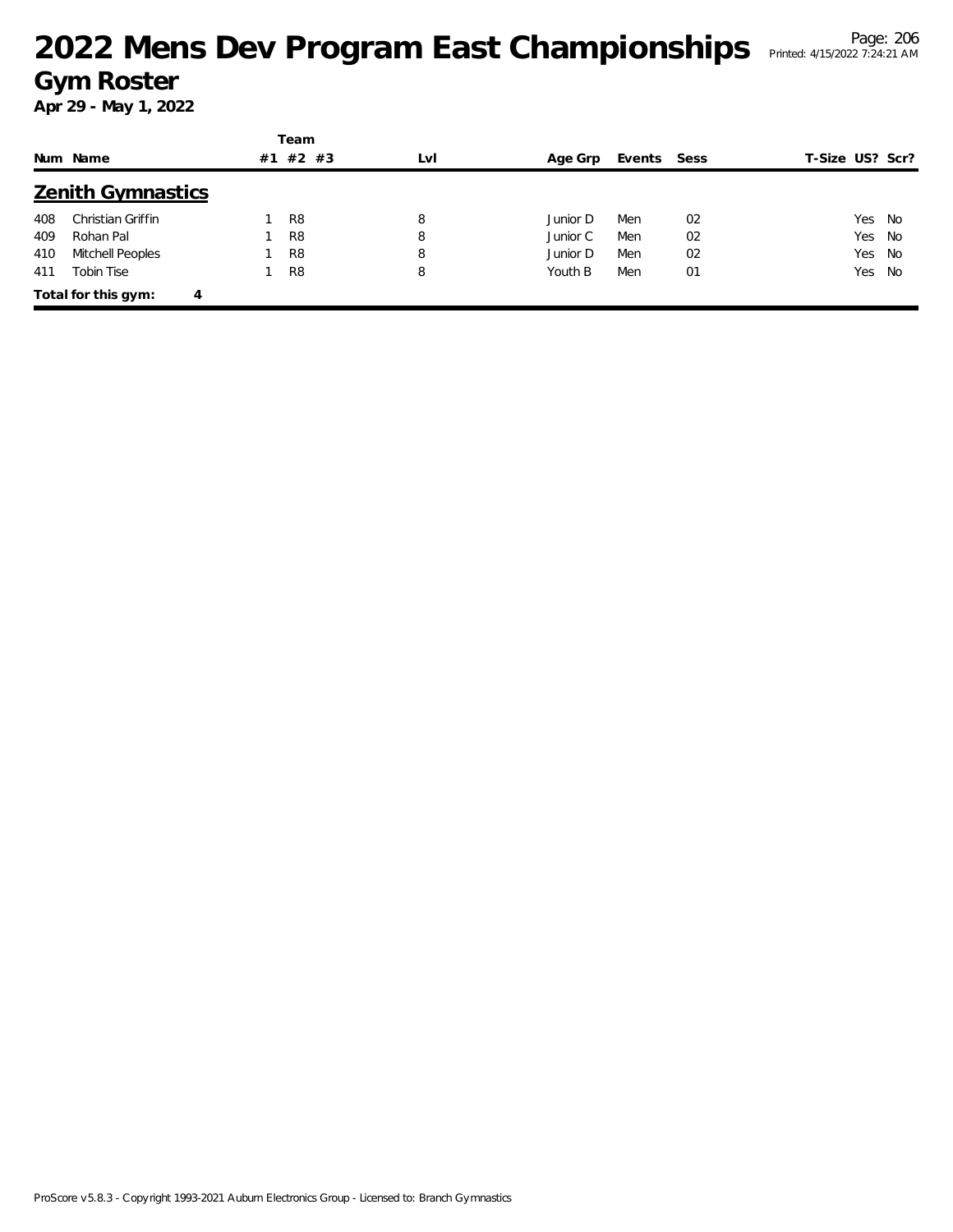# 2022 Mens Dev Program East Championships

## Gym Roster

**Apr 29 - May 1, 2022**

| Num | Name | Team #1 | Team #2 | Team #3 | Lvl | Age Grp | Events | Sess | T-Size | US? | Scr? |
|---|---|---|---|---|---|---|---|---|---|---|---|
| **Zenith Gymnastics** | | | | | | | | | | | |
| 408 | Christian Griffin | 1 | R8 | | 8 | Junior D | Men | 02 | | Yes | No |
| 409 | Rohan Pal | 1 | R8 | | 8 | Junior C | Men | 02 | | Yes | No |
| 410 | Mitchell Peoples | 1 | R8 | | 8 | Junior D | Men | 02 | | Yes | No |
| 411 | Tobin Tise | 1 | R8 | | 8 | Youth B | Men | 01 | | Yes | No |
| **Total for this gym:** | **4** | | | | | | | | | | |

ProScore v5.8.3 - Copyright 1993-2021 Auburn Electronics Group - Licensed to: Branch Gymnastics